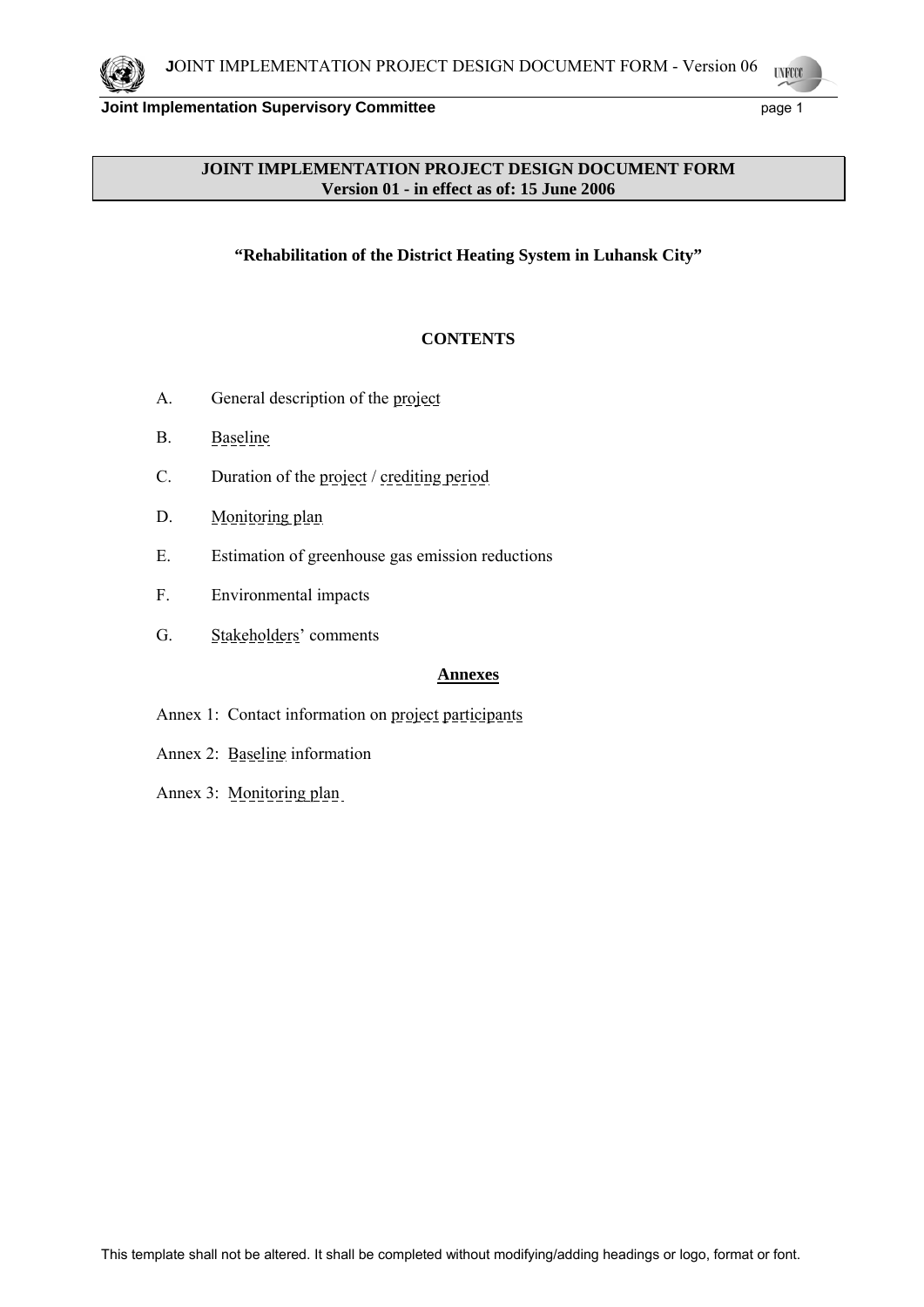**JOINT IMPLEMENTATION PROJECT DESIGN DOCUMENT FORM**
**Version 01 - in effect as of: 15 June 2006**

**"Rehabilitation of the District Heating System in Luhansk City"**

**CONTENTS**

A. General description of the project

B. Baseline

C. Duration of the project / crediting period

D. Monitoring plan

E. Estimation of greenhouse gas emission reductions

F. Environmental impacts

G. Stakeholders' comments

**Annexes**

Annex 1: Contact information on project participants

Annex 2: Baseline information

Annex 3: Monitoring plan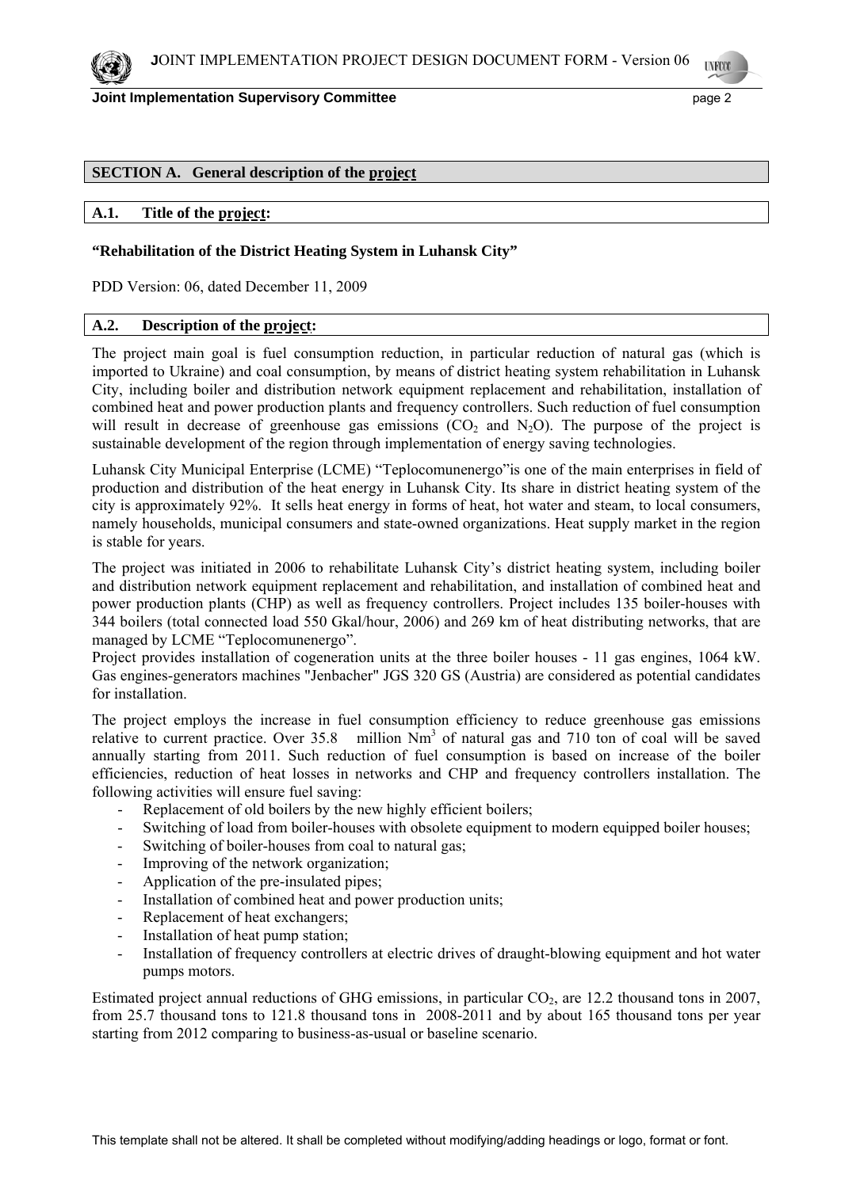## SECTION A. General description of the project

### A.1. Title of the project:

**"Rehabilitation of the District Heating System in Luhansk City"**

PDD Version: 06, dated December 11, 2009

### A.2. Description of the project:

The project main goal is fuel consumption reduction, in particular reduction of natural gas (which is imported to Ukraine) and coal consumption, by means of district heating system rehabilitation in Luhansk City, including boiler and distribution network equipment replacement and rehabilitation, installation of combined heat and power production plants and frequency controllers. Such reduction of fuel consumption will result in decrease of greenhouse gas emissions ($CO_2$ and $N_2O$). The purpose of the project is sustainable development of the region through implementation of energy saving technologies.

Luhansk City Municipal Enterprise (LCME) "Teplocomunenergo"is one of the main enterprises in field of production and distribution of the heat energy in Luhansk City. Its share in district heating system of the city is approximately 92%. It sells heat energy in forms of heat, hot water and steam, to local consumers, namely households, municipal consumers and state-owned organizations. Heat supply market in the region is stable for years.

The project was initiated in 2006 to rehabilitate Luhansk City's district heating system, including boiler and distribution network equipment replacement and rehabilitation, and installation of combined heat and power production plants (CHP) as well as frequency controllers. Project includes 135 boiler-houses with 344 boilers (total connected load 550 Gkal/hour, 2006) and 269 km of heat distributing networks, that are managed by LCME "Teplocomunenergo".

Project provides installation of cogeneration units at the three boiler houses - 11 gas engines, 1064 kW. Gas engines-generators machines "Jenbacher" JGS 320 GS (Austria) are considered as potential candidates for installation.

The project employs the increase in fuel consumption efficiency to reduce greenhouse gas emissions relative to current practice. Over 35.8 million $Nm^3$ of natural gas and 710 ton of coal will be saved annually starting from 2011. Such reduction of fuel consumption is based on increase of the boiler efficiencies, reduction of heat losses in networks and CHP and frequency controllers installation. The following activities will ensure fuel saving:

- Replacement of old boilers by the new highly efficient boilers;
- Switching of load from boiler-houses with obsolete equipment to modern equipped boiler houses;
- Switching of boiler-houses from coal to natural gas;
- Improving of the network organization;
- Application of the pre-insulated pipes;
- Installation of combined heat and power production units;
- Replacement of heat exchangers;
- Installation of heat pump station;
- Installation of frequency controllers at electric drives of draught-blowing equipment and hot water pumps motors.

Estimated project annual reductions of GHG emissions, in particular $CO_2$, are 12.2 thousand tons in 2007, from 25.7 thousand tons to 121.8 thousand tons in 2008-2011 and by about 165 thousand tons per year starting from 2012 comparing to business-as-usual or baseline scenario.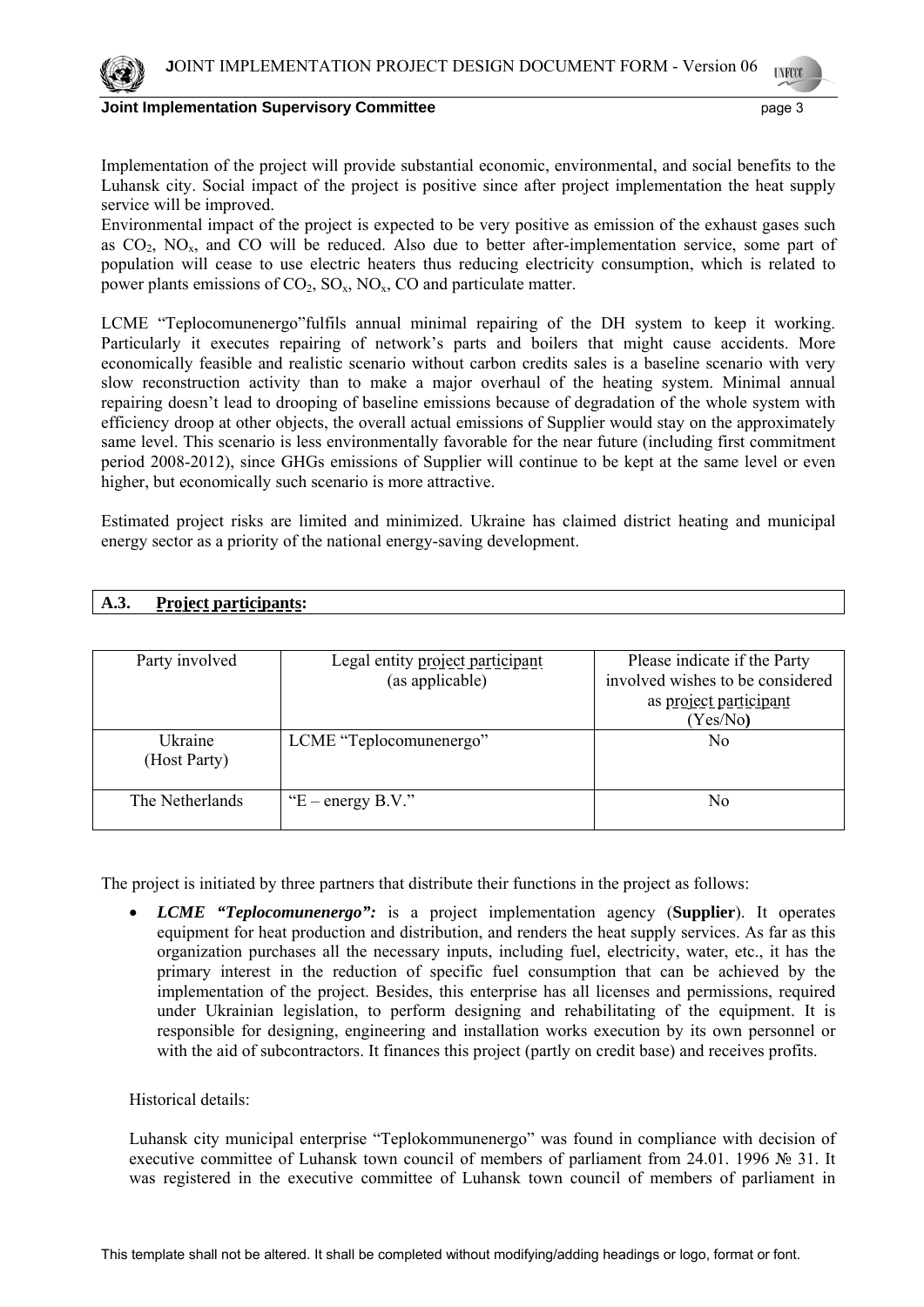Implementation of the project will provide substantial economic, environmental, and social benefits to the Luhansk city. Social impact of the project is positive since after project implementation the heat supply service will be improved.
Environmental impact of the project is expected to be very positive as emission of the exhaust gases such as $CO_2$, $NO_x$, and CO will be reduced. Also due to better after-implementation service, some part of population will cease to use electric heaters thus reducing electricity consumption, which is related to power plants emissions of $CO_2$, $SO_x$, $NO_x$, CO and particulate matter.

LCME "Teplocomunenergo"fulfils annual minimal repairing of the DH system to keep it working. Particularly it executes repairing of network's parts and boilers that might cause accidents. More economically feasible and realistic scenario without carbon credits sales is a baseline scenario with very slow reconstruction activity than to make a major overhaul of the heating system. Minimal annual repairing doesn't lead to drooping of baseline emissions because of degradation of the whole system with efficiency droop at other objects, the overall actual emissions of Supplier would stay on the approximately same level. This scenario is less environmentally favorable for the near future (including first commitment period 2008-2012), since GHGs emissions of Supplier will continue to be kept at the same level or even higher, but economically such scenario is more attractive.

Estimated project risks are limited and minimized. Ukraine has claimed district heating and municipal energy sector as a priority of the national energy-saving development.

## A.3. Project participants:

| Party involved | Legal entity project participant (as applicable) | Please indicate if the Party involved wishes to be considered as project participant (Yes/No) |
|---|---|---|
| Ukraine (Host Party) | LCME "Teplocomunenergo" | No |
| The Netherlands | "E – energy B.V." | No |

The project is initiated by three partners that distribute their functions in the project as follows:

- ***LCME "Teplocomunenergo":*** is a project implementation agency (**Supplier**). It operates equipment for heat production and distribution, and renders the heat supply services. As far as this organization purchases all the necessary inputs, including fuel, electricity, water, etc., it has the primary interest in the reduction of specific fuel consumption that can be achieved by the implementation of the project. Besides, this enterprise has all licenses and permissions, required under Ukrainian legislation, to perform designing and rehabilitating of the equipment. It is responsible for designing, engineering and installation works execution by its own personnel or with the aid of subcontractors. It finances this project (partly on credit base) and receives profits.

  Historical details:

  Luhansk city municipal enterprise "Teplokommunenergo" was found in compliance with decision of executive committee of Luhansk town council of members of parliament from 24.01. 1996 № 31. It was registered in the executive committee of Luhansk town council of members of parliament in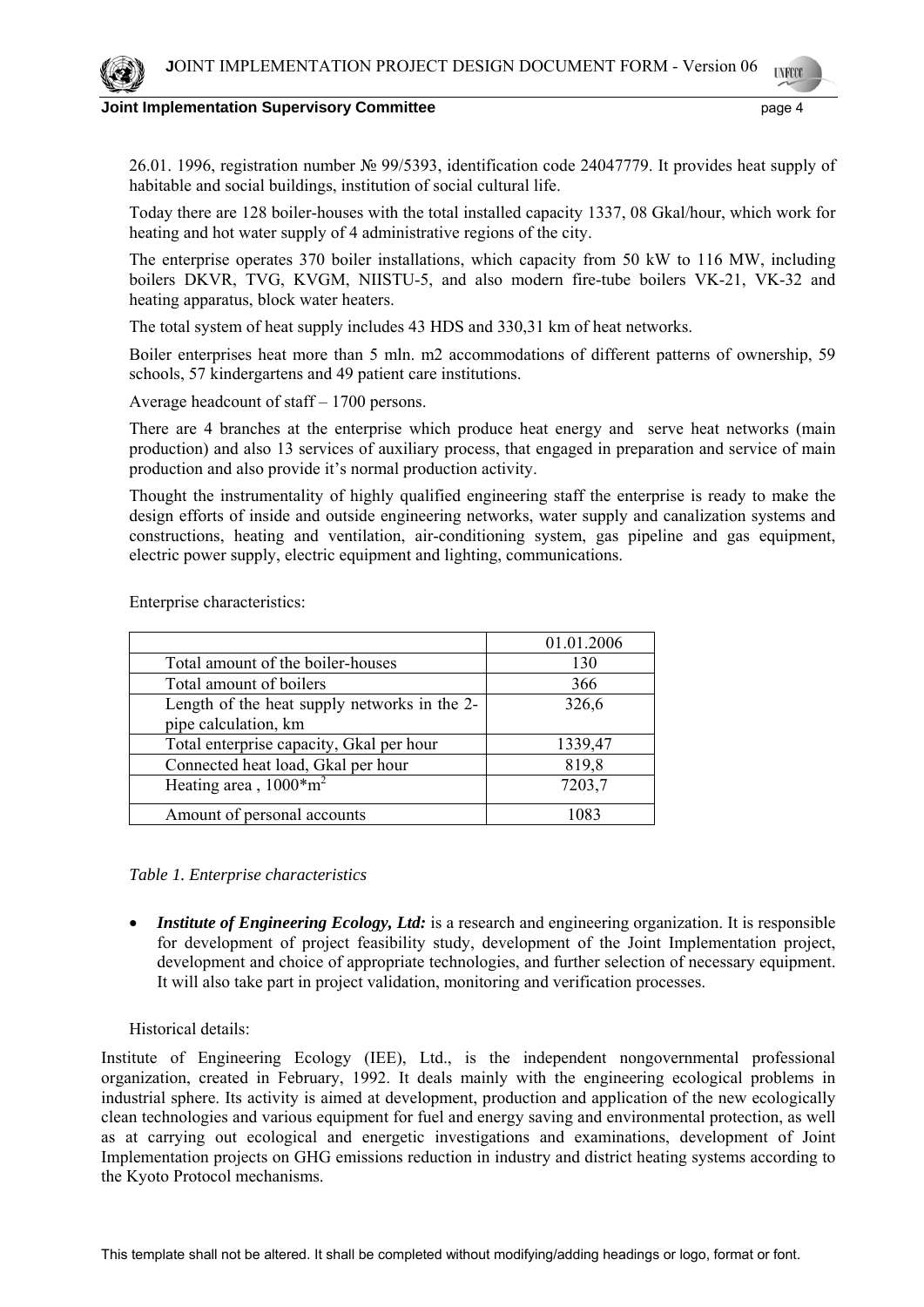26.01. 1996, registration number № 99/5393, identification code 24047779. It provides heat supply of habitable and social buildings, institution of social cultural life.

Today there are 128 boiler-houses with the total installed capacity 1337, 08 Gkal/hour, which work for heating and hot water supply of 4 administrative regions of the city.

The enterprise operates 370 boiler installations, which capacity from 50 kW to 116 MW, including boilers DKVR, TVG, KVGM, NIISTU-5, and also modern fire-tube boilers VK-21, VK-32 and heating apparatus, block water heaters.

The total system of heat supply includes 43 HDS and 330,31 km of heat networks.

Boiler enterprises heat more than 5 mln. m2 accommodations of different patterns of ownership, 59 schools, 57 kindergartens and 49 patient care institutions.

Average headcount of staff – 1700 persons.

There are 4 branches at the enterprise which produce heat energy and serve heat networks (main production) and also 13 services of auxiliary process, that engaged in preparation and service of main production and also provide it's normal production activity.

Thought the instrumentality of highly qualified engineering staff the enterprise is ready to make the design efforts of inside and outside engineering networks, water supply and canalization systems and constructions, heating and ventilation, air-conditioning system, gas pipeline and gas equipment, electric power supply, electric equipment and lighting, communications.

Enterprise characteristics:

| | 01.01.2006 |
|---|---|
| Total amount of the boiler-houses | 130 |
| Total amount of boilers | 366 |
| Length of the heat supply networks in the 2-pipe calculation, km | 326,6 |
| Total enterprise capacity, Gkal per hour | 1339,47 |
| Connected heat load, Gkal per hour | 819,8 |
| Heating area , $1000*m^2$ | 7203,7 |
| Amount of personal accounts | 1083 |

*Table 1. Enterprise characteristics*

- ***Institute of Engineering Ecology, Ltd:*** is a research and engineering organization. It is responsible for development of project feasibility study, development of the Joint Implementation project, development and choice of appropriate technologies, and further selection of necessary equipment. It will also take part in project validation, monitoring and verification processes.

Historical details:

Institute of Engineering Ecology (IEE), Ltd., is the independent nongovernmental professional organization, created in February, 1992. It deals mainly with the engineering ecological problems in industrial sphere. Its activity is aimed at development, production and application of the new ecologically clean technologies and various equipment for fuel and energy saving and environmental protection, as well as at carrying out ecological and energetic investigations and examinations, development of Joint Implementation projects on GHG emissions reduction in industry and district heating systems according to the Kyoto Protocol mechanisms.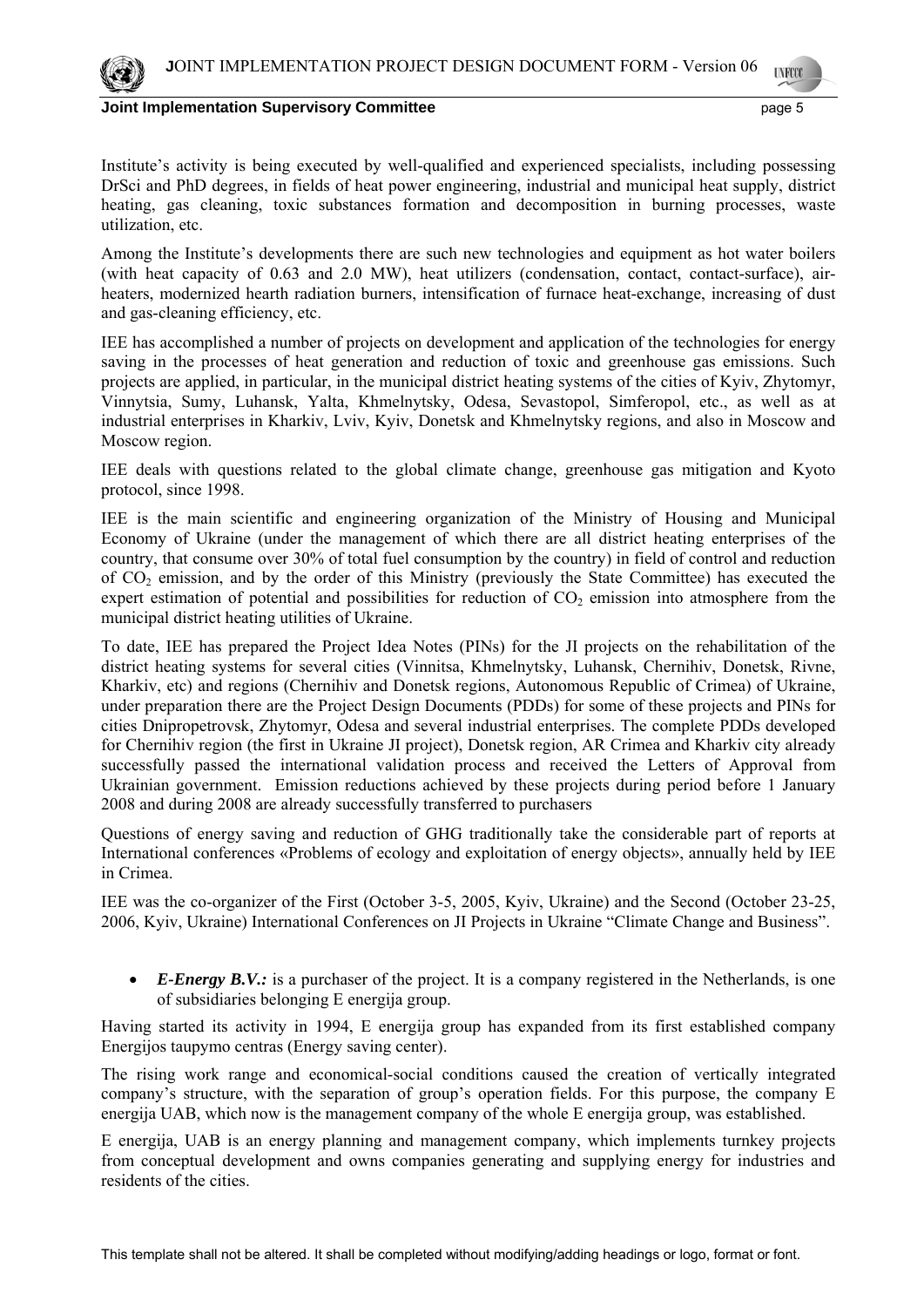Institute's activity is being executed by well-qualified and experienced specialists, including possessing DrSci and PhD degrees, in fields of heat power engineering, industrial and municipal heat supply, district heating, gas cleaning, toxic substances formation and decomposition in burning processes, waste utilization, etc.

Among the Institute's developments there are such new technologies and equipment as hot water boilers (with heat capacity of 0.63 and 2.0 MW), heat utilizers (condensation, contact, contact-surface), air-heaters, modernized hearth radiation burners, intensification of furnace heat-exchange, increasing of dust and gas-cleaning efficiency, etc.

IEE has accomplished a number of projects on development and application of the technologies for energy saving in the processes of heat generation and reduction of toxic and greenhouse gas emissions. Such projects are applied, in particular, in the municipal district heating systems of the cities of Kyiv, Zhytomyr, Vinnytsia, Sumy, Luhansk, Yalta, Khmelnytsky, Odesa, Sevastopol, Simferopol, etc., as well as at industrial enterprises in Kharkiv, Lviv, Kyiv, Donetsk and Khmelnytsky regions, and also in Moscow and Moscow region.

IEE deals with questions related to the global climate change, greenhouse gas mitigation and Kyoto protocol, since 1998.

IEE is the main scientific and engineering organization of the Ministry of Housing and Municipal Economy of Ukraine (under the management of which there are all district heating enterprises of the country, that consume over 30% of total fuel consumption by the country) in field of control and reduction of $CO_2$ emission, and by the order of this Ministry (previously the State Committee) has executed the expert estimation of potential and possibilities for reduction of $CO_2$ emission into atmosphere from the municipal district heating utilities of Ukraine.

To date, IEE has prepared the Project Idea Notes (PINs) for the JI projects on the rehabilitation of the district heating systems for several cities (Vinnitsa, Khmelnytsky, Luhansk, Chernihiv, Donetsk, Rivne, Kharkiv, etc) and regions (Chernihiv and Donetsk regions, Autonomous Republic of Crimea) of Ukraine, under preparation there are the Project Design Documents (PDDs) for some of these projects and PINs for cities Dnipropetrovsk, Zhytomyr, Odesa and several industrial enterprises. The complete PDDs developed for Chernihiv region (the first in Ukraine JI project), Donetsk region, AR Crimea and Kharkiv city already successfully passed the international validation process and received the Letters of Approval from Ukrainian government. Emission reductions achieved by these projects during period before 1 January 2008 and during 2008 are already successfully transferred to purchasers

Questions of energy saving and reduction of GHG traditionally take the considerable part of reports at International conferences «Problems of ecology and exploitation of energy objects», annually held by IEE in Crimea.

IEE was the co-organizer of the First (October 3-5, 2005, Kyiv, Ukraine) and the Second (October 23-25, 2006, Kyiv, Ukraine) International Conferences on JI Projects in Ukraine "Climate Change and Business".

- ***E-Energy B.V.:*** is a purchaser of the project. It is a company registered in the Netherlands, is one of subsidiaries belonging E energija group.

Having started its activity in 1994, E energija group has expanded from its first established company Energijos taupymo centras (Energy saving center).

The rising work range and economical-social conditions caused the creation of vertically integrated company's structure, with the separation of group's operation fields. For this purpose, the company E energija UAB, which now is the management company of the whole E energija group, was established.

E energija, UAB is an energy planning and management company, which implements turnkey projects from conceptual development and owns companies generating and supplying energy for industries and residents of the cities.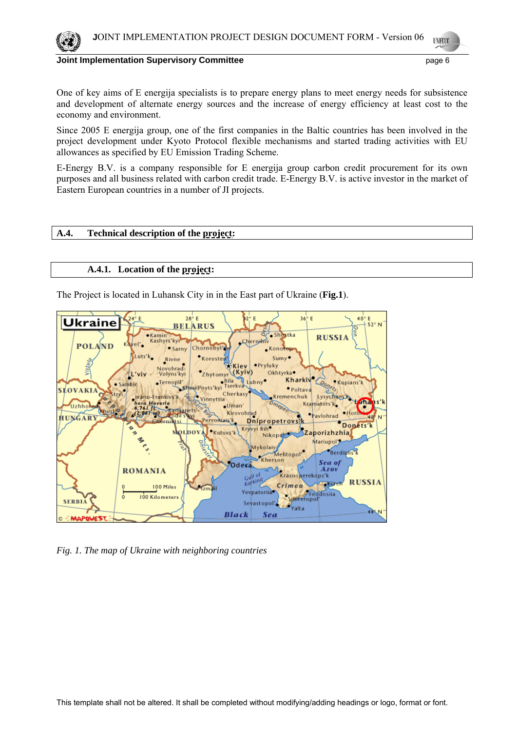One of key aims of E energija specialists is to prepare energy plans to meet energy needs for subsistence and development of alternate energy sources and the increase of energy efficiency at least cost to the economy and environment.

Since 2005 E energija group, one of the first companies in the Baltic countries has been involved in the project development under Kyoto Protocol flexible mechanisms and started trading activities with EU allowances as specified by EU Emission Trading Scheme.

E-Energy B.V. is a company responsible for E energija group carbon credit procurement for its own purposes and all business related with carbon credit trade. E-Energy B.V. is active investor in the market of Eastern European countries in a number of JI projects.

## A.4. Technical description of the project:

### A.4.1. Location of the project:

The Project is located in Luhansk City in in the East part of Ukraine (**Fig.1**).

*Fig. 1. The map of Ukraine with neighboring countries*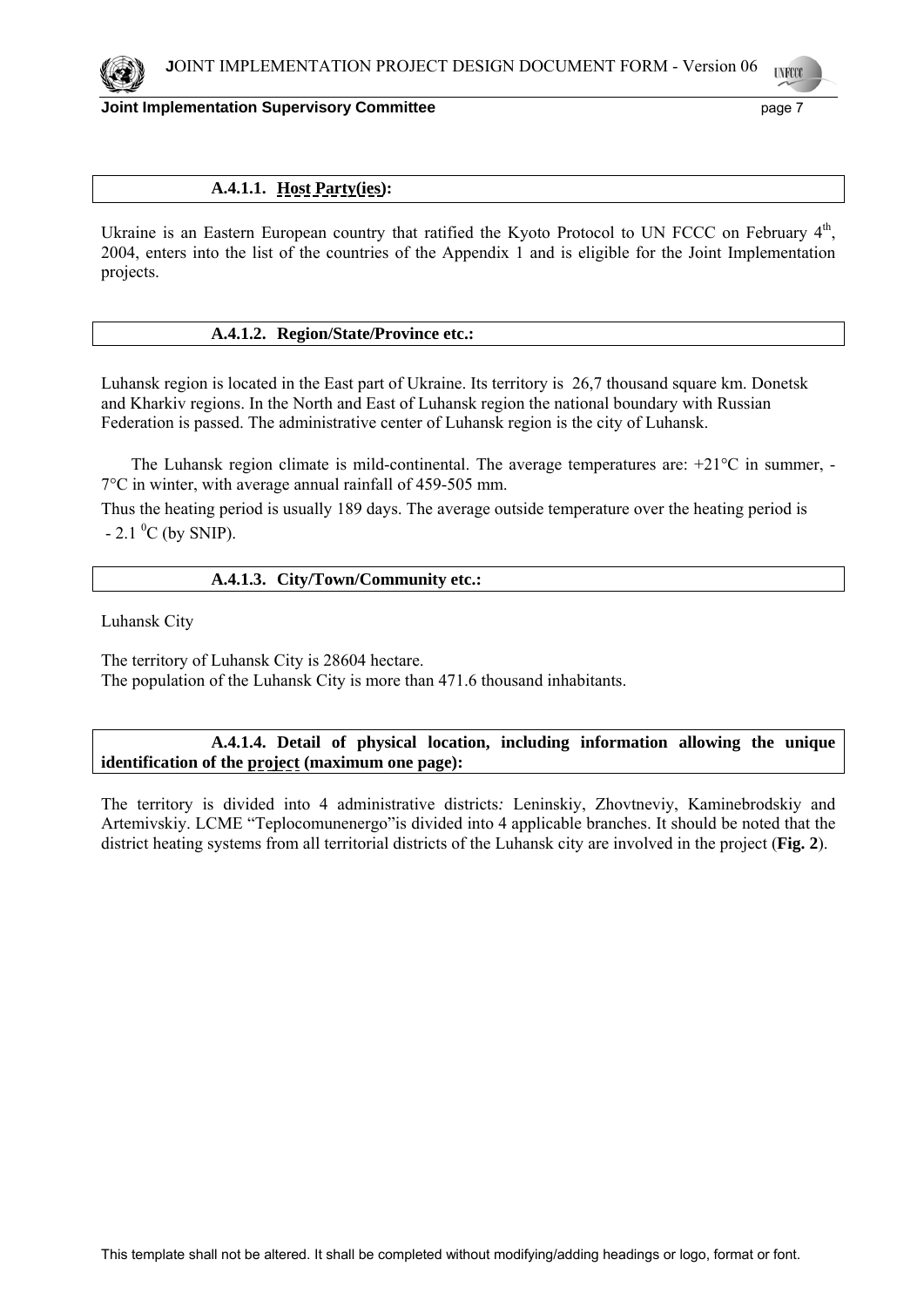#### A.4.1.1. Host Party(ies):

Ukraine is an Eastern European country that ratified the Kyoto Protocol to UN FCCC on February 4[th], 2004, enters into the list of the countries of the Appendix 1 and is eligible for the Joint Implementation projects.

#### A.4.1.2. Region/State/Province etc.:

Luhansk region is located in the East part of Ukraine. Its territory is 26,7 thousand square km. Donetsk and Kharkiv regions. In the North and East of Luhansk region the national boundary with Russian Federation is passed. The administrative center of Luhansk region is the city of Luhansk.

The Luhansk region climate is mild-continental. The average temperatures are: +21°C in summer, -7°C in winter, with average annual rainfall of 459-505 mm.

Thus the heating period is usually 189 days. The average outside temperature over the heating period is - 2.1 $^0$C (by SNIP).

#### A.4.1.3. City/Town/Community etc.:

Luhansk City

The territory of Luhansk City is 28604 hectare.
The population of the Luhansk City is more than 471.6 thousand inhabitants.

#### A.4.1.4. Detail of physical location, including information allowing the unique identification of the project (maximum one page):

The territory is divided into 4 administrative districts: Leninskiy, Zhovtneviy, Kaminebrodskiy and Artemivskiy. LCME "Teplocomunenergo"is divided into 4 applicable branches. It should be noted that the district heating systems from all territorial districts of the Luhansk city are involved in the project (**Fig. 2**).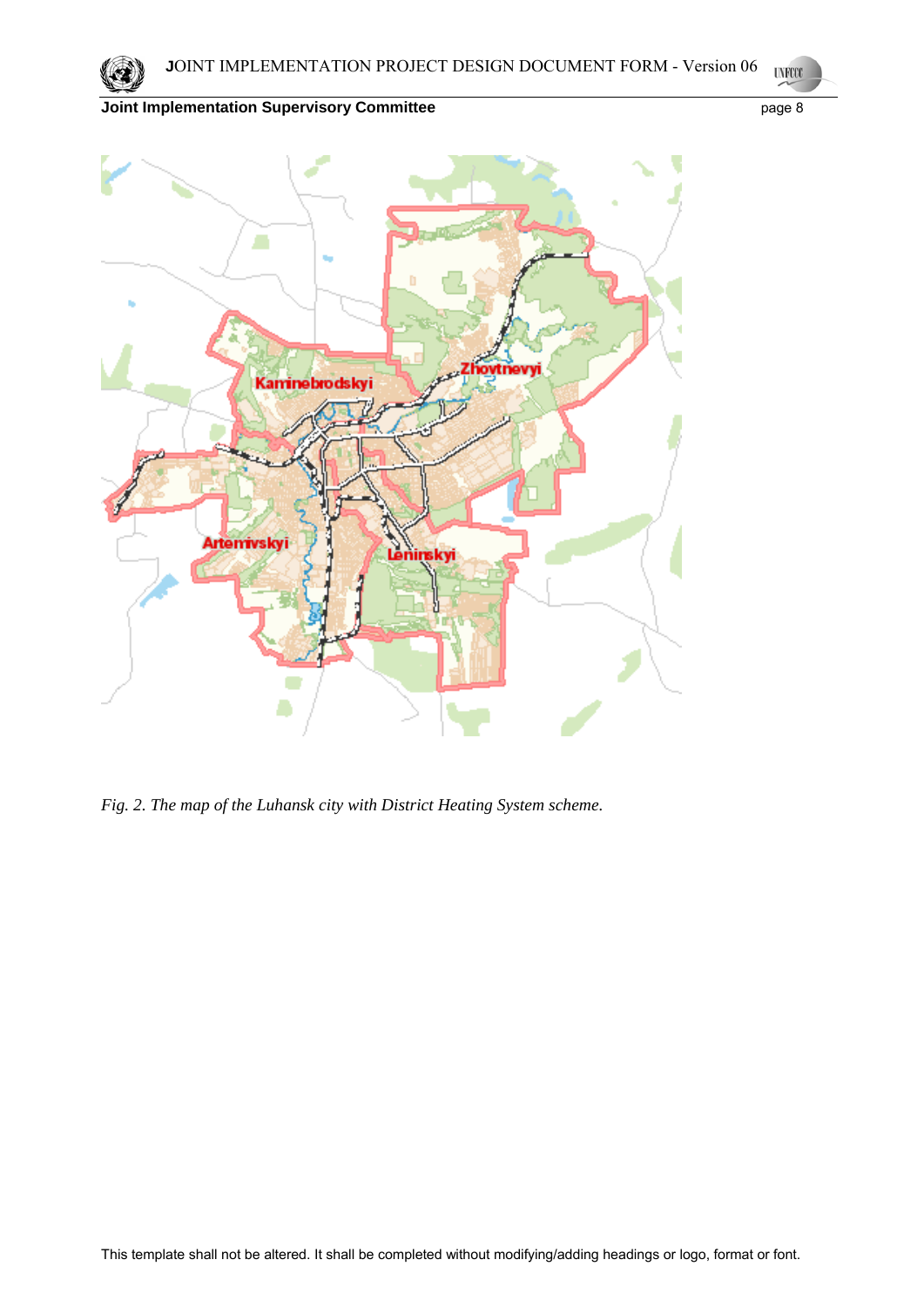*Fig. 2. The map of the Luhansk city with District Heating System scheme.*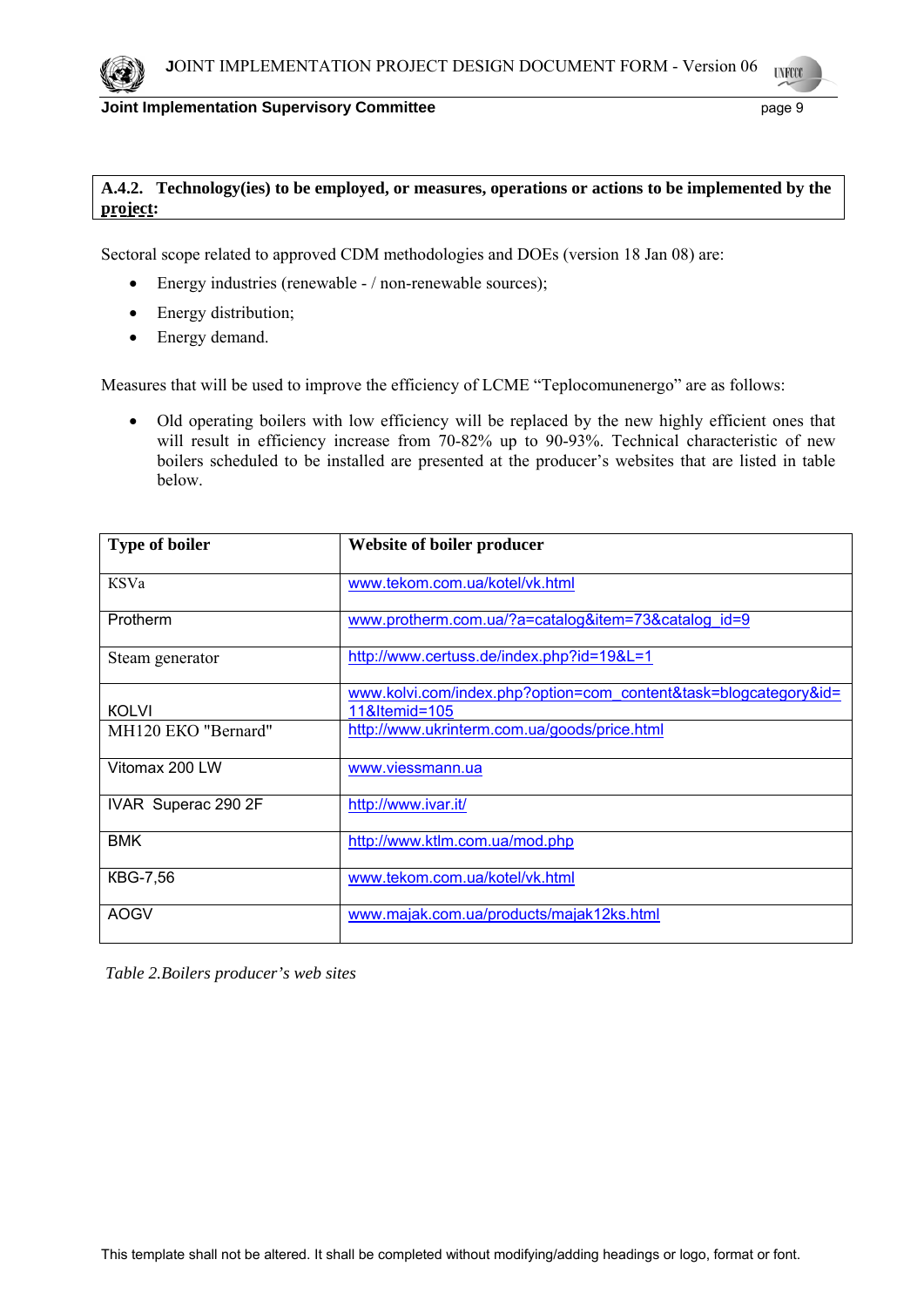**A.4.2. Technology(ies) to be employed, or measures, operations or actions to be implemented by the project:**

Sectoral scope related to approved CDM methodologies and DOEs (version 18 Jan 08) are:

- Energy industries (renewable - / non-renewable sources);
- Energy distribution;
- Energy demand.

Measures that will be used to improve the efficiency of LCME "Teplocomunenergo" are as follows:

- Old operating boilers with low efficiency will be replaced by the new highly efficient ones that will result in efficiency increase from 70-82% up to 90-93%. Technical characteristic of new boilers scheduled to be installed are presented at the producer's websites that are listed in table below.

| Type of boiler | Website of boiler producer |
|---|---|
| KSVa | www.tekom.com.ua/kotel/vk.html |
| Protherm | www.protherm.com.ua/?a=catalog&item=73&catalog_id=9 |
| Steam generator | http://www.certuss.de/index.php?id=19&L=1 |
| KOLVI | www.kolvi.com/index.php?option=com_content&task=blogcategory&id=11&Itemid=105 |
| MH120 EKO "Bernard" | http://www.ukrinterm.com.ua/goods/price.html |
| Vitomax 200 LW | www.viessmann.ua |
| IVAR Superac 290 2F | http://www.ivar.it/ |
| BMK | http://www.ktlm.com.ua/mod.php |
| KBG-7,56 | www.tekom.com.ua/kotel/vk.html |
| AOGV | www.majak.com.ua/products/majak12ks.html |

*Table 2.Boilers producer's web sites*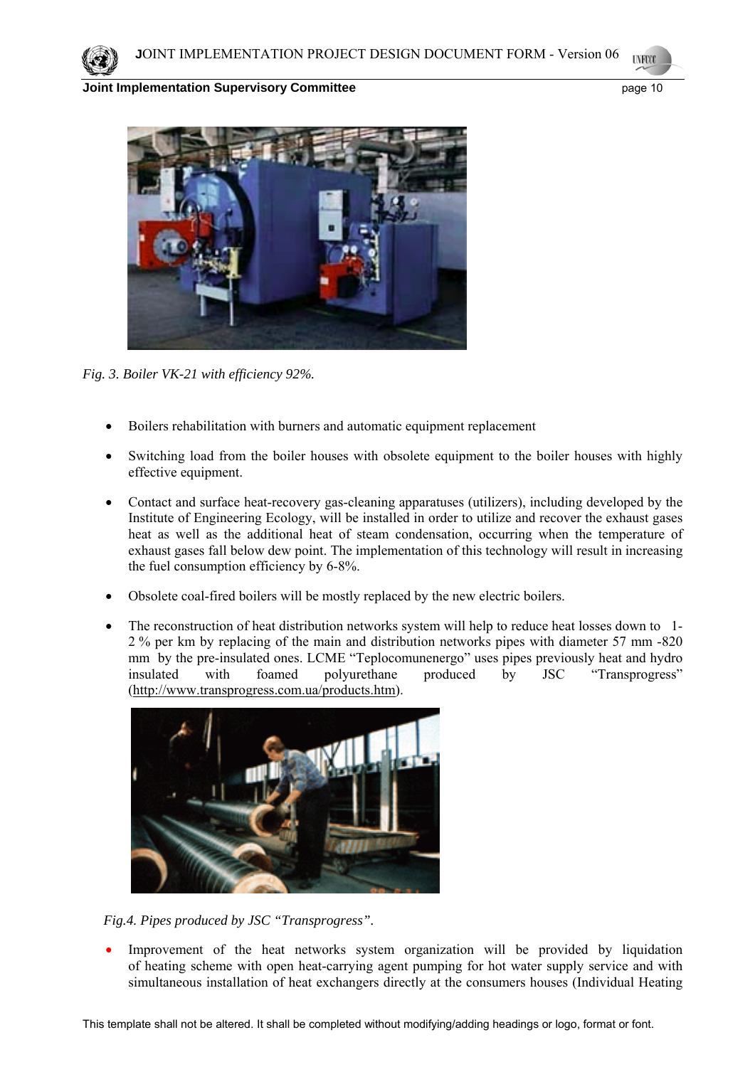*Fig. 3. Boiler VK-21 with efficiency 92%.*

- Boilers rehabilitation with burners and automatic equipment replacement
- Switching load from the boiler houses with obsolete equipment to the boiler houses with highly effective equipment.
- Contact and surface heat-recovery gas-cleaning apparatuses (utilizers), including developed by the Institute of Engineering Ecology, will be installed in order to utilize and recover the exhaust gases heat as well as the additional heat of steam condensation, occurring when the temperature of exhaust gases fall below dew point. The implementation of this technology will result in increasing the fuel consumption efficiency by 6-8%.
- Obsolete coal-fired boilers will be mostly replaced by the new electric boilers.
- The reconstruction of heat distribution networks system will help to reduce heat losses down to 1-2 % per km by replacing of the main and distribution networks pipes with diameter 57 mm -820 mm by the pre-insulated ones. LCME "Teplocomunenergo" uses pipes previously heat and hydro insulated with foamed polyurethane produced by JSC "Transprogress" (http://www.transprogress.com.ua/products.htm).

*Fig.4. Pipes produced by JSC "Transprogress".*

- Improvement of the heat networks system organization will be provided by liquidation of heating scheme with open heat-carrying agent pumping for hot water supply service and with simultaneous installation of heat exchangers directly at the consumers houses (Individual Heating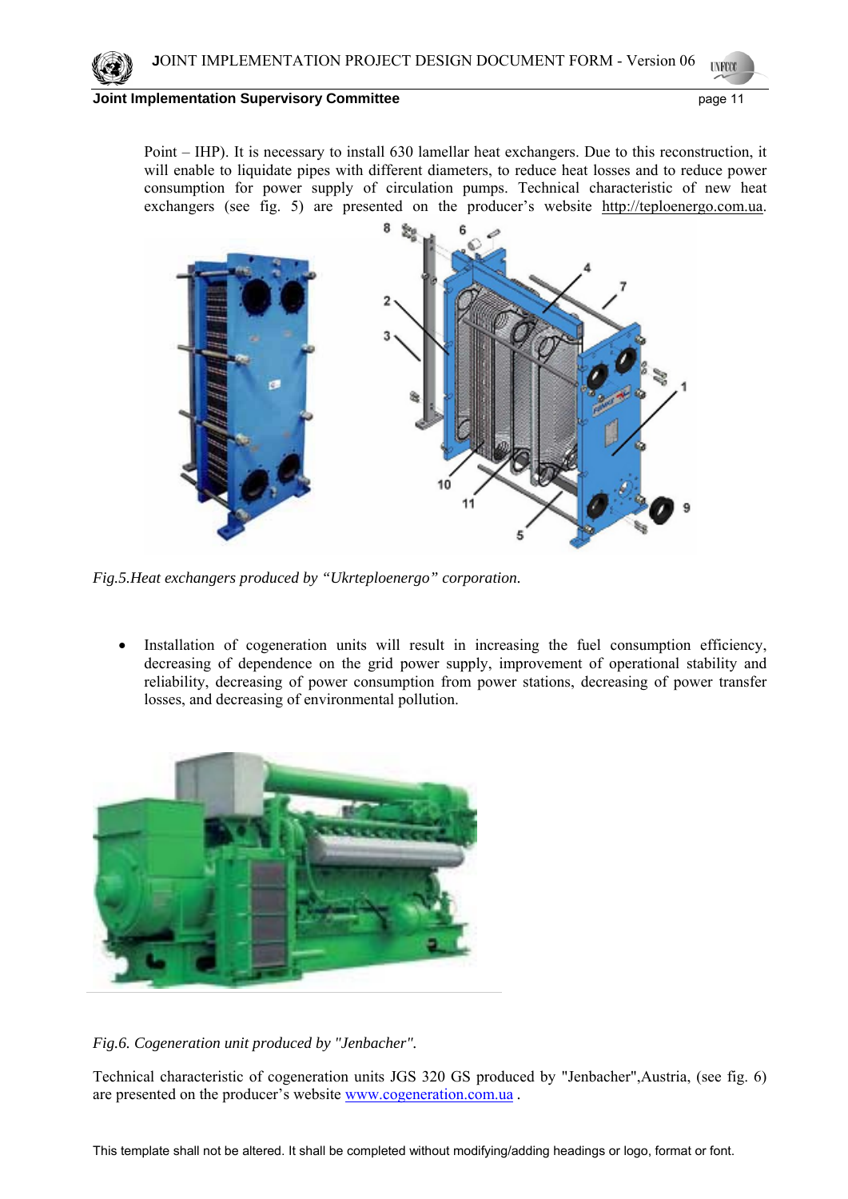Point – IHP). It is necessary to install 630 lamellar heat exchangers. Due to this reconstruction, it will enable to liquidate pipes with different diameters, to reduce heat losses and to reduce power consumption for power supply of circulation pumps. Technical characteristic of new heat exchangers (see fig. 5) are presented on the producer's website http://teploenergo.com.ua.

*Fig.5.Heat exchangers produced by "Ukrteploenergo" corporation.*

- Installation of cogeneration units will result in increasing the fuel consumption efficiency, decreasing of dependence on the grid power supply, improvement of operational stability and reliability, decreasing of power consumption from power stations, decreasing of power transfer losses, and decreasing of environmental pollution.

*Fig.6. Cogeneration unit produced by "Jenbacher".*

Technical characteristic of cogeneration units JGS 320 GS produced by "Jenbacher",Austria, (see fig. 6) are presented on the producer's website www.cogeneration.com.ua .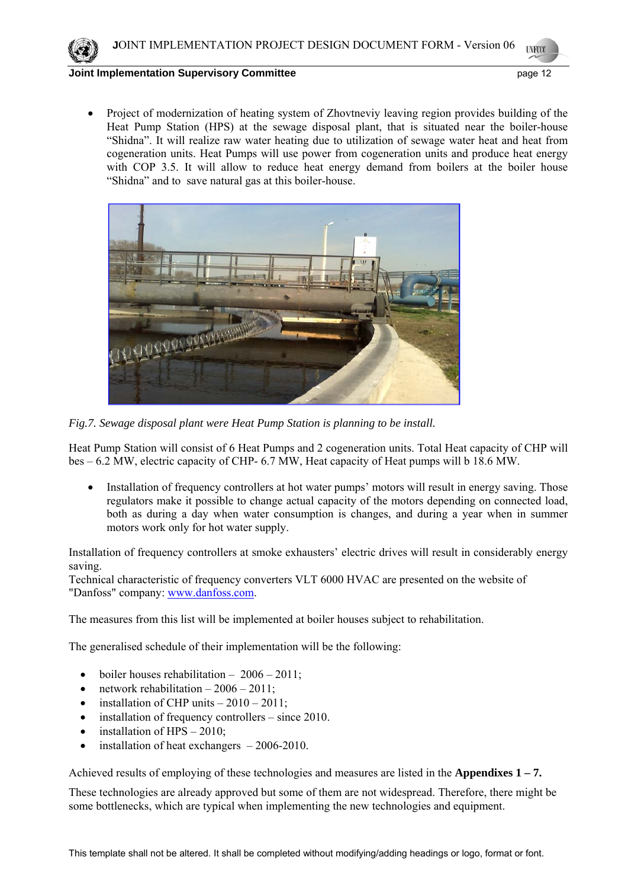- Project of modernization of heating system of Zhovtneviy leaving region provides building of the Heat Pump Station (HPS) at the sewage disposal plant, that is situated near the boiler-house "Shidna". It will realize raw water heating due to utilization of sewage water heat and heat from cogeneration units. Heat Pumps will use power from cogeneration units and produce heat energy with COP 3.5. It will allow to reduce heat energy demand from boilers at the boiler house "Shidna" and to save natural gas at this boiler-house.

*Fig.7. Sewage disposal plant were Heat Pump Station is planning to be install.*

Heat Pump Station will consist of 6 Heat Pumps and 2 cogeneration units. Total Heat capacity of CHP will bes – 6.2 MW, electric capacity of CHP- 6.7 MW, Heat capacity of Heat pumps will b 18.6 MW.

- Installation of frequency controllers at hot water pumps' motors will result in energy saving. Those regulators make it possible to change actual capacity of the motors depending on connected load, both as during a day when water consumption is changes, and during a year when in summer motors work only for hot water supply.

Installation of frequency controllers at smoke exhausters' electric drives will result in considerably energy saving.
Technical characteristic of frequency converters VLT 6000 HVAC are presented on the website of "Danfoss" company: www.danfoss.com.

The measures from this list will be implemented at boiler houses subject to rehabilitation.

The generalised schedule of their implementation will be the following:

- boiler houses rehabilitation – 2006 – 2011;
- network rehabilitation – 2006 – 2011;
- installation of CHP units – 2010 – 2011;
- installation of frequency controllers – since 2010.
- installation of HPS – 2010;
- installation of heat exchangers – 2006-2010.

Achieved results of employing of these technologies and measures are listed in the **Appendixes 1 – 7.**

These technologies are already approved but some of them are not widespread. Therefore, there might be some bottlenecks, which are typical when implementing the new technologies and equipment.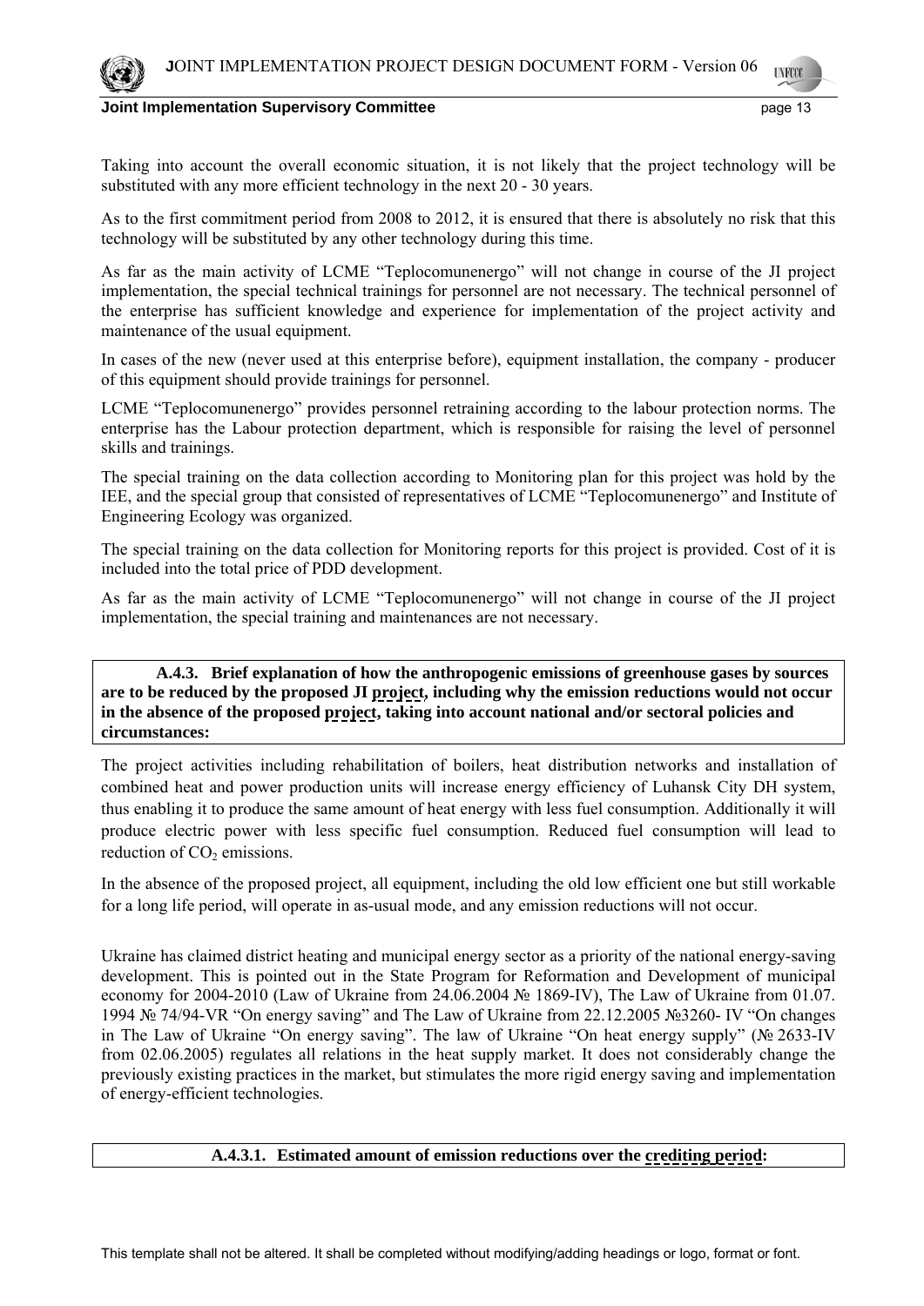Taking into account the overall economic situation, it is not likely that the project technology will be substituted with any more efficient technology in the next 20 - 30 years.

As to the first commitment period from 2008 to 2012, it is ensured that there is absolutely no risk that this technology will be substituted by any other technology during this time.

As far as the main activity of LCME "Teplocomunenergo" will not change in course of the JI project implementation, the special technical trainings for personnel are not necessary. The technical personnel of the enterprise has sufficient knowledge and experience for implementation of the project activity and maintenance of the usual equipment.

In cases of the new (never used at this enterprise before), equipment installation, the company - producer of this equipment should provide trainings for personnel.

LCME "Teplocomunenergo" provides personnel retraining according to the labour protection norms. The enterprise has the Labour protection department, which is responsible for raising the level of personnel skills and trainings.

The special training on the data collection according to Monitoring plan for this project was hold by the IEE, and the special group that consisted of representatives of LCME "Teplocomunenergo" and Institute of Engineering Ecology was organized.

The special training on the data collection for Monitoring reports for this project is provided. Cost of it is included into the total price of PDD development.

As far as the main activity of LCME "Teplocomunenergo" will not change in course of the JI project implementation, the special training and maintenances are not necessary.

**A.4.3. Brief explanation of how the anthropogenic emissions of greenhouse gases by sources are to be reduced by the proposed JI project, including why the emission reductions would not occur in the absence of the proposed project, taking into account national and/or sectoral policies and circumstances:**

The project activities including rehabilitation of boilers, heat distribution networks and installation of combined heat and power production units will increase energy efficiency of Luhansk City DH system, thus enabling it to produce the same amount of heat energy with less fuel consumption. Additionally it will produce electric power with less specific fuel consumption. Reduced fuel consumption will lead to reduction of $CO_2$ emissions.

In the absence of the proposed project, all equipment, including the old low efficient one but still workable for a long life period, will operate in as-usual mode, and any emission reductions will not occur.

Ukraine has claimed district heating and municipal energy sector as a priority of the national energy-saving development. This is pointed out in the State Program for Reformation and Development of municipal economy for 2004-2010 (Law of Ukraine from 24.06.2004 № 1869-IV), The Law of Ukraine from 01.07. 1994 № 74/94-VR "On energy saving" and The Law of Ukraine from 22.12.2005 №3260- IV "On changes in The Law of Ukraine "On energy saving". The law of Ukraine "On heat energy supply" (№ 2633-IV from 02.06.2005) regulates all relations in the heat supply market. It does not considerably change the previously existing practices in the market, but stimulates the more rigid energy saving and implementation of energy-efficient technologies.

**A.4.3.1. Estimated amount of emission reductions over the crediting period:**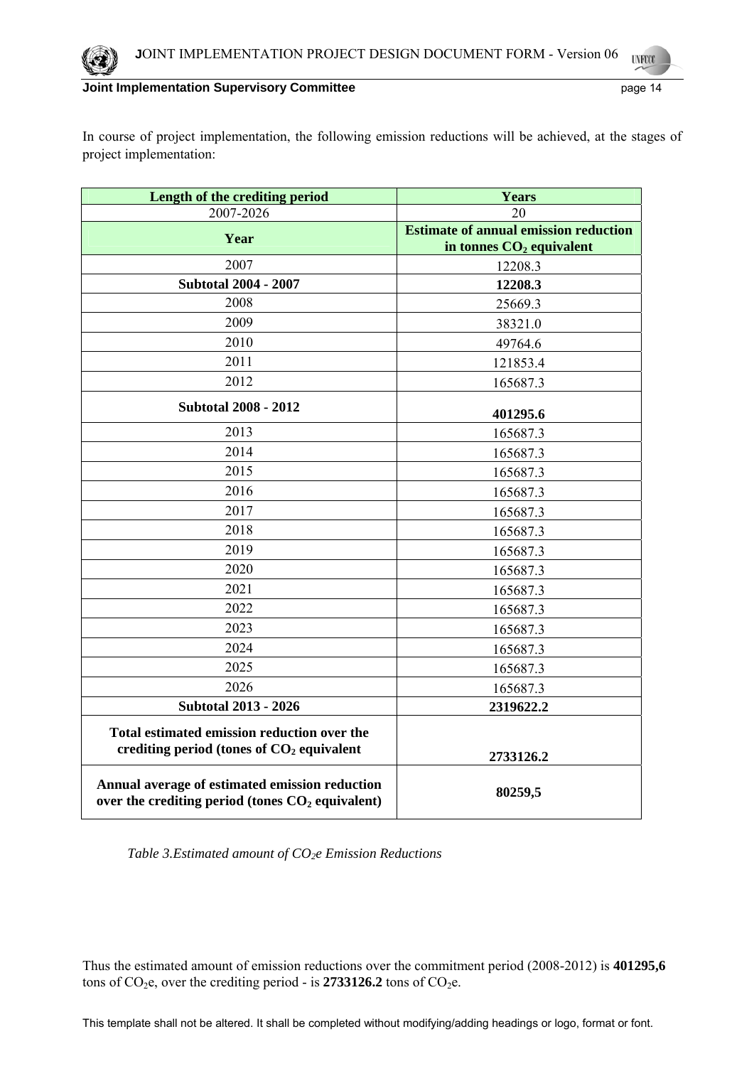In course of project implementation, the following emission reductions will be achieved, at the stages of project implementation:

| **Length of the crediting period** | **Years** |
|---|---|
| 2007-2026 | 20 |
| **Year** | **Estimate of annual emission reduction in tonnes $CO_2$ equivalent** |
| 2007 | 12208.3 |
| **Subtotal 2004 - 2007** | **12208.3** |
| 2008 | 25669.3 |
| 2009 | 38321.0 |
| 2010 | 49764.6 |
| 2011 | 121853.4 |
| 2012 | 165687.3 |
| **Subtotal 2008 - 2012** | **401295.6** |
| 2013 | 165687.3 |
| 2014 | 165687.3 |
| 2015 | 165687.3 |
| 2016 | 165687.3 |
| 2017 | 165687.3 |
| 2018 | 165687.3 |
| 2019 | 165687.3 |
| 2020 | 165687.3 |
| 2021 | 165687.3 |
| 2022 | 165687.3 |
| 2023 | 165687.3 |
| 2024 | 165687.3 |
| 2025 | 165687.3 |
| 2026 | 165687.3 |
| **Subtotal 2013 - 2026** | **2319622.2** |
| **Total estimated emission reduction over the crediting period (tones of $CO_2$ equivalent** | **2733126.2** |
| **Annual average of estimated emission reduction over the crediting period (tones $CO_2$ equivalent)** | **80259,5** |

*Table 3.Estimated amount of $CO_2e$ Emission Reductions*

Thus the estimated amount of emission reductions over the commitment period (2008-2012) is **401295,6** tons of $CO_2e$, over the crediting period - is **2733126.2** tons of $CO_2e$.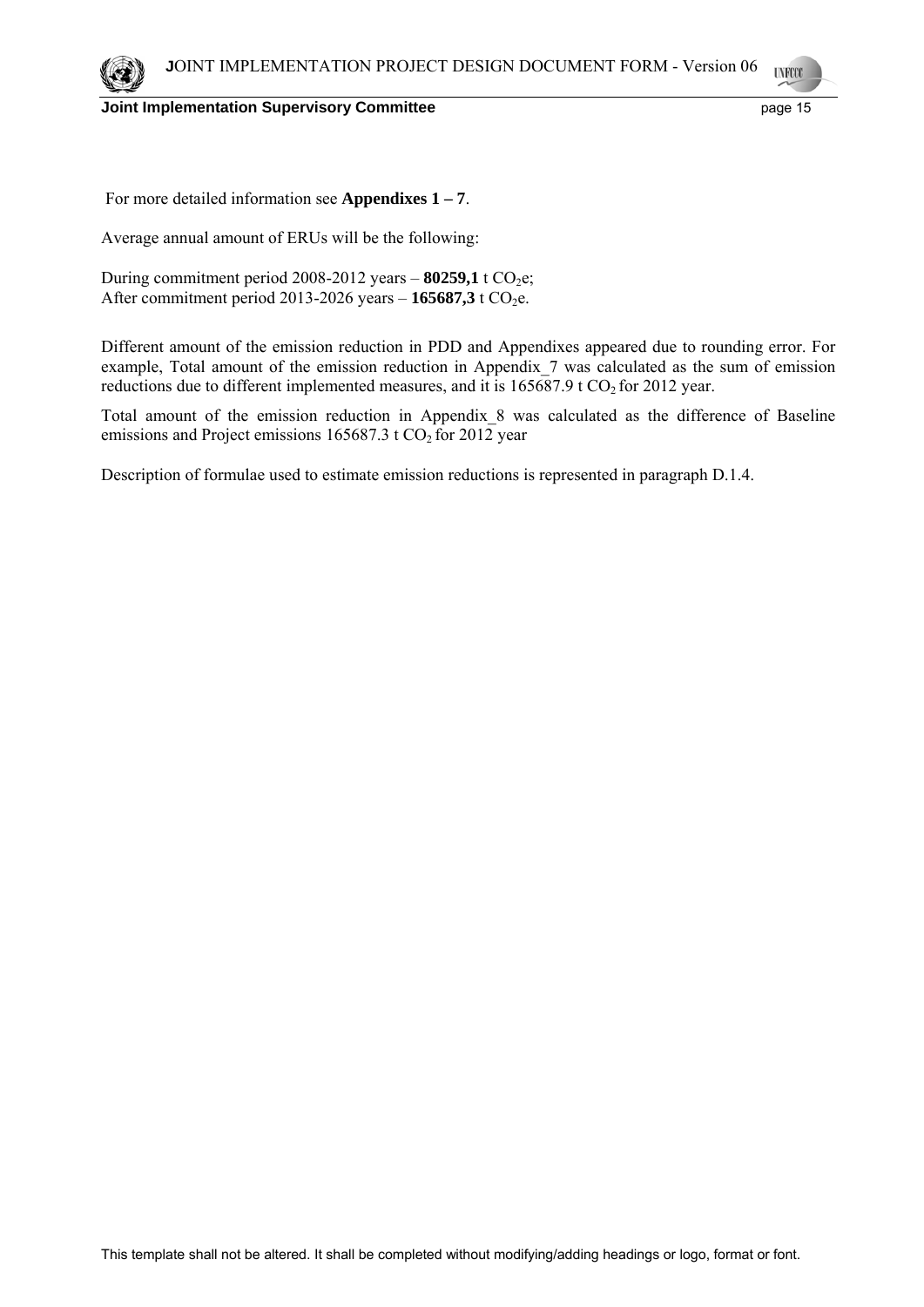For more detailed information see **Appendixes 1 – 7**.

Average annual amount of ERUs will be the following:

During commitment period 2008-2012 years – **80259,1** t $CO_2$e;
After commitment period 2013-2026 years – **165687,3** t $CO_2$e.

Different amount of the emission reduction in PDD and Appendixes appeared due to rounding error. For example, Total amount of the emission reduction in Appendix_7 was calculated as the sum of emission reductions due to different implemented measures, and it is 165687.9 t $CO_2$ for 2012 year.

Total amount of the emission reduction in Appendix_8 was calculated as the difference of Baseline emissions and Project emissions 165687.3 t $CO_2$ for 2012 year

Description of formulae used to estimate emission reductions is represented in paragraph D.1.4.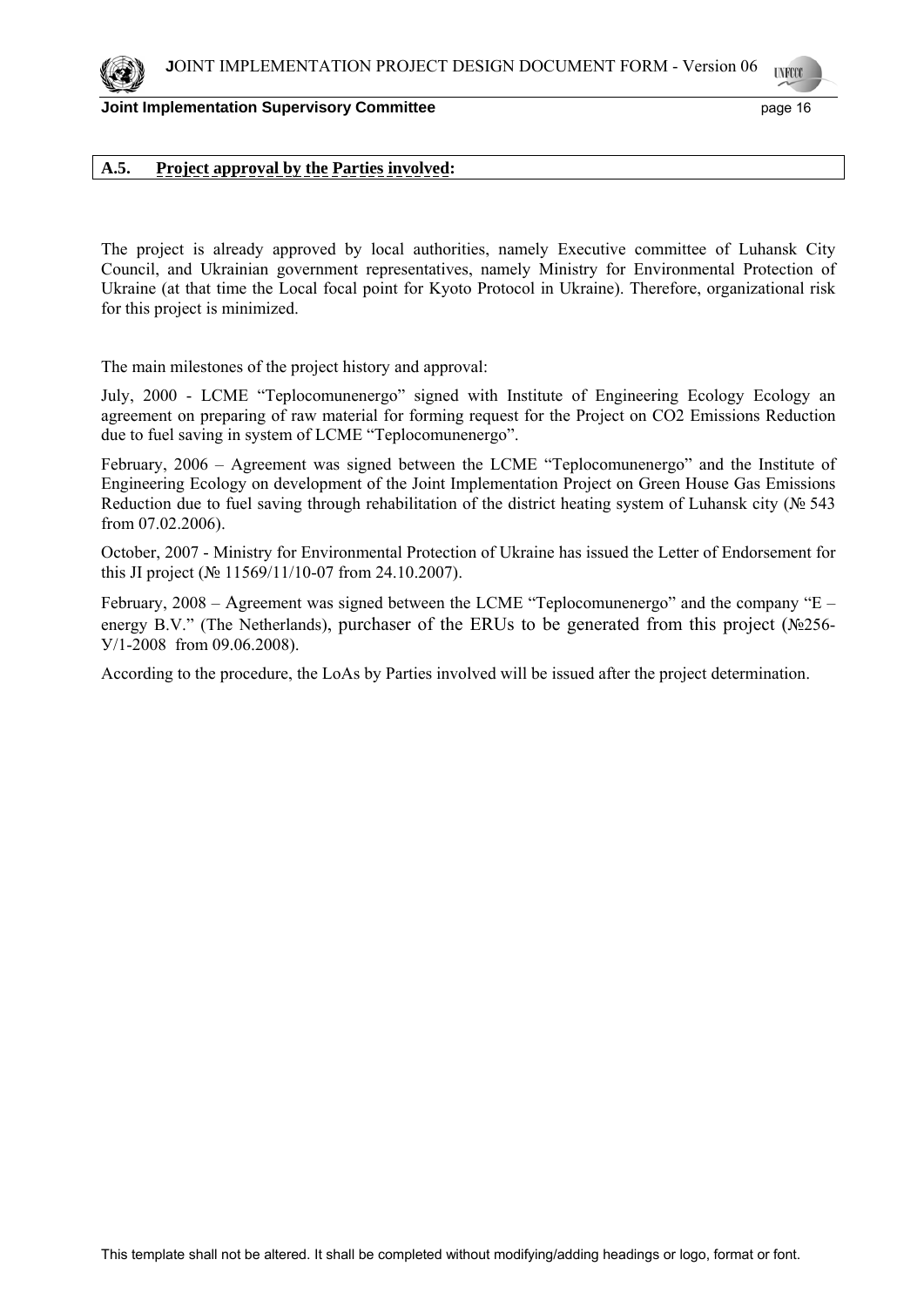## A.5. Project approval by the Parties involved:

The project is already approved by local authorities, namely Executive committee of Luhansk City Council, and Ukrainian government representatives, namely Ministry for Environmental Protection of Ukraine (at that time the Local focal point for Kyoto Protocol in Ukraine). Therefore, organizational risk for this project is minimized.

The main milestones of the project history and approval:

July, 2000 - LCME "Teplocomunenergo" signed with Institute of Engineering Ecology Ecology an agreement on preparing of raw material for forming request for the Project on CO2 Emissions Reduction due to fuel saving in system of LCME "Teplocomunenergo".

February, 2006 – Agreement was signed between the LCME "Teplocomunenergo" and the Institute of Engineering Ecology on development of the Joint Implementation Project on Green House Gas Emissions Reduction due to fuel saving through rehabilitation of the district heating system of Luhansk city (№ 543 from 07.02.2006).

October, 2007 - Ministry for Environmental Protection of Ukraine has issued the Letter of Endorsement for this JI project (№ 11569/11/10-07 from 24.10.2007).

February, 2008 – Agreement was signed between the LCME "Teplocomunenergo" and the company "E – energy B.V." (The Netherlands), purchaser of the ERUs to be generated from this project (№256-У/1-2008 from 09.06.2008).

According to the procedure, the LoAs by Parties involved will be issued after the project determination.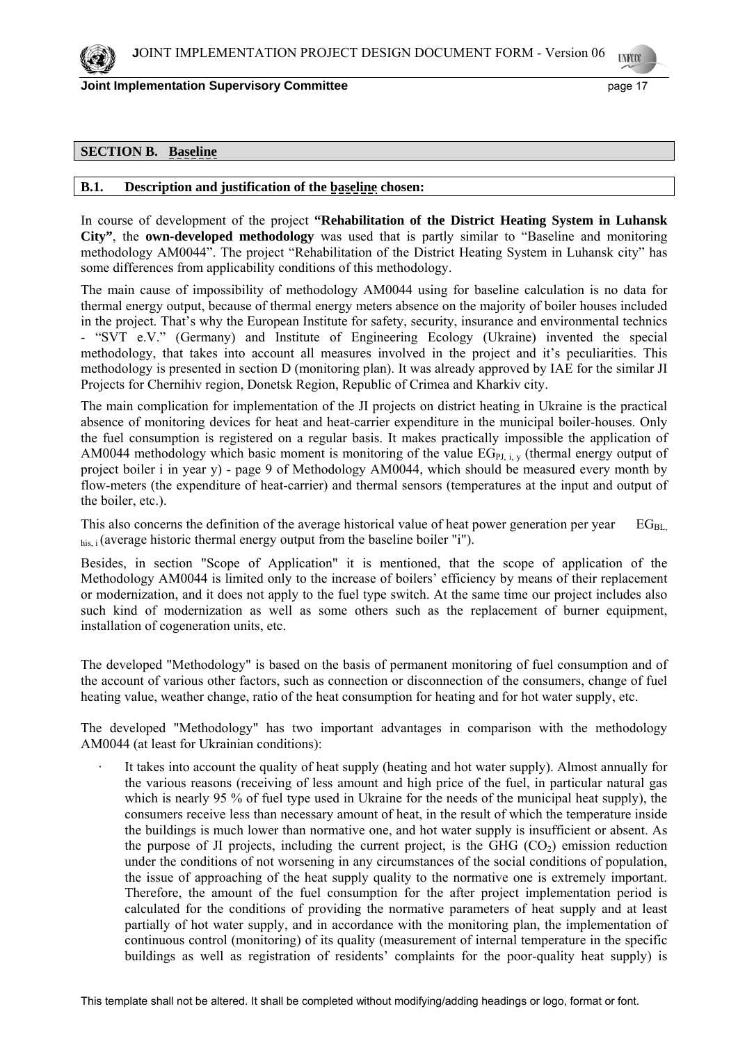## SECTION B. Baseline

### B.1. Description and justification of the baseline chosen:

In course of development of the project **"Rehabilitation of the District Heating System in Luhansk City"**, the **own-developed methodology** was used that is partly similar to "Baseline and monitoring methodology AM0044". The project "Rehabilitation of the District Heating System in Luhansk city" has some differences from applicability conditions of this methodology.

The main cause of impossibility of methodology AM0044 using for baseline calculation is no data for thermal energy output, because of thermal energy meters absence on the majority of boiler houses included in the project. That's why the European Institute for safety, security, insurance and environmental technics - "SVT e.V." (Germany) and Institute of Engineering Ecology (Ukraine) invented the special methodology, that takes into account all measures involved in the project and it's peculiarities. This methodology is presented in section D (monitoring plan). It was already approved by IAE for the similar JI Projects for Chernihiv region, Donetsk Region, Republic of Crimea and Kharkiv city.

The main complication for implementation of the JI projects on district heating in Ukraine is the practical absence of monitoring devices for heat and heat-carrier expenditure in the municipal boiler-houses. Only the fuel consumption is registered on a regular basis. It makes practically impossible the application of AM0044 methodology which basic moment is monitoring of the value $EG_{PJ,\ i,\ y}$ (thermal energy output of project boiler i in year y) - page 9 of Methodology AM0044, which should be measured every month by flow-meters (the expenditure of heat-carrier) and thermal sensors (temperatures at the input and output of the boiler, etc.).

This also concerns the definition of the average historical value of heat power generation per year $EG_{BL,\ his,\ i}$ (average historic thermal energy output from the baseline boiler "i").

Besides, in section "Scope of Application" it is mentioned, that the scope of application of the Methodology AM0044 is limited only to the increase of boilers' efficiency by means of their replacement or modernization, and it does not apply to the fuel type switch. At the same time our project includes also such kind of modernization as well as some others such as the replacement of burner equipment, installation of cogeneration units, etc.

The developed "Methodology" is based on the basis of permanent monitoring of fuel consumption and of the account of various other factors, such as connection or disconnection of the consumers, change of fuel heating value, weather change, ratio of the heat consumption for heating and for hot water supply, etc.

The developed "Methodology" has two important advantages in comparison with the methodology AM0044 (at least for Ukrainian conditions):

- It takes into account the quality of heat supply (heating and hot water supply). Almost annually for the various reasons (receiving of less amount and high price of the fuel, in particular natural gas which is nearly 95 % of fuel type used in Ukraine for the needs of the municipal heat supply), the consumers receive less than necessary amount of heat, in the result of which the temperature inside the buildings is much lower than normative one, and hot water supply is insufficient or absent. As the purpose of JI projects, including the current project, is the GHG ($CO_2$) emission reduction under the conditions of not worsening in any circumstances of the social conditions of population, the issue of approaching of the heat supply quality to the normative one is extremely important. Therefore, the amount of the fuel consumption for the after project implementation period is calculated for the conditions of providing the normative parameters of heat supply and at least partially of hot water supply, and in accordance with the monitoring plan, the implementation of continuous control (monitoring) of its quality (measurement of internal temperature in the specific buildings as well as registration of residents' complaints for the poor-quality heat supply) is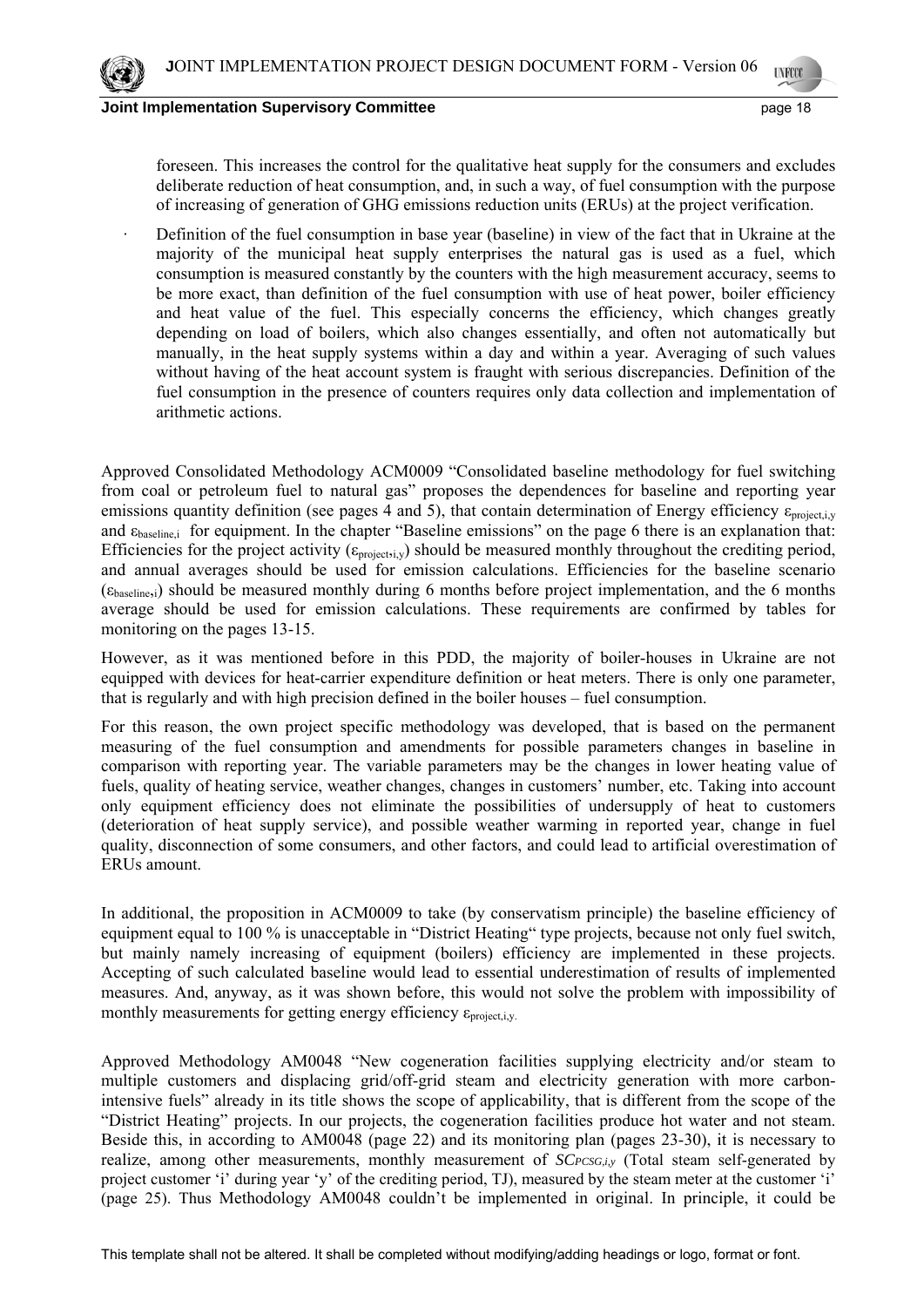foreseen. This increases the control for the qualitative heat supply for the consumers and excludes deliberate reduction of heat consumption, and, in such a way, of fuel consumption with the purpose of increasing of generation of GHG emissions reduction units (ERUs) at the project verification.

- Definition of the fuel consumption in base year (baseline) in view of the fact that in Ukraine at the majority of the municipal heat supply enterprises the natural gas is used as a fuel, which consumption is measured constantly by the counters with the high measurement accuracy, seems to be more exact, than definition of the fuel consumption with use of heat power, boiler efficiency and heat value of the fuel. This especially concerns the efficiency, which changes greatly depending on load of boilers, which also changes essentially, and often not automatically but manually, in the heat supply systems within a day and within a year. Averaging of such values without having of the heat account system is fraught with serious discrepancies. Definition of the fuel consumption in the presence of counters requires only data collection and implementation of arithmetic actions.

Approved Consolidated Methodology ACM0009 "Consolidated baseline methodology for fuel switching from coal or petroleum fuel to natural gas" proposes the dependences for baseline and reporting year emissions quantity definition (see pages 4 and 5), that contain determination of Energy efficiency $\varepsilon_{project,i,y}$ and $\varepsilon_{baseline,i}$ for equipment. In the chapter "Baseline emissions" on the page 6 there is an explanation that: Efficiencies for the project activity ($\varepsilon_{project,i,y}$) should be measured monthly throughout the crediting period, and annual averages should be used for emission calculations. Efficiencies for the baseline scenario ($\varepsilon_{baseline,i}$) should be measured monthly during 6 months before project implementation, and the 6 months average should be used for emission calculations. These requirements are confirmed by tables for monitoring on the pages 13-15.

However, as it was mentioned before in this PDD, the majority of boiler-houses in Ukraine are not equipped with devices for heat-carrier expenditure definition or heat meters. There is only one parameter, that is regularly and with high precision defined in the boiler houses – fuel consumption.

For this reason, the own project specific methodology was developed, that is based on the permanent measuring of the fuel consumption and amendments for possible parameters changes in baseline in comparison with reporting year. The variable parameters may be the changes in lower heating value of fuels, quality of heating service, weather changes, changes in customers' number, etc. Taking into account only equipment efficiency does not eliminate the possibilities of undersupply of heat to customers (deterioration of heat supply service), and possible weather warming in reported year, change in fuel quality, disconnection of some consumers, and other factors, and could lead to artificial overestimation of ERUs amount.

In additional, the proposition in ACM0009 to take (by conservatism principle) the baseline efficiency of equipment equal to 100 % is unacceptable in "District Heating" type projects, because not only fuel switch, but mainly namely increasing of equipment (boilers) efficiency are implemented in these projects. Accepting of such calculated baseline would lead to essential underestimation of results of implemented measures. And, anyway, as it was shown before, this would not solve the problem with impossibility of monthly measurements for getting energy efficiency $\varepsilon_{project,i,y}$.

Approved Methodology AM0048 "New cogeneration facilities supplying electricity and/or steam to multiple customers and displacing grid/off-grid steam and electricity generation with more carbon-intensive fuels" already in its title shows the scope of applicability, that is different from the scope of the "District Heating" projects. In our projects, the cogeneration facilities produce hot water and not steam. Beside this, in according to AM0048 (page 22) and its monitoring plan (pages 23-30), it is necessary to realize, among other measurements, monthly measurement of $SC_{PCSG,i,y}$ (Total steam self-generated by project customer 'i' during year 'y' of the crediting period, TJ), measured by the steam meter at the customer 'i' (page 25). Thus Methodology AM0048 couldn't be implemented in original. In principle, it could be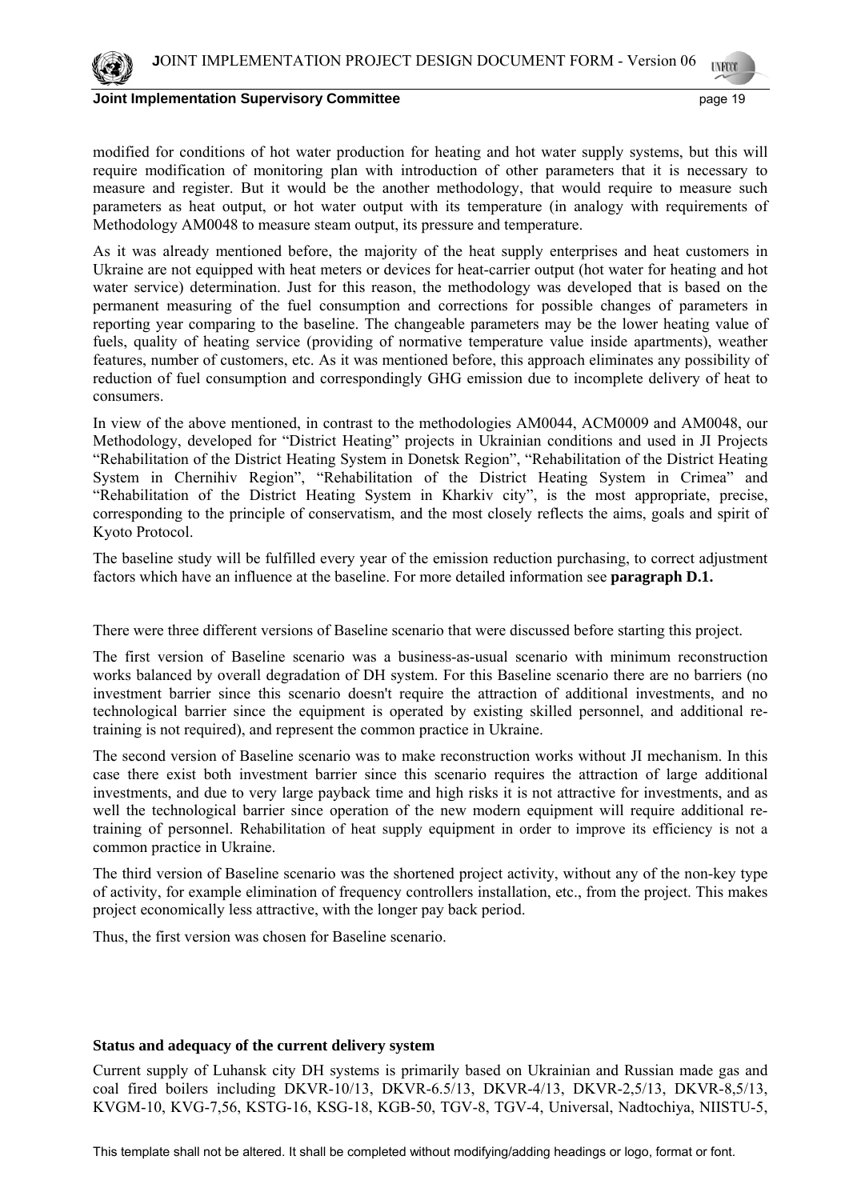modified for conditions of hot water production for heating and hot water supply systems, but this will require modification of monitoring plan with introduction of other parameters that it is necessary to measure and register. But it would be the another methodology, that would require to measure such parameters as heat output, or hot water output with its temperature (in analogy with requirements of Methodology AM0048 to measure steam output, its pressure and temperature.

As it was already mentioned before, the majority of the heat supply enterprises and heat customers in Ukraine are not equipped with heat meters or devices for heat-carrier output (hot water for heating and hot water service) determination. Just for this reason, the methodology was developed that is based on the permanent measuring of the fuel consumption and corrections for possible changes of parameters in reporting year comparing to the baseline. The changeable parameters may be the lower heating value of fuels, quality of heating service (providing of normative temperature value inside apartments), weather features, number of customers, etc. As it was mentioned before, this approach eliminates any possibility of reduction of fuel consumption and correspondingly GHG emission due to incomplete delivery of heat to consumers.

In view of the above mentioned, in contrast to the methodologies AM0044, ACM0009 and AM0048, our Methodology, developed for "District Heating" projects in Ukrainian conditions and used in JI Projects "Rehabilitation of the District Heating System in Donetsk Region", "Rehabilitation of the District Heating System in Chernihiv Region", "Rehabilitation of the District Heating System in Crimea" and "Rehabilitation of the District Heating System in Kharkiv city", is the most appropriate, precise, corresponding to the principle of conservatism, and the most closely reflects the aims, goals and spirit of Kyoto Protocol.

The baseline study will be fulfilled every year of the emission reduction purchasing, to correct adjustment factors which have an influence at the baseline. For more detailed information see **paragraph D.1.**

There were three different versions of Baseline scenario that were discussed before starting this project.

The first version of Baseline scenario was a business-as-usual scenario with minimum reconstruction works balanced by overall degradation of DH system. For this Baseline scenario there are no barriers (no investment barrier since this scenario doesn't require the attraction of additional investments, and no technological barrier since the equipment is operated by existing skilled personnel, and additional re-training is not required), and represent the common practice in Ukraine.

The second version of Baseline scenario was to make reconstruction works without JI mechanism. In this case there exist both investment barrier since this scenario requires the attraction of large additional investments, and due to very large payback time and high risks it is not attractive for investments, and as well the technological barrier since operation of the new modern equipment will require additional re-training of personnel. Rehabilitation of heat supply equipment in order to improve its efficiency is not a common practice in Ukraine.

The third version of Baseline scenario was the shortened project activity, without any of the non-key type of activity, for example elimination of frequency controllers installation, etc., from the project. This makes project economically less attractive, with the longer pay back period.

Thus, the first version was chosen for Baseline scenario.

**Status and adequacy of the current delivery system**

Current supply of Luhansk city DH systems is primarily based on Ukrainian and Russian made gas and coal fired boilers including DKVR-10/13, DKVR-6.5/13, DKVR-4/13, DKVR-2,5/13, DKVR-8,5/13, KVGM-10, KVG-7,56, KSTG-16, KSG-18, KGB-50, TGV-8, TGV-4, Universal, Nadtochiya, NIISTU-5,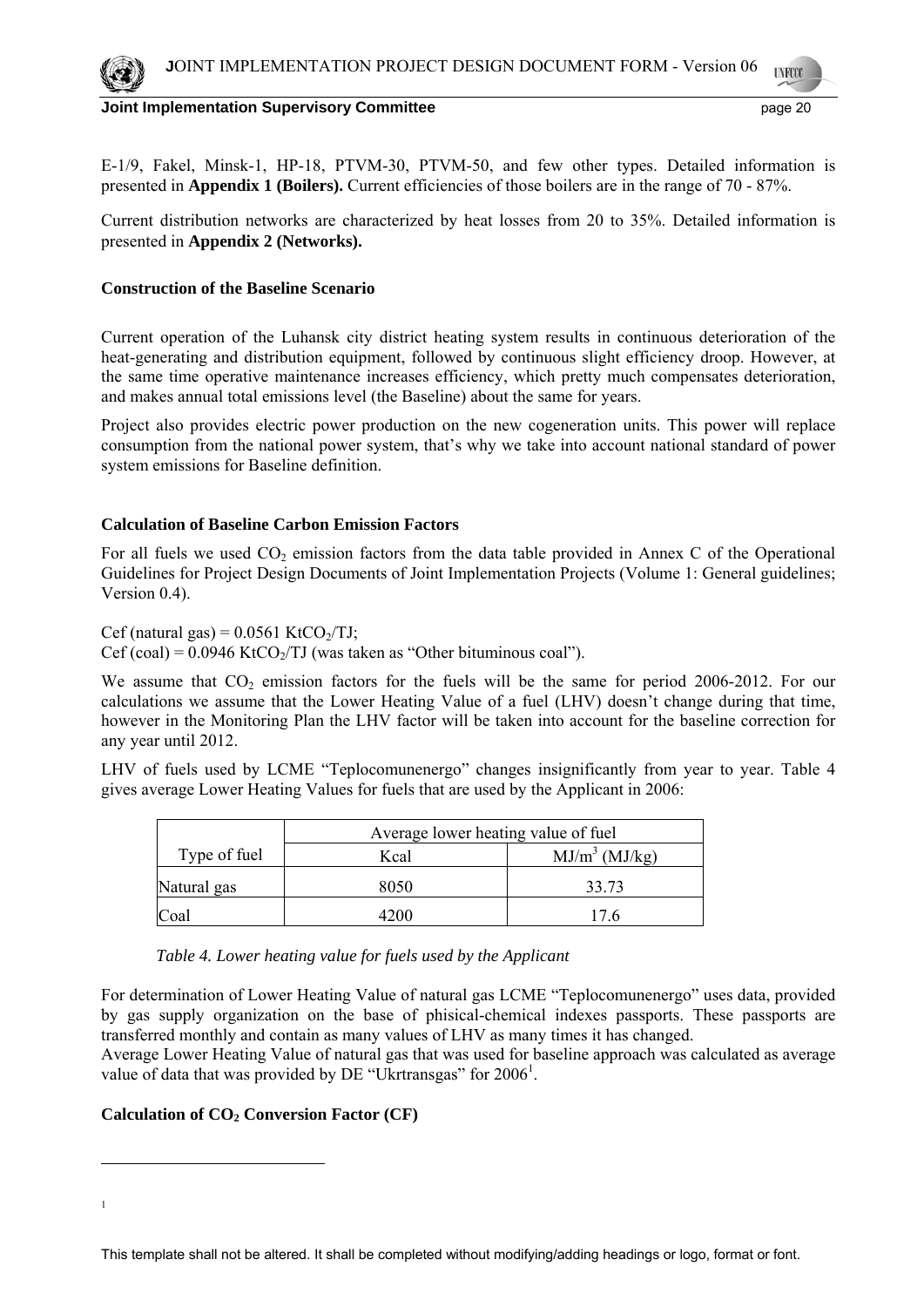E-1/9, Fakel, Minsk-1, HP-18, PTVM-30, PTVM-50, and few other types. Detailed information is presented in **Appendix 1 (Boilers).** Current efficiencies of those boilers are in the range of 70 - 87%.

Current distribution networks are characterized by heat losses from 20 to 35%. Detailed information is presented in **Appendix 2 (Networks).**

**Construction of the Baseline Scenario**

Current operation of the Luhansk city district heating system results in continuous deterioration of the heat-generating and distribution equipment, followed by continuous slight efficiency droop. However, at the same time operative maintenance increases efficiency, which pretty much compensates deterioration, and makes annual total emissions level (the Baseline) about the same for years.

Project also provides electric power production on the new cogeneration units. This power will replace consumption from the national power system, that's why we take into account national standard of power system emissions for Baseline definition.

**Calculation of Baseline Carbon Emission Factors**

For all fuels we used $CO_2$ emission factors from the data table provided in Annex C of the Operational Guidelines for Project Design Documents of Joint Implementation Projects (Volume 1: General guidelines; Version 0.4).

Cef (natural gas) = 0.0561 $KtCO_2/TJ$;
Cef (coal) = 0.0946 $KtCO_2/TJ$ (was taken as "Other bituminous coal").

We assume that $CO_2$ emission factors for the fuels will be the same for period 2006-2012. For our calculations we assume that the Lower Heating Value of a fuel (LHV) doesn't change during that time, however in the Monitoring Plan the LHV factor will be taken into account for the baseline correction for any year until 2012.

LHV of fuels used by LCME "Teplocomunenergo" changes insignificantly from year to year. Table 4 gives average Lower Heating Values for fuels that are used by the Applicant in 2006:

| Type of fuel | Average lower heating value of fuel | |
|---|---|---|
| | Kcal | $MJ/m^3$ (MJ/kg) |
| Natural gas | 8050 | 33.73 |
| Coal | 4200 | 17.6 |

*Table 4. Lower heating value for fuels used by the Applicant*

For determination of Lower Heating Value of natural gas LCME "Teplocomunenergo" uses data, provided by gas supply organization on the base of phisical-chemical indexes passports. These passports are transferred monthly and contain as many values of LHV as many times it has changed.
Average Lower Heating Value of natural gas that was used for baseline approach was calculated as average value of data that was provided by DE "Ukrtransgas" for 2006[1].

**Calculation of $CO_2$ Conversion Factor (CF)**

[1]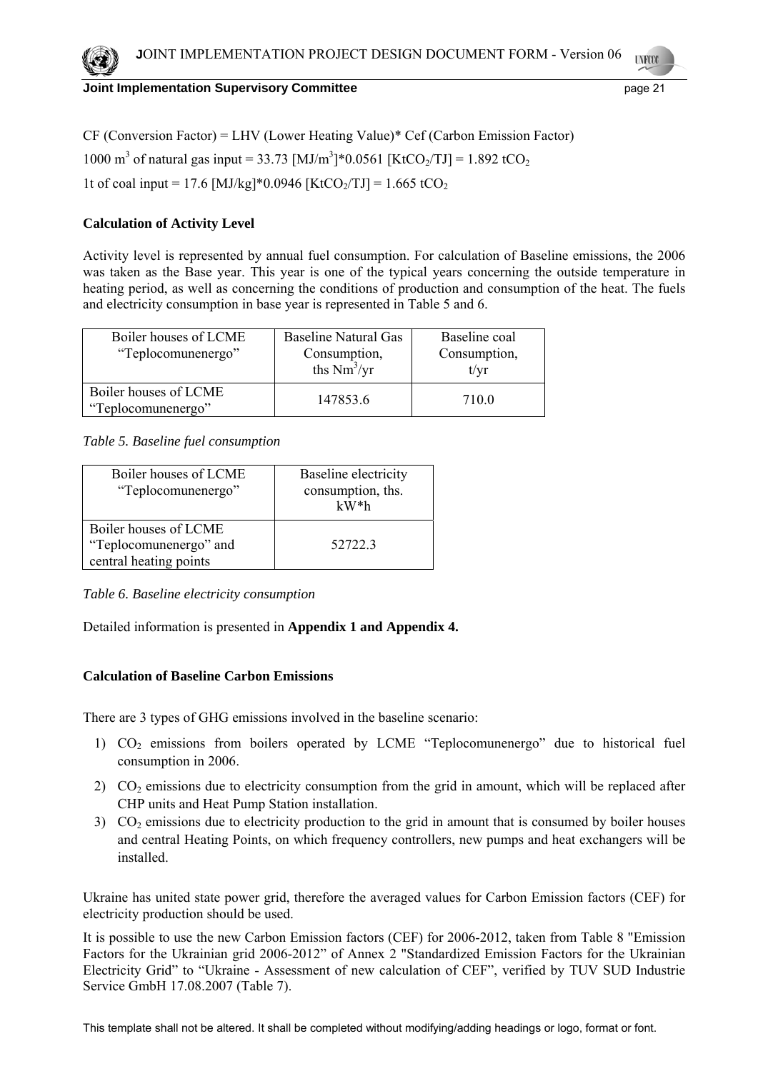CF (Conversion Factor) = LHV (Lower Heating Value)* Cef (Carbon Emission Factor)

1000 $m^3$ of natural gas input = 33.73 [$MJ/m^3$]*0.0561 [$KtCO_2/TJ$] = 1.892 $tCO_2$

1t of coal input = 17.6 [MJ/kg]*0.0946 [$KtCO_2/TJ$] = 1.665 $tCO_2$

**Calculation of Activity Level**

Activity level is represented by annual fuel consumption. For calculation of Baseline emissions, the 2006 was taken as the Base year. This year is one of the typical years concerning the outside temperature in heating period, as well as concerning the conditions of production and consumption of the heat. The fuels and electricity consumption in base year is represented in Table 5 and 6.

| Boiler houses of LCME “Teplocomunenergo” | Baseline Natural Gas Consumption, ths $Nm^3/yr$ | Baseline coal Consumption, t/yr |
|---|---|---|
| Boiler houses of LCME “Teplocomunenergo” | 147853.6 | 710.0 |

*Table 5. Baseline fuel consumption*

| Boiler houses of LCME “Teplocomunenergo” | Baseline electricity consumption, ths. kW*h |
|---|---|
| Boiler houses of LCME “Teplocomunenergo” and central heating points | 52722.3 |

*Table 6. Baseline electricity consumption*

Detailed information is presented in **Appendix 1 and Appendix 4.**

**Calculation of Baseline Carbon Emissions**

There are 3 types of GHG emissions involved in the baseline scenario:

1) $CO_2$ emissions from boilers operated by LCME “Teplocomunenergo” due to historical fuel consumption in 2006.
2) $CO_2$ emissions due to electricity consumption from the grid in amount, which will be replaced after CHP units and Heat Pump Station installation.
3) $CO_2$ emissions due to electricity production to the grid in amount that is consumed by boiler houses and central Heating Points, on which frequency controllers, new pumps and heat exchangers will be installed.

Ukraine has united state power grid, therefore the averaged values for Carbon Emission factors (CEF) for electricity production should be used.

It is possible to use the new Carbon Emission factors (CEF) for 2006-2012, taken from Table 8 "Emission Factors for the Ukrainian grid 2006-2012” of Annex 2 "Standardized Emission Factors for the Ukrainian Electricity Grid” to “Ukraine - Assessment of new calculation of CEF”, verified by TUV SUD Industrie Service GmbH 17.08.2007 (Table 7).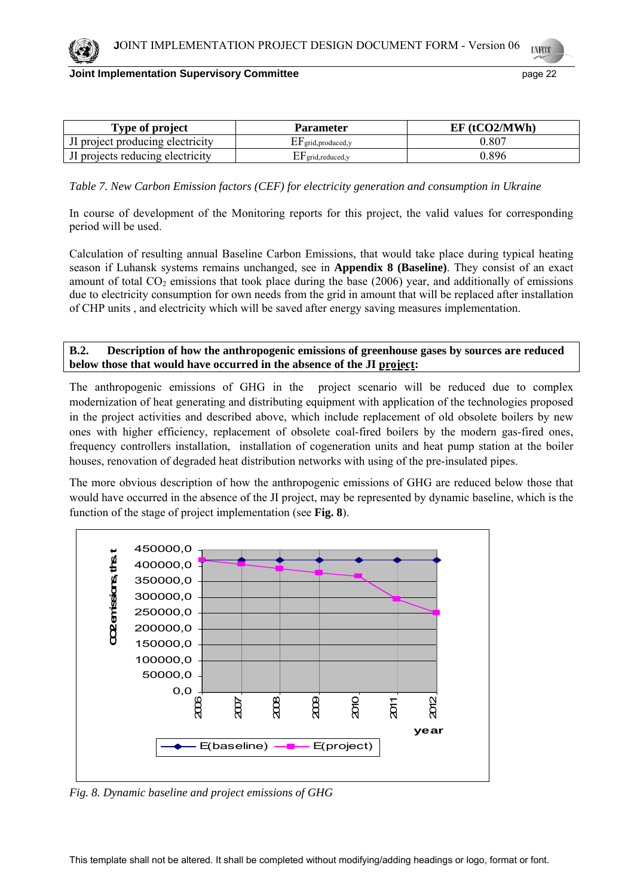| Type of project | Parameter | EF (tCO2/MWh) |
|---|---|---|
| JI project producing electricity | $EF_{grid,produced,y}$ | 0.807 |
| JI projects reducing electricity | $EF_{grid,reduced,y}$ | 0.896 |

*Table 7. New Carbon Emission factors (CEF) for electricity generation and consumption in Ukraine*

In course of development of the Monitoring reports for this project, the valid values for corresponding period will be used.

Calculation of resulting annual Baseline Carbon Emissions, that would take place during typical heating season if Luhansk systems remains unchanged, see in **Appendix 8 (Baseline)**. They consist of an exact amount of total $CO_2$ emissions that took place during the base (2006) year, and additionally of emissions due to electricity consumption for own needs from the grid in amount that will be replaced after installation of CHP units , and electricity which will be saved after energy saving measures implementation.

**B.2. Description of how the anthropogenic emissions of greenhouse gases by sources are reduced below those that would have occurred in the absence of the JI project:**

The anthropogenic emissions of GHG in the project scenario will be reduced due to complex modernization of heat generating and distributing equipment with application of the technologies proposed in the project activities and described above, which include replacement of old obsolete boilers by new ones with higher efficiency, replacement of obsolete coal-fired boilers by the modern gas-fired ones, frequency controllers installation, installation of cogeneration units and heat pump station at the boiler houses, renovation of degraded heat distribution networks with using of the pre-insulated pipes.

The more obvious description of how the anthropogenic emissions of GHG are reduced below those that would have occurred in the absence of the JI project, may be represented by dynamic baseline, which is the function of the stage of project implementation (see **Fig. 8**).

*Fig. 8. Dynamic baseline and project emissions of GHG*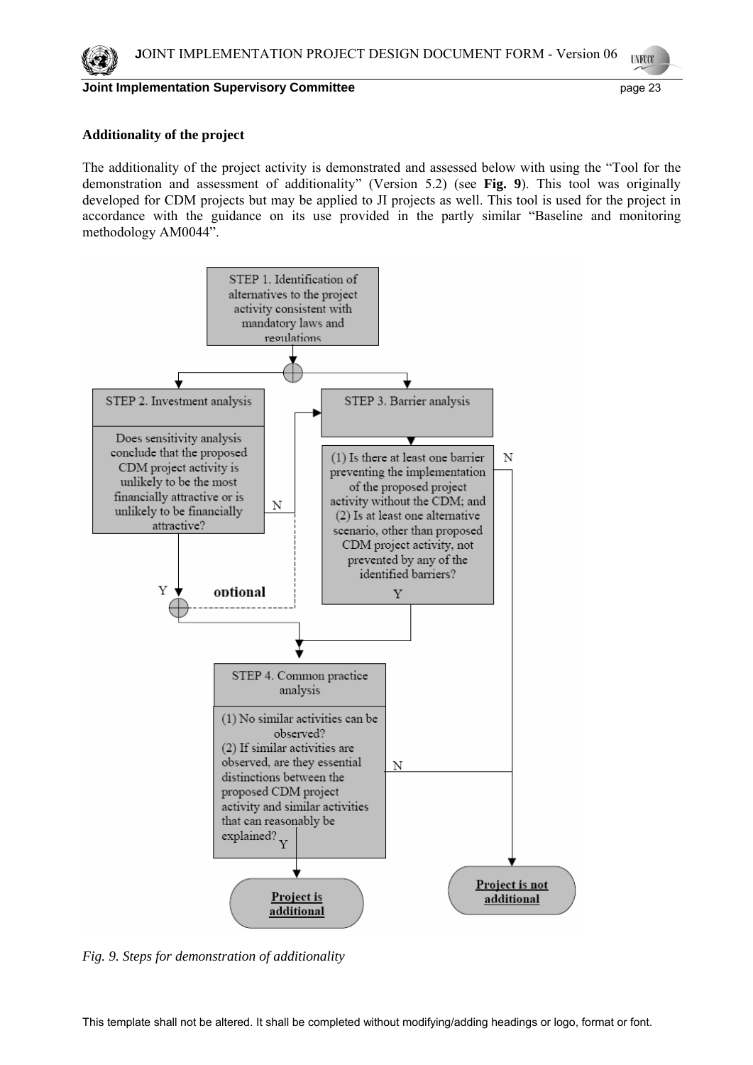**Additionality of the project**

The additionality of the project activity is demonstrated and assessed below with using the "Tool for the demonstration and assessment of additionality" (Version 5.2) (see **Fig. 9**). This tool was originally developed for CDM projects but may be applied to JI projects as well. This tool is used for the project in accordance with the guidance on its use provided in the partly similar "Baseline and monitoring methodology AM0044".

STEP 1. Identification of alternatives to the project activity consistent with mandatory laws and regulations

STEP 2. Investment analysis

Does sensitivity analysis conclude that the proposed CDM project activity is unlikely to be the most financially attractive or is unlikely to be financially attractive?

STEP 3. Barrier analysis

(1) Is there at least one barrier preventing the implementation of the proposed project activity without the CDM; and (2) Is at least one alternative scenario, other than proposed CDM project activity, not prevented by any of the identified barriers?

optional

STEP 4. Common practice analysis

(1) No similar activities can be observed? (2) If similar activities are observed, are they essential distinctions between the proposed CDM project activity and similar activities that can reasonably be explained?

Project is additional

Project is not additional

*Fig. 9. Steps for demonstration of additionality*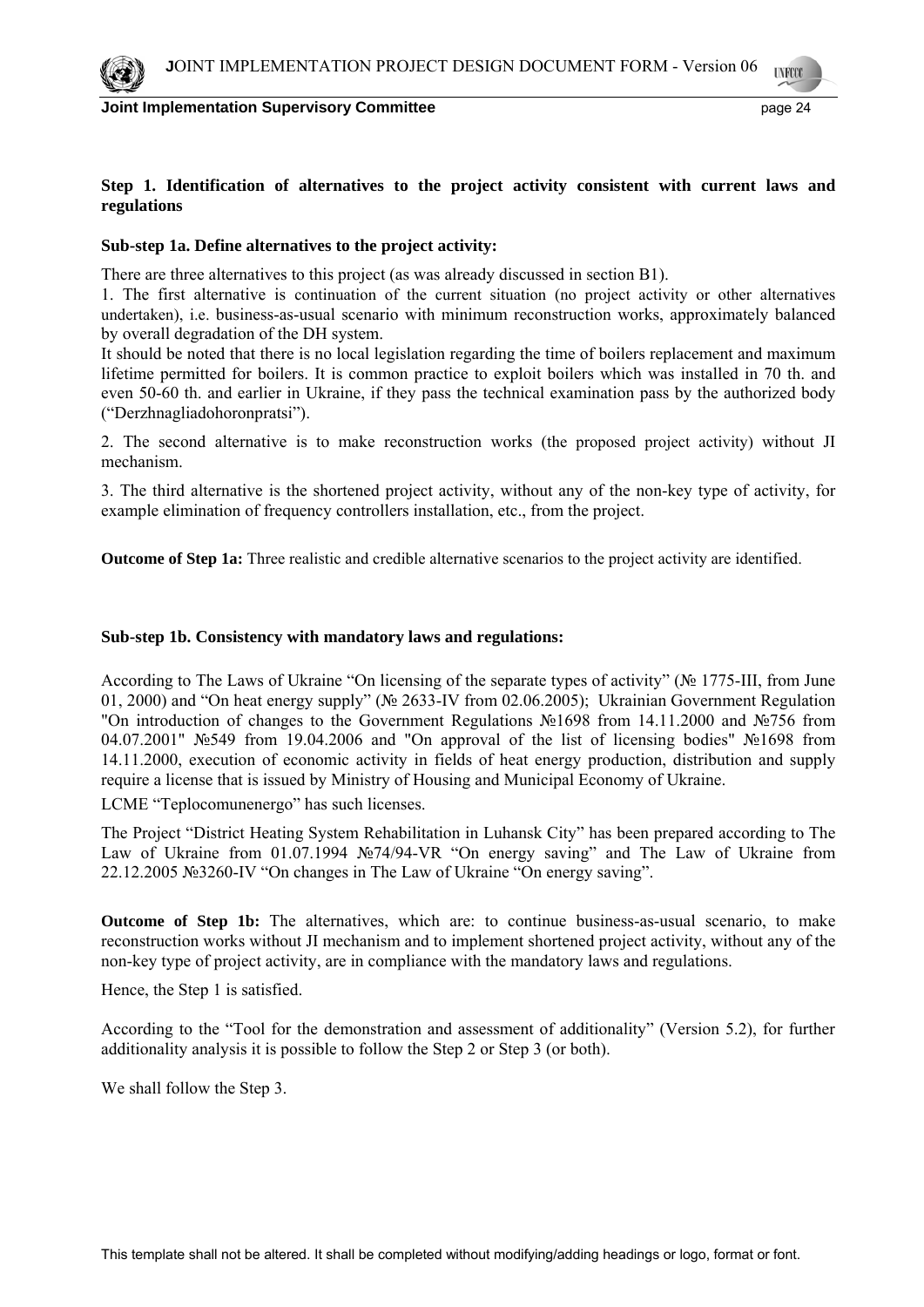**Step 1. Identification of alternatives to the project activity consistent with current laws and regulations**

**Sub-step 1a. Define alternatives to the project activity:**

There are three alternatives to this project (as was already discussed in section B1).

1. The first alternative is continuation of the current situation (no project activity or other alternatives undertaken), i.e. business-as-usual scenario with minimum reconstruction works, approximately balanced by overall degradation of the DH system.

It should be noted that there is no local legislation regarding the time of boilers replacement and maximum lifetime permitted for boilers. It is common practice to exploit boilers which was installed in 70 th. and even 50-60 th. and earlier in Ukraine, if they pass the technical examination pass by the authorized body ("Derzhnagliadohoronpratsi").

2. The second alternative is to make reconstruction works (the proposed project activity) without JI mechanism.

3. The third alternative is the shortened project activity, without any of the non-key type of activity, for example elimination of frequency controllers installation, etc., from the project.

**Outcome of Step 1a:** Three realistic and credible alternative scenarios to the project activity are identified.

**Sub-step 1b. Consistency with mandatory laws and regulations:**

According to The Laws of Ukraine "On licensing of the separate types of activity" (№ 1775-III, from June 01, 2000) and "On heat energy supply" (№ 2633-IV from 02.06.2005); Ukrainian Government Regulation "On introduction of changes to the Government Regulations №1698 from 14.11.2000 and №756 from 04.07.2001" №549 from 19.04.2006 and "On approval of the list of licensing bodies" №1698 from 14.11.2000, execution of economic activity in fields of heat energy production, distribution and supply require a license that is issued by Ministry of Housing and Municipal Economy of Ukraine.

LCME "Teplocomunenergo" has such licenses.

The Project "District Heating System Rehabilitation in Luhansk City" has been prepared according to The Law of Ukraine from 01.07.1994 №74/94-VR "On energy saving" and The Law of Ukraine from 22.12.2005 №3260-IV "On changes in The Law of Ukraine "On energy saving".

**Outcome of Step 1b:** The alternatives, which are: to continue business-as-usual scenario, to make reconstruction works without JI mechanism and to implement shortened project activity, without any of the non-key type of project activity, are in compliance with the mandatory laws and regulations.

Hence, the Step 1 is satisfied.

According to the "Tool for the demonstration and assessment of additionality" (Version 5.2), for further additionality analysis it is possible to follow the Step 2 or Step 3 (or both).

We shall follow the Step 3.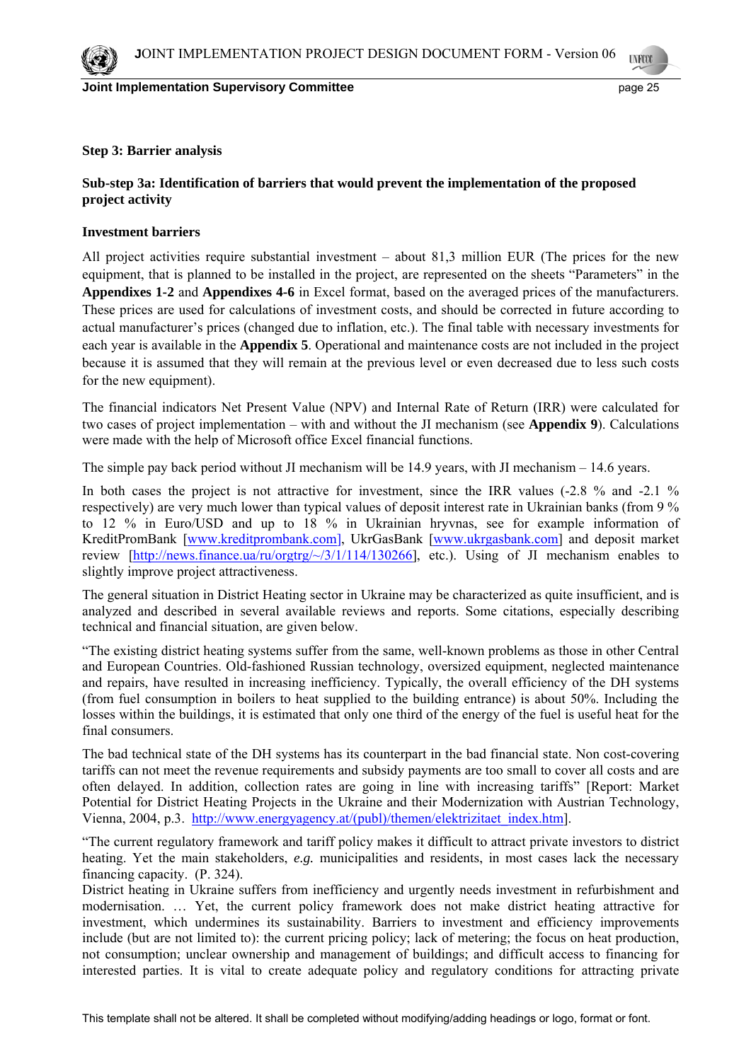**Step 3: Barrier analysis**

**Sub-step 3a: Identification of barriers that would prevent the implementation of the proposed project activity**

**Investment barriers**

All project activities require substantial investment – about 81,3 million EUR (The prices for the new equipment, that is planned to be installed in the project, are represented on the sheets "Parameters" in the **Appendixes 1-2** and **Appendixes 4-6** in Excel format, based on the averaged prices of the manufacturers. These prices are used for calculations of investment costs, and should be corrected in future according to actual manufacturer's prices (changed due to inflation, etc.). The final table with necessary investments for each year is available in the **Appendix 5**. Operational and maintenance costs are not included in the project because it is assumed that they will remain at the previous level or even decreased due to less such costs for the new equipment).

The financial indicators Net Present Value (NPV) and Internal Rate of Return (IRR) were calculated for two cases of project implementation – with and without the JI mechanism (see **Appendix 9**). Calculations were made with the help of Microsoft office Excel financial functions.

The simple pay back period without JI mechanism will be 14.9 years, with JI mechanism – 14.6 years.

In both cases the project is not attractive for investment, since the IRR values (-2.8 % and -2.1 % respectively) are very much lower than typical values of deposit interest rate in Ukrainian banks (from 9 % to 12 % in Euro/USD and up to 18 % in Ukrainian hryvnas, see for example information of KreditPromBank [www.kreditprombank.com], UkrGasBank [www.ukrgasbank.com] and deposit market review [http://news.finance.ua/ru/orgtrg/~/3/1/114/130266], etc.). Using of JI mechanism enables to slightly improve project attractiveness.

The general situation in District Heating sector in Ukraine may be characterized as quite insufficient, and is analyzed and described in several available reviews and reports. Some citations, especially describing technical and financial situation, are given below.

"The existing district heating systems suffer from the same, well-known problems as those in other Central and European Countries. Old-fashioned Russian technology, oversized equipment, neglected maintenance and repairs, have resulted in increasing inefficiency. Typically, the overall efficiency of the DH systems (from fuel consumption in boilers to heat supplied to the building entrance) is about 50%. Including the losses within the buildings, it is estimated that only one third of the energy of the fuel is useful heat for the final consumers.

The bad technical state of the DH systems has its counterpart in the bad financial state. Non cost-covering tariffs can not meet the revenue requirements and subsidy payments are too small to cover all costs and are often delayed. In addition, collection rates are going in line with increasing tariffs" [Report: Market Potential for District Heating Projects in the Ukraine and their Modernization with Austrian Technology, Vienna, 2004, p.3. http://www.energyagency.at/(publ)/themen/elektrizitaet_index.htm].

"The current regulatory framework and tariff policy makes it difficult to attract private investors to district heating. Yet the main stakeholders, *e.g.* municipalities and residents, in most cases lack the necessary financing capacity. (P. 324).
District heating in Ukraine suffers from inefficiency and urgently needs investment in refurbishment and modernisation. … Yet, the current policy framework does not make district heating attractive for investment, which undermines its sustainability. Barriers to investment and efficiency improvements include (but are not limited to): the current pricing policy; lack of metering; the focus on heat production, not consumption; unclear ownership and management of buildings; and difficult access to financing for interested parties. It is vital to create adequate policy and regulatory conditions for attracting private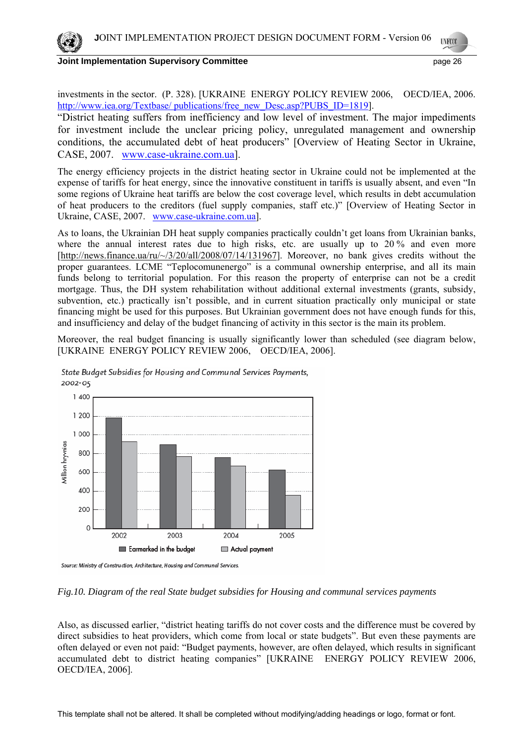investments in the sector. (P. 328). [UKRAINE ENERGY POLICY REVIEW 2006, OECD/IEA, 2006. http://www.iea.org/Textbase/ publications/free_new_Desc.asp?PUBS_ID=1819].

"District heating suffers from inefficiency and low level of investment. The major impediments for investment include the unclear pricing policy, unregulated management and ownership conditions, the accumulated debt of heat producers" [Overview of Heating Sector in Ukraine, CASE, 2007. www.case-ukraine.com.ua].

The energy efficiency projects in the district heating sector in Ukraine could not be implemented at the expense of tariffs for heat energy, since the innovative constituent in tariffs is usually absent, and even "In some regions of Ukraine heat tariffs are below the cost coverage level, which results in debt accumulation of heat producers to the creditors (fuel supply companies, staff etc.)" [Overview of Heating Sector in Ukraine, CASE, 2007. www.case-ukraine.com.ua].

As to loans, the Ukrainian DH heat supply companies practically couldn't get loans from Ukrainian banks, where the annual interest rates due to high risks, etc. are usually up to 20 % and even more [http://news.finance.ua/ru/~/3/20/all/2008/07/14/131967]. Moreover, no bank gives credits without the proper guarantees. LCME "Teplocomunenergo" is a communal ownership enterprise, and all its main funds belong to territorial population. For this reason the property of enterprise can not be a credit mortgage. Thus, the DH system rehabilitation without additional external investments (grants, subsidy, subvention, etc.) practically isn't possible, and in current situation practically only municipal or state financing might be used for this purposes. But Ukrainian government does not have enough funds for this, and insufficiency and delay of the budget financing of activity in this sector is the main its problem.

Moreover, the real budget financing is usually significantly lower than scheduled (see diagram below, [UKRAINE ENERGY POLICY REVIEW 2006, OECD/IEA, 2006].

*State Budget Subsidies for Housing and Communal Services Payments, 2002-05*

Source: Ministry of Construction, Architecture, Housing and Communal Services.

*Fig.10. Diagram of the real State budget subsidies for Housing and communal services payments*

Also, as discussed earlier, "district heating tariffs do not cover costs and the difference must be covered by direct subsidies to heat providers, which come from local or state budgets". But even these payments are often delayed or even not paid: "Budget payments, however, are often delayed, which results in significant accumulated debt to district heating companies" [UKRAINE ENERGY POLICY REVIEW 2006, OECD/IEA, 2006].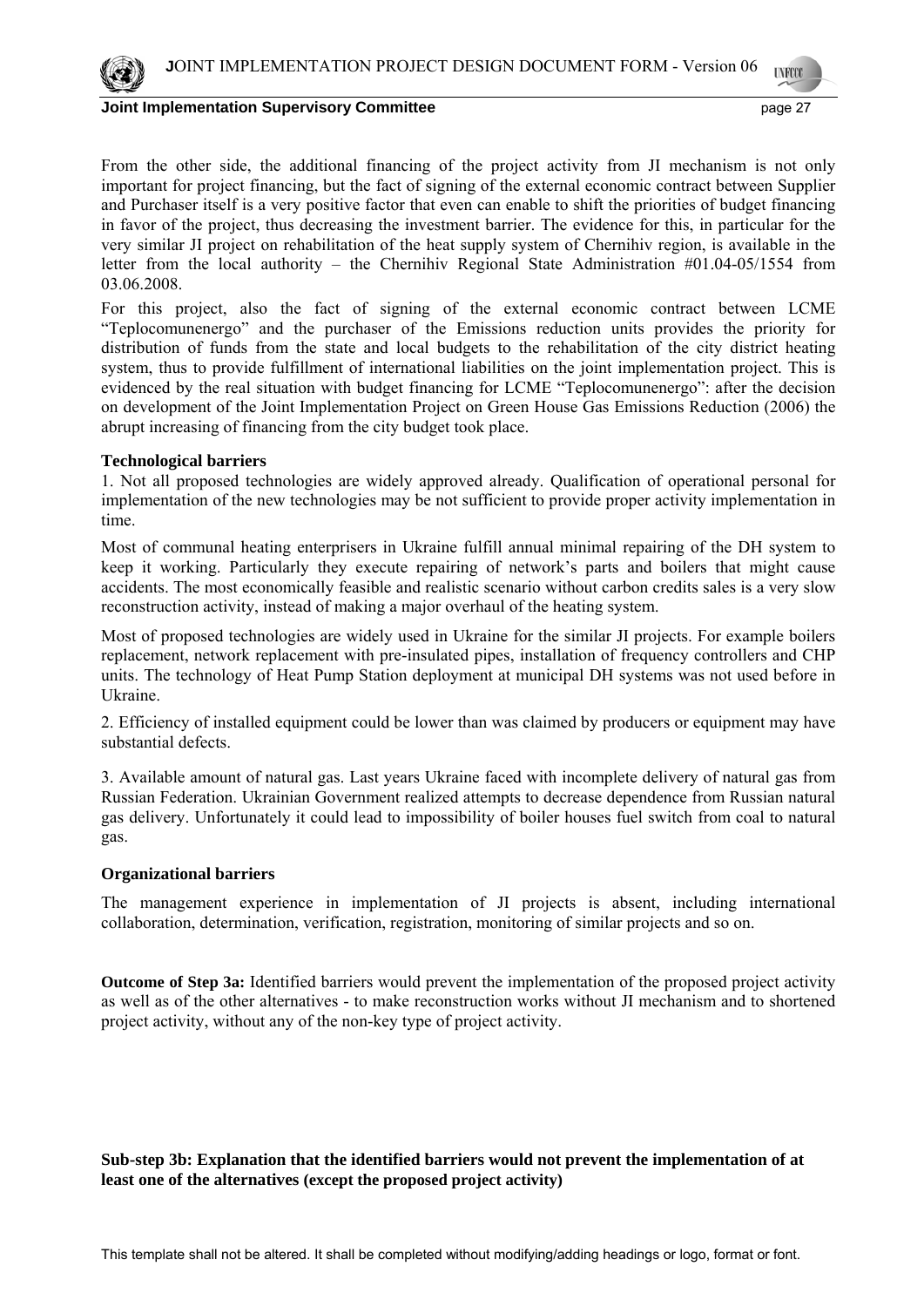From the other side, the additional financing of the project activity from JI mechanism is not only important for project financing, but the fact of signing of the external economic contract between Supplier and Purchaser itself is a very positive factor that even can enable to shift the priorities of budget financing in favor of the project, thus decreasing the investment barrier. The evidence for this, in particular for the very similar JI project on rehabilitation of the heat supply system of Chernihiv region, is available in the letter from the local authority – the Chernihiv Regional State Administration #01.04-05/1554 from 03.06.2008.

For this project, also the fact of signing of the external economic contract between LCME "Teplocomunenergo" and the purchaser of the Emissions reduction units provides the priority for distribution of funds from the state and local budgets to the rehabilitation of the city district heating system, thus to provide fulfillment of international liabilities on the joint implementation project. This is evidenced by the real situation with budget financing for LCME "Teplocomunenergo": after the decision on development of the Joint Implementation Project on Green House Gas Emissions Reduction (2006) the abrupt increasing of financing from the city budget took place.

**Technological barriers**

1. Not all proposed technologies are widely approved already. Qualification of operational personal for implementation of the new technologies may be not sufficient to provide proper activity implementation in time.

Most of communal heating enterprisers in Ukraine fulfill annual minimal repairing of the DH system to keep it working. Particularly they execute repairing of network's parts and boilers that might cause accidents. The most economically feasible and realistic scenario without carbon credits sales is a very slow reconstruction activity, instead of making a major overhaul of the heating system.

Most of proposed technologies are widely used in Ukraine for the similar JI projects. For example boilers replacement, network replacement with pre-insulated pipes, installation of frequency controllers and CHP units. The technology of Heat Pump Station deployment at municipal DH systems was not used before in Ukraine.

2. Efficiency of installed equipment could be lower than was claimed by producers or equipment may have substantial defects.

3. Available amount of natural gas. Last years Ukraine faced with incomplete delivery of natural gas from Russian Federation. Ukrainian Government realized attempts to decrease dependence from Russian natural gas delivery. Unfortunately it could lead to impossibility of boiler houses fuel switch from coal to natural gas.

**Organizational barriers**

The management experience in implementation of JI projects is absent, including international collaboration, determination, verification, registration, monitoring of similar projects and so on.

**Outcome of Step 3a:** Identified barriers would prevent the implementation of the proposed project activity as well as of the other alternatives - to make reconstruction works without JI mechanism and to shortened project activity, without any of the non-key type of project activity.

**Sub-step 3b: Explanation that the identified barriers would not prevent the implementation of at least one of the alternatives (except the proposed project activity)**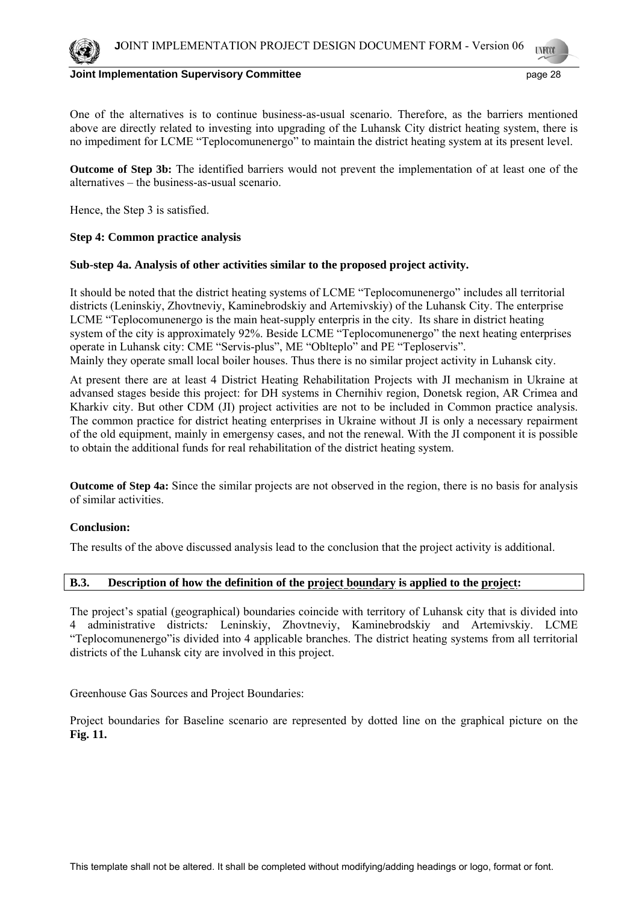One of the alternatives is to continue business-as-usual scenario. Therefore, as the barriers mentioned above are directly related to investing into upgrading of the Luhansk City district heating system, there is no impediment for LCME "Teplocomunenergo" to maintain the district heating system at its present level.

**Outcome of Step 3b:** The identified barriers would not prevent the implementation of at least one of the alternatives – the business-as-usual scenario.

Hence, the Step 3 is satisfied.

**Step 4: Common practice analysis**

**Sub-step 4a. Analysis of other activities similar to the proposed project activity.**

It should be noted that the district heating systems of LCME "Teplocomunenergo" includes all territorial districts (Leninskiy, Zhovtneviy, Kaminebrodskiy and Artemivskiy) of the Luhansk City. The enterprise LCME "Teplocomunenergo is the main heat-supply enterpris in the city. Its share in district heating system of the city is approximately 92%. Beside LCME "Teplocomunenergo" the next heating enterprises operate in Luhansk city: CME "Servis-plus", ME "Oblteplo" and PE "Teploservis".
Mainly they operate small local boiler houses. Thus there is no similar project activity in Luhansk city.

At present there are at least 4 District Heating Rehabilitation Projects with JI mechanism in Ukraine at advansed stages beside this project: for DH systems in Chernihiv region, Donetsk region, AR Crimea and Kharkiv city. But other CDM (JI) project activities are not to be included in Common practice analysis. The common practice for district heating enterprises in Ukraine without JI is only a necessary repairment of the old equipment, mainly in emergensy cases, and not the renewal. With the JI component it is possible to obtain the additional funds for real rehabilitation of the district heating system.

**Outcome of Step 4a:** Since the similar projects are not observed in the region, there is no basis for analysis of similar activities.

**Conclusion:**

The results of the above discussed analysis lead to the conclusion that the project activity is additional.

## B.3. Description of how the definition of the project boundary is applied to the project:

The project's spatial (geographical) boundaries coincide with territory of Luhansk city that is divided into 4 administrative districts*:* Leninskiy, Zhovtneviy, Kaminebrodskiy and Artemivskiy. LCME "Teplocomunenergo"is divided into 4 applicable branches. The district heating systems from all territorial districts of the Luhansk city are involved in this project.

Greenhouse Gas Sources and Project Boundaries:

Project boundaries for Baseline scenario are represented by dotted line on the graphical picture on the **Fig. 11.**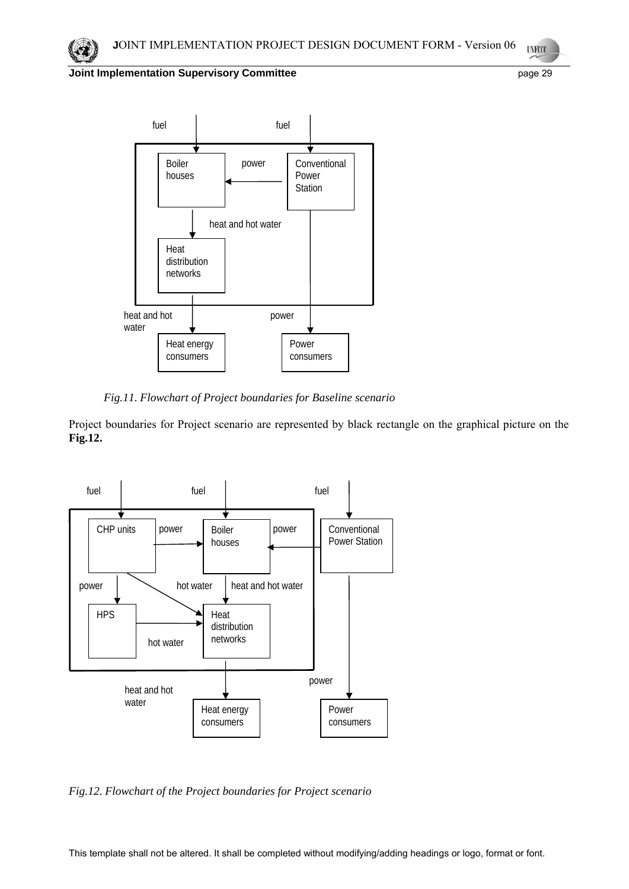*Fig.11. Flowchart of Project boundaries for Baseline scenario*

Project boundaries for Project scenario are represented by black rectangle on the graphical picture on the **Fig.12.**

*Fig.12. Flowchart of the Project boundaries for Project scenario*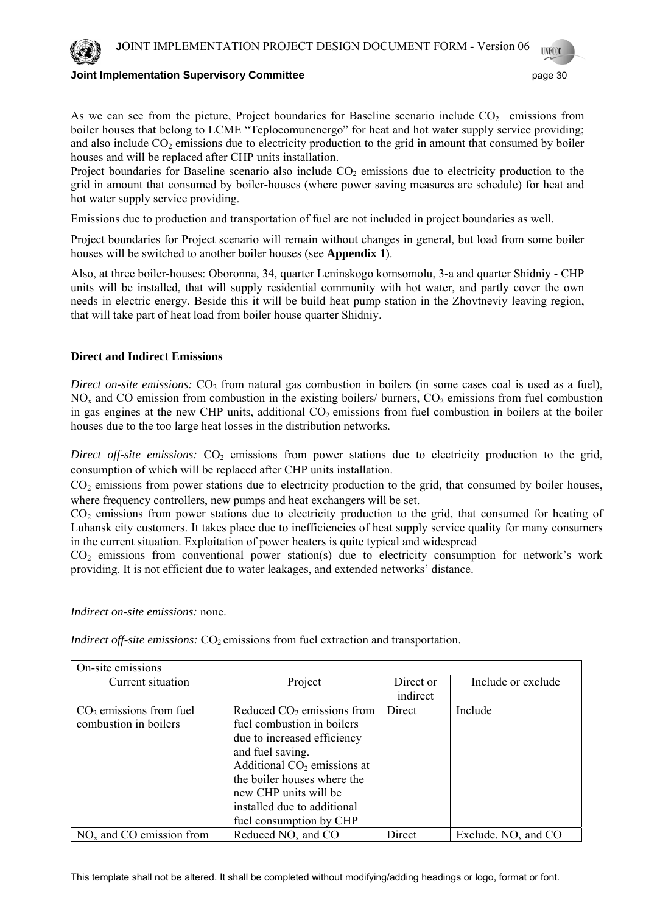As we can see from the picture, Project boundaries for Baseline scenario include $CO_2$ emissions from boiler houses that belong to LCME "Teplocomunenergo" for heat and hot water supply service providing; and also include $CO_2$ emissions due to electricity production to the grid in amount that consumed by boiler houses and will be replaced after CHP units installation.

Project boundaries for Baseline scenario also include $CO_2$ emissions due to electricity production to the grid in amount that consumed by boiler-houses (where power saving measures are schedule) for heat and hot water supply service providing.

Emissions due to production and transportation of fuel are not included in project boundaries as well.

Project boundaries for Project scenario will remain without changes in general, but load from some boiler houses will be switched to another boiler houses (see **Appendix 1**).

Also, at three boiler-houses: Oboronna, 34, quarter Leninskogo komsomolu, 3-a and quarter Shidniy - CHP units will be installed, that will supply residential community with hot water, and partly cover the own needs in electric energy. Beside this it will be build heat pump station in the Zhovtneviy leaving region, that will take part of heat load from boiler house quarter Shidniy.

**Direct and Indirect Emissions**

*Direct on-site emissions:* $CO_2$ from natural gas combustion in boilers (in some cases coal is used as a fuel), $NO_x$ and CO emission from combustion in the existing boilers/ burners, $CO_2$ emissions from fuel combustion in gas engines at the new CHP units, additional $CO_2$ emissions from fuel combustion in boilers at the boiler houses due to the too large heat losses in the distribution networks.

*Direct off-site emissions:* $CO_2$ emissions from power stations due to electricity production to the grid, consumption of which will be replaced after CHP units installation.

$CO_2$ emissions from power stations due to electricity production to the grid, that consumed by boiler houses, where frequency controllers, new pumps and heat exchangers will be set.

$CO_2$ emissions from power stations due to electricity production to the grid, that consumed for heating of Luhansk city customers. It takes place due to inefficiencies of heat supply service quality for many consumers in the current situation. Exploitation of power heaters is quite typical and widespread

$CO_2$ emissions from conventional power station(s) due to electricity consumption for network's work providing. It is not efficient due to water leakages, and extended networks' distance.

*Indirect on-site emissions:* none.

*Indirect off-site emissions:* $CO_2$ emissions from fuel extraction and transportation.

| On-site emissions | | | |
|---|---|---|---|
| Current situation | Project | Direct or indirect | Include or exclude |
| $CO_2$ emissions from fuel combustion in boilers | Reduced $CO_2$ emissions from fuel combustion in boilers due to increased efficiency and fuel saving. Additional $CO_2$ emissions at the boiler houses where the new CHP units will be installed due to additional fuel consumption by CHP | Direct | Include |
| $NO_x$ and CO emission from | Reduced $NO_x$ and CO | Direct | Exclude. $NO_x$ and CO |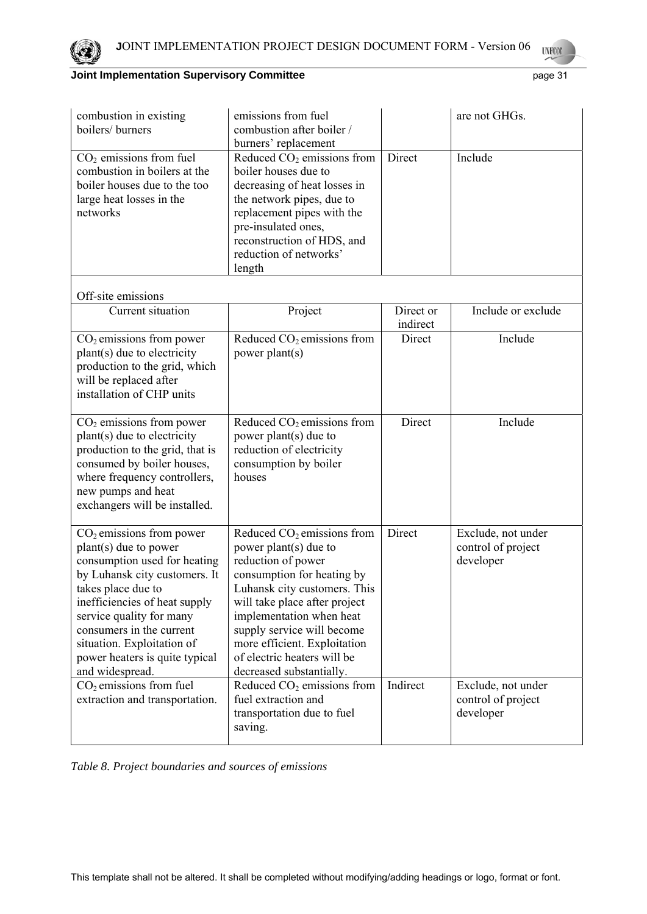| | | | |
|---|---|---|---|
| combustion in existing boilers/ burners | emissions from fuel combustion after boiler / burners' replacement | | are not GHGs. |
| $CO_2$ emissions from fuel combustion in boilers at the boiler houses due to the too large heat losses in the networks | Reduced $CO_2$ emissions from boiler houses due to decreasing of heat losses in the network pipes, due to replacement pipes with the pre-insulated ones, reconstruction of HDS, and reduction of networks' length | Direct | Include |

Off-site emissions

| Current situation | Project | Direct or indirect | Include or exclude |
|---|---|---|---|
| $CO_2$ emissions from power plant(s) due to electricity production to the grid, which will be replaced after installation of CHP units | Reduced $CO_2$ emissions from power plant(s) | Direct | Include |
| $CO_2$ emissions from power plant(s) due to electricity production to the grid, that is consumed by boiler houses, where frequency controllers, new pumps and heat exchangers will be installed. | Reduced $CO_2$ emissions from power plant(s) due to reduction of electricity consumption by boiler houses | Direct | Include |
| $CO_2$ emissions from power plant(s) due to power consumption used for heating by Luhansk city customers. It takes place due to inefficiencies of heat supply service quality for many consumers in the current situation. Exploitation of power heaters is quite typical and widespread. | Reduced $CO_2$ emissions from power plant(s) due to reduction of power consumption for heating by Luhansk city customers. This will take place after project implementation when heat supply service will become more efficient. Exploitation of electric heaters will be decreased substantially. | Direct | Exclude, not under control of project developer |
| $CO_2$ emissions from fuel extraction and transportation. | Reduced $CO_2$ emissions from fuel extraction and transportation due to fuel saving. | Indirect | Exclude, not under control of project developer |

*Table 8. Project boundaries and sources of emissions*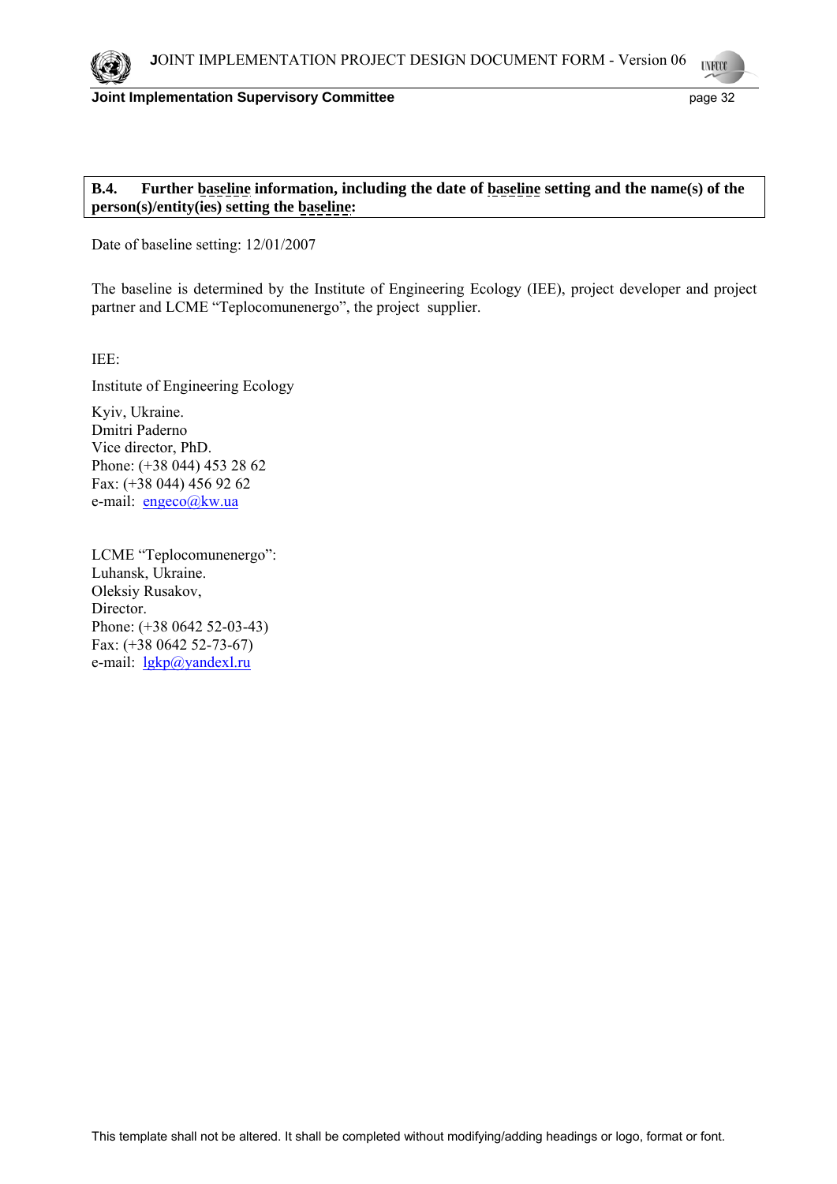**B.4. Further baseline information, including the date of baseline setting and the name(s) of the person(s)/entity(ies) setting the baseline:**

Date of baseline setting: 12/01/2007

The baseline is determined by the Institute of Engineering Ecology (IEE), project developer and project partner and LCME "Teplocomunenergo", the project supplier.

IEE:

Institute of Engineering Ecology

Kyiv, Ukraine.
Dmitri Paderno
Vice director, PhD.
Phone: (+38 044) 453 28 62
Fax: (+38 044) 456 92 62
e-mail: engeco@kw.ua

LCME "Teplocomunenergo":
Luhansk, Ukraine.
Oleksiy Rusakov,
Director.
Phone: (+38 0642 52-03-43)
Fax: (+38 0642 52-73-67)
e-mail: lgkp@yandexl.ru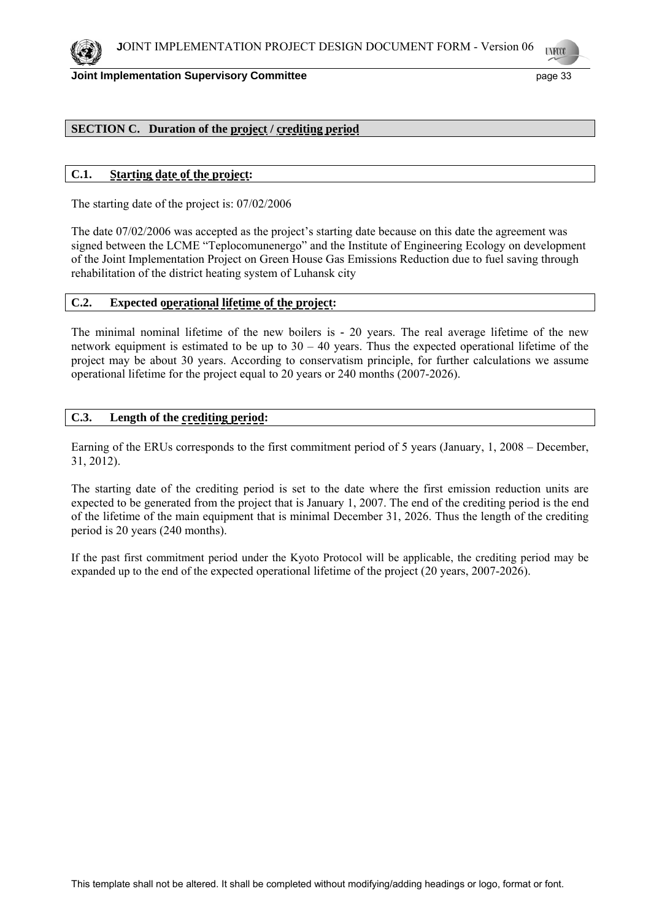## SECTION C. Duration of the project / crediting period

### C.1. Starting date of the project:

The starting date of the project is: 07/02/2006

The date 07/02/2006 was accepted as the project's starting date because on this date the agreement was signed between the LCME "Teplocomunenergo" and the Institute of Engineering Ecology on development of the Joint Implementation Project on Green House Gas Emissions Reduction due to fuel saving through rehabilitation of the district heating system of Luhansk city

### C.2. Expected operational lifetime of the project:

The minimal nominal lifetime of the new boilers is - 20 years. The real average lifetime of the new network equipment is estimated to be up to 30 – 40 years. Thus the expected operational lifetime of the project may be about 30 years. According to conservatism principle, for further calculations we assume operational lifetime for the project equal to 20 years or 240 months (2007-2026).

### C.3. Length of the crediting period:

Earning of the ERUs corresponds to the first commitment period of 5 years (January, 1, 2008 – December, 31, 2012).

The starting date of the crediting period is set to the date where the first emission reduction units are expected to be generated from the project that is January 1, 2007. The end of the crediting period is the end of the lifetime of the main equipment that is minimal December 31, 2026. Thus the length of the crediting period is 20 years (240 months).

If the past first commitment period under the Kyoto Protocol will be applicable, the crediting period may be expanded up to the end of the expected operational lifetime of the project (20 years, 2007-2026).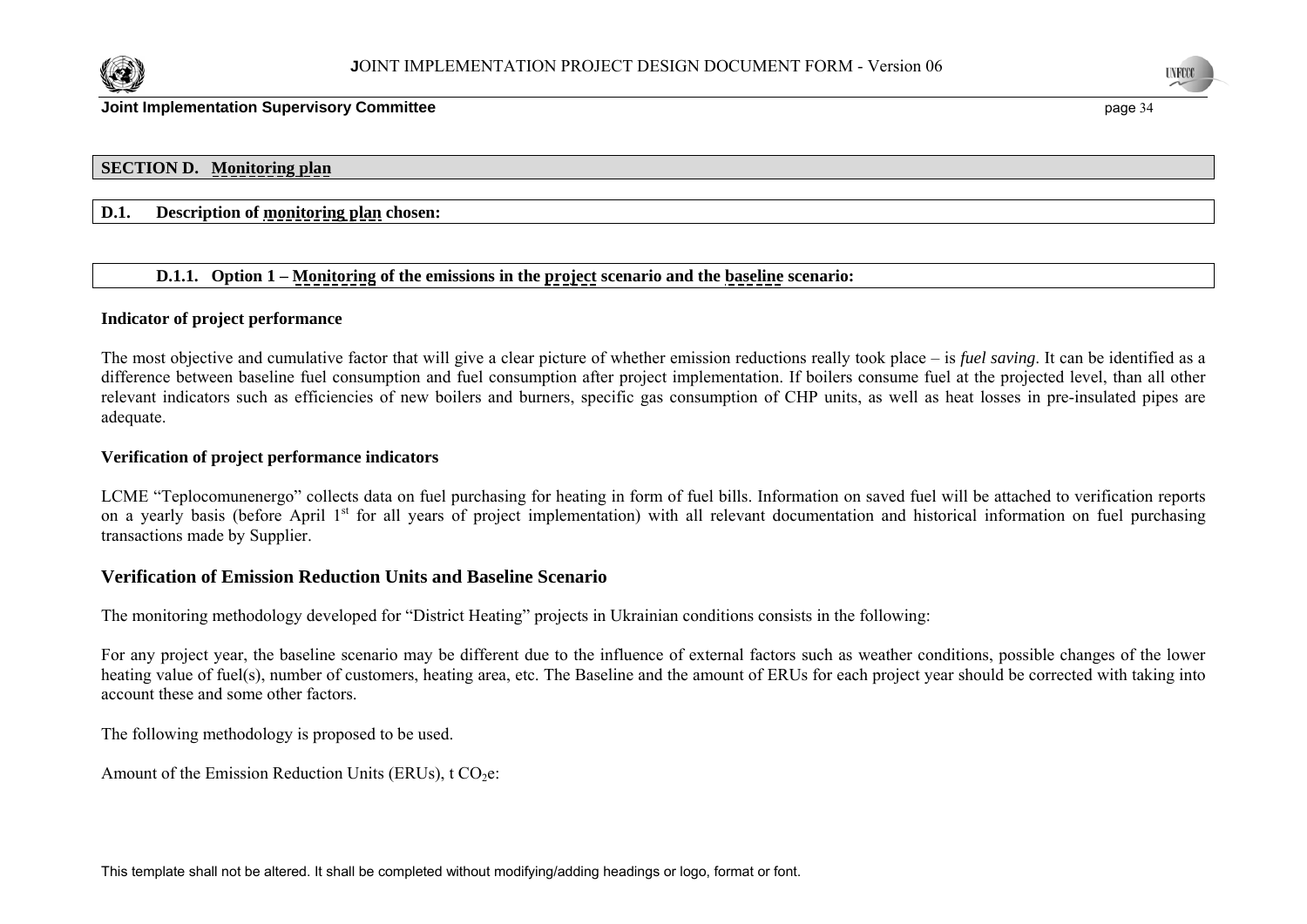## SECTION D. Monitoring plan

### D.1. Description of monitoring plan chosen:

#### D.1.1. Option 1 – Monitoring of the emissions in the project scenario and the baseline scenario:

**Indicator of project performance**

The most objective and cumulative factor that will give a clear picture of whether emission reductions really took place – is *fuel saving*. It can be identified as a difference between baseline fuel consumption and fuel consumption after project implementation. If boilers consume fuel at the projected level, than all other relevant indicators such as efficiencies of new boilers and burners, specific gas consumption of CHP units, as well as heat losses in pre-insulated pipes are adequate.

**Verification of project performance indicators**

LCME "Teplocomunenergo" collects data on fuel purchasing for heating in form of fuel bills. Information on saved fuel will be attached to verification reports on a yearly basis (before April 1st for all years of project implementation) with all relevant documentation and historical information on fuel purchasing transactions made by Supplier.

### Verification of Emission Reduction Units and Baseline Scenario

The monitoring methodology developed for "District Heating" projects in Ukrainian conditions consists in the following:

For any project year, the baseline scenario may be different due to the influence of external factors such as weather conditions, possible changes of the lower heating value of fuel(s), number of customers, heating area, etc. The Baseline and the amount of ERUs for each project year should be corrected with taking into account these and some other factors.

The following methodology is proposed to be used.

Amount of the Emission Reduction Units (ERUs), t $CO_2$e: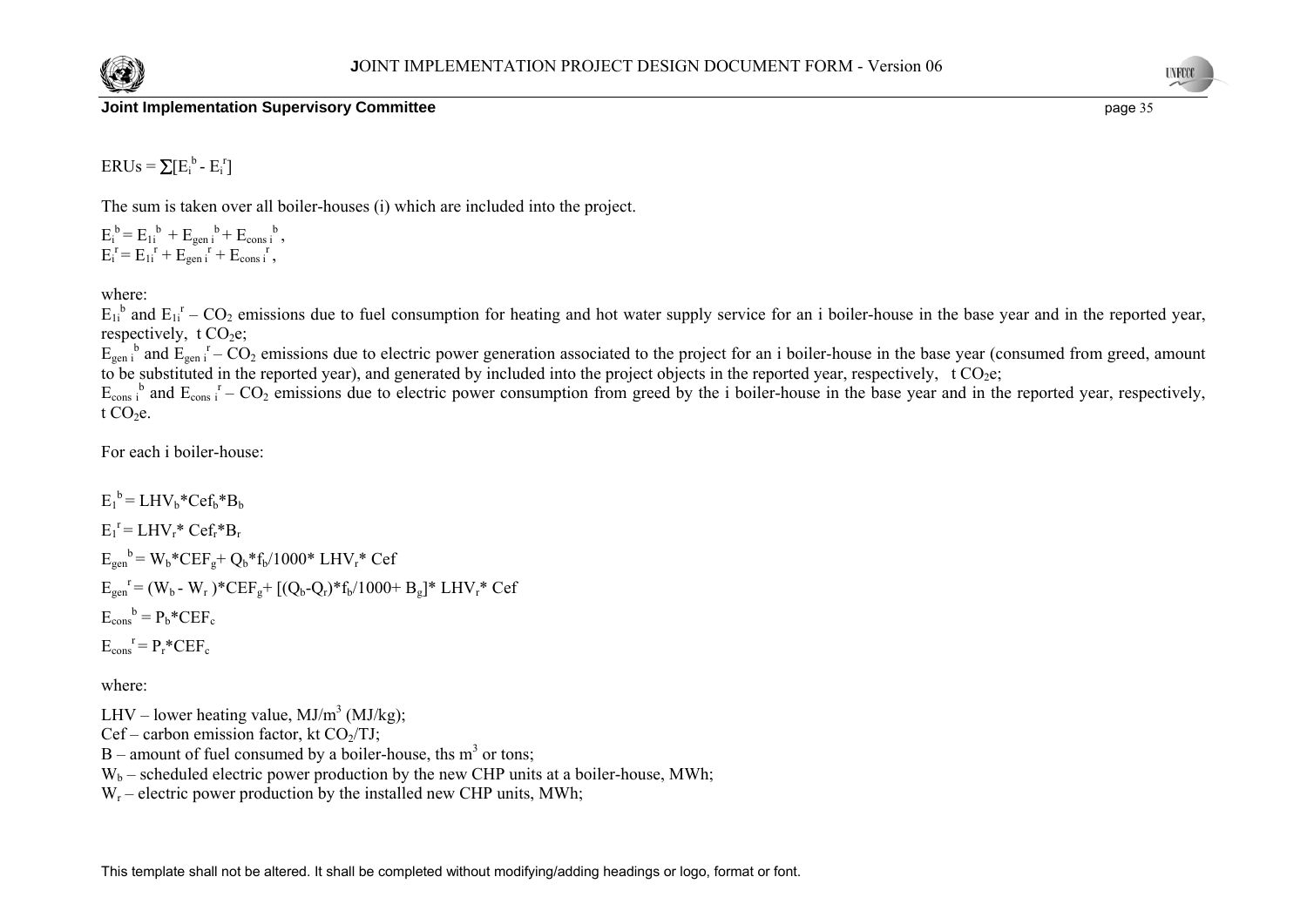$$ERUs = \sum[E_i^b - E_i^r]$$

The sum is taken over all boiler-houses (i) which are included into the project.

$E_i^b = E_{1i}^b + E_{gen\,i}^b + E_{cons\,i}^b$,
$E_i^r = E_{1i}^r + E_{gen\,i}^r + E_{cons\,i}^r$,

where:

$E_{1i}^b$ and $E_{1i}^r$ – $CO_2$ emissions due to fuel consumption for heating and hot water supply service for an i boiler-house in the base year and in the reported year, respectively, t $CO_2$e;

$E_{gen\,i}^b$ and $E_{gen\,i}^r$ – $CO_2$ emissions due to electric power generation associated to the project for an i boiler-house in the base year (consumed from greed, amount to be substituted in the reported year), and generated by included into the project objects in the reported year, respectively, t $CO_2$e;

$E_{cons\,i}^b$ and $E_{cons\,i}^r$ – $CO_2$ emissions due to electric power consumption from greed by the i boiler-house in the base year and in the reported year, respectively, t $CO_2$e.

For each i boiler-house:

$$E_1^b = LHV_b * Cef_b * B_b$$

$$E_1^r = LHV_r * Cef_r * B_r$$

$$E_{gen}^b = W_b * CEF_g + Q_b * f_b / 1000 * LHV_r * Cef$$

$$E_{gen}^r = (W_b - W_r) * CEF_g + [(Q_b - Q_r) * f_b / 1000 + B_g] * LHV_r * Cef$$

$$E_{cons}^b = P_b * CEF_c$$

$$E_{cons}^r = P_r * CEF_c$$

where:

LHV – lower heating value, MJ/$m^3$ (MJ/kg);
Cef – carbon emission factor, kt $CO_2$/TJ;
B – amount of fuel consumed by a boiler-house, ths $m^3$ or tons;
$W_b$ – scheduled electric power production by the new CHP units at a boiler-house, MWh;
$W_r$ – electric power production by the installed new CHP units, MWh;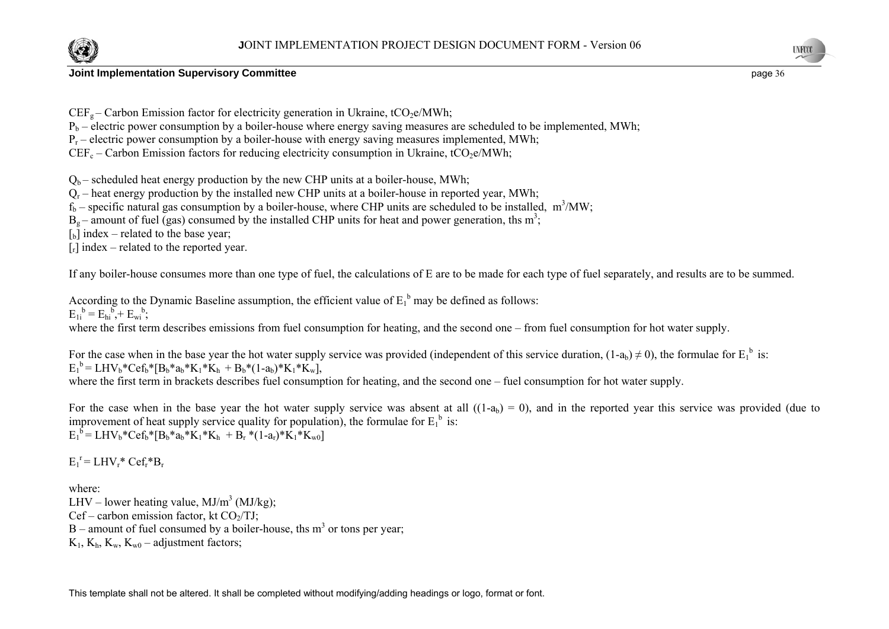$CEF_g$ – Carbon Emission factor for electricity generation in Ukraine, $tCO_2e/MWh$;
$P_b$ – electric power consumption by a boiler-house where energy saving measures are scheduled to be implemented, MWh;
$P_r$ – electric power consumption by a boiler-house with energy saving measures implemented, MWh;
$CEF_c$ – Carbon Emission factors for reducing electricity consumption in Ukraine, $tCO_2e/MWh$;

$Q_b$ – scheduled heat energy production by the new CHP units at a boiler-house, MWh;
$Q_r$ – heat energy production by the installed new CHP units at a boiler-house in reported year, MWh;
$f_b$ – specific natural gas consumption by a boiler-house, where CHP units are scheduled to be installed, $m^3/MW$;
$B_g$ – amount of fuel (gas) consumed by the installed CHP units for heat and power generation, ths $m^3$;
$[_b]$ index – related to the base year;
$[_r]$ index – related to the reported year.

If any boiler-house consumes more than one type of fuel, the calculations of E are to be made for each type of fuel separately, and results are to be summed.

According to the Dynamic Baseline assumption, the efficient value of $E_1^b$ may be defined as follows:
$E_{1i}^{\ b} = E_{hi}^{\ b}, + E_{wi}^{\ b}$;
where the first term describes emissions from fuel consumption for heating, and the second one – from fuel consumption for hot water supply.

For the case when in the base year the hot water supply service was provided (independent of this service duration, $(1-a_b) \neq 0$), the formulae for $E_1^b$ is:
$E_1^b = LHV_b*Cef_b*[B_b*a_b*K_1*K_h + B_b*(1-a_b)*K_1*K_w]$,
where the first term in brackets describes fuel consumption for heating, and the second one – fuel consumption for hot water supply.

For the case when in the base year the hot water supply service was absent at all $((1-a_b) = 0)$, and in the reported year this service was provided (due to improvement of heat supply service quality for population), the formulae for $E_1^b$ is:
$E_1^b = LHV_b*Cef_b*[B_b*a_b*K_1*K_h + B_r*(1-a_r)*K_1*K_{w0}]$

$E_1^r = LHV_r* Cef_r*B_r$

where:
LHV – lower heating value, $MJ/m^3$ (MJ/kg);
Cef – carbon emission factor, kt $CO_2$/TJ;
B – amount of fuel consumed by a boiler-house, ths $m^3$ or tons per year;
$K_1$, $K_h$, $K_w$, $K_{w0}$ – adjustment factors;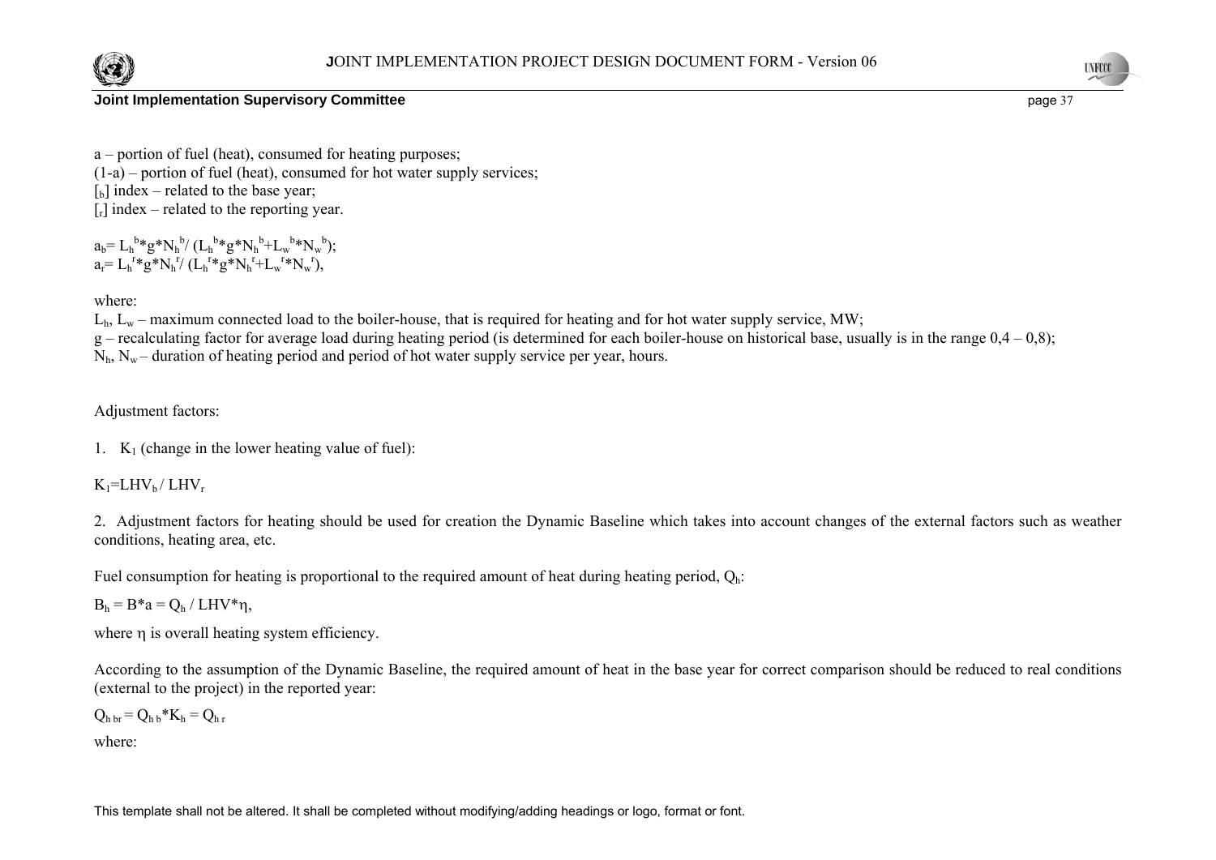a – portion of fuel (heat), consumed for heating purposes;
(1-a) – portion of fuel (heat), consumed for hot water supply services;
[$_b$] index – related to the base year;
[$_r$] index – related to the reporting year.

$a_b = L_h^b*g*N_h^b / (L_h^b*g*N_h^b + L_w^b*N_w^b)$;
$a_r = L_h^r*g*N_h^r / (L_h^r*g*N_h^r + L_w^r*N_w^r)$,

where:
$L_h$, $L_w$ – maximum connected load to the boiler-house, that is required for heating and for hot water supply service, MW;
g – recalculating factor for average load during heating period (is determined for each boiler-house on historical base, usually is in the range 0,4 – 0,8);
$N_h$, $N_w$ – duration of heating period and period of hot water supply service per year, hours.

Adjustment factors:

1. $K_1$ (change in the lower heating value of fuel):

$K_1 = LHV_b / LHV_r$

2. Adjustment factors for heating should be used for creation the Dynamic Baseline which takes into account changes of the external factors such as weather conditions, heating area, etc.

Fuel consumption for heating is proportional to the required amount of heat during heating period, $Q_h$:

$B_h = B*a = Q_h / LHV*\eta$,

where $\eta$ is overall heating system efficiency.

According to the assumption of the Dynamic Baseline, the required amount of heat in the base year for correct comparison should be reduced to real conditions (external to the project) in the reported year:

$Q_{h\,br} = Q_{h\,b}*K_h = Q_{h\,r}$

where: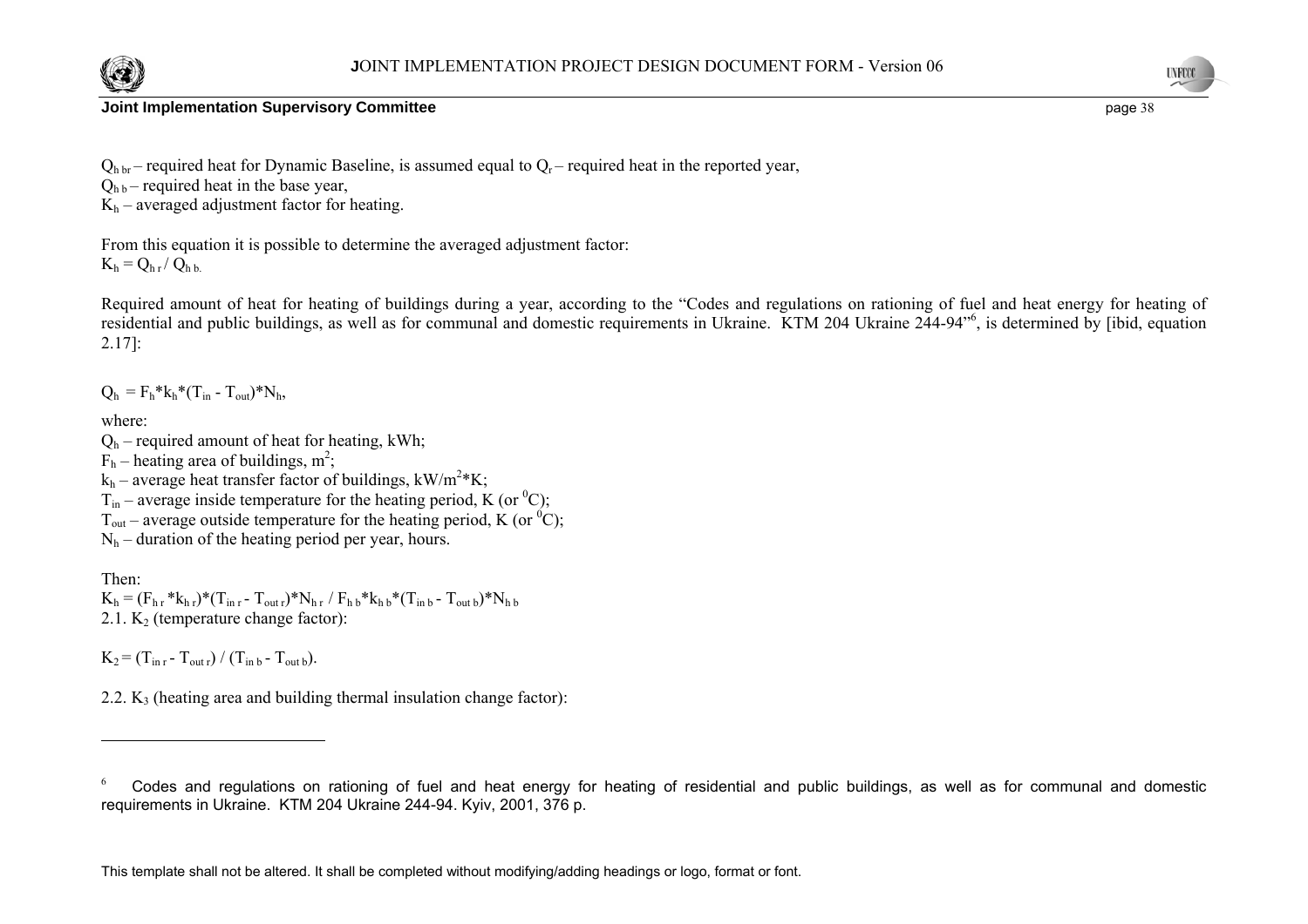$Q_{h\,br}$ – required heat for Dynamic Baseline, is assumed equal to $Q_r$ – required heat in the reported year,
$Q_{h\,b}$ – required heat in the base year,
$K_h$ – averaged adjustment factor for heating.

From this equation it is possible to determine the averaged adjustment factor:
$K_h = Q_{h\,r} / Q_{h\,b.}$

Required amount of heat for heating of buildings during a year, according to the "Codes and regulations on rationing of fuel and heat energy for heating of residential and public buildings, as well as for communal and domestic requirements in Ukraine. KTM 204 Ukraine 244-94"[6], is determined by [ibid, equation 2.17]:

$$Q_h = F_h * k_h * (T_{in} - T_{out}) * N_h,$$

where:
$Q_h$ – required amount of heat for heating, kWh;
$F_h$ – heating area of buildings, $m^2$;
$k_h$ – average heat transfer factor of buildings, $kW/m^2*K$;
$T_{in}$ – average inside temperature for the heating period, K (or $^0C$);
$T_{out}$ – average outside temperature for the heating period, K (or $^0C$);
$N_h$ – duration of the heating period per year, hours.

Then:
$K_h = (F_{h\,r} * k_{h\,r}) * (T_{in\,r} - T_{out\,r}) * N_{h\,r} / F_{h\,b} * k_{h\,b} * (T_{in\,b} - T_{out\,b}) * N_{h\,b}$
2.1. $K_2$ (temperature change factor):

$$K_2 = (T_{in\,r} - T_{out\,r}) / (T_{in\,b} - T_{out\,b}).$$

2.2. $K_3$ (heating area and building thermal insulation change factor):

---

[6] Codes and regulations on rationing of fuel and heat energy for heating of residential and public buildings, as well as for communal and domestic requirements in Ukraine. KTM 204 Ukraine 244-94. Kyiv, 2001, 376 p.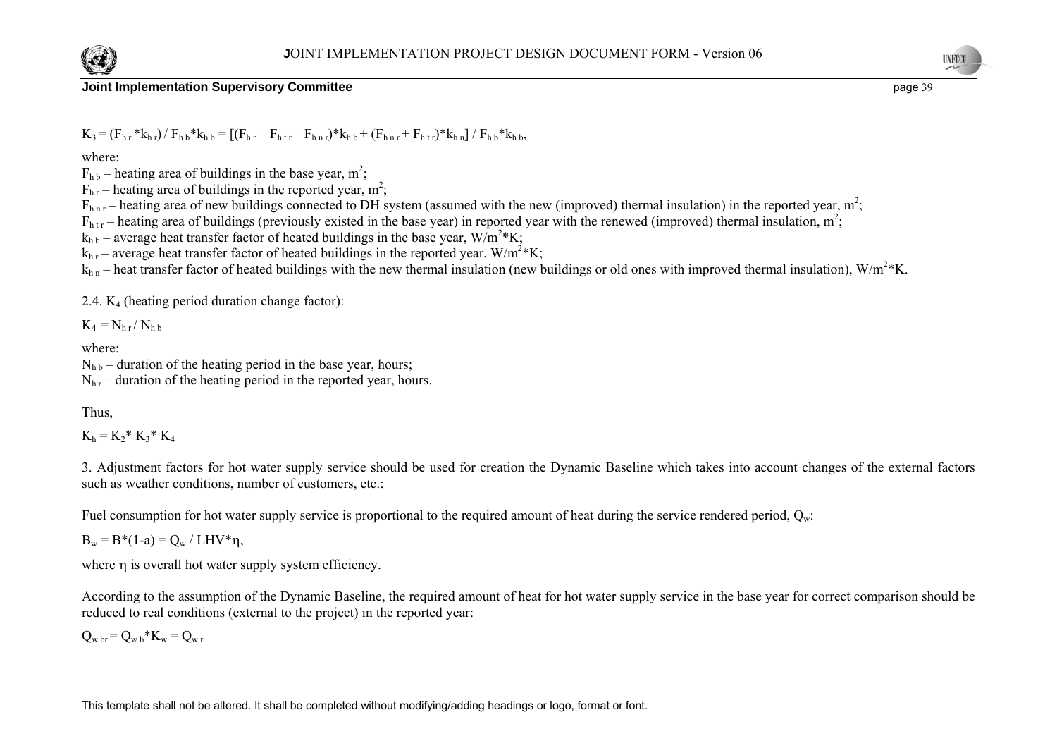$K_3 = (F_{h\,r} * k_{h\,r}) / F_{h\,b} * k_{h\,b} = [(F_{h\,r} – F_{h\,t\,r} – F_{h\,n\,r}) * k_{h\,b} + (F_{h\,n\,r} + F_{h\,t\,r}) * k_{h\,n}] / F_{h\,b} * k_{h\,b}$,

where:
$F_{h\,b}$ – heating area of buildings in the base year, $m^2$;
$F_{h\,r}$ – heating area of buildings in the reported year, $m^2$;
$F_{h\,n\,r}$ – heating area of new buildings connected to DH system (assumed with the new (improved) thermal insulation) in the reported year, $m^2$;
$F_{h\,t\,r}$ – heating area of buildings (previously existed in the base year) in reported year with the renewed (improved) thermal insulation, $m^2$;
$k_{h\,b}$ – average heat transfer factor of heated buildings in the base year, $W/m^2{*}K$;
$k_{h\,r}$ – average heat transfer factor of heated buildings in the reported year, $W/m^2{*}K$;
$k_{h\,n}$ – heat transfer factor of heated buildings with the new thermal insulation (new buildings or old ones with improved thermal insulation), $W/m^2{*}K$.

2.4. $K_4$ (heating period duration change factor):

$K_4 = N_{h\,r} / N_{h\,b}$

where:
$N_{h\,b}$ – duration of the heating period in the base year, hours;
$N_{h\,r}$ – duration of the heating period in the reported year, hours.

Thus,

$K_h = K_2 * K_3 * K_4$

3. Adjustment factors for hot water supply service should be used for creation the Dynamic Baseline which takes into account changes of the external factors such as weather conditions, number of customers, etc.:

Fuel consumption for hot water supply service is proportional to the required amount of heat during the service rendered period, $Q_w$:

$B_w = B*(1-a) = Q_w / LHV*\eta$,

where $\eta$ is overall hot water supply system efficiency.

According to the assumption of the Dynamic Baseline, the required amount of heat for hot water supply service in the base year for correct comparison should be reduced to real conditions (external to the project) in the reported year:

$Q_{w\,br} = Q_{w\,b} * K_w = Q_{w\,r}$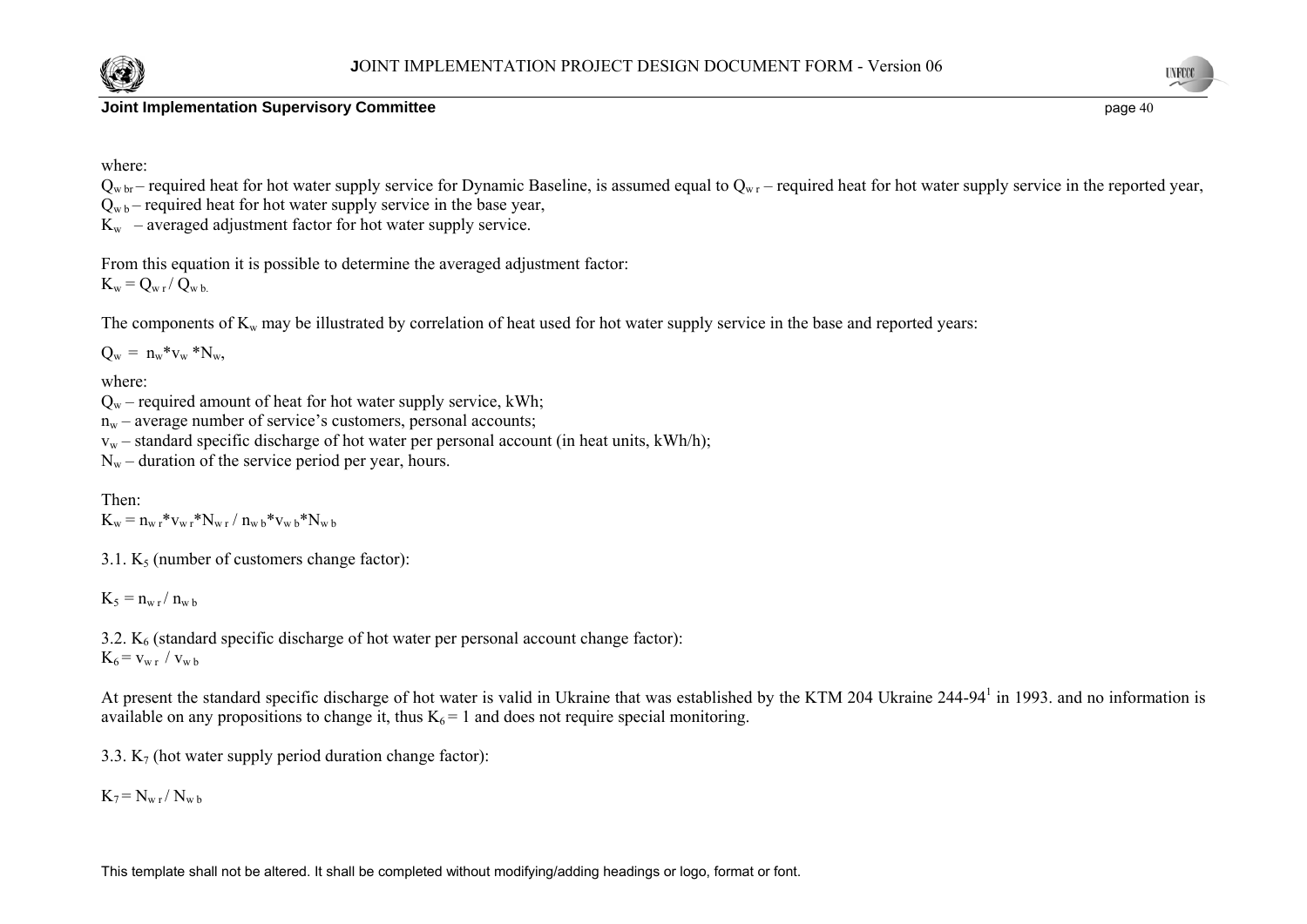where:

$Q_{w\,br}$ – required heat for hot water supply service for Dynamic Baseline, is assumed equal to $Q_{w\,r}$ – required heat for hot water supply service in the reported year,
$Q_{w\,b}$ – required heat for hot water supply service in the base year,
$K_w$ – averaged adjustment factor for hot water supply service.

From this equation it is possible to determine the averaged adjustment factor:
$K_w = Q_{w\,r} / Q_{w\,b.}$

The components of $K_w$ may be illustrated by correlation of heat used for hot water supply service in the base and reported years:

$Q_w = n_w * v_w * N_w$,

where:

$Q_w$ – required amount of heat for hot water supply service, kWh;
$n_w$ – average number of service's customers, personal accounts;
$v_w$ – standard specific discharge of hot water per personal account (in heat units, kWh/h);
$N_w$ – duration of the service period per year, hours.

Then:
$K_w = n_{w\,r} * v_{w\,r} * N_{w\,r} / n_{w\,b} * v_{w\,b} * N_{w\,b}$

3.1. $K_5$ (number of customers change factor):

$K_5 = n_{w\,r} / n_{w\,b}$

3.2. $K_6$ (standard specific discharge of hot water per personal account change factor):
$K_6 = v_{w\,r} / v_{w\,b}$

At present the standard specific discharge of hot water is valid in Ukraine that was established by the KTM 204 Ukraine 244-94[1] in 1993. and no information is available on any propositions to change it, thus $K_6 = 1$ and does not require special monitoring.

3.3. $K_7$ (hot water supply period duration change factor):

$K_7 = N_{w\,r} / N_{w\,b}$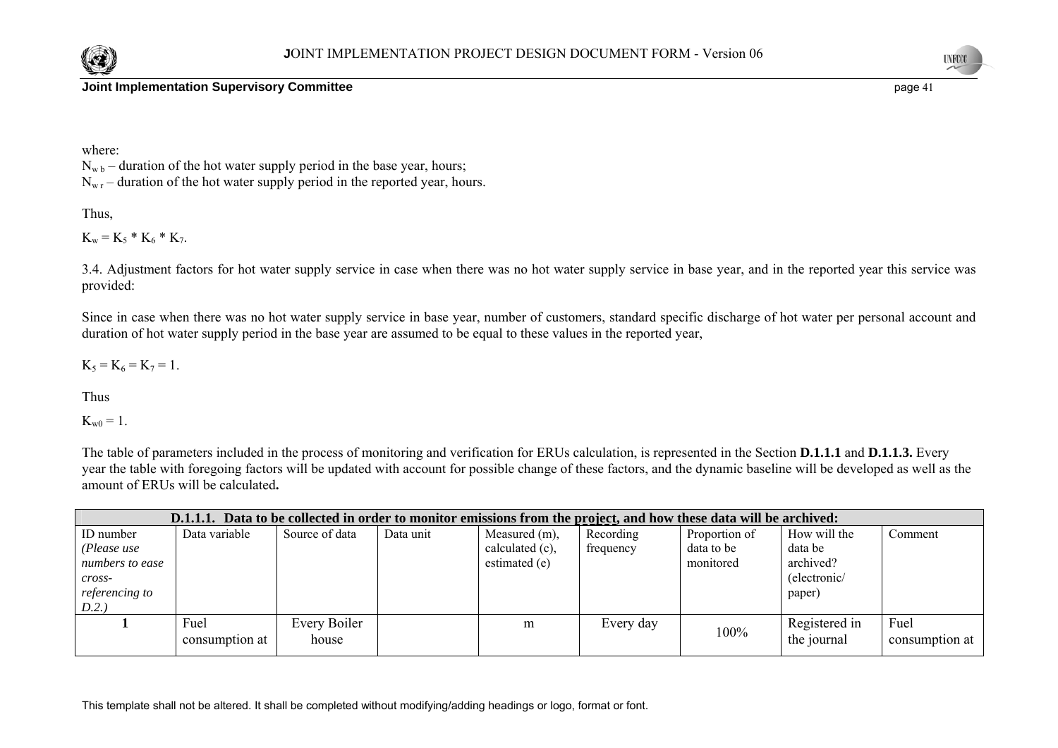where:
$N_{w\,b}$ – duration of the hot water supply period in the base year, hours;
$N_{w\,r}$ – duration of the hot water supply period in the reported year, hours.

Thus,

$K_w = K_5 * K_6 * K_7$.

3.4. Adjustment factors for hot water supply service in case when there was no hot water supply service in base year, and in the reported year this service was provided:

Since in case when there was no hot water supply service in base year, number of customers, standard specific discharge of hot water per personal account and duration of hot water supply period in the base year are assumed to be equal to these values in the reported year,

$K_5 = K_6 = K_7 = 1$.

Thus

$K_{w0} = 1$.

The table of parameters included in the process of monitoring and verification for ERUs calculation, is represented in the Section **D.1.1.1** and **D.1.1.3.** Every year the table with foregoing factors will be updated with account for possible change of these factors, and the dynamic baseline will be developed as well as the amount of ERUs will be calculated**.**

| **D.1.1.1. Data to be collected in order to monitor emissions from the project, and how these data will be archived:** | | | | | | | | |
|---|---|---|---|---|---|---|---|---|
| ID number *(Please use numbers to ease cross-referencing to D.2.)* | Data variable | Source of data | Data unit | Measured (m), calculated (c), estimated (e) | Recording frequency | Proportion of data to be monitored | How will the data be archived? (electronic/ paper) | Comment |
| **1** | Fuel consumption at | Every Boiler house | | m | Every day | 100% | Registered in the journal | Fuel consumption at |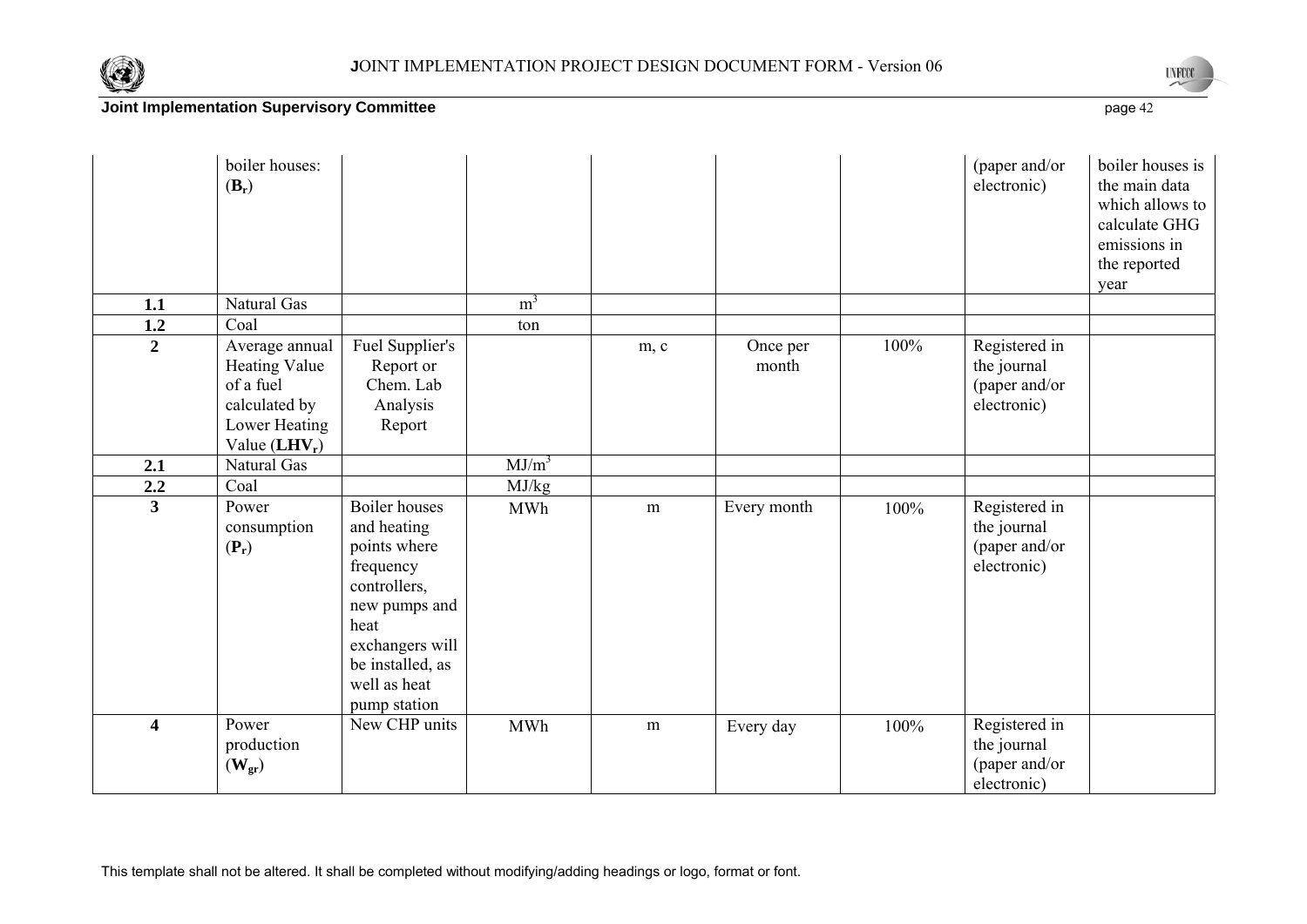| | | | | | | | | |
|---|---|---|---|---|---|---|---|---|
| | boiler houses: ($\mathbf{B_r}$) | | | | | | (paper and/or electronic) | boiler houses is the main data which allows to calculate GHG emissions in the reported year |
| **1.1** | Natural Gas | | $m^3$ | | | | | |
| **1.2** | Coal | | ton | | | | | |
| **2** | Average annual Heating Value of a fuel calculated by Lower Heating Value ($\mathbf{LHV_r}$) | Fuel Supplier's Report or Chem. Lab Analysis Report | | m, c | Once per month | 100% | Registered in the journal (paper and/or electronic) | |
| **2.1** | Natural Gas | | $MJ/m^3$ | | | | | |
| **2.2** | Coal | | MJ/kg | | | | | |
| **3** | Power consumption ($\mathbf{P_r}$) | Boiler houses and heating points where frequency controllers, new pumps and heat exchangers will be installed, as well as heat pump station | MWh | m | Every month | 100% | Registered in the journal (paper and/or electronic) | |
| **4** | Power production ($\mathbf{W_{gr}}$) | New CHP units | MWh | m | Every day | 100% | Registered in the journal (paper and/or electronic) | |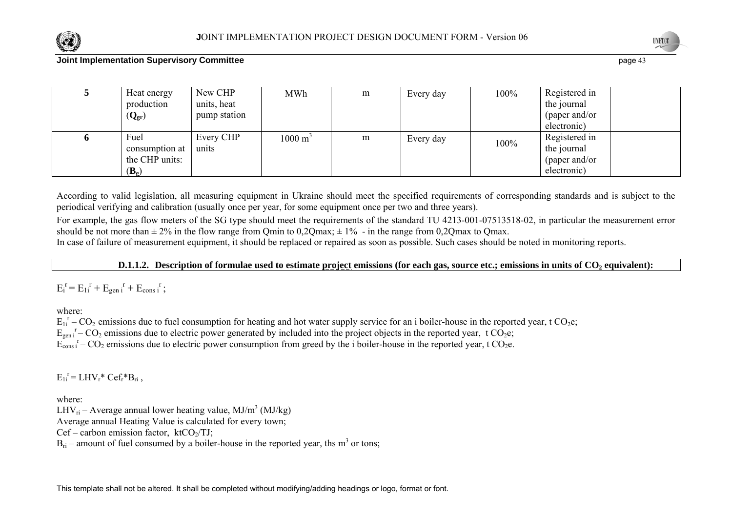| 5 | Heat energy production (**$Q_{gr}$**) | New CHP units, heat pump station | MWh | m | Every day | 100% | Registered in the journal (paper and/or electronic) | |
|---|---|---|---|---|---|---|---|---|
| 6 | Fuel consumption at the CHP units: (**$B_g$**) | Every CHP units | 1000 $m^3$ | m | Every day | 100% | Registered in the journal (paper and/or electronic) | |

According to valid legislation, all measuring equipment in Ukraine should meet the specified requirements of corresponding standards and is subject to the periodical verifying and calibration (usually once per year, for some equipment once per two and three years).

For example, the gas flow meters of the SG type should meet the requirements of the standard TU 4213-001-07513518-02, in particular the measurement error should be not more than ± 2% in the flow range from Qmin to 0,2Qmax; ± 1% - in the range from 0,2Qmax to Qmax.

In case of failure of measurement equipment, it should be replaced or repaired as soon as possible. Such cases should be noted in monitoring reports.

**D.1.1.2. Description of formulae used to estimate project emissions (for each gas, source etc.; emissions in units of $CO_2$ equivalent):**

$E_i^r = E_{1i}^r + E_{gen\,i}^r + E_{cons\,i}^r$;

where:

$E_{1i}^r$ – $CO_2$ emissions due to fuel consumption for heating and hot water supply service for an i boiler-house in the reported year, t $CO_2e$;

$E_{gen\,i}^r$ – $CO_2$ emissions due to electric power generated by included into the project objects in the reported year, t $CO_2e$;

$E_{cons\,i}^r$ – $CO_2$ emissions due to electric power consumption from greed by the i boiler-house in the reported year, t $CO_2e$.

$E_{1i}^r = LHV_r * Cef_r * B_{ri}$ ,

where:

$LHV_{ri}$ – Average annual lower heating value, MJ/$m^3$ (MJ/kg)

Average annual Heating Value is calculated for every town;

Cef – carbon emission factor, $ktCO_2$/TJ;

$B_{ri}$ – amount of fuel consumed by a boiler-house in the reported year, ths $m^3$ or tons;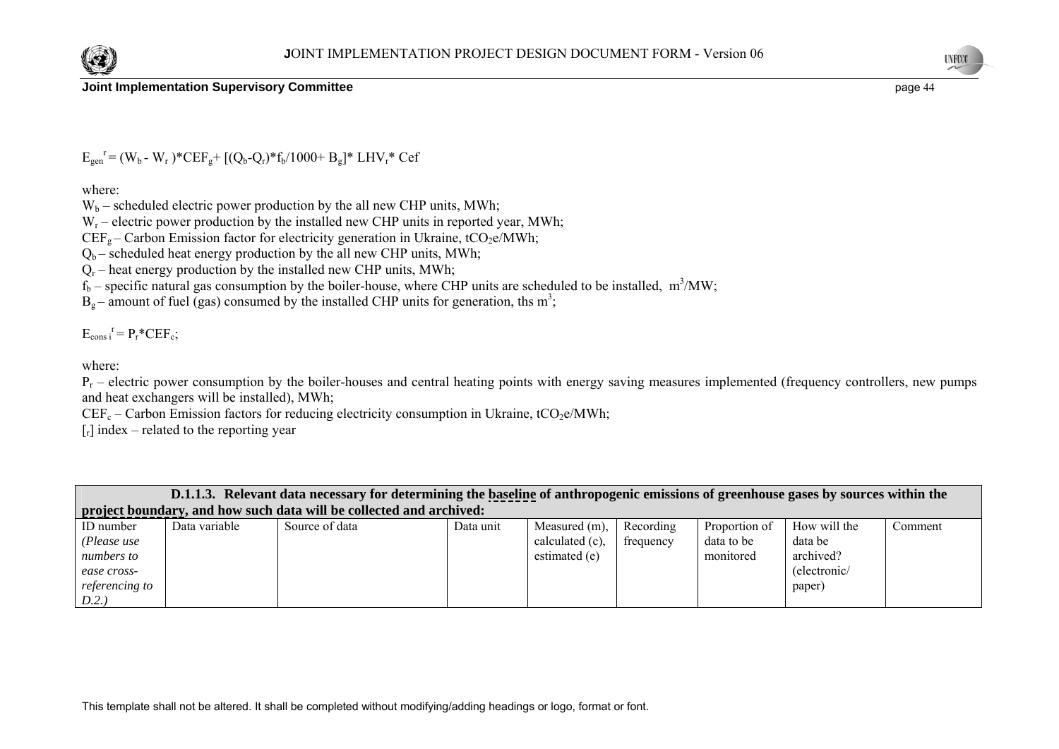$E_{gen}^{r} = (W_b - W_r)*CEF_g + [(Q_b - Q_r)*f_b/1000 + B_g]*LHV_r*Cef$

where:

$W_b$ – scheduled electric power production by the all new CHP units, MWh;
$W_r$ – electric power production by the installed new CHP units in reported year, MWh;
$CEF_g$ – Carbon Emission factor for electricity generation in Ukraine, $tCO_2e$/MWh;
$Q_b$ – scheduled heat energy production by the all new CHP units, MWh;
$Q_r$ – heat energy production by the installed new CHP units, MWh;
$f_b$ – specific natural gas consumption by the boiler-house, where CHP units are scheduled to be installed, $m^3$/MW;
$B_g$ – amount of fuel (gas) consumed by the installed CHP units for generation, ths $m^3$;

$E_{cons\ i}^{r} = P_r*CEF_c$;

where:

$P_r$ – electric power consumption by the boiler-houses and central heating points with energy saving measures implemented (frequency controllers, new pumps and heat exchangers will be installed), MWh;
$CEF_c$ – Carbon Emission factors for reducing electricity consumption in Ukraine, $tCO_2e$/MWh;
[$_r$] index – related to the reporting year

**D.1.1.3. Relevant data necessary for determining the baseline of anthropogenic emissions of greenhouse gases by sources within the project boundary, and how such data will be collected and archived:**

| ID number *(Please use numbers to ease cross-referencing to D.2.)* | Data variable | Source of data | Data unit | Measured (m), calculated (c), estimated (e) | Recording frequency | Proportion of data to be monitored | How will the data be archived? (electronic/ paper) | Comment |
|---|---|---|---|---|---|---|---|---|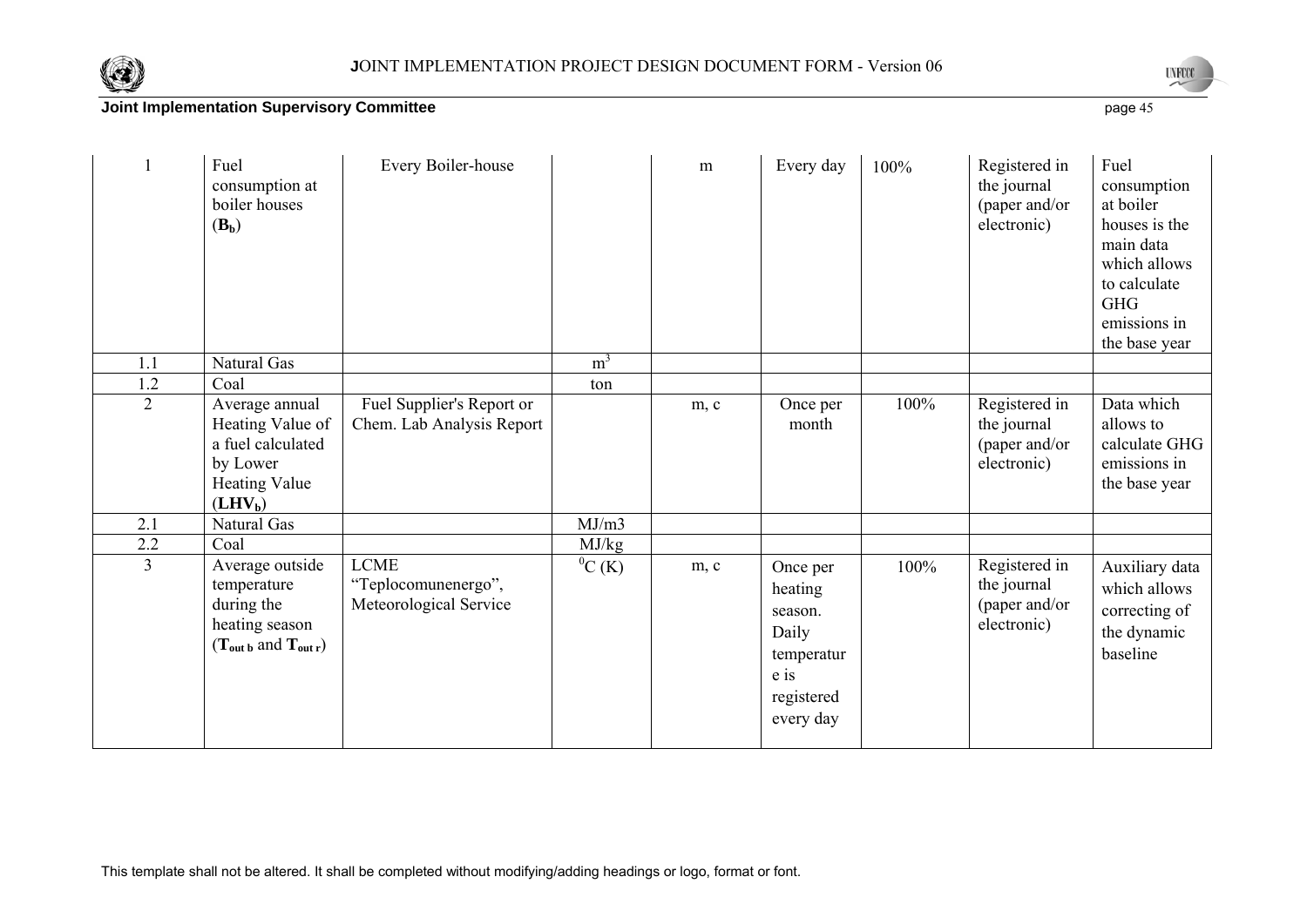| 1 | Fuel consumption at boiler houses ($B_b$) | Every Boiler-house | | m | Every day | 100% | Registered in the journal (paper and/or electronic) | Fuel consumption at boiler houses is the main data which allows to calculate GHG emissions in the base year |
|---|---|---|---|---|---|---|---|---|
| 1.1 | Natural Gas | | $m^3$ | | | | | |
| 1.2 | Coal | | ton | | | | | |
| 2 | Average annual Heating Value of a fuel calculated by Lower Heating Value ($LHV_b$) | Fuel Supplier's Report or Chem. Lab Analysis Report | | m, c | Once per month | 100% | Registered in the journal (paper and/or electronic) | Data which allows to calculate GHG emissions in the base year |
| 2.1 | Natural Gas | | MJ/m3 | | | | | |
| 2.2 | Coal | | MJ/kg | | | | | |
| 3 | Average outside temperature during the heating season ($T_{out\ b}$ and $T_{out\ r}$) | LCME "Teplocomunenergo", Meteorological Service | $^0$C (K) | m, c | Once per heating season. Daily temperature is registered every day | 100% | Registered in the journal (paper and/or electronic) | Auxiliary data which allows correcting of the dynamic baseline |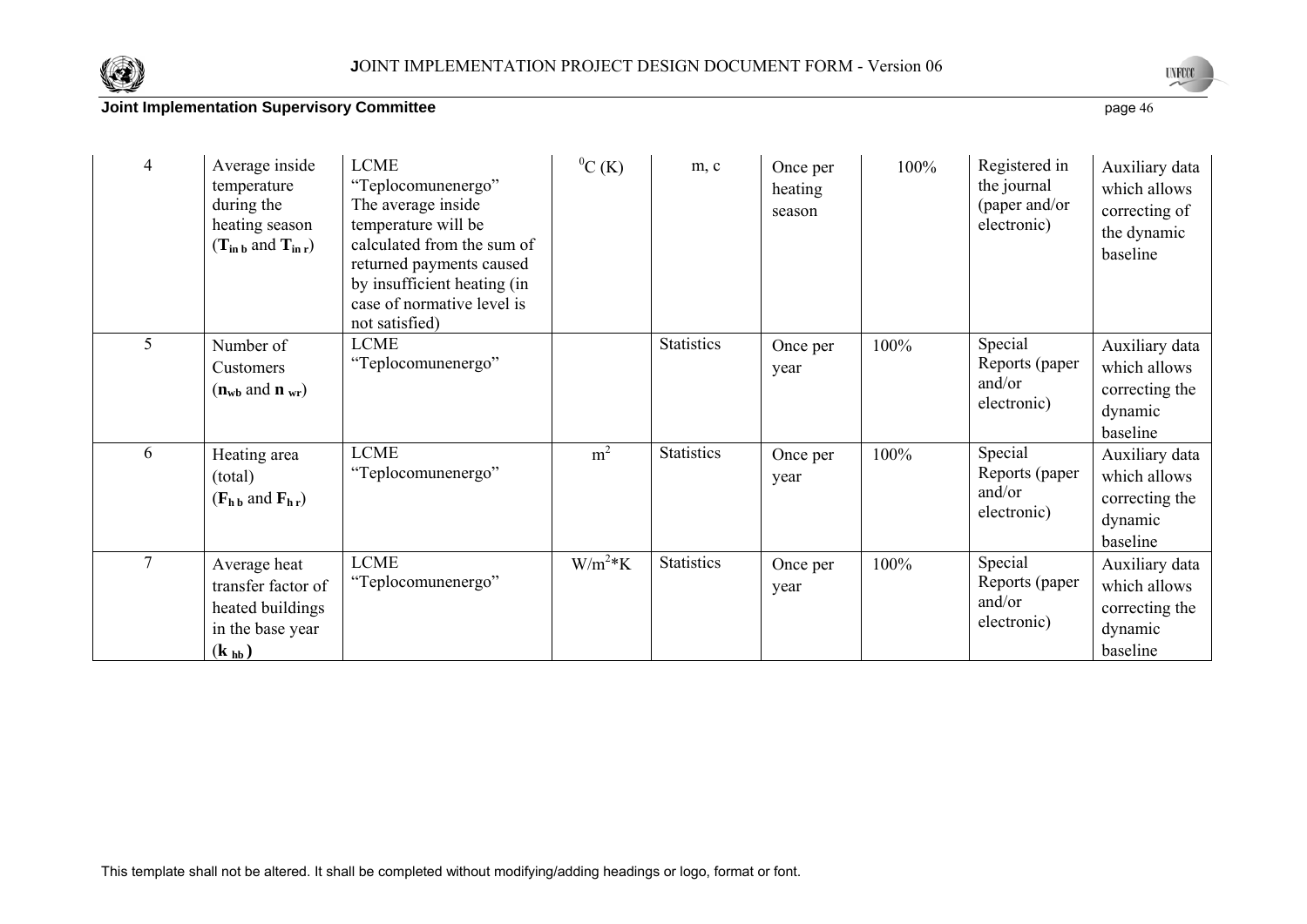| 4 | Average inside temperature during the heating season ($T_{in\ b}$ and $T_{in\ r}$) | LCME "Teplocomunenergo" The average inside temperature will be calculated from the sum of returned payments caused by insufficient heating (in case of normative level is not satisfied) | $^0C$ (K) | m, c | Once per heating season | 100% | Registered in the journal (paper and/or electronic) | Auxiliary data which allows correcting of the dynamic baseline |
|---|---|---|---|---|---|---|---|---|
| 5 | Number of Customers ($n_{wb}$ and $n_{wr}$) | LCME "Teplocomunenergo" | | Statistics | Once per year | 100% | Special Reports (paper and/or electronic) | Auxiliary data which allows correcting the dynamic baseline |
| 6 | Heating area (total) ($F_{h\ b}$ and $F_{h\ r}$) | LCME "Teplocomunenergo" | $m^2$ | Statistics | Once per year | 100% | Special Reports (paper and/or electronic) | Auxiliary data which allows correcting the dynamic baseline |
| 7 | Average heat transfer factor of heated buildings in the base year ($k_{hb}$) | LCME "Teplocomunenergo" | $W/m^2$*K | Statistics | Once per year | 100% | Special Reports (paper and/or electronic) | Auxiliary data which allows correcting the dynamic baseline |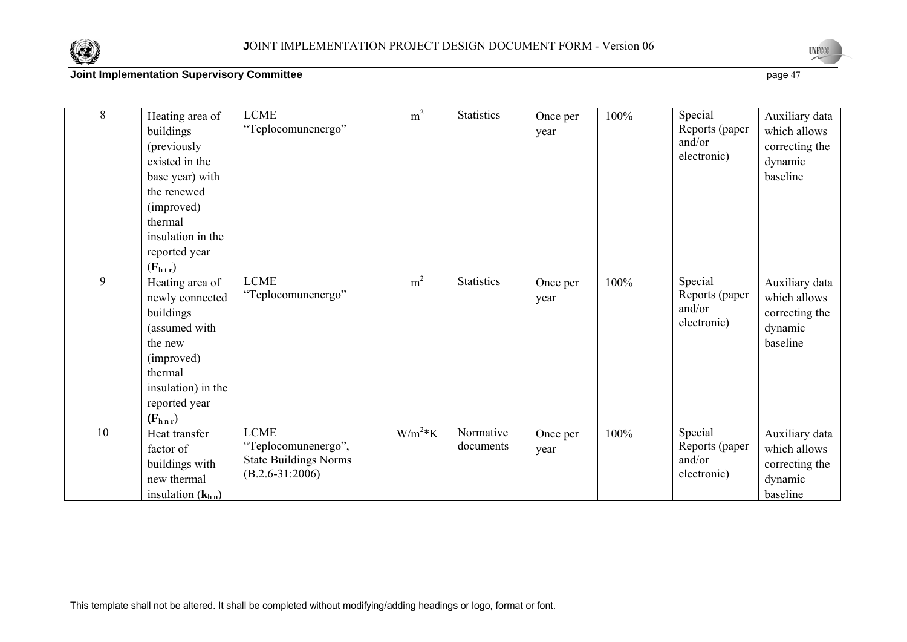| 8 | Heating area of buildings (previously existed in the base year) with the renewed (improved) thermal insulation in the reported year ($F_{htr}$) | LCME "Teplocomunenergo" | $m^2$ | Statistics | Once per year | 100% | Special Reports (paper and/or electronic) | Auxiliary data which allows correcting the dynamic baseline |
|---|---|---|---|---|---|---|---|---|
| 9 | Heating area of newly connected buildings (assumed with the new (improved) thermal insulation) in the reported year ($F_{hnr}$) | LCME "Teplocomunenergo" | $m^2$ | Statistics | Once per year | 100% | Special Reports (paper and/or electronic) | Auxiliary data which allows correcting the dynamic baseline |
| 10 | Heat transfer factor of buildings with new thermal insulation ($k_{hn}$) | LCME "Teplocomunenergo", State Buildings Norms (B.2.6-31:2006) | $W/m^2*K$ | Normative documents | Once per year | 100% | Special Reports (paper and/or electronic) | Auxiliary data which allows correcting the dynamic baseline |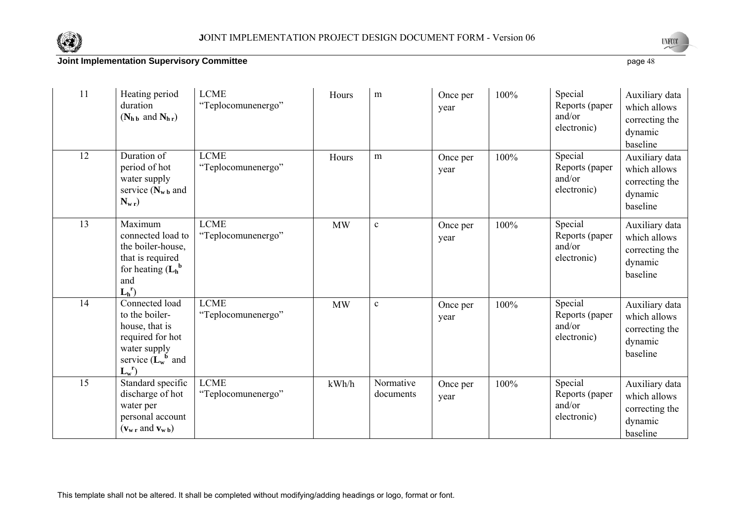| 11 | Heating period duration ($N_{h\,b}$ and $N_{h\,r}$) | LCME "Teplocomunenergo" | Hours | m | Once per year | 100% | Special Reports (paper and/or electronic) | Auxiliary data which allows correcting the dynamic baseline |
|---|---|---|---|---|---|---|---|---|
| 12 | Duration of period of hot water supply service ($N_{w\,b}$ and $N_{w\,r}$) | LCME "Teplocomunenergo" | Hours | m | Once per year | 100% | Special Reports (paper and/or electronic) | Auxiliary data which allows correcting the dynamic baseline |
| 13 | Maximum connected load to the boiler-house, that is required for heating ($L_h^b$ and $L_h^r$) | LCME "Teplocomunenergo" | MW | c | Once per year | 100% | Special Reports (paper and/or electronic) | Auxiliary data which allows correcting the dynamic baseline |
| 14 | Connected load to the boiler-house, that is required for hot water supply service ($L_w^b$ and $L_w^r$) | LCME "Teplocomunenergo" | MW | c | Once per year | 100% | Special Reports (paper and/or electronic) | Auxiliary data which allows correcting the dynamic baseline |
| 15 | Standard specific discharge of hot water per personal account ($v_{w\,r}$ and $v_{w\,b}$) | LCME "Teplocomunenergo" | kWh/h | Normative documents | Once per year | 100% | Special Reports (paper and/or electronic) | Auxiliary data which allows correcting the dynamic baseline |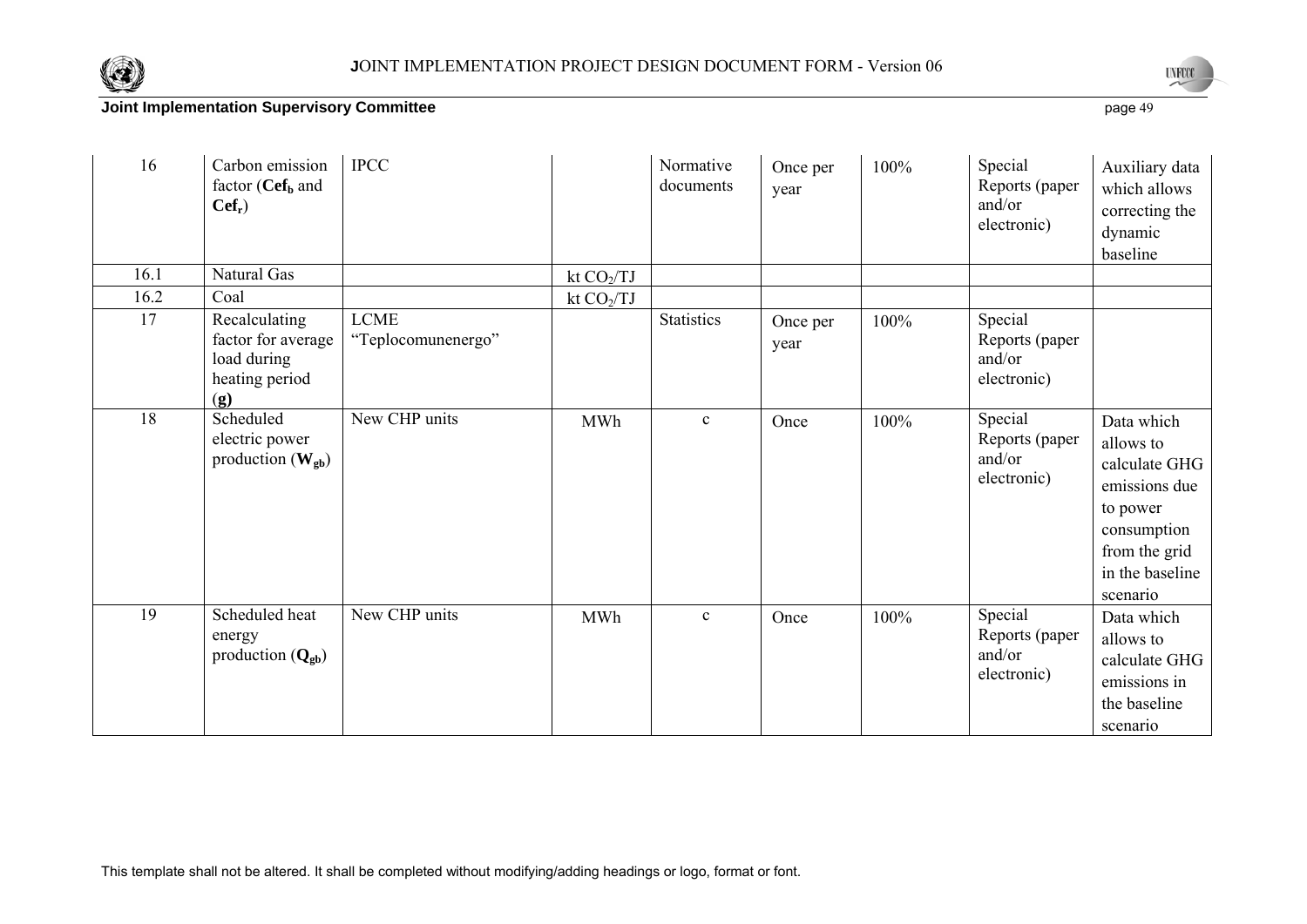| 16 | Carbon emission factor ($Cef_b$ and $Cef_r$) | IPCC | | Normative documents | Once per year | 100% | Special Reports (paper and/or electronic) | Auxiliary data which allows correcting the dynamic baseline |
|---|---|---|---|---|---|---|---|---|
| 16.1 | Natural Gas | | kt $CO_2$/TJ | | | | | |
| 16.2 | Coal | | kt $CO_2$/TJ | | | | | |
| 17 | Recalculating factor for average load during heating period (**g**) | LCME "Teplocomunenergo" | | Statistics | Once per year | 100% | Special Reports (paper and/or electronic) | |
| 18 | Scheduled electric power production ($W_{gb}$) | New CHP units | MWh | c | Once | 100% | Special Reports (paper and/or electronic) | Data which allows to calculate GHG emissions due to power consumption from the grid in the baseline scenario |
| 19 | Scheduled heat energy production ($Q_{gb}$) | New CHP units | MWh | c | Once | 100% | Special Reports (paper and/or electronic) | Data which allows to calculate GHG emissions in the baseline scenario |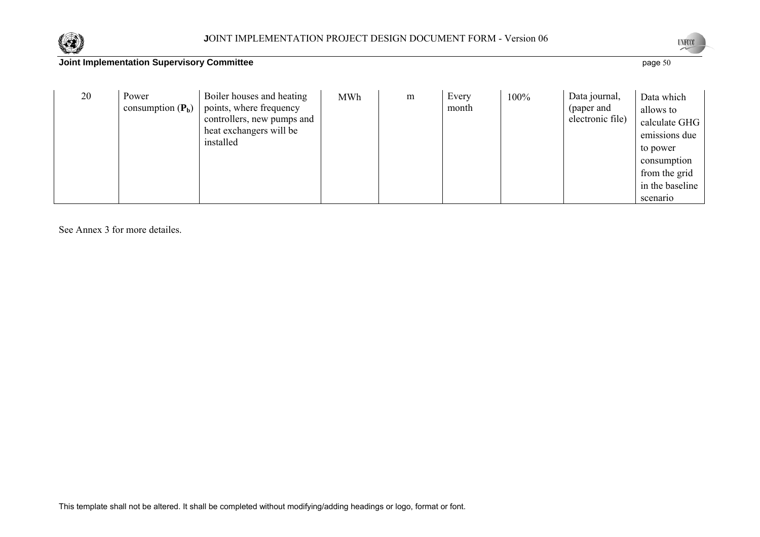| 20 | Power consumption ($P_b$) | Boiler houses and heating points, where frequency controllers, new pumps and heat exchangers will be installed | MWh | m | Every month | 100% | Data journal, (paper and electronic file) | Data which allows to calculate GHG emissions due to power consumption from the grid in the baseline scenario |
|---|---|---|---|---|---|---|---|---|

See Annex 3 for more detailes.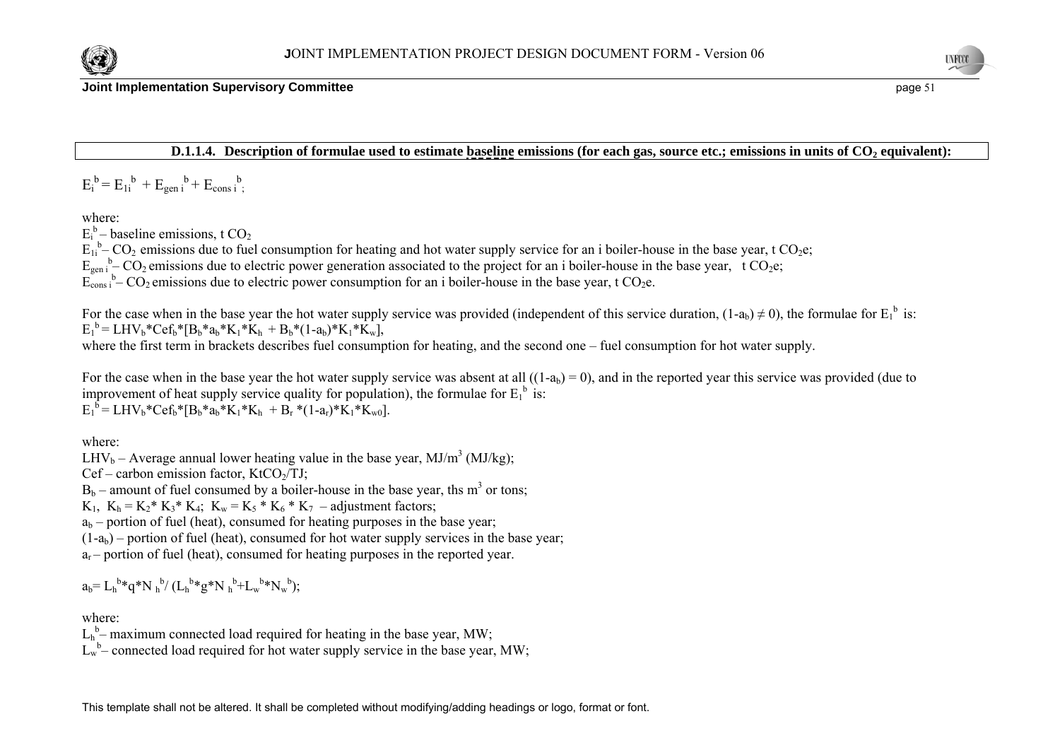**D.1.1.4. Description of formulae used to estimate baseline emissions (for each gas, source etc.; emissions in units of $CO_2$ equivalent):**

$E_i^b = E_{1i}^b + E_{gen\,i}^b + E_{cons\,i}^b$;

where:

$E_i^b$ – baseline emissions, t $CO_2$

$E_{1i}^b$ – $CO_2$ emissions due to fuel consumption for heating and hot water supply service for an i boiler-house in the base year, t $CO_2$e;

$E_{gen\,i}^b$ – $CO_2$ emissions due to electric power generation associated to the project for an i boiler-house in the base year, t $CO_2$e;

$E_{cons\,i}^b$ – $CO_2$ emissions due to electric power consumption for an i boiler-house in the base year, t $CO_2$e.

For the case when in the base year the hot water supply service was provided (independent of this service duration, $(1-a_b) \neq 0$), the formulae for $E_1^b$ is:

$E_1^b = LHV_b*Cef_b*[B_b*a_b*K_1*K_h + B_b*(1-a_b)*K_1*K_w]$,

where the first term in brackets describes fuel consumption for heating, and the second one – fuel consumption for hot water supply.

For the case when in the base year the hot water supply service was absent at all ($(1-a_b) = 0$), and in the reported year this service was provided (due to improvement of heat supply service quality for population), the formulae for $E_1^b$ is:

$E_1^b = LHV_b*Cef_b*[B_b*a_b*K_1*K_h + B_r*(1-a_r)*K_1*K_{w0}]$.

where:

$LHV_b$ – Average annual lower heating value in the base year, MJ/m$^3$ (MJ/kg);

Cef – carbon emission factor, Kt$CO_2$/TJ;

$B_b$ – amount of fuel consumed by a boiler-house in the base year, ths m$^3$ or tons;

$K_1$, $K_h = K_2*K_3*K_4$; $K_w = K_5*K_6*K_7$ – adjustment factors;

$a_b$ – portion of fuel (heat), consumed for heating purposes in the base year;

$(1-a_b)$ – portion of fuel (heat), consumed for hot water supply services in the base year;

$a_r$ – portion of fuel (heat), consumed for heating purposes in the reported year.

$a_b = L_h^b*q*N_h^b / (L_h^b*g*N_h^b + L_w^b*N_w^b)$;

where:

$L_h^b$ – maximum connected load required for heating in the base year, MW;

$L_w^b$ – connected load required for hot water supply service in the base year, MW;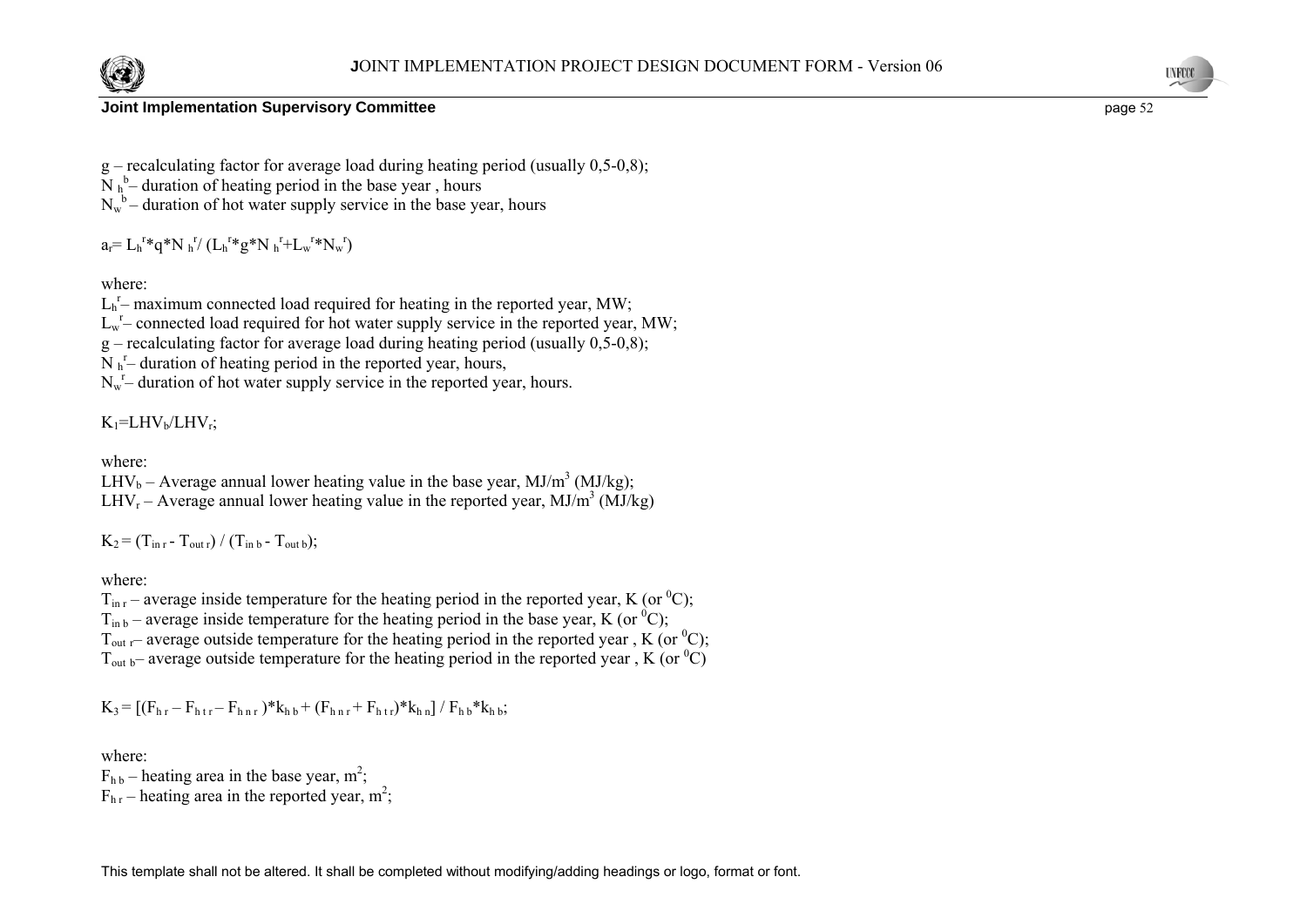g – recalculating factor for average load during heating period (usually 0,5-0,8);
$N_h^b$– duration of heating period in the base year , hours
$N_w^b$ – duration of hot water supply service in the base year, hours

$a_r = L_h^r * q * N_h^r / (L_h^r * g * N_h^r + L_w^r * N_w^r)$

where:
$L_h^r$– maximum connected load required for heating in the reported year, MW;
$L_w^r$– connected load required for hot water supply service in the reported year, MW;
g – recalculating factor for average load during heating period (usually 0,5-0,8);
$N_h^r$– duration of heating period in the reported year, hours,
$N_w^r$– duration of hot water supply service in the reported year, hours.

$K_1 = LHV_b / LHV_r$;

where:
$LHV_b$ – Average annual lower heating value in the base year, $MJ/m^3$ (MJ/kg);
$LHV_r$ – Average annual lower heating value in the reported year, $MJ/m^3$ (MJ/kg)

$K_2 = (T_{in\,r} - T_{out\,r}) / (T_{in\,b} - T_{out\,b})$;

where:
$T_{in\,r}$ – average inside temperature for the heating period in the reported year, K (or $^0C$);
$T_{in\,b}$ – average inside temperature for the heating period in the base year, K (or $^0C$);
$T_{out\,r}$– average outside temperature for the heating period in the reported year , K (or $^0C$);
$T_{out\,b}$– average outside temperature for the heating period in the reported year , K (or $^0C$)

$K_3 = [(F_{h\,r} – F_{h\,t\,r} – F_{h\,n\,r})*k_{h\,b} + (F_{h\,n\,r} + F_{h\,t\,r})*k_{h\,n}] / F_{h\,b}*k_{h\,b}$;

where:
$F_{h\,b}$ – heating area in the base year, $m^2$;
$F_{h\,r}$ – heating area in the reported year, $m^2$;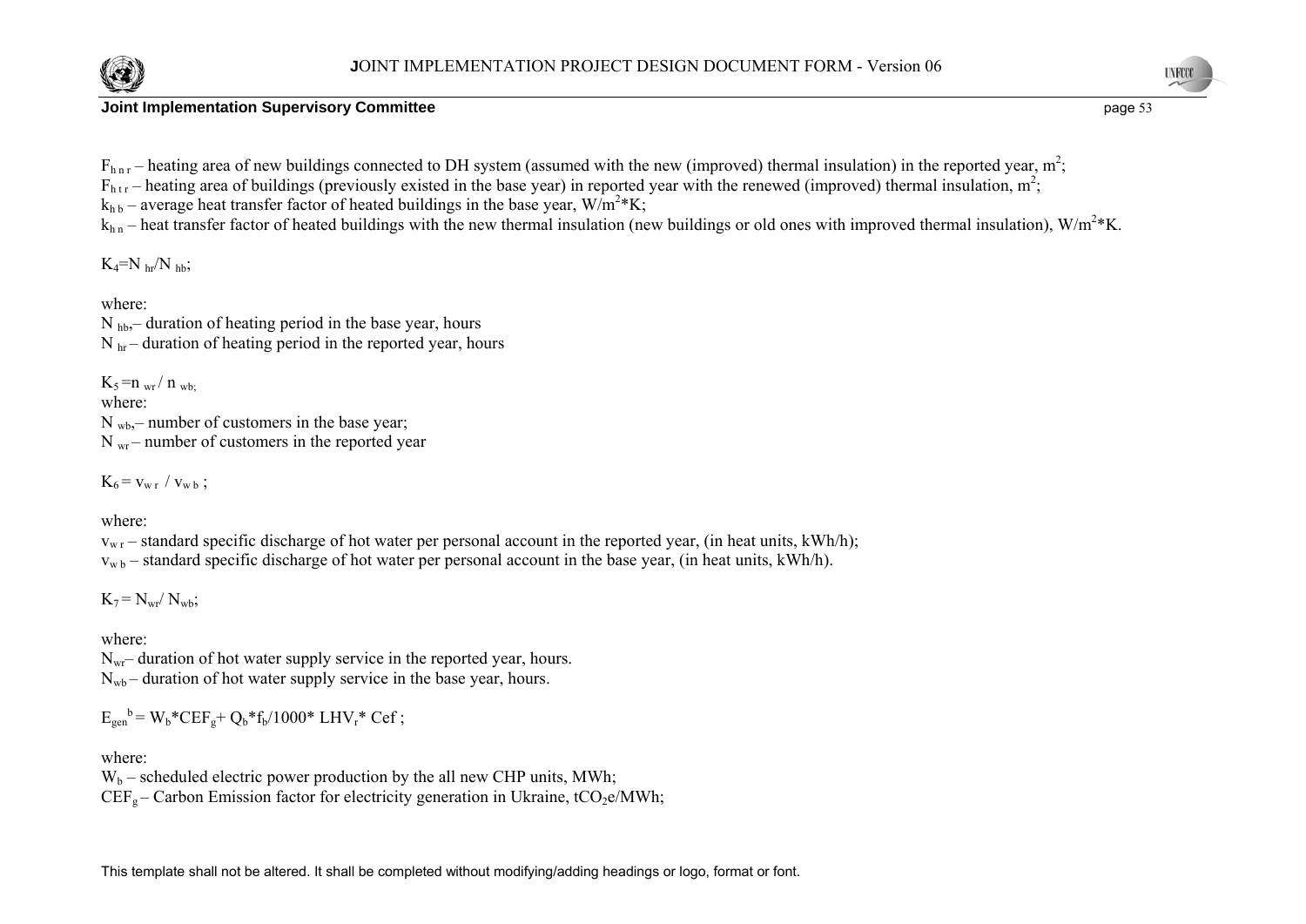$F_{h\,n\,r}$ – heating area of new buildings connected to DH system (assumed with the new (improved) thermal insulation) in the reported year, $m^2$;
$F_{h\,t\,r}$ – heating area of buildings (previously existed in the base year) in reported year with the renewed (improved) thermal insulation, $m^2$;
$k_{h\,b}$ – average heat transfer factor of heated buildings in the base year, $W/m^2*K$;
$k_{h\,n}$ – heat transfer factor of heated buildings with the new thermal insulation (new buildings or old ones with improved thermal insulation), $W/m^2*K$.

$K_4=N_{hr}/N_{hb}$;

where:
$N_{hb}$,– duration of heating period in the base year, hours
$N_{hr}$ – duration of heating period in the reported year, hours

$K_5=n_{wr} / n_{wb;}$
where:
$N_{wb}$,– number of customers in the base year;
$N_{wr}$ – number of customers in the reported year

$K_6 = v_{w\,r} / v_{w\,b}$ ;

where:
$v_{w\,r}$ – standard specific discharge of hot water per personal account in the reported year, (in heat units, kWh/h);
$v_{w\,b}$ – standard specific discharge of hot water per personal account in the base year, (in heat units, kWh/h).

$K_7 = N_{wr}/ N_{wb}$;

where:
$N_{wr}$– duration of hot water supply service in the reported year, hours.
$N_{wb}$ – duration of hot water supply service in the base year, hours.

$E_{gen}^{\ b} = W_b*CEF_g+ Q_b*f_b/1000* LHV_r* Cef$ ;

where:
$W_b$ – scheduled electric power production by the all new CHP units, MWh;
$CEF_g$ – Carbon Emission factor for electricity generation in Ukraine, $tCO_2e/MWh$;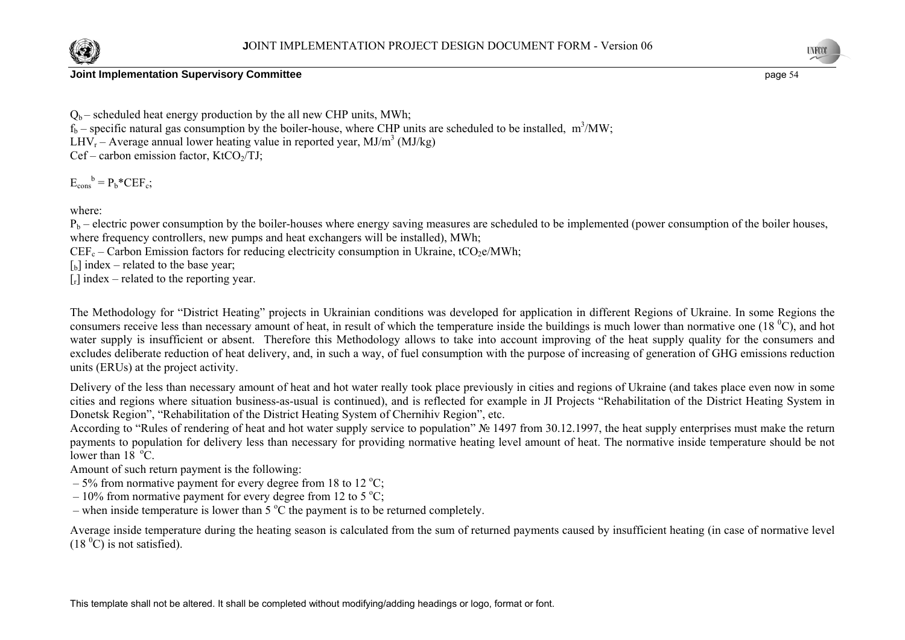$Q_b$ – scheduled heat energy production by the all new CHP units, MWh;
$f_b$ – specific natural gas consumption by the boiler-house, where CHP units are scheduled to be installed, $m^3$/MW;
$LHV_r$ – Average annual lower heating value in reported year, MJ/$m^3$ (MJ/kg)
Cef – carbon emission factor, $KtCO_2$/TJ;

$$E_{cons}^{b} = P_b * CEF_c;$$

where:

$P_b$ – electric power consumption by the boiler-houses where energy saving measures are scheduled to be implemented (power consumption of the boiler houses, where frequency controllers, new pumps and heat exchangers will be installed), MWh;
$CEF_c$ – Carbon Emission factors for reducing electricity consumption in Ukraine, $tCO_2e$/MWh;
$[_b]$ index – related to the base year;
$[_r]$ index – related to the reporting year.

The Methodology for "District Heating" projects in Ukrainian conditions was developed for application in different Regions of Ukraine. In some Regions the consumers receive less than necessary amount of heat, in result of which the temperature inside the buildings is much lower than normative one (18 $^0$C), and hot water supply is insufficient or absent. Therefore this Methodology allows to take into account improving of the heat supply quality for the consumers and excludes deliberate reduction of heat delivery, and, in such a way, of fuel consumption with the purpose of increasing of generation of GHG emissions reduction units (ERUs) at the project activity.

Delivery of the less than necessary amount of heat and hot water really took place previously in cities and regions of Ukraine (and takes place even now in some cities and regions where situation business-as-usual is continued), and is reflected for example in JI Projects "Rehabilitation of the District Heating System in Donetsk Region", "Rehabilitation of the District Heating System of Chernihiv Region", etc.
According to "Rules of rendering of heat and hot water supply service to population" № 1497 from 30.12.1997, the heat supply enterprises must make the return payments to population for delivery less than necessary for providing normative heating level amount of heat. The normative inside temperature should be not lower than 18 $^o$C.
Amount of such return payment is the following:

– 5% from normative payment for every degree from 18 to 12 $^o$C;
– 10% from normative payment for every degree from 12 to 5 $^o$C;
– when inside temperature is lower than 5 $^o$C the payment is to be returned completely.

Average inside temperature during the heating season is calculated from the sum of returned payments caused by insufficient heating (in case of normative level (18 $^0$C) is not satisfied).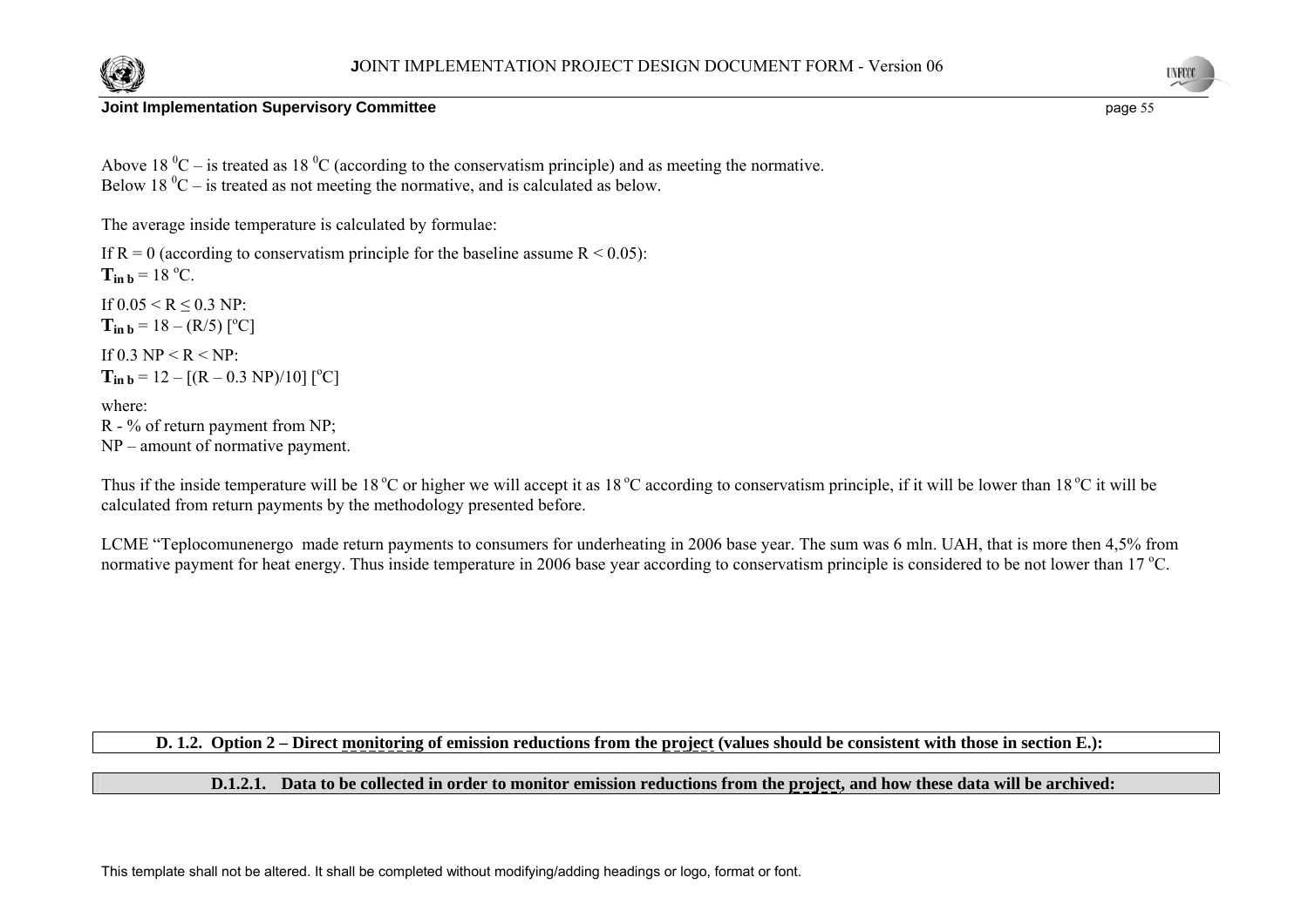Above 18 $^0$C – is treated as 18 $^0$C (according to the conservatism principle) and as meeting the normative.
Below 18 $^0$C – is treated as not meeting the normative, and is calculated as below.

The average inside temperature is calculated by formulae:

If R = 0 (according to conservatism principle for the baseline assume R < 0.05):
$\mathbf{T_{in\ b}}$ = 18 $^o$C.

If 0.05 < R ≤ 0.3 NP:
$\mathbf{T_{in\ b}}$ = 18 – (R/5) [$^o$C]

If 0.3 NP < R < NP:
$\mathbf{T_{in\ b}}$ = 12 – [(R – 0.3 NP)/10] [$^o$C]

where:
R - % of return payment from NP;
NP – amount of normative payment.

Thus if the inside temperature will be 18 $^o$C or higher we will accept it as 18 $^o$C according to conservatism principle, if it will be lower than 18 $^o$C it will be calculated from return payments by the methodology presented before.

LCME "Teplocomunenergo made return payments to consumers for underheating in 2006 base year. The sum was 6 mln. UAH, that is more then 4,5% from normative payment for heat energy. Thus inside temperature in 2006 base year according to conservatism principle is considered to be not lower than 17 $^o$C.

**D. 1.2. Option 2 – Direct monitoring of emission reductions from the project (values should be consistent with those in section E.):**

**D.1.2.1. Data to be collected in order to monitor emission reductions from the project, and how these data will be archived:**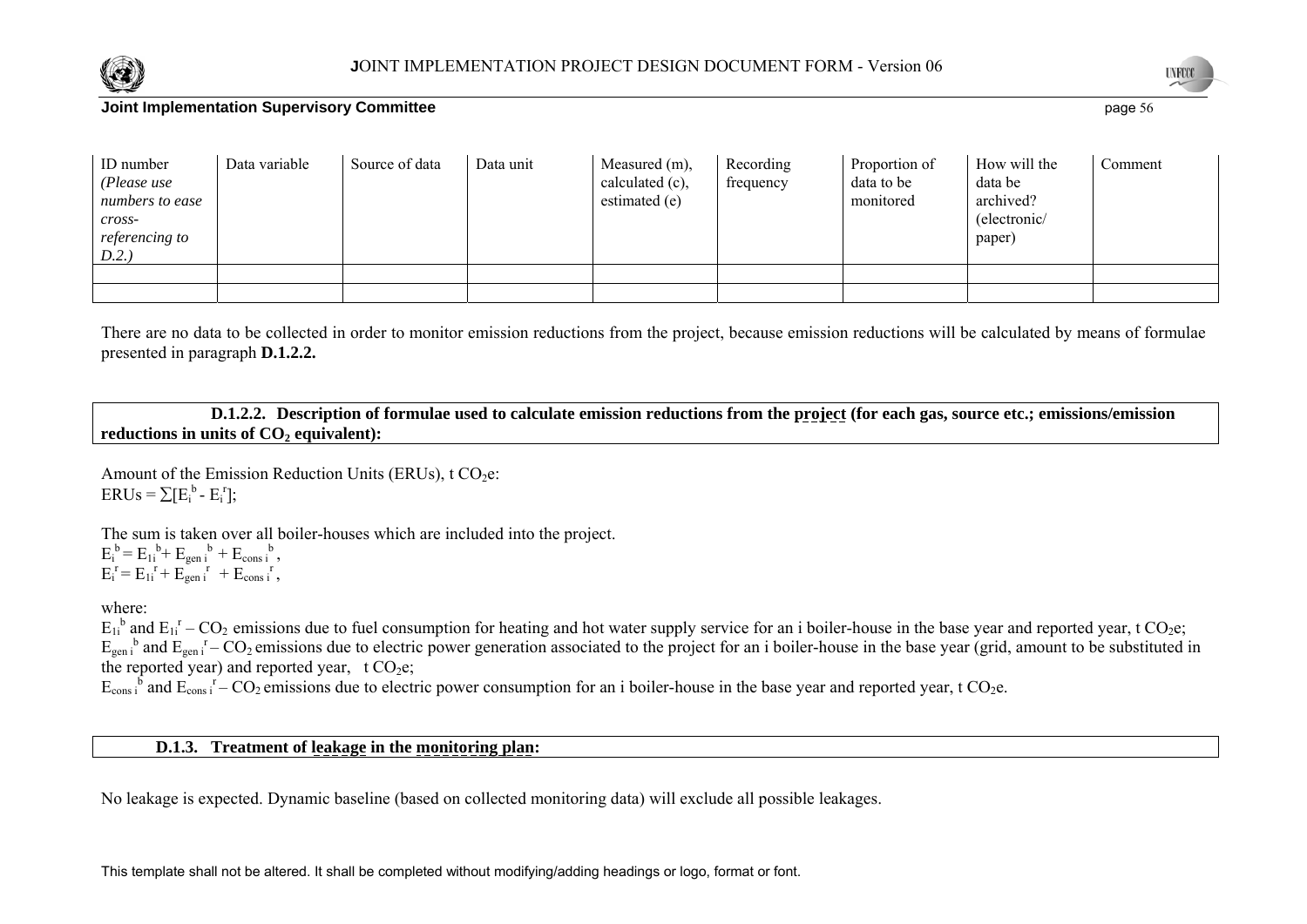| ID number *(Please use numbers to ease cross-referencing to D.2.)* | Data variable | Source of data | Data unit | Measured (m), calculated (c), estimated (e) | Recording frequency | Proportion of data to be monitored | How will the data be archived? (electronic/ paper) | Comment |
|---|---|---|---|---|---|---|---|---|
| | | | | | | | | |
| | | | | | | | | |

There are no data to be collected in order to monitor emission reductions from the project, because emission reductions will be calculated by means of formulae presented in paragraph **D.1.2.2.**

**D.1.2.2. Description of formulae used to calculate emission reductions from the project (for each gas, source etc.; emissions/emission reductions in units of $CO_2$ equivalent):**

Amount of the Emission Reduction Units (ERUs), t $CO_2$e:

$ERUs = \sum[E_i^b - E_i^r]$;

The sum is taken over all boiler-houses which are included into the project.

$E_i^b = E_{1i}^b + E_{gen\,i}^b + E_{cons\,i}^b$,

$E_i^r = E_{1i}^r + E_{gen\,i}^r + E_{cons\,i}^r$,

where:

$E_{1i}^b$ and $E_{1i}^r$ – $CO_2$ emissions due to fuel consumption for heating and hot water supply service for an i boiler-house in the base year and reported year, t $CO_2$e;

$E_{gen\,i}^b$ and $E_{gen\,i}^r$ – $CO_2$ emissions due to electric power generation associated to the project for an i boiler-house in the base year (grid, amount to be substituted in the reported year) and reported year, t $CO_2$e;

$E_{cons\,i}^b$ and $E_{cons\,i}^r$ – $CO_2$ emissions due to electric power consumption for an i boiler-house in the base year and reported year, t $CO_2$e.

**D.1.3. Treatment of leakage in the monitoring plan:**

No leakage is expected. Dynamic baseline (based on collected monitoring data) will exclude all possible leakages.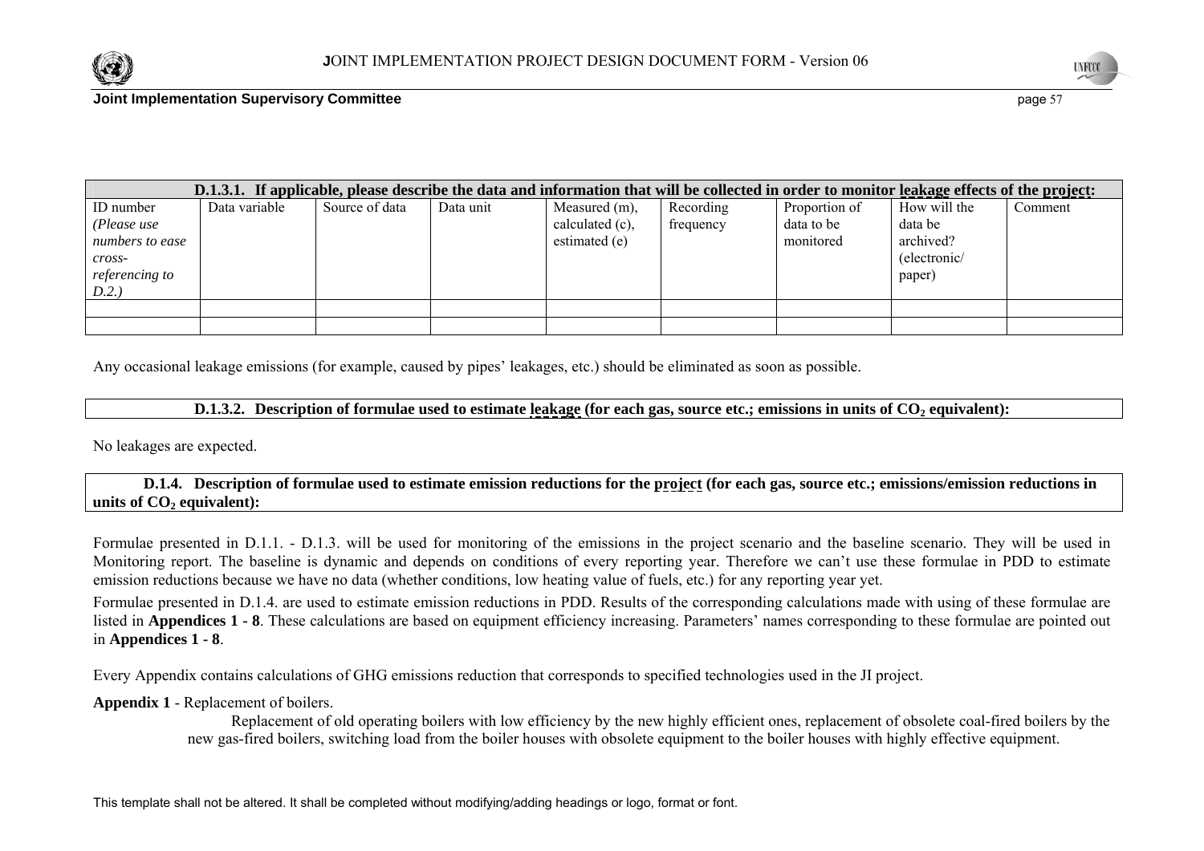| D.1.3.1. If applicable, please describe the data and information that will be collected in order to monitor leakage effects of the project: | | | | | | | | |
|---|---|---|---|---|---|---|---|---|
| ID number *(Please use numbers to ease cross-referencing to D.2.)* | Data variable | Source of data | Data unit | Measured (m), calculated (c), estimated (e) | Recording frequency | Proportion of data to be monitored | How will the data be archived? (electronic/ paper) | Comment |
| | | | | | | | | |
| | | | | | | | | |

Any occasional leakage emissions (for example, caused by pipes' leakages, etc.) should be eliminated as soon as possible.

**D.1.3.2. Description of formulae used to estimate leakage (for each gas, source etc.; emissions in units of $CO_2$ equivalent):**

No leakages are expected.

**D.1.4. Description of formulae used to estimate emission reductions for the project (for each gas, source etc.; emissions/emission reductions in units of $CO_2$ equivalent):**

Formulae presented in D.1.1. - D.1.3. will be used for monitoring of the emissions in the project scenario and the baseline scenario. They will be used in Monitoring report. The baseline is dynamic and depends on conditions of every reporting year. Therefore we can't use these formulae in PDD to estimate emission reductions because we have no data (whether conditions, low heating value of fuels, etc.) for any reporting year yet.

Formulae presented in D.1.4. are used to estimate emission reductions in PDD. Results of the corresponding calculations made with using of these formulae are listed in **Appendices 1 - 8**. These calculations are based on equipment efficiency increasing. Parameters' names corresponding to these formulae are pointed out in **Appendices 1 - 8**.

Every Appendix contains calculations of GHG emissions reduction that corresponds to specified technologies used in the JI project.

**Appendix 1** - Replacement of boilers.

Replacement of old operating boilers with low efficiency by the new highly efficient ones, replacement of obsolete coal-fired boilers by the new gas-fired boilers, switching load from the boiler houses with obsolete equipment to the boiler houses with highly effective equipment.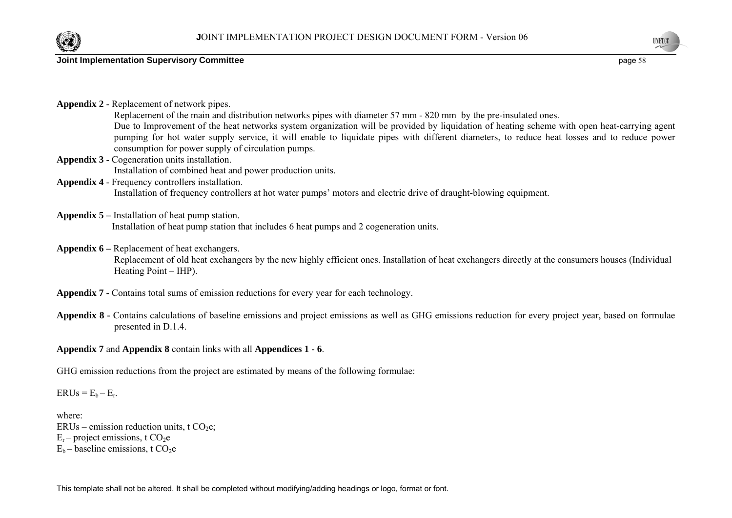**Appendix 2** - Replacement of network pipes.

Replacement of the main and distribution networks pipes with diameter 57 mm - 820 mm by the pre-insulated ones.

Due to Improvement of the heat networks system organization will be provided by liquidation of heating scheme with open heat-carrying agent pumping for hot water supply service, it will enable to liquidate pipes with different diameters, to reduce heat losses and to reduce power consumption for power supply of circulation pumps.

**Appendix 3** - Cogeneration units installation.

Installation of combined heat and power production units.

**Appendix 4** - Frequency controllers installation.

Installation of frequency controllers at hot water pumps' motors and electric drive of draught-blowing equipment.

**Appendix 5 –** Installation of heat pump station.

Installation of heat pump station that includes 6 heat pumps and 2 cogeneration units.

**Appendix 6 –** Replacement of heat exchangers.

Replacement of old heat exchangers by the new highly efficient ones. Installation of heat exchangers directly at the consumers houses (Individual Heating Point – IHP).

**Appendix 7 -** Contains total sums of emission reductions for every year for each technology.

**Appendix 8 -** Contains calculations of baseline emissions and project emissions as well as GHG emissions reduction for every project year, based on formulae presented in D.1.4.

**Appendix 7** and **Appendix 8** contain links with all **Appendices 1 - 6**.

GHG emission reductions from the project are estimated by means of the following formulae:

$ERUs = E_b - E_r$.

where:

ERUs – emission reduction units, t $CO_2e$;

$E_r$ – project emissions, t $CO_2e$

$E_b$ – baseline emissions, t $CO_2e$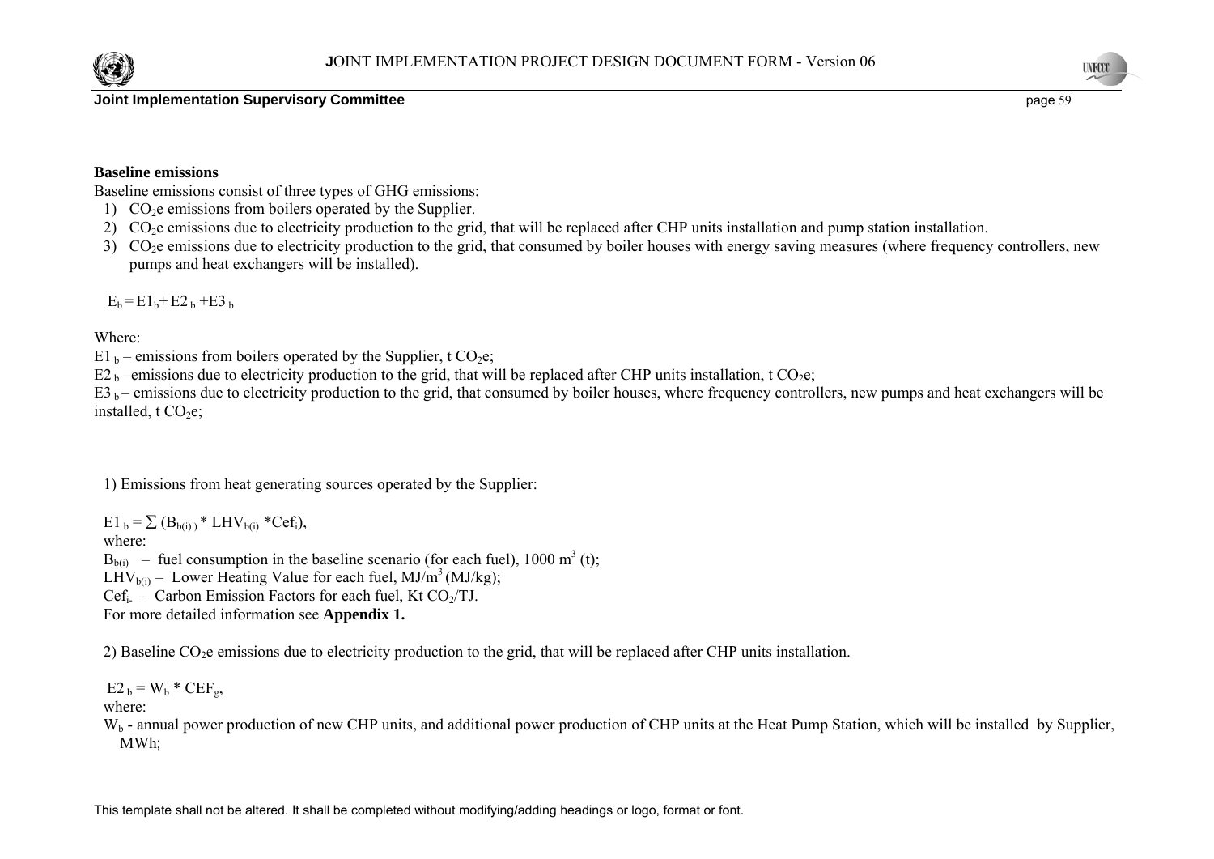**Baseline emissions**

Baseline emissions consist of three types of GHG emissions:

1) $CO_2e$ emissions from boilers operated by the Supplier.
2) $CO_2e$ emissions due to electricity production to the grid, that will be replaced after CHP units installation and pump station installation.
3) $CO_2e$ emissions due to electricity production to the grid, that consumed by boiler houses with energy saving measures (where frequency controllers, new pumps and heat exchangers will be installed).

$E_b = E1_b + E2_b + E3_b$

Where:

$E1_b$ – emissions from boilers operated by the Supplier, t $CO_2e$;

$E2_b$ –emissions due to electricity production to the grid, that will be replaced after CHP units installation, t $CO_2e$;

$E3_b$ – emissions due to electricity production to the grid, that consumed by boiler houses, where frequency controllers, new pumps and heat exchangers will be installed, t $CO_2e$;

1) Emissions from heat generating sources operated by the Supplier:

$E1_b = \sum (B_{b(i)} * LHV_{b(i)} * Cef_i)$,

where:

$B_{b(i)}$ – fuel consumption in the baseline scenario (for each fuel), 1000 $m^3$ (t);

$LHV_{b(i)}$ – Lower Heating Value for each fuel, $MJ/m^3$ (MJ/kg);

$Cef_i$ – Carbon Emission Factors for each fuel, Kt $CO_2$/TJ.

For more detailed information see **Appendix 1.**

2) Baseline $CO_2e$ emissions due to electricity production to the grid, that will be replaced after CHP units installation.

$E2_b = W_b * CEF_g$,

where:

$W_b$ - annual power production of new CHP units, and additional power production of CHP units at the Heat Pump Station, which will be installed by Supplier, MWh;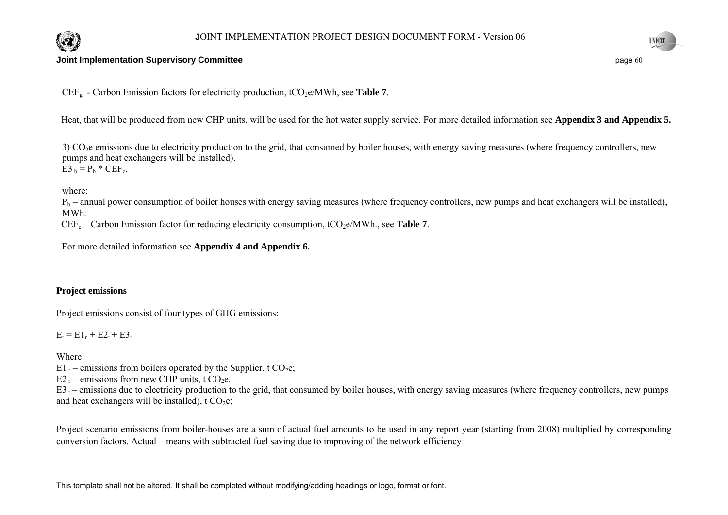$CEF_g$ - Carbon Emission factors for electricity production, $tCO_2e/MWh$, see **Table 7**.

Heat, that will be produced from new CHP units, will be used for the hot water supply service. For more detailed information see **Appendix 3 and Appendix 5.**

3) $CO_2e$ emissions due to electricity production to the grid, that consumed by boiler houses, with energy saving measures (where frequency controllers, new pumps and heat exchangers will be installed).
$E3_b = P_b * CEF_c$,

where:
$P_b$ – annual power consumption of boiler houses with energy saving measures (where frequency controllers, new pumps and heat exchangers will be installed), MWh;
$CEF_c$ – Carbon Emission factor for reducing electricity consumption, $tCO_2e/MWh$., see **Table 7**.

For more detailed information see **Appendix 4 and Appendix 6.**

**Project emissions**

Project emissions consist of four types of GHG emissions:

$E_r = E1_r + E2_r + E3_r$

Where:
$E1_r$ – emissions from boilers operated by the Supplier, t $CO_2e$;
$E2_r$ – emissions from new CHP units, t $CO_2e$.
$E3_r$ – emissions due to electricity production to the grid, that consumed by boiler houses, with energy saving measures (where frequency controllers, new pumps and heat exchangers will be installed), t $CO_2e$;

Project scenario emissions from boiler-houses are a sum of actual fuel amounts to be used in any report year (starting from 2008) multiplied by corresponding conversion factors. Actual – means with subtracted fuel saving due to improving of the network efficiency: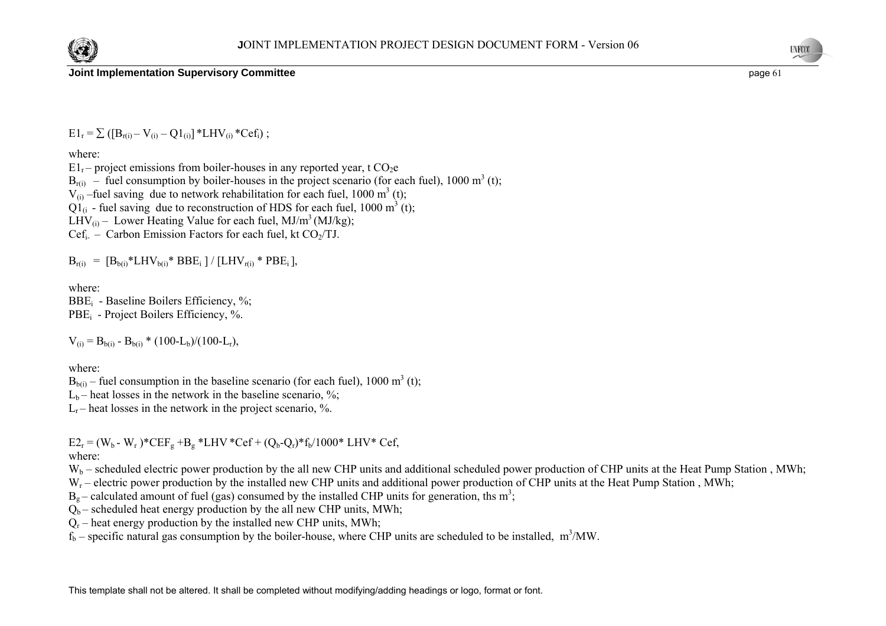$$E1_r = \sum ([B_{r(i)} - V_{(i)} - Q1_{(i)}] * LHV_{(i)} * Cef_i) ;$$

where:

$E1_r$ – project emissions from boiler-houses in any reported year, t $CO_2e$

$B_{r(i)}$ – fuel consumption by boiler-houses in the project scenario (for each fuel), 1000 $m^3$ (t);

$V_{(i)}$ –fuel saving due to network rehabilitation for each fuel, 1000 $m^3$ (t);

$Q1_{(i}$ - fuel saving due to reconstruction of HDS for each fuel, 1000 $m^3$ (t);

$LHV_{(i)}$ – Lower Heating Value for each fuel, $MJ/m^3$ (MJ/kg);

$Cef_{i-}$ – Carbon Emission Factors for each fuel, kt $CO_2$/TJ.

$$B_{r(i)} = [B_{b(i)} * LHV_{b(i)} * BBE_i ] / [LHV_{r(i)} * PBE_i ],$$

where:

$BBE_i$ - Baseline Boilers Efficiency, %;

$PBE_i$ - Project Boilers Efficiency, %.

$$V_{(i)} = B_{b(i)} - B_{b(i)} * (100-L_b)/(100-L_r),$$

where:

$B_{b(i)}$ – fuel consumption in the baseline scenario (for each fuel), 1000 $m^3$ (t);

$L_b$ – heat losses in the network in the baseline scenario, %;

$L_r$ – heat losses in the network in the project scenario, %.

$$E2_r = (W_b - W_r) * CEF_g + B_g * LHV * Cef + (Q_b - Q_r) * f_b / 1000 * LHV * Cef,$$

where:

$W_b$ – scheduled electric power production by the all new CHP units and additional scheduled power production of CHP units at the Heat Pump Station , MWh;

$W_r$ – electric power production by the installed new CHP units and additional power production of CHP units at the Heat Pump Station , MWh;

$B_g$ – calculated amount of fuel (gas) consumed by the installed CHP units for generation, ths $m^3$;

$Q_b$ – scheduled heat energy production by the all new CHP units, MWh;

$Q_r$ – heat energy production by the installed new CHP units, MWh;

$f_b$ – specific natural gas consumption by the boiler-house, where CHP units are scheduled to be installed, $m^3$/MW.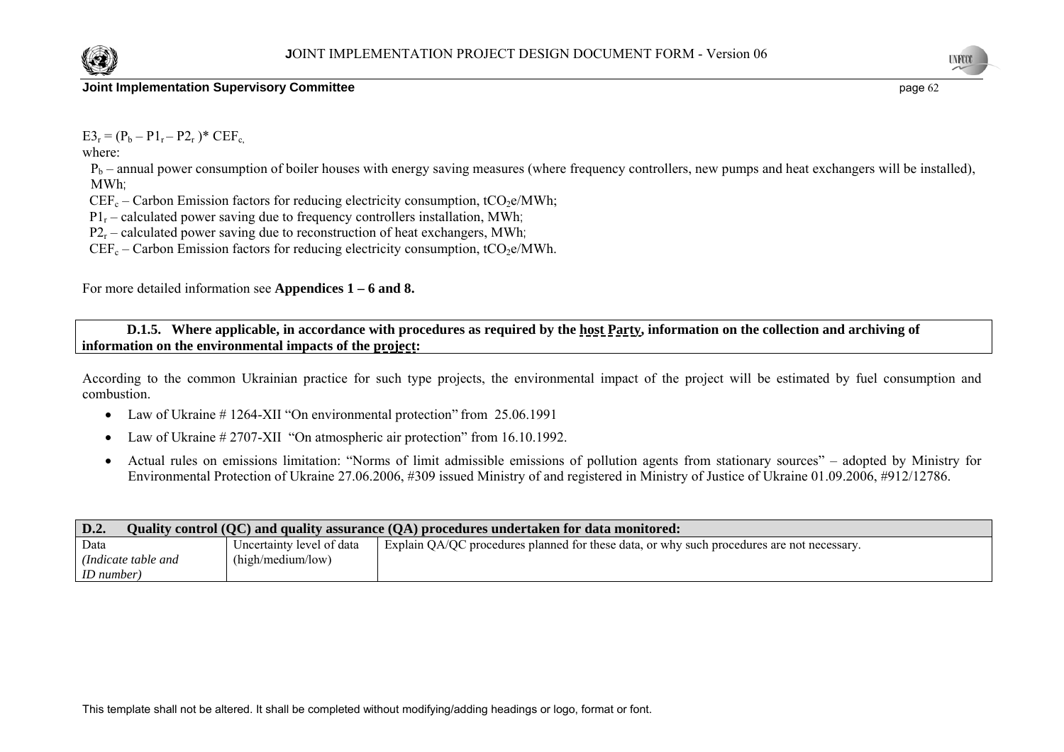$E3_r = (P_b – P1_r – P2_r)* CEF_c$,

where:

$P_b$ – annual power consumption of boiler houses with energy saving measures (where frequency controllers, new pumps and heat exchangers will be installed), MWh;

$CEF_c$ – Carbon Emission factors for reducing electricity consumption, $tCO_2e/MWh$;

$P1_r$ – calculated power saving due to frequency controllers installation, MWh;

$P2_r$ – calculated power saving due to reconstruction of heat exchangers, MWh;

$CEF_c$ – Carbon Emission factors for reducing electricity consumption, $tCO_2e/MWh$.

For more detailed information see **Appendices 1 – 6 and 8.**

**D.1.5. Where applicable, in accordance with procedures as required by the host Party, information on the collection and archiving of information on the environmental impacts of the project:**

According to the common Ukrainian practice for such type projects, the environmental impact of the project will be estimated by fuel consumption and combustion.

- Law of Ukraine # 1264-XII "On environmental protection" from 25.06.1991
- Law of Ukraine # 2707-XII "On atmospheric air protection" from 16.10.1992.
- Actual rules on emissions limitation: "Norms of limit admissible emissions of pollution agents from stationary sources" – adopted by Ministry for Environmental Protection of Ukraine 27.06.2006, #309 issued Ministry of and registered in Ministry of Justice of Ukraine 01.09.2006, #912/12786.

| **D.2. Quality control (QC) and quality assurance (QA) procedures undertaken for data monitored:** | | |
|---|---|---|
| Data *(Indicate table and ID number)* | Uncertainty level of data (high/medium/low) | Explain QA/QC procedures planned for these data, or why such procedures are not necessary. |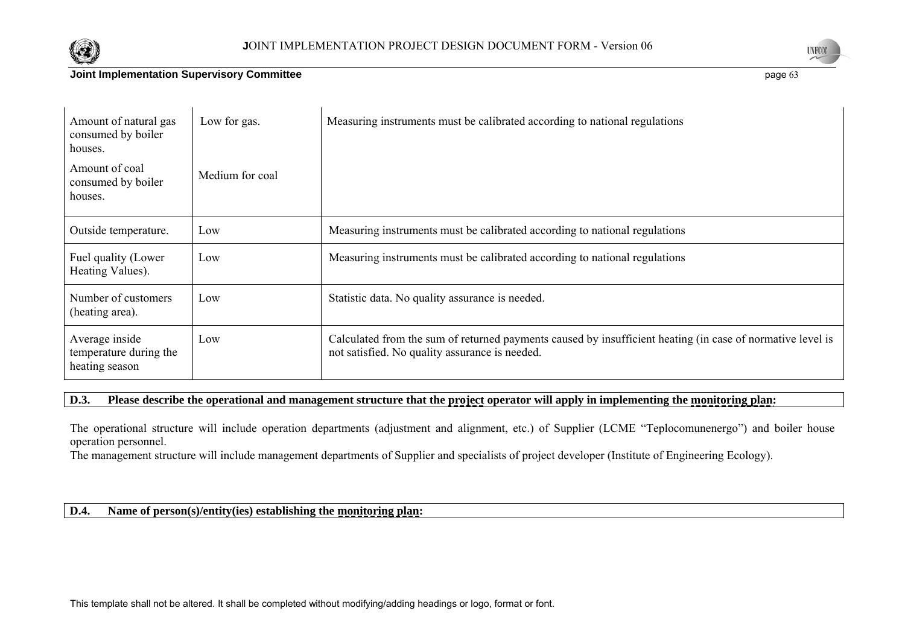| | | |
|---|---|---|
| Amount of natural gas consumed by boiler houses.<br>Amount of coal consumed by boiler houses. | Low for gas.<br>Medium for coal | Measuring instruments must be calibrated according to national regulations |
| Outside temperature. | Low | Measuring instruments must be calibrated according to national regulations |
| Fuel quality (Lower Heating Values). | Low | Measuring instruments must be calibrated according to national regulations |
| Number of customers (heating area). | Low | Statistic data. No quality assurance is needed. |
| Average inside temperature during the heating season | Low | Calculated from the sum of returned payments caused by insufficient heating (in case of normative level is not satisfied. No quality assurance is needed. |

**D.3. Please describe the operational and management structure that the project operator will apply in implementing the monitoring plan:**

The operational structure will include operation departments (adjustment and alignment, etc.) of Supplier (LCME "Teplocomunenergo") and boiler house operation personnel.
The management structure will include management departments of Supplier and specialists of project developer (Institute of Engineering Ecology).

**D.4. Name of person(s)/entity(ies) establishing the monitoring plan:**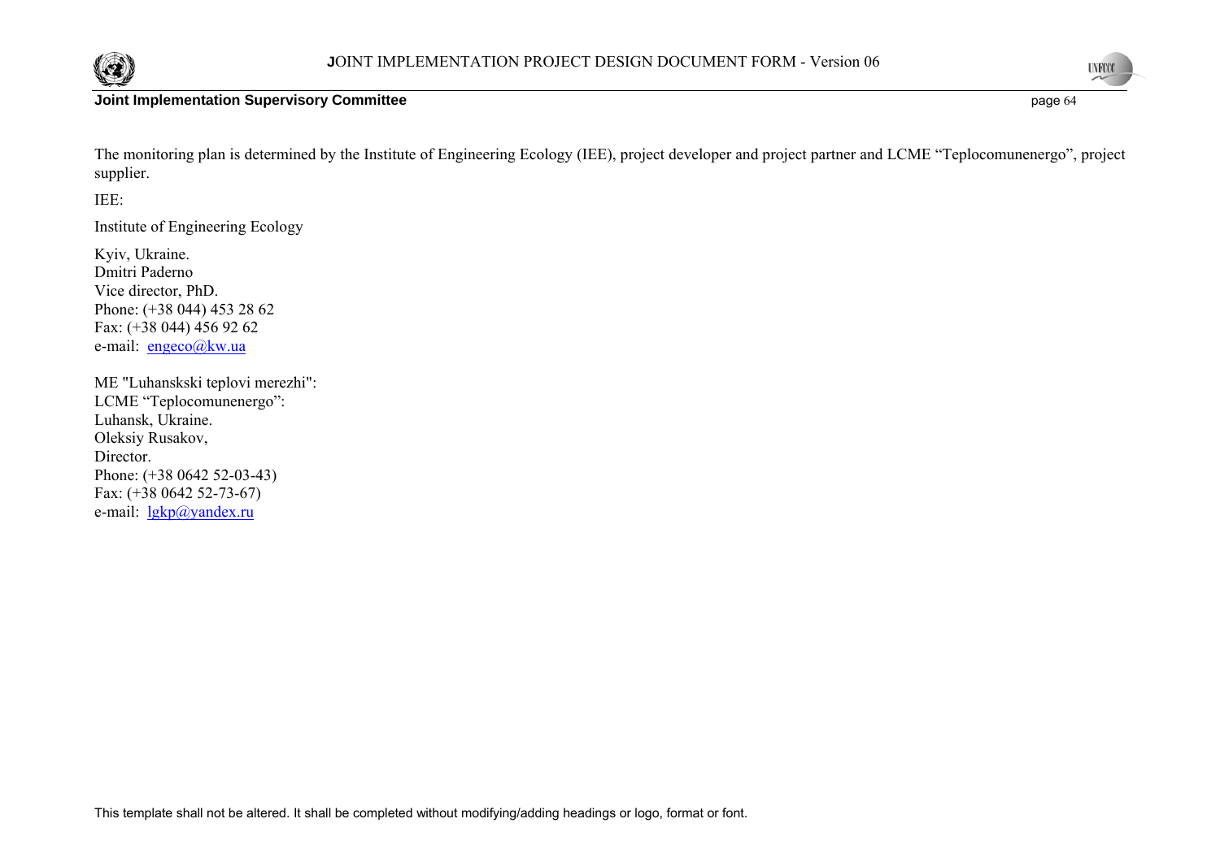The monitoring plan is determined by the Institute of Engineering Ecology (IEE), project developer and project partner and LCME “Teplocomunenergo”, project supplier.

IEE:

Institute of Engineering Ecology

Kyiv, Ukraine.  
Dmitri Paderno  
Vice director, PhD.  
Phone: (+38 044) 453 28 62  
Fax: (+38 044) 456 92 62  
e-mail: engeco@kw.ua

ME "Luhanskski teplovi merezhi":  
LCME “Teplocomunenergo”:  
Luhansk, Ukraine.  
Oleksiy Rusakov,  
Director.  
Phone: (+38 0642 52-03-43)  
Fax: (+38 0642 52-73-67)  
e-mail: lgkp@yandex.ru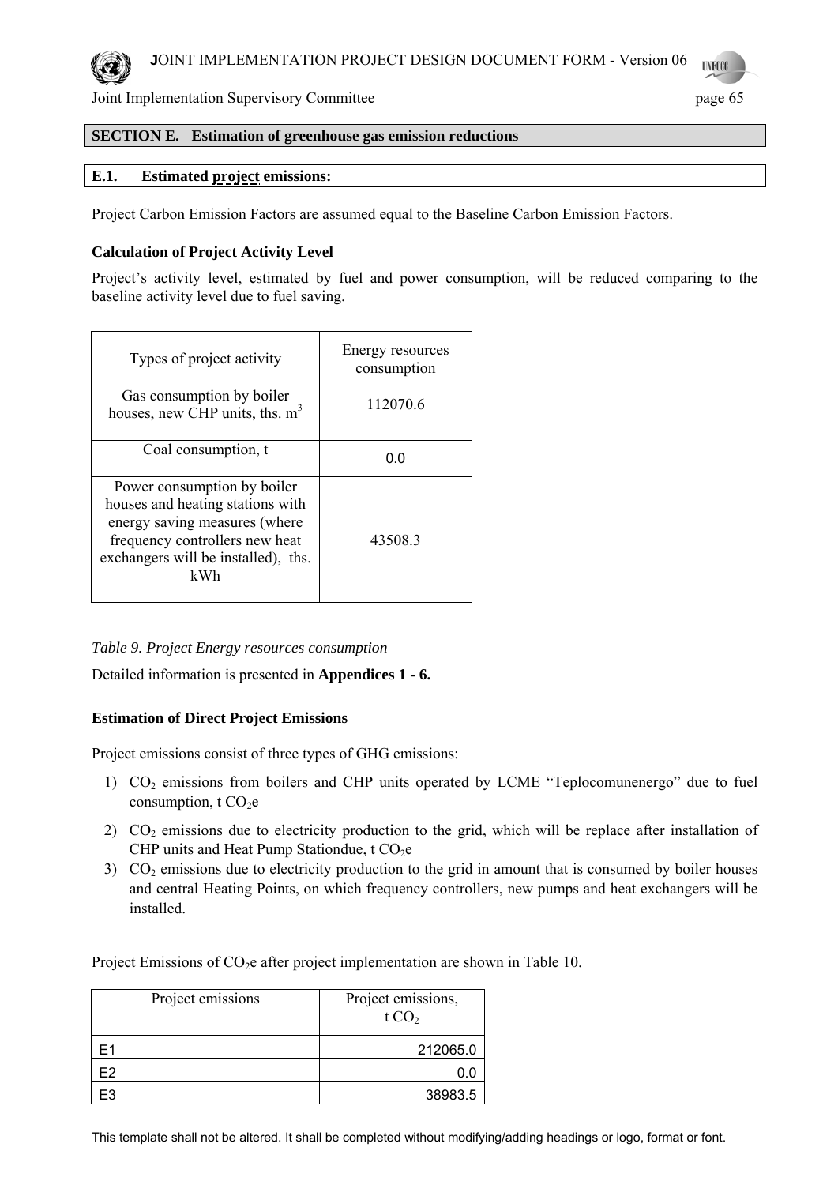## SECTION E. Estimation of greenhouse gas emission reductions

### E.1. Estimated project emissions:

Project Carbon Emission Factors are assumed equal to the Baseline Carbon Emission Factors.

**Calculation of Project Activity Level**

Project's activity level, estimated by fuel and power consumption, will be reduced comparing to the baseline activity level due to fuel saving.

| Types of project activity | Energy resources consumption |
|---|---|
| Gas consumption by boiler houses, new CHP units, ths. $m^3$ | 112070.6 |
| Coal consumption, t | 0.0 |
| Power consumption by boiler houses and heating stations with energy saving measures (where frequency controllers new heat exchangers will be installed), ths. kWh | 43508.3 |

*Table 9. Project Energy resources consumption*

Detailed information is presented in **Appendices 1 - 6.**

**Estimation of Direct Project Emissions**

Project emissions consist of three types of GHG emissions:

1) $CO_2$ emissions from boilers and CHP units operated by LCME "Teplocomunenergo" due to fuel consumption, t $CO_2e$
2) $CO_2$ emissions due to electricity production to the grid, which will be replace after installation of CHP units and Heat Pump Stationdue, t $CO_2e$
3) $CO_2$ emissions due to electricity production to the grid in amount that is consumed by boiler houses and central Heating Points, on which frequency controllers, new pumps and heat exchangers will be installed.

Project Emissions of $CO_2e$ after project implementation are shown in Table 10.

| Project emissions | Project emissions, t $CO_2$ |
|---|---|
| E1 | 212065.0 |
| E2 | 0.0 |
| E3 | 38983.5 |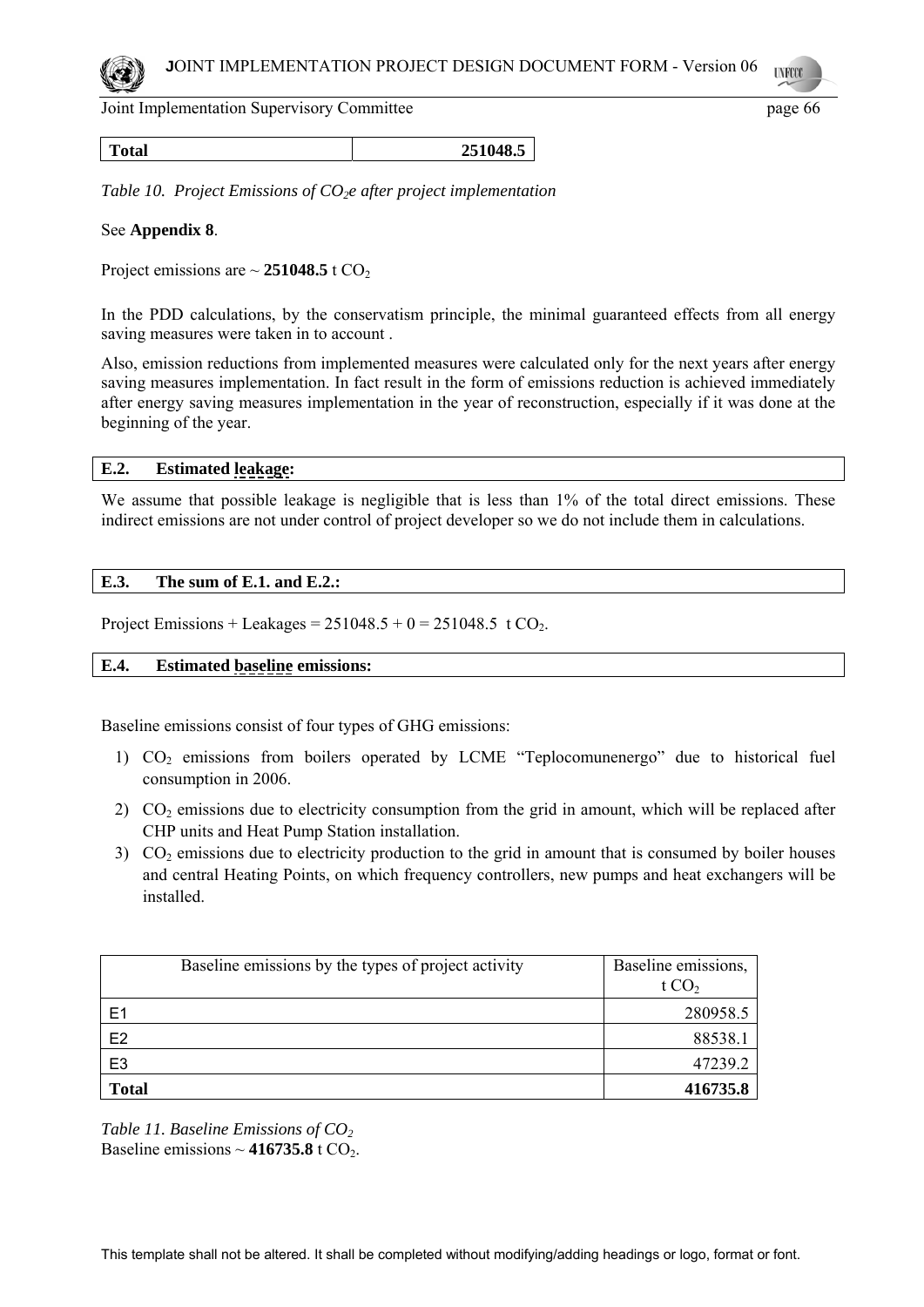| Total | 251048.5 |
|---|---|

*Table 10. Project Emissions of $CO_2e$ after project implementation*

See **Appendix 8**.

Project emissions are ~ **251048.5** t $CO_2$

In the PDD calculations, by the conservatism principle, the minimal guaranteed effects from all energy saving measures were taken in to account .

Also, emission reductions from implemented measures were calculated only for the next years after energy saving measures implementation. In fact result in the form of emissions reduction is achieved immediately after energy saving measures implementation in the year of reconstruction, especially if it was done at the beginning of the year.

## E.2. Estimated leakage:

We assume that possible leakage is negligible that is less than 1% of the total direct emissions. These indirect emissions are not under control of project developer so we do not include them in calculations.

## E.3. The sum of E.1. and E.2.:

Project Emissions + Leakages = 251048.5 + 0 = 251048.5 t $CO_2$.

## E.4. Estimated baseline emissions:

Baseline emissions consist of four types of GHG emissions:

1) $CO_2$ emissions from boilers operated by LCME "Teplocomunenergo" due to historical fuel consumption in 2006.
2) $CO_2$ emissions due to electricity consumption from the grid in amount, which will be replaced after CHP units and Heat Pump Station installation.
3) $CO_2$ emissions due to electricity production to the grid in amount that is consumed by boiler houses and central Heating Points, on which frequency controllers, new pumps and heat exchangers will be installed.

| Baseline emissions by the types of project activity | Baseline emissions, t $CO_2$ |
|---|---|
| E1 | 280958.5 |
| E2 | 88538.1 |
| E3 | 47239.2 |
| **Total** | **416735.8** |

*Table 11. Baseline Emissions of $CO_2$*
Baseline emissions ~ **416735.8** t $CO_2$.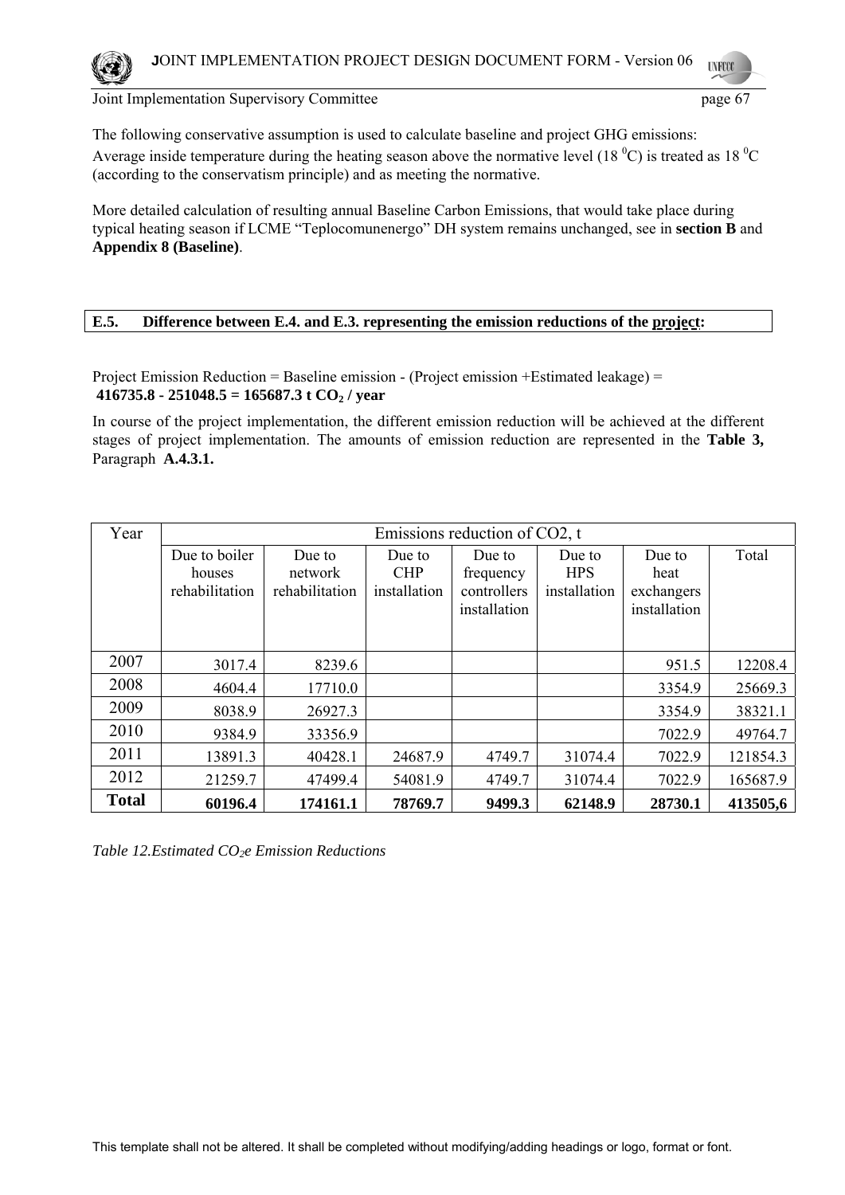The following conservative assumption is used to calculate baseline and project GHG emissions:
Average inside temperature during the heating season above the normative level (18 $^0$C) is treated as 18 $^0$C (according to the conservatism principle) and as meeting the normative.

More detailed calculation of resulting annual Baseline Carbon Emissions, that would take place during typical heating season if LCME "Teplocomunenergo" DH system remains unchanged, see in **section B** and **Appendix 8 (Baseline)**.

## E.5. Difference between E.4. and E.3. representing the emission reductions of the project:

Project Emission Reduction = Baseline emission - (Project emission +Estimated leakage) =
**416735.8 - 251048.5 = 165687.3 t $CO_2$ / year**

In course of the project implementation, the different emission reduction will be achieved at the different stages of project implementation. The amounts of emission reduction are represented in the **Table 3,** Paragraph **A.4.3.1.**

| Year | Emissions reduction of CO2, t | | | | | | |
|---|---|---|---|---|---|---|---|
| | Due to boiler houses rehabilitation | Due to network rehabilitation | Due to CHP installation | Due to frequency controllers installation | Due to HPS installation | Due to heat exchangers installation | Total |
| 2007 | 3017.4 | 8239.6 | | | | 951.5 | 12208.4 |
| 2008 | 4604.4 | 17710.0 | | | | 3354.9 | 25669.3 |
| 2009 | 8038.9 | 26927.3 | | | | 3354.9 | 38321.1 |
| 2010 | 9384.9 | 33356.9 | | | | 7022.9 | 49764.7 |
| 2011 | 13891.3 | 40428.1 | 24687.9 | 4749.7 | 31074.4 | 7022.9 | 121854.3 |
| 2012 | 21259.7 | 47499.4 | 54081.9 | 4749.7 | 31074.4 | 7022.9 | 165687.9 |
| **Total** | **60196.4** | **174161.1** | **78769.7** | **9499.3** | **62148.9** | **28730.1** | **413505,6** |

*Table 12.Estimated $CO_2e$ Emission Reductions*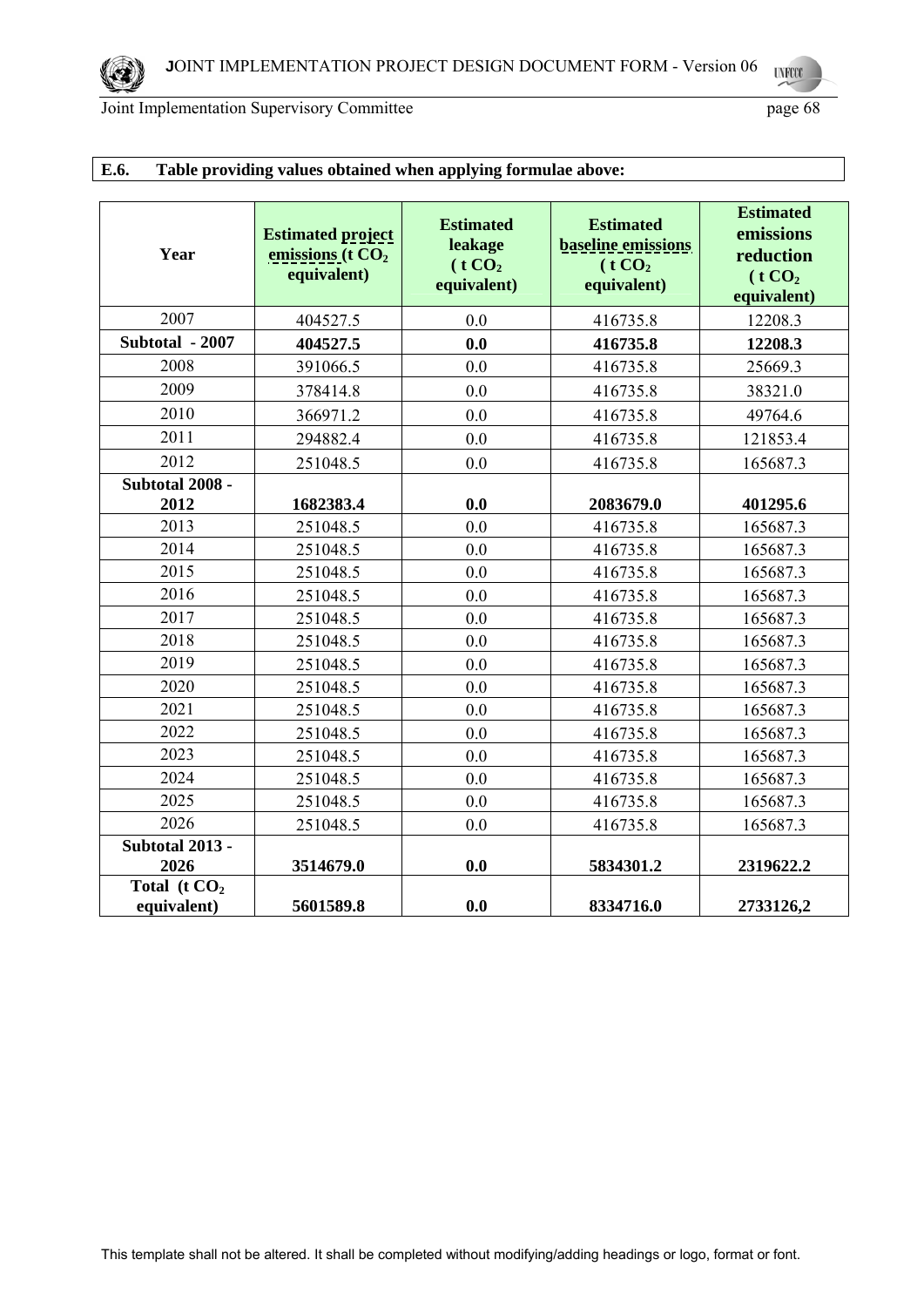**E.6. Table providing values obtained when applying formulae above:**

| Year | Estimated project emissions (t $CO_2$ equivalent) | Estimated leakage (t $CO_2$ equivalent) | Estimated baseline emissions (t $CO_2$ equivalent) | Estimated emissions reduction (t $CO_2$ equivalent) |
|---|---|---|---|---|
| 2007 | 404527.5 | 0.0 | 416735.8 | 12208.3 |
| **Subtotal - 2007** | **404527.5** | **0.0** | **416735.8** | **12208.3** |
| 2008 | 391066.5 | 0.0 | 416735.8 | 25669.3 |
| 2009 | 378414.8 | 0.0 | 416735.8 | 38321.0 |
| 2010 | 366971.2 | 0.0 | 416735.8 | 49764.6 |
| 2011 | 294882.4 | 0.0 | 416735.8 | 121853.4 |
| 2012 | 251048.5 | 0.0 | 416735.8 | 165687.3 |
| **Subtotal 2008 - 2012** | **1682383.4** | **0.0** | **2083679.0** | **401295.6** |
| 2013 | 251048.5 | 0.0 | 416735.8 | 165687.3 |
| 2014 | 251048.5 | 0.0 | 416735.8 | 165687.3 |
| 2015 | 251048.5 | 0.0 | 416735.8 | 165687.3 |
| 2016 | 251048.5 | 0.0 | 416735.8 | 165687.3 |
| 2017 | 251048.5 | 0.0 | 416735.8 | 165687.3 |
| 2018 | 251048.5 | 0.0 | 416735.8 | 165687.3 |
| 2019 | 251048.5 | 0.0 | 416735.8 | 165687.3 |
| 2020 | 251048.5 | 0.0 | 416735.8 | 165687.3 |
| 2021 | 251048.5 | 0.0 | 416735.8 | 165687.3 |
| 2022 | 251048.5 | 0.0 | 416735.8 | 165687.3 |
| 2023 | 251048.5 | 0.0 | 416735.8 | 165687.3 |
| 2024 | 251048.5 | 0.0 | 416735.8 | 165687.3 |
| 2025 | 251048.5 | 0.0 | 416735.8 | 165687.3 |
| 2026 | 251048.5 | 0.0 | 416735.8 | 165687.3 |
| **Subtotal 2013 - 2026** | **3514679.0** | **0.0** | **5834301.2** | **2319622.2** |
| **Total (t $CO_2$ equivalent)** | **5601589.8** | **0.0** | **8334716.0** | **2733126,2** |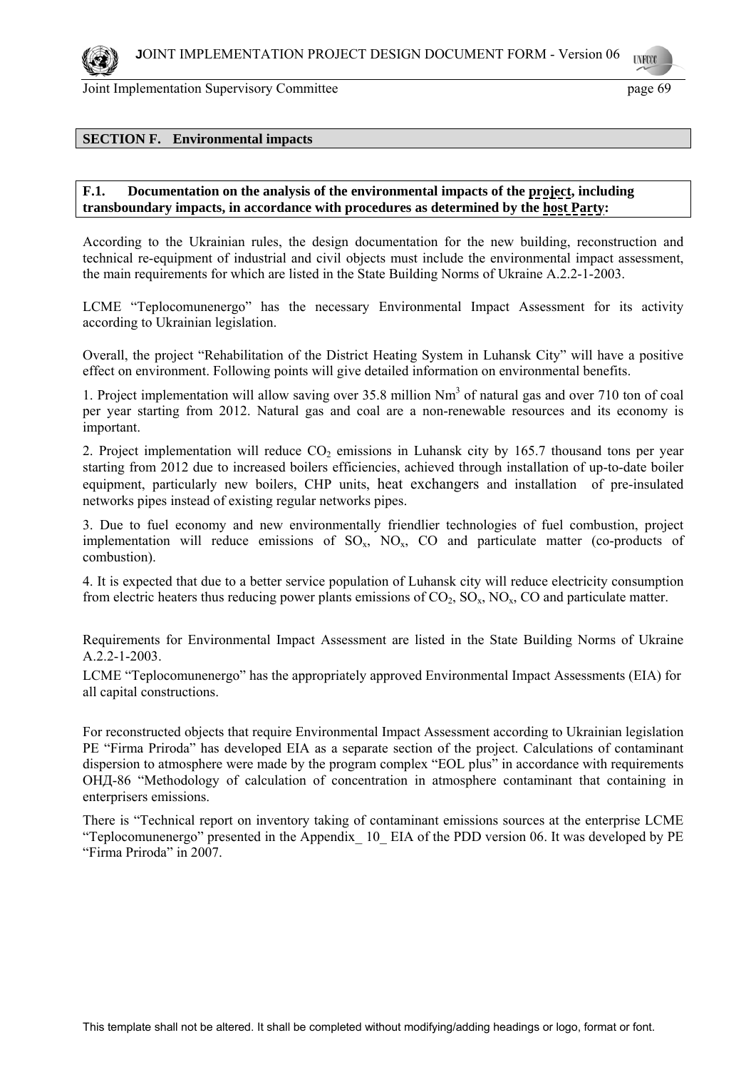## SECTION F. Environmental impacts

### F.1. Documentation on the analysis of the environmental impacts of the project, including transboundary impacts, in accordance with procedures as determined by the host Party:

According to the Ukrainian rules, the design documentation for the new building, reconstruction and technical re-equipment of industrial and civil objects must include the environmental impact assessment, the main requirements for which are listed in the State Building Norms of Ukraine A.2.2-1-2003.

LCME "Teplocomunenergo" has the necessary Environmental Impact Assessment for its activity according to Ukrainian legislation.

Overall, the project "Rehabilitation of the District Heating System in Luhansk City" will have a positive effect on environment. Following points will give detailed information on environmental benefits.

1. Project implementation will allow saving over 35.8 million $Nm^3$ of natural gas and over 710 ton of coal per year starting from 2012. Natural gas and coal are a non-renewable resources and its economy is important.

2. Project implementation will reduce $CO_2$ emissions in Luhansk city by 165.7 thousand tons per year starting from 2012 due to increased boilers efficiencies, achieved through installation of up-to-date boiler equipment, particularly new boilers, CHP units, heat exchangers and installation of pre-insulated networks pipes instead of existing regular networks pipes.

3. Due to fuel economy and new environmentally friendlier technologies of fuel combustion, project implementation will reduce emissions of $SO_x$, $NO_x$, CO and particulate matter (co-products of combustion).

4. It is expected that due to a better service population of Luhansk city will reduce electricity consumption from electric heaters thus reducing power plants emissions of $CO_2$, $SO_x$, $NO_x$, CO and particulate matter.

Requirements for Environmental Impact Assessment are listed in the State Building Norms of Ukraine A.2.2-1-2003.

LCME "Teplocomunenergo" has the appropriately approved Environmental Impact Assessments (EIA) for all capital constructions.

For reconstructed objects that require Environmental Impact Assessment according to Ukrainian legislation PE "Firma Priroda" has developed EIA as a separate section of the project. Calculations of contaminant dispersion to atmosphere were made by the program complex "EOL plus" in accordance with requirements ОНД-86 "Methodology of calculation of concentration in atmosphere contaminant that containing in enterprisers emissions.

There is "Technical report on inventory taking of contaminant emissions sources at the enterprise LCME "Teplocomunenergo" presented in the Appendix_ 10_ EIA of the PDD version 06. It was developed by PE "Firma Priroda" in 2007.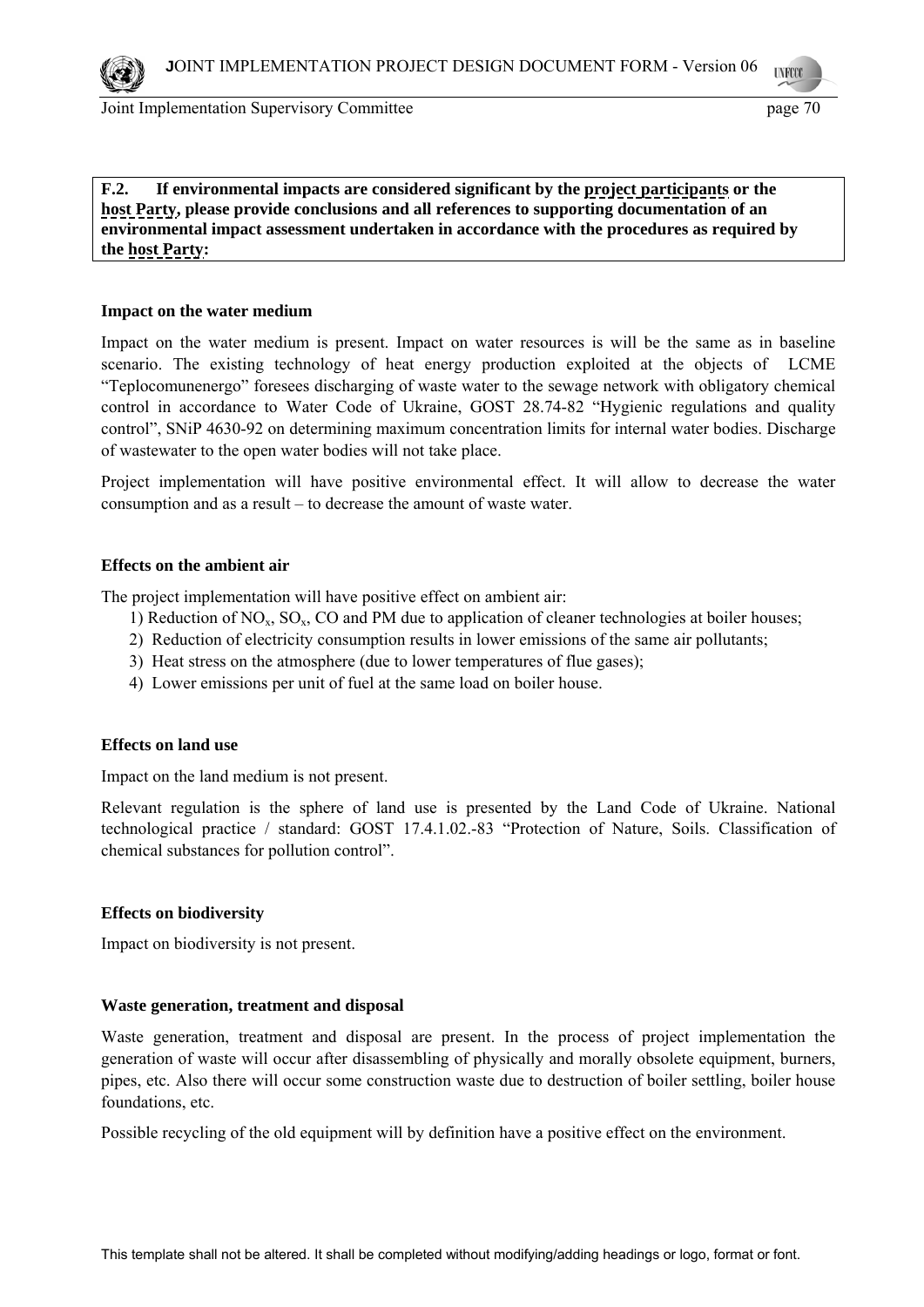**F.2. If environmental impacts are considered significant by the project participants or the host Party, please provide conclusions and all references to supporting documentation of an environmental impact assessment undertaken in accordance with the procedures as required by the host Party:**

**Impact on the water medium**

Impact on the water medium is present. Impact on water resources is will be the same as in baseline scenario. The existing technology of heat energy production exploited at the objects of LCME "Teplocomunenergo" foresees discharging of waste water to the sewage network with obligatory chemical control in accordance to Water Code of Ukraine, GOST 28.74-82 "Hygienic regulations and quality control", SNiP 4630-92 on determining maximum concentration limits for internal water bodies. Discharge of wastewater to the open water bodies will not take place.

Project implementation will have positive environmental effect. It will allow to decrease the water consumption and as a result – to decrease the amount of waste water.

**Effects on the ambient air**

The project implementation will have positive effect on ambient air:

1) Reduction of $NO_x$, $SO_x$, CO and PM due to application of cleaner technologies at boiler houses;
2) Reduction of electricity consumption results in lower emissions of the same air pollutants;
3) Heat stress on the atmosphere (due to lower temperatures of flue gases);
4) Lower emissions per unit of fuel at the same load on boiler house.

**Effects on land use**

Impact on the land medium is not present.

Relevant regulation is the sphere of land use is presented by the Land Code of Ukraine. National technological practice / standard: GOST 17.4.1.02.-83 "Protection of Nature, Soils. Classification of chemical substances for pollution control".

**Effects on biodiversity**

Impact on biodiversity is not present.

**Waste generation, treatment and disposal**

Waste generation, treatment and disposal are present. In the process of project implementation the generation of waste will occur after disassembling of physically and morally obsolete equipment, burners, pipes, etc. Also there will occur some construction waste due to destruction of boiler settling, boiler house foundations, etc.

Possible recycling of the old equipment will by definition have a positive effect on the environment.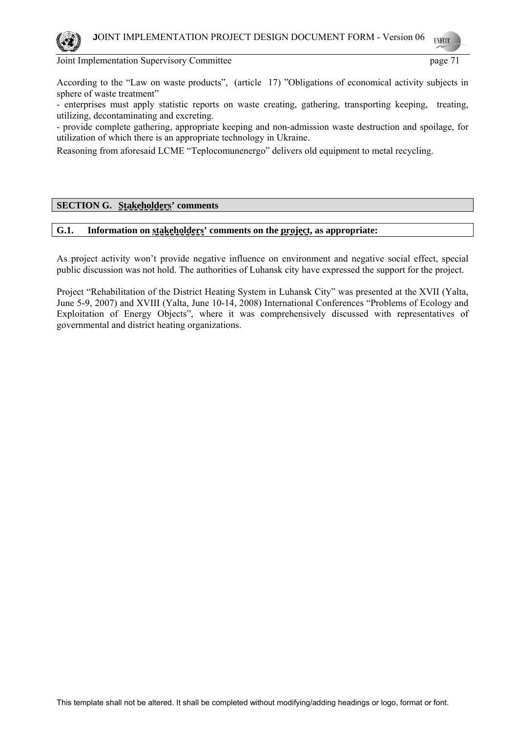According to the "Law on waste products", (article 17) "Obligations of economical activity subjects in sphere of waste treatment"

- enterprises must apply statistic reports on waste creating, gathering, transporting keeping, treating, utilizing, decontaminating and excreting.
- provide complete gathering, appropriate keeping and non-admission waste destruction and spoilage, for utilization of which there is an appropriate technology in Ukraine.

Reasoning from aforesaid LCME "Teplocomunenergo" delivers old equipment to metal recycling.

## SECTION G. Stakeholders' comments

### G.1. Information on stakeholders' comments on the project, as appropriate:

As project activity won't provide negative influence on environment and negative social effect, special public discussion was not hold. The authorities of Luhansk city have expressed the support for the project.

Project "Rehabilitation of the District Heating System in Luhansk City" was presented at the XVII (Yalta, June 5-9, 2007) and XVIII (Yalta, June 10-14, 2008) International Conferences "Problems of Ecology and Exploitation of Energy Objects", where it was comprehensively discussed with representatives of governmental and district heating organizations.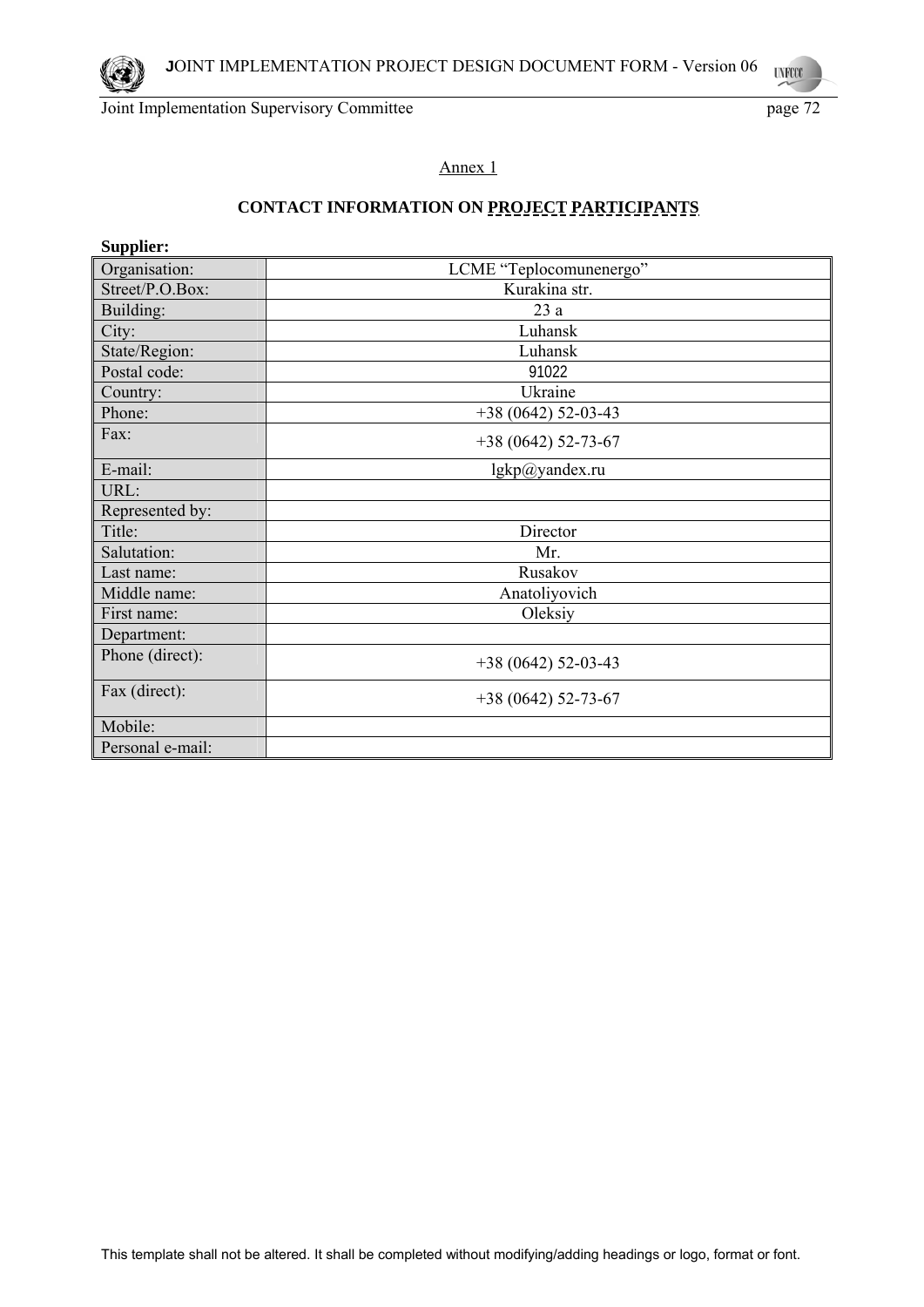Annex 1

## CONTACT INFORMATION ON PROJECT PARTICIPANTS

**Supplier:**

| | |
|---|---|
| Organisation: | LCME "Teplocomunenergo" |
| Street/P.O.Box: | Kurakina str. |
| Building: | 23 a |
| City: | Luhansk |
| State/Region: | Luhansk |
| Postal code: | 91022 |
| Country: | Ukraine |
| Phone: | +38 (0642) 52-03-43 |
| Fax: | +38 (0642) 52-73-67 |
| E-mail: | lgkp@yandex.ru |
| URL: | |
| Represented by: | |
| Title: | Director |
| Salutation: | Mr. |
| Last name: | Rusakov |
| Middle name: | Anatoliyovich |
| First name: | Oleksiy |
| Department: | |
| Phone (direct): | +38 (0642) 52-03-43 |
| Fax (direct): | +38 (0642) 52-73-67 |
| Mobile: | |
| Personal e-mail: | |

This template shall not be altered. It shall be completed without modifying/adding headings or logo, format or font.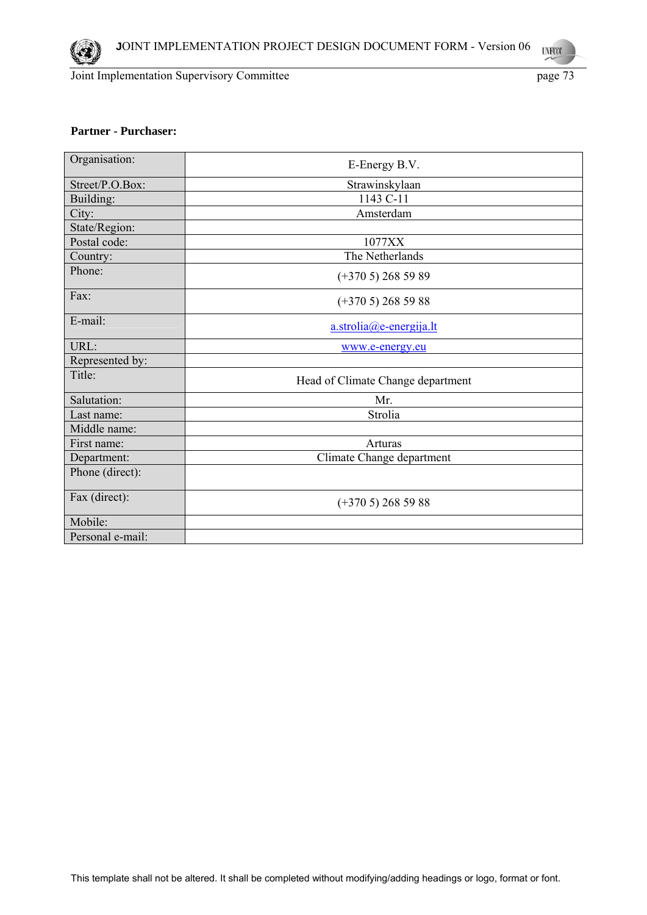**Partner - Purchaser:**

| Organisation: | E-Energy B.V. |
|---|---|
| Street/P.O.Box: | Strawinskylaan |
| Building: | 1143 C-11 |
| City: | Amsterdam |
| State/Region: | |
| Postal code: | 1077XX |
| Country: | The Netherlands |
| Phone: | (+370 5) 268 59 89 |
| Fax: | (+370 5) 268 59 88 |
| E-mail: | a.strolia@e-energija.lt |
| URL: | www.e-energy.eu |
| Represented by: | |
| Title: | Head of Climate Change department |
| Salutation: | Mr. |
| Last name: | Strolia |
| Middle name: | |
| First name: | Arturas |
| Department: | Climate Change department |
| Phone (direct): | |
| Fax (direct): | (+370 5) 268 59 88 |
| Mobile: | |
| Personal e-mail: | |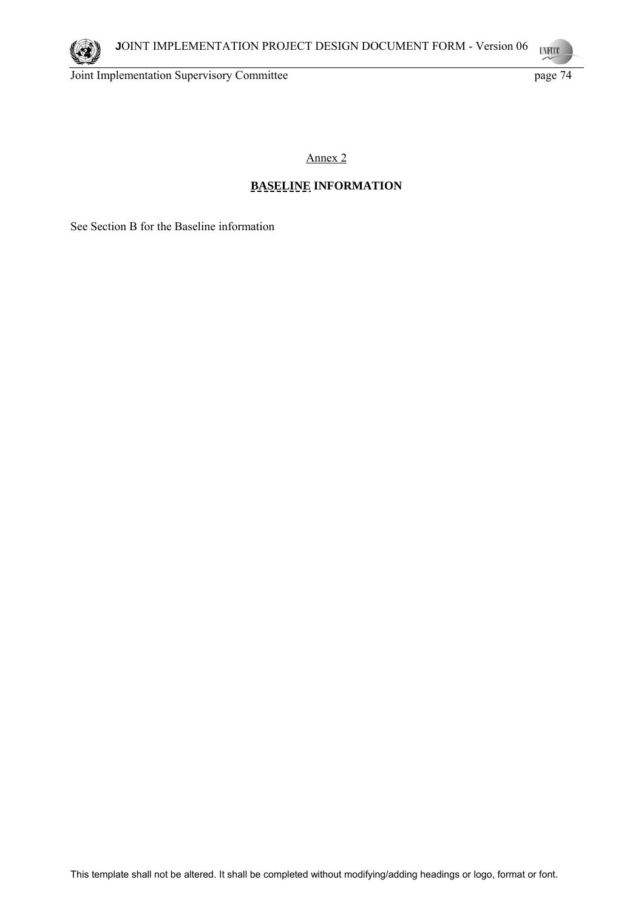Annex 2

**BASELINE INFORMATION**

See Section B for the Baseline information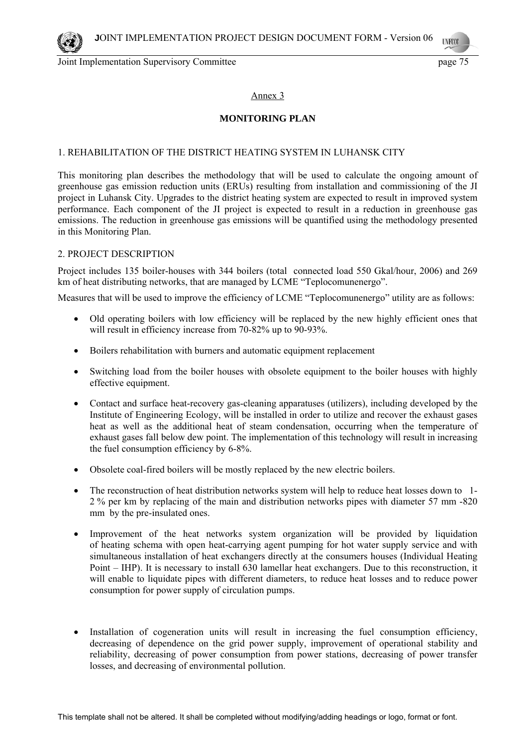Annex 3

# MONITORING PLAN

## 1. REHABILITATION OF THE DISTRICT HEATING SYSTEM IN LUHANSK CITY

This monitoring plan describes the methodology that will be used to calculate the ongoing amount of greenhouse gas emission reduction units (ERUs) resulting from installation and commissioning of the JI project in Luhansk City. Upgrades to the district heating system are expected to result in improved system performance. Each component of the JI project is expected to result in a reduction in greenhouse gas emissions. The reduction in greenhouse gas emissions will be quantified using the methodology presented in this Monitoring Plan.

## 2. PROJECT DESCRIPTION

Project includes 135 boiler-houses with 344 boilers (total connected load 550 Gkal/hour, 2006) and 269 km of heat distributing networks, that are managed by LCME "Teplocomunenergo".

Measures that will be used to improve the efficiency of LCME "Teplocomunenergo" utility are as follows:

- Old operating boilers with low efficiency will be replaced by the new highly efficient ones that will result in efficiency increase from 70-82% up to 90-93%.
- Boilers rehabilitation with burners and automatic equipment replacement
- Switching load from the boiler houses with obsolete equipment to the boiler houses with highly effective equipment.
- Contact and surface heat-recovery gas-cleaning apparatuses (utilizers), including developed by the Institute of Engineering Ecology, will be installed in order to utilize and recover the exhaust gases heat as well as the additional heat of steam condensation, occurring when the temperature of exhaust gases fall below dew point. The implementation of this technology will result in increasing the fuel consumption efficiency by 6-8%.
- Obsolete coal-fired boilers will be mostly replaced by the new electric boilers.
- The reconstruction of heat distribution networks system will help to reduce heat losses down to 1-2 % per km by replacing of the main and distribution networks pipes with diameter 57 mm -820 mm by the pre-insulated ones.
- Improvement of the heat networks system organization will be provided by liquidation of heating schema with open heat-carrying agent pumping for hot water supply service and with simultaneous installation of heat exchangers directly at the consumers houses (Individual Heating Point – IHP). It is necessary to install 630 lamellar heat exchangers. Due to this reconstruction, it will enable to liquidate pipes with different diameters, to reduce heat losses and to reduce power consumption for power supply of circulation pumps.
- Installation of cogeneration units will result in increasing the fuel consumption efficiency, decreasing of dependence on the grid power supply, improvement of operational stability and reliability, decreasing of power consumption from power stations, decreasing of power transfer losses, and decreasing of environmental pollution.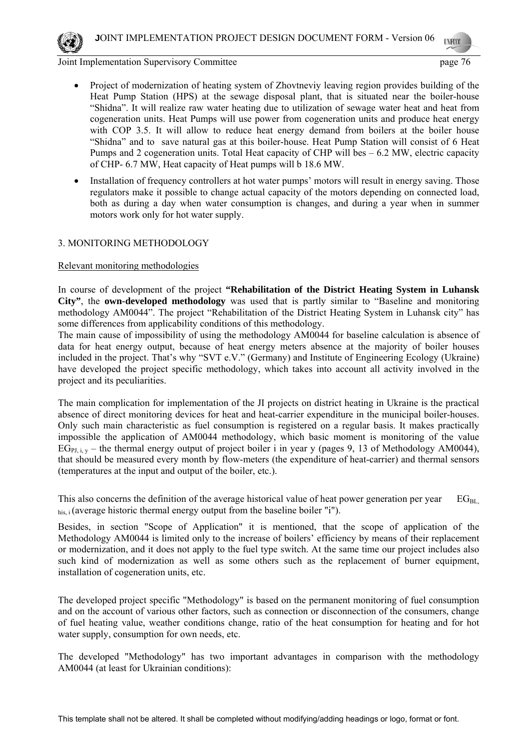- Project of modernization of heating system of Zhovtneviy leaving region provides building of the Heat Pump Station (HPS) at the sewage disposal plant, that is situated near the boiler-house "Shidna". It will realize raw water heating due to utilization of sewage water heat and heat from cogeneration units. Heat Pumps will use power from cogeneration units and produce heat energy with COP 3.5. It will allow to reduce heat energy demand from boilers at the boiler house "Shidna" and to save natural gas at this boiler-house. Heat Pump Station will consist of 6 Heat Pumps and 2 cogeneration units. Total Heat capacity of CHP will bes – 6.2 MW, electric capacity of CHP- 6.7 MW, Heat capacity of Heat pumps will b 18.6 MW.
- Installation of frequency controllers at hot water pumps' motors will result in energy saving. Those regulators make it possible to change actual capacity of the motors depending on connected load, both as during a day when water consumption is changes, and during a year when in summer motors work only for hot water supply.

3. MONITORING METHODOLOGY

Relevant monitoring methodologies

In course of development of the project **"Rehabilitation of the District Heating System in Luhansk City"**, the **own-developed methodology** was used that is partly similar to "Baseline and monitoring methodology AM0044". The project "Rehabilitation of the District Heating System in Luhansk city" has some differences from applicability conditions of this methodology.

The main cause of impossibility of using the methodology AM0044 for baseline calculation is absence of data for heat energy output, because of heat energy meters absence at the majority of boiler houses included in the project. That's why "SVT e.V." (Germany) and Institute of Engineering Ecology (Ukraine) have developed the project specific methodology, which takes into account all activity involved in the project and its peculiarities.

The main complication for implementation of the JI projects on district heating in Ukraine is the practical absence of direct monitoring devices for heat and heat-carrier expenditure in the municipal boiler-houses. Only such main characteristic as fuel consumption is registered on a regular basis. It makes practically impossible the application of AM0044 methodology, which basic moment is monitoring of the value $EG_{PJ, i, y}$ – the thermal energy output of project boiler i in year y (pages 9, 13 of Methodology AM0044), that should be measured every month by flow-meters (the expenditure of heat-carrier) and thermal sensors (temperatures at the input and output of the boiler, etc.).

This also concerns the definition of the average historical value of heat power generation per year $EG_{BL, his, i}$ (average historic thermal energy output from the baseline boiler "i").

Besides, in section "Scope of Application" it is mentioned, that the scope of application of the Methodology AM0044 is limited only to the increase of boilers' efficiency by means of their replacement or modernization, and it does not apply to the fuel type switch. At the same time our project includes also such kind of modernization as well as some others such as the replacement of burner equipment, installation of cogeneration units, etc.

The developed project specific "Methodology" is based on the permanent monitoring of fuel consumption and on the account of various other factors, such as connection or disconnection of the consumers, change of fuel heating value, weather conditions change, ratio of the heat consumption for heating and for hot water supply, consumption for own needs, etc.

The developed "Methodology" has two important advantages in comparison with the methodology AM0044 (at least for Ukrainian conditions):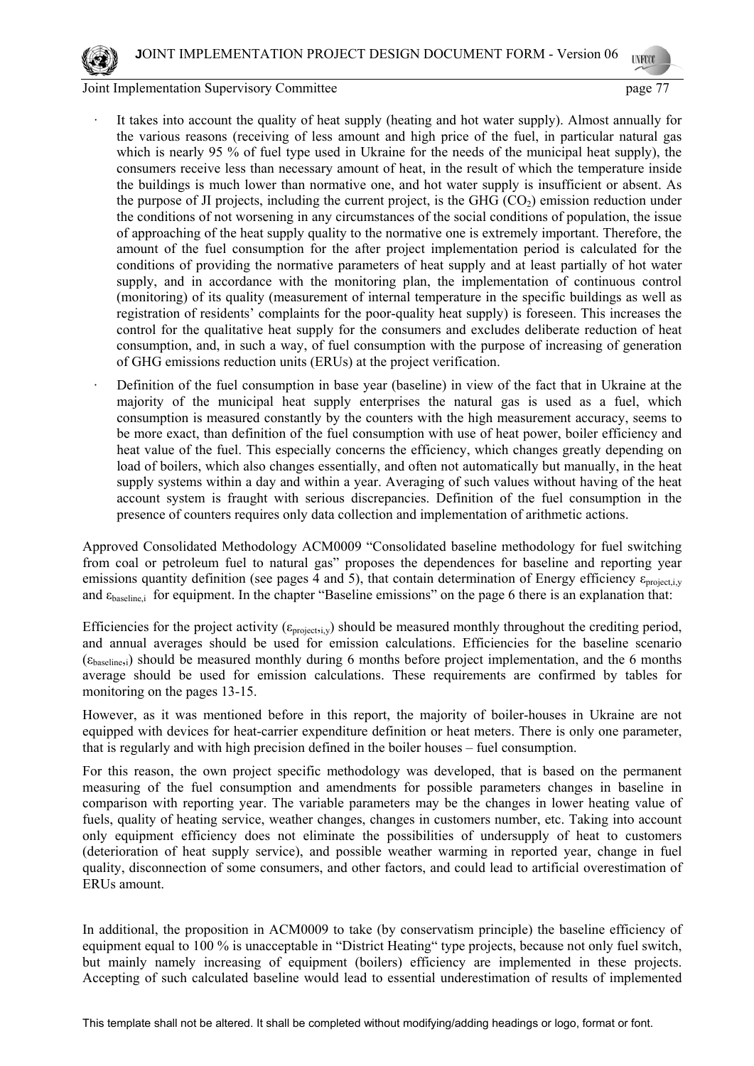- It takes into account the quality of heat supply (heating and hot water supply). Almost annually for the various reasons (receiving of less amount and high price of the fuel, in particular natural gas which is nearly 95 % of fuel type used in Ukraine for the needs of the municipal heat supply), the consumers receive less than necessary amount of heat, in the result of which the temperature inside the buildings is much lower than normative one, and hot water supply is insufficient or absent. As the purpose of JI projects, including the current project, is the GHG ($CO_2$) emission reduction under the conditions of not worsening in any circumstances of the social conditions of population, the issue of approaching of the heat supply quality to the normative one is extremely important. Therefore, the amount of the fuel consumption for the after project implementation period is calculated for the conditions of providing the normative parameters of heat supply and at least partially of hot water supply, and in accordance with the monitoring plan, the implementation of continuous control (monitoring) of its quality (measurement of internal temperature in the specific buildings as well as registration of residents' complaints for the poor-quality heat supply) is foreseen. This increases the control for the qualitative heat supply for the consumers and excludes deliberate reduction of heat consumption, and, in such a way, of fuel consumption with the purpose of increasing of generation of GHG emissions reduction units (ERUs) at the project verification.
- Definition of the fuel consumption in base year (baseline) in view of the fact that in Ukraine at the majority of the municipal heat supply enterprises the natural gas is used as a fuel, which consumption is measured constantly by the counters with the high measurement accuracy, seems to be more exact, than definition of the fuel consumption with use of heat power, boiler efficiency and heat value of the fuel. This especially concerns the efficiency, which changes greatly depending on load of boilers, which also changes essentially, and often not automatically but manually, in the heat supply systems within a day and within a year. Averaging of such values without having of the heat account system is fraught with serious discrepancies. Definition of the fuel consumption in the presence of counters requires only data collection and implementation of arithmetic actions.

Approved Consolidated Methodology ACM0009 "Consolidated baseline methodology for fuel switching from coal or petroleum fuel to natural gas" proposes the dependences for baseline and reporting year emissions quantity definition (see pages 4 and 5), that contain determination of Energy efficiency $\varepsilon_{project,i,y}$ and $\varepsilon_{baseline,i}$ for equipment. In the chapter "Baseline emissions" on the page 6 there is an explanation that:

Efficiencies for the project activity ($\varepsilon_{project,i,y}$) should be measured monthly throughout the crediting period, and annual averages should be used for emission calculations. Efficiencies for the baseline scenario ($\varepsilon_{baseline,i}$) should be measured monthly during 6 months before project implementation, and the 6 months average should be used for emission calculations. These requirements are confirmed by tables for monitoring on the pages 13-15.

However, as it was mentioned before in this report, the majority of boiler-houses in Ukraine are not equipped with devices for heat-carrier expenditure definition or heat meters. There is only one parameter, that is regularly and with high precision defined in the boiler houses – fuel consumption.

For this reason, the own project specific methodology was developed, that is based on the permanent measuring of the fuel consumption and amendments for possible parameters changes in baseline in comparison with reporting year. The variable parameters may be the changes in lower heating value of fuels, quality of heating service, weather changes, changes in customers number, etc. Taking into account only equipment efficiency does not eliminate the possibilities of undersupply of heat to customers (deterioration of heat supply service), and possible weather warming in reported year, change in fuel quality, disconnection of some consumers, and other factors, and could lead to artificial overestimation of ERUs amount.

In additional, the proposition in ACM0009 to take (by conservatism principle) the baseline efficiency of equipment equal to 100 % is unacceptable in "District Heating" type projects, because not only fuel switch, but mainly namely increasing of equipment (boilers) efficiency are implemented in these projects. Accepting of such calculated baseline would lead to essential underestimation of results of implemented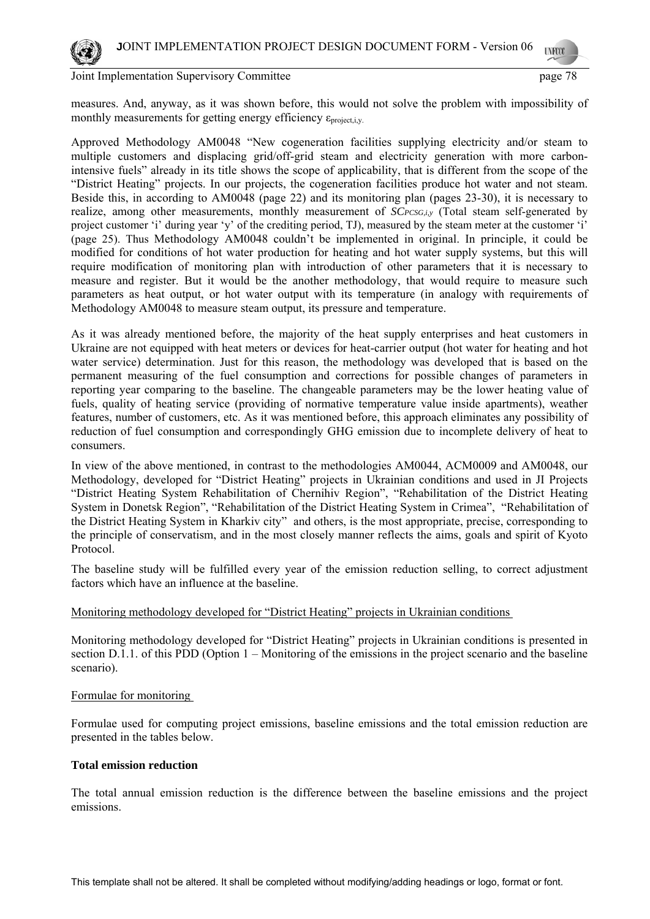measures. And, anyway, as it was shown before, this would not solve the problem with impossibility of monthly measurements for getting energy efficiency $\varepsilon_{project,i,y}$.

Approved Methodology AM0048 "New cogeneration facilities supplying electricity and/or steam to multiple customers and displacing grid/off-grid steam and electricity generation with more carbon-intensive fuels" already in its title shows the scope of applicability, that is different from the scope of the "District Heating" projects. In our projects, the cogeneration facilities produce hot water and not steam. Beside this, in according to AM0048 (page 22) and its monitoring plan (pages 23-30), it is necessary to realize, among other measurements, monthly measurement of $SC_{PCSG,i,y}$ (Total steam self-generated by project customer 'i' during year 'y' of the crediting period, TJ), measured by the steam meter at the customer 'i' (page 25). Thus Methodology AM0048 couldn't be implemented in original. In principle, it could be modified for conditions of hot water production for heating and hot water supply systems, but this will require modification of monitoring plan with introduction of other parameters that it is necessary to measure and register. But it would be the another methodology, that would require to measure such parameters as heat output, or hot water output with its temperature (in analogy with requirements of Methodology AM0048 to measure steam output, its pressure and temperature.

As it was already mentioned before, the majority of the heat supply enterprises and heat customers in Ukraine are not equipped with heat meters or devices for heat-carrier output (hot water for heating and hot water service) determination. Just for this reason, the methodology was developed that is based on the permanent measuring of the fuel consumption and corrections for possible changes of parameters in reporting year comparing to the baseline. The changeable parameters may be the lower heating value of fuels, quality of heating service (providing of normative temperature value inside apartments), weather features, number of customers, etc. As it was mentioned before, this approach eliminates any possibility of reduction of fuel consumption and correspondingly GHG emission due to incomplete delivery of heat to consumers.

In view of the above mentioned, in contrast to the methodologies AM0044, ACM0009 and AM0048, our Methodology, developed for "District Heating" projects in Ukrainian conditions and used in JI Projects "District Heating System Rehabilitation of Chernihiv Region", "Rehabilitation of the District Heating System in Donetsk Region", "Rehabilitation of the District Heating System in Crimea", "Rehabilitation of the District Heating System in Kharkiv city" and others, is the most appropriate, precise, corresponding to the principle of conservatism, and in the most closely manner reflects the aims, goals and spirit of Kyoto Protocol.

The baseline study will be fulfilled every year of the emission reduction selling, to correct adjustment factors which have an influence at the baseline.

Monitoring methodology developed for "District Heating" projects in Ukrainian conditions

Monitoring methodology developed for "District Heating" projects in Ukrainian conditions is presented in section D.1.1. of this PDD (Option 1 – Monitoring of the emissions in the project scenario and the baseline scenario).

Formulae for monitoring

Formulae used for computing project emissions, baseline emissions and the total emission reduction are presented in the tables below.

**Total emission reduction**

The total annual emission reduction is the difference between the baseline emissions and the project emissions.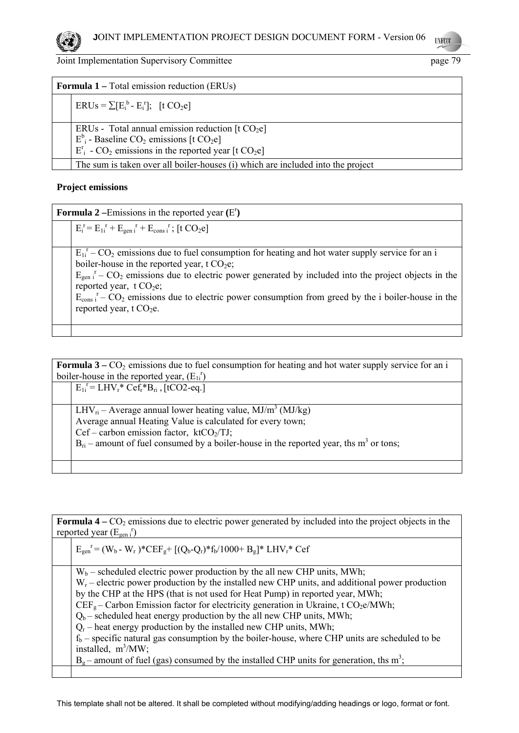| **Formula 1 –** Total emission reduction (ERUs) | |
|---|---|
| | $ERUs = \sum[E_i^b - E_i^r]$; [t $CO_2$e] |
| | ERUs - Total annual emission reduction [t $CO_2$e]<br>$E^b_i$ - Baseline $CO_2$ emissions [t $CO_2$e]<br>$E^r_i$ - $CO_2$ emissions in the reported year [t $CO_2$e] |
| | The sum is taken over all boiler-houses (i) which are included into the project |

**Project emissions**

| **Formula 2 –**Emissions in the reported year **(**$E^r$**)** | |
|---|---|
| | $E_i^r = E_{1i}^r + E_{gen\ i}^r + E_{cons\ i}^r$; [t $CO_2$e] |
| | $E_{1i}^r$ – $CO_2$ emissions due to fuel consumption for heating and hot water supply service for an i boiler-house in the reported year, t $CO_2$e;<br>$E_{gen\ i}^r$ – $CO_2$ emissions due to electric power generated by included into the project objects in the reported year, t $CO_2$e;<br>$E_{cons\ i}^r$ – $CO_2$ emissions due to electric power consumption from greed by the i boiler-house in the reported year, t $CO_2$e. |
| | |

| **Formula 3 –** $CO_2$ emissions due to fuel consumption for heating and hot water supply service for an i boiler-house in the reported year, ($E_{1i}^r$) | |
|---|---|
| | $E_{1i}^r = LHV_r * Cef_r * B_{ri}$ , [tCO2-eq.] |
| | $LHV_{ri}$ – Average annual lower heating value, MJ/$m^3$ (MJ/kg)<br>Average annual Heating Value is calculated for every town;<br>Cef – carbon emission factor, kt$CO_2$/TJ;<br>$B_{ri}$ – amount of fuel consumed by a boiler-house in the reported year, ths $m^3$ or tons; |
| | |

| **Formula 4 –** $CO_2$ emissions due to electric power generated by included into the project objects in the reported year ($E_{gen\ i}^r$) | |
|---|---|
| | $E_{gen}^r = (W_b - W_r)*CEF_g + [(Q_b - Q_r)*f_b/1000 + B_g]* LHV_r * Cef$ |
| | $W_b$ – scheduled electric power production by the all new CHP units, MWh;<br>$W_r$ – electric power production by the installed new CHP units, and additional power production by the CHP at the HPS (that is not used for Heat Pump) in reported year, MWh;<br>$CEF_g$ – Carbon Emission factor for electricity generation in Ukraine, t $CO_2$e/MWh;<br>$Q_b$ – scheduled heat energy production by the all new CHP units, MWh;<br>$Q_r$ – heat energy production by the installed new CHP units, MWh;<br>$f_b$ – specific natural gas consumption by the boiler-house, where CHP units are scheduled to be installed, $m^3$/MW;<br>$B_g$ – amount of fuel (gas) consumed by the installed CHP units for generation, ths $m^3$; |
| | |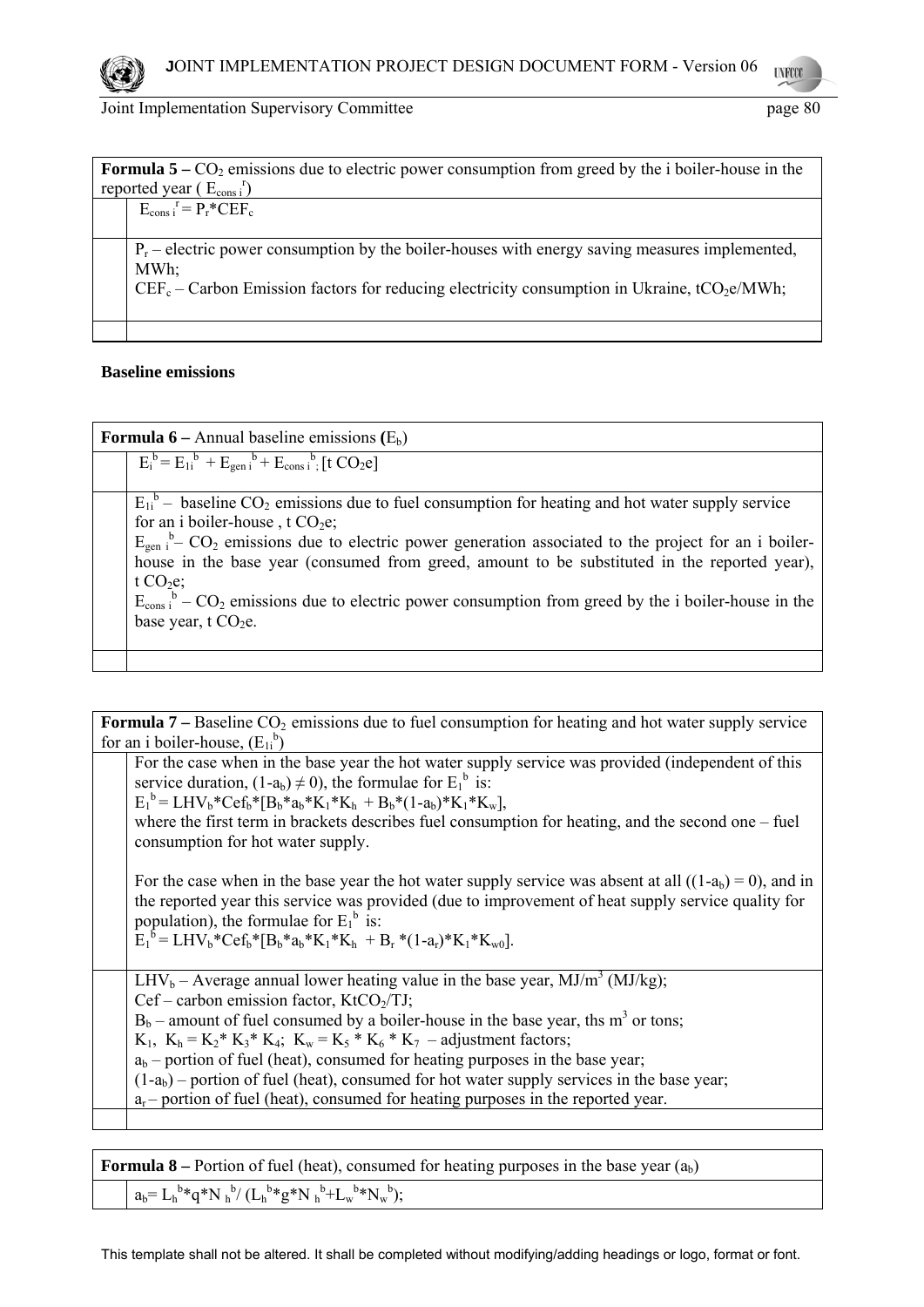**Formula 5 –** $CO_2$ emissions due to electric power consumption from greed by the i boiler-house in the reported year ( $E_{cons\ i}^{r}$)

$$E_{cons\ i}^{r} = P_r * CEF_c$$

$P_r$ – electric power consumption by the boiler-houses with energy saving measures implemented, MWh;

$CEF_c$ – Carbon Emission factors for reducing electricity consumption in Ukraine, $tCO_2e/MWh$;

**Baseline emissions**

**Formula 6 –** Annual baseline emissions **(**$E_b$)

$$E_i^{b} = E_{1i}^{b} + E_{gen\ i}^{b} + E_{cons\ i}^{b}; [t\ CO_2e]$$

$E_{1i}^{b}$ – baseline $CO_2$ emissions due to fuel consumption for heating and hot water supply service for an i boiler-house , t $CO_2e$;

$E_{gen\ i}^{b}$– $CO_2$ emissions due to electric power generation associated to the project for an i boiler-house in the base year (consumed from greed, amount to be substituted in the reported year), t $CO_2e$;

$E_{cons\ i}^{b}$ – $CO_2$ emissions due to electric power consumption from greed by the i boiler-house in the base year, t $CO_2e$.

**Formula 7 –** Baseline $CO_2$ emissions due to fuel consumption for heating and hot water supply service for an i boiler-house, ($E_{1i}^{b}$)

For the case when in the base year the hot water supply service was provided (independent of this service duration, $(1-a_b) \neq 0$), the formulae for $E_1^{b}$ is:

$$E_1^{b} = LHV_b * Cef_b * [B_b * a_b * K_1 * K_h + B_b * (1-a_b) * K_1 * K_w],$$

where the first term in brackets describes fuel consumption for heating, and the second one – fuel consumption for hot water supply.

For the case when in the base year the hot water supply service was absent at all ($(1-a_b) = 0$), and in the reported year this service was provided (due to improvement of heat supply service quality for population), the formulae for $E_1^{b}$ is:

$$E_1^{b} = LHV_b * Cef_b * [B_b * a_b * K_1 * K_h + B_r * (1-a_r) * K_1 * K_{w0}].$$

$LHV_b$ – Average annual lower heating value in the base year, $MJ/m^3$ (MJ/kg);

Cef – carbon emission factor, $KtCO_2/TJ$;

$B_b$ – amount of fuel consumed by a boiler-house in the base year, ths $m^3$ or tons;

$K_1$, $K_h = K_2 * K_3 * K_4$; $K_w = K_5 * K_6 * K_7$ – adjustment factors;

$a_b$ – portion of fuel (heat), consumed for heating purposes in the base year;

$(1-a_b)$ – portion of fuel (heat), consumed for hot water supply services in the base year;

$a_r$ – portion of fuel (heat), consumed for heating purposes in the reported year.

**Formula 8 –** Portion of fuel (heat), consumed for heating purposes in the base year ($a_b$)

$$a_b = L_h^{b} * q * N_h^{b} / (L_h^{b} * g * N_h^{b} + L_w^{b} * N_w^{b});$$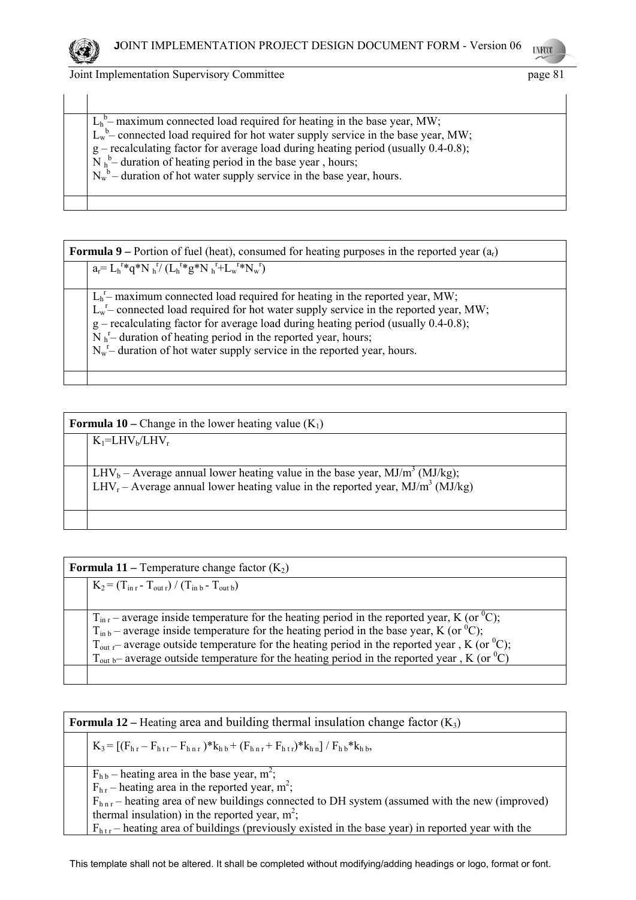| | |
|---|---|
| | |
| | $L_h^b$ – maximum connected load required for heating in the base year, MW; $L_w^b$ – connected load required for hot water supply service in the base year, MW; g – recalculating factor for average load during heating period (usually 0.4-0.8); $N_h^b$ – duration of heating period in the base year , hours; $N_w^b$ – duration of hot water supply service in the base year, hours. |
| | |

| **Formula 9 –** Portion of fuel (heat), consumed for heating purposes in the reported year ($a_r$) | |
|---|---|
| | $a_r = L_h^r*q*N_h^r / (L_h^r*g*N_h^r+L_w^r*N_w^r)$ |
| | $L_h^r$ – maximum connected load required for heating in the reported year, MW; $L_w^r$ – connected load required for hot water supply service in the reported year, MW; g – recalculating factor for average load during heating period (usually 0.4-0.8); $N_h^r$ – duration of heating period in the reported year, hours; $N_w^r$ – duration of hot water supply service in the reported year, hours. |
| | |

| **Formula 10 –** Change in the lower heating value ($K_1$) | |
|---|---|
| | $K_1=LHV_b/LHV_r$ |
| | $LHV_b$ – Average annual lower heating value in the base year, MJ/m$^3$ (MJ/kg); $LHV_r$ – Average annual lower heating value in the reported year, MJ/m$^3$ (MJ/kg) |
| | |

| **Formula 11 –** Temperature change factor ($K_2$) | |
|---|---|
| | $K_2 = (T_{in\ r} - T_{out\ r}) / (T_{in\ b} - T_{out\ b})$ |
| | $T_{in\ r}$ – average inside temperature for the heating period in the reported year, K (or $^0$C); $T_{in\ b}$ – average inside temperature for the heating period in the base year, K (or $^0$C); $T_{out\ r}$ – average outside temperature for the heating period in the reported year , K (or $^0$C); $T_{out\ b}$ – average outside temperature for the heating period in the reported year , K (or $^0$C) |
| | |

| **Formula 12 –** Heating area and building thermal insulation change factor ($K_3$) | |
|---|---|
| | $K_3 = [(F_{h\ r} – F_{h\ t\ r} – F_{h\ n\ r} )*k_{h\ b} + (F_{h\ n\ r} + F_{h\ t\ r})*k_{h\ n}] / F_{h\ b}*k_{h\ b}$, |
| | $F_{h\ b}$ – heating area in the base year, m$^2$; $F_{h\ r}$ – heating area in the reported year, m$^2$; $F_{h\ n\ r}$ – heating area of new buildings connected to DH system (assumed with the new (improved) thermal insulation) in the reported year, m$^2$; $F_{h\ t\ r}$ – heating area of buildings (previously existed in the base year) in reported year with the |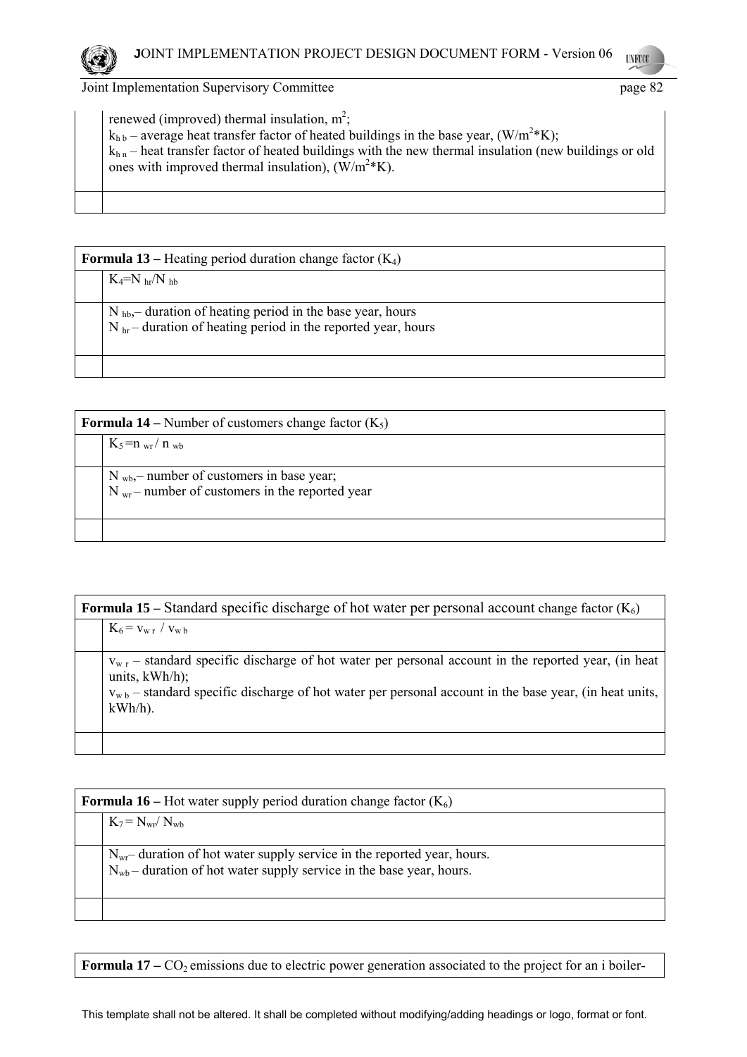| | |
|---|---|
| | renewed (improved) thermal insulation, $m^2$;<br>$k_{h\,b}$ – average heat transfer factor of heated buildings in the base year, ($W/m^2*K$);<br>$k_{h\,n}$ – heat transfer factor of heated buildings with the new thermal insulation (new buildings or old ones with improved thermal insulation), ($W/m^2*K$). |
| | |

| **Formula 13 –** Heating period duration change factor ($K_4$) | |
|---|---|
| | $K_4=N_{hr}/N_{hb}$ |
| | $N_{hb}$,– duration of heating period in the base year, hours<br>$N_{hr}$ – duration of heating period in the reported year, hours |
| | |

| **Formula 14 –** Number of customers change factor ($K_5$) | |
|---|---|
| | $K_5 = n_{wr} / n_{wb}$ |
| | $N_{wb}$,– number of customers in base year;<br>$N_{wr}$ – number of customers in the reported year |
| | |

| **Formula 15 –** Standard specific discharge of hot water per personal account change factor ($K_6$) | |
|---|---|
| | $K_6 = v_{w\,r} / v_{w\,b}$ |
| | $v_{w\,r}$ – standard specific discharge of hot water per personal account in the reported year, (in heat units, kWh/h);<br>$v_{w\,b}$ – standard specific discharge of hot water per personal account in the base year, (in heat units, kWh/h). |
| | |

| **Formula 16 –** Hot water supply period duration change factor ($K_6$) | |
|---|---|
| | $K_7 = N_{wr}/ N_{wb}$ |
| | $N_{wr}$– duration of hot water supply service in the reported year, hours.<br>$N_{wb}$ – duration of hot water supply service in the base year, hours. |
| | |

| **Formula 17 –** $CO_2$ emissions due to electric power generation associated to the project for an i boiler- |
|---|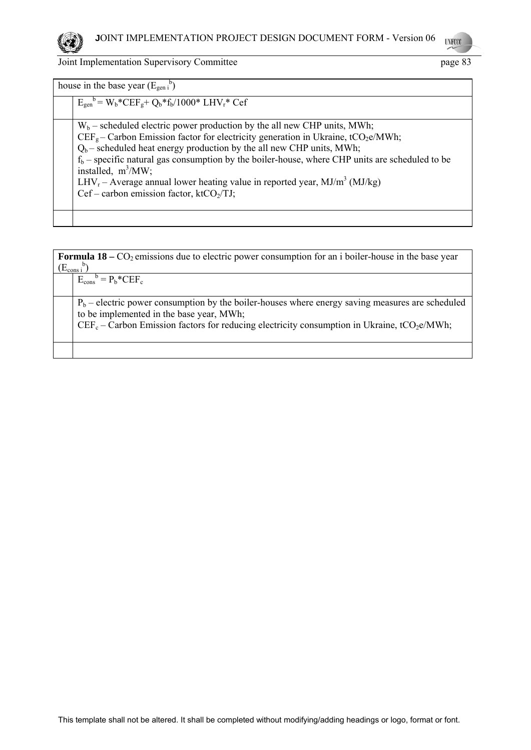| house in the base year ($E_{gen\ i}^{b}$) | |
|---|---|
| | $E_{gen}^{b} = W_b * CEF_g + Q_b * f_b / 1000 * LHV_r * Cef$ |
| | $W_b$ – scheduled electric power production by the all new CHP units, MWh;<br>$CEF_g$ – Carbon Emission factor for electricity generation in Ukraine, $tCO_2e$/MWh;<br>$Q_b$ – scheduled heat energy production by the all new CHP units, MWh;<br>$f_b$ – specific natural gas consumption by the boiler-house, where CHP units are scheduled to be installed, $m^3$/MW;<br>$LHV_r$ – Average annual lower heating value in reported year, MJ/$m^3$ (MJ/kg)<br>Cef – carbon emission factor, $ktCO_2$/TJ; |
| | |

| **Formula 18 –** $CO_2$ emissions due to electric power consumption for an i boiler-house in the base year ($E_{cons\ i}^{b}$) | |
|---|---|
| | $E_{cons}^{b} = P_b * CEF_c$ |
| | $P_b$ – electric power consumption by the boiler-houses where energy saving measures are scheduled to be implemented in the base year, MWh;<br>$CEF_c$ – Carbon Emission factors for reducing electricity consumption in Ukraine, $tCO_2e$/MWh; |
| | |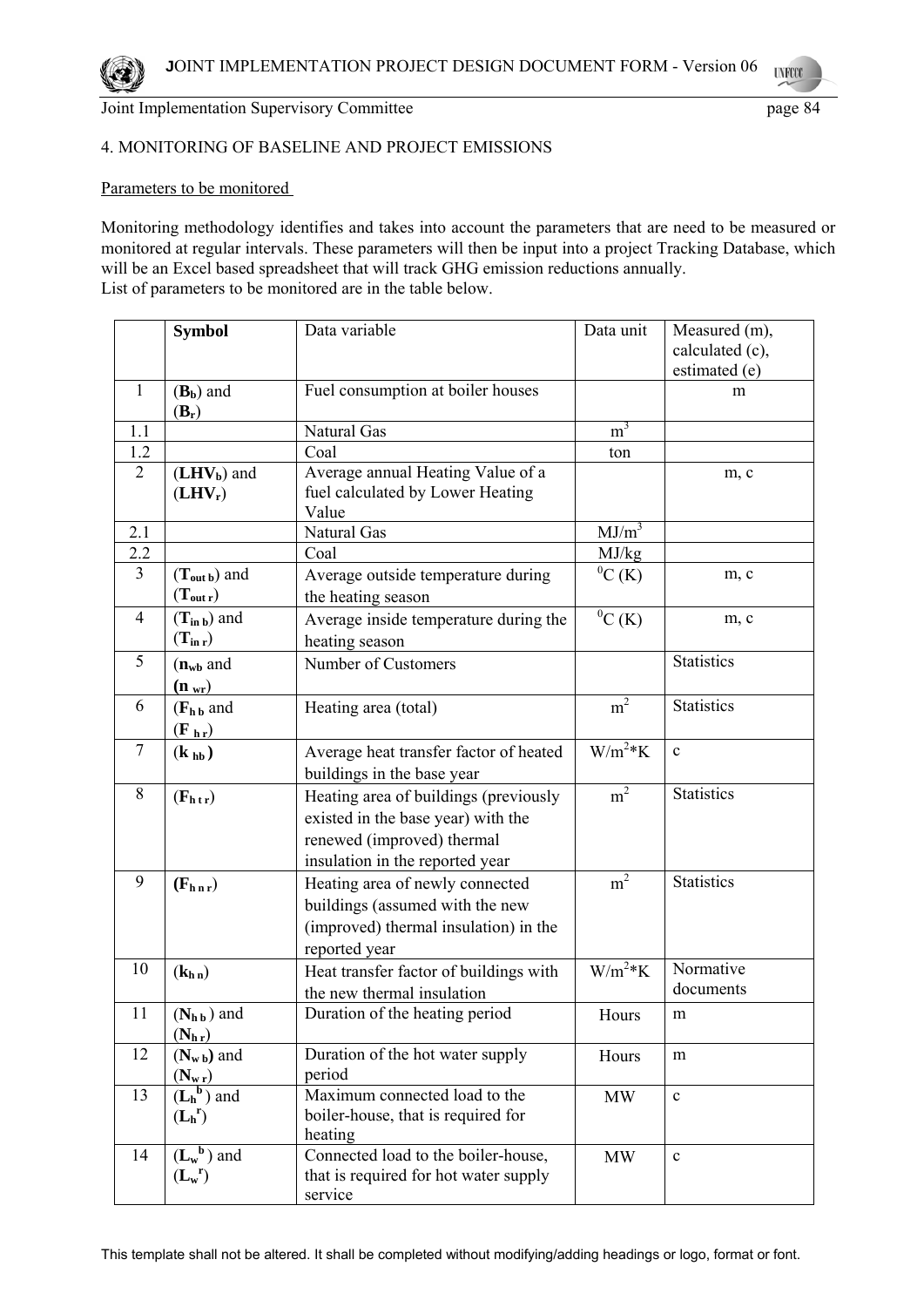4. MONITORING OF BASELINE AND PROJECT EMISSIONS

Parameters to be monitored

Monitoring methodology identifies and takes into account the parameters that are need to be measured or monitored at regular intervals. These parameters will then be input into a project Tracking Database, which will be an Excel based spreadsheet that will track GHG emission reductions annually.
List of parameters to be monitored are in the table below.

| | **Symbol** | Data variable | Data unit | Measured (m), calculated (c), estimated (e) |
|---|---|---|---|---|
| 1 | ($\mathbf{B_b}$) and ($\mathbf{B_r}$) | Fuel consumption at boiler houses | | m |
| 1.1 | | Natural Gas | $m^3$ | |
| 1.2 | | Coal | ton | |
| 2 | ($\mathbf{LHV_b}$) and ($\mathbf{LHV_r}$) | Average annual Heating Value of a fuel calculated by Lower Heating Value | | m, c |
| 2.1 | | Natural Gas | $MJ/m^3$ | |
| 2.2 | | Coal | MJ/kg | |
| 3 | ($\mathbf{T_{out\ b}}$) and ($\mathbf{T_{out\ r}}$) | Average outside temperature during the heating season | $^0C$ (K) | m, c |
| 4 | ($\mathbf{T_{in\ b}}$) and ($\mathbf{T_{in\ r}}$) | Average inside temperature during the heating season | $^0C$ (K) | m, c |
| 5 | ($\mathbf{n_{wb}}$ and $\mathbf{n_{wr}}$) | Number of Customers | | Statistics |
| 6 | ($\mathbf{F_{h\ b}}$ and $\mathbf{F_{h\ r}}$) | Heating area (total) | $m^2$ | Statistics |
| 7 | ($\mathbf{k_{hb}}$) | Average heat transfer factor of heated buildings in the base year | $W/m^2{*}K$ | c |
| 8 | ($\mathbf{F_{h\ t\ r}}$) | Heating area of buildings (previously existed in the base year) with the renewed (improved) thermal insulation in the reported year | $m^2$ | Statistics |
| 9 | ($\mathbf{F_{h\ n\ r}}$) | Heating area of newly connected buildings (assumed with the new (improved) thermal insulation) in the reported year | $m^2$ | Statistics |
| 10 | ($\mathbf{k_{h\ n}}$) | Heat transfer factor of buildings with the new thermal insulation | $W/m^2{*}K$ | Normative documents |
| 11 | ($\mathbf{N_{h\ b}}$) and ($\mathbf{N_{h\ r}}$) | Duration of the heating period | Hours | m |
| 12 | ($\mathbf{N_{w\ b}}$) and ($\mathbf{N_{w\ r}}$) | Duration of the hot water supply period | Hours | m |
| 13 | ($\mathbf{L_h^b}$) and ($\mathbf{L_h^r}$) | Maximum connected load to the boiler-house, that is required for heating | MW | c |
| 14 | ($\mathbf{L_w^b}$) and ($\mathbf{L_w^r}$) | Connected load to the boiler-house, that is required for hot water supply service | MW | c |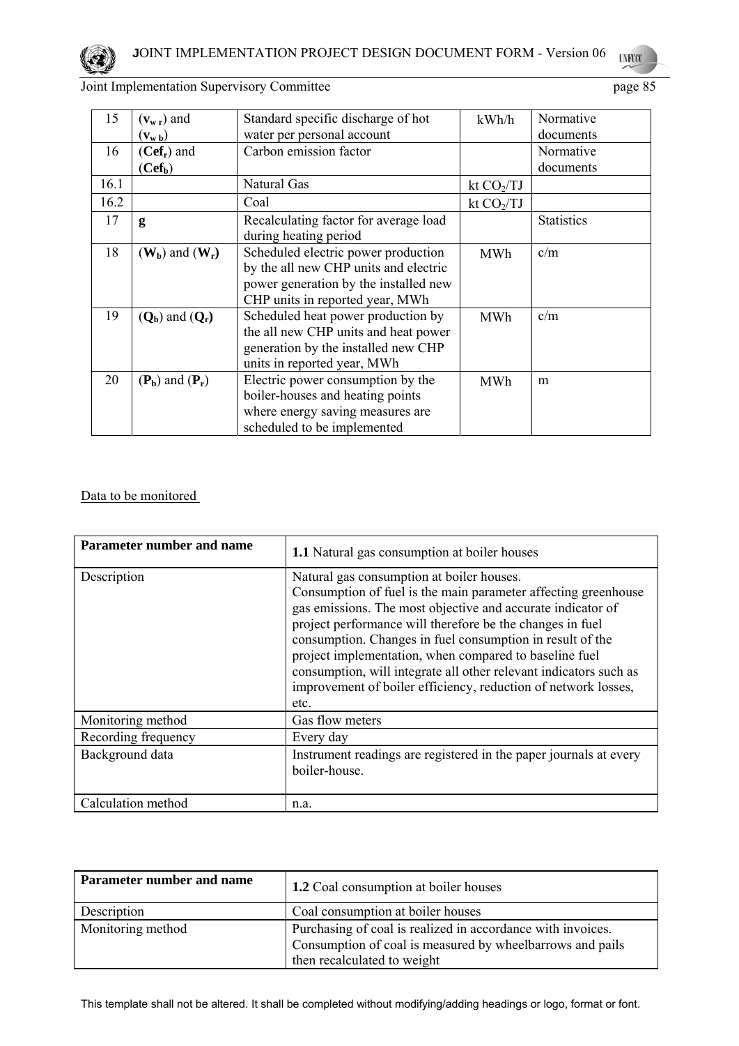| | | | | |
|---|---|---|---|---|
| 15 | **($v_{w\,r}$)** and **($v_{w\,b}$)** | Standard specific discharge of hot water per personal account | kWh/h | Normative documents |
| 16 | **($Cef_r$)** and **($Cef_b$)** | Carbon emission factor | | Normative documents |
| 16.1 | | Natural Gas | kt $CO_2$/TJ | |
| 16.2 | | Coal | kt $CO_2$/TJ | |
| 17 | **g** | Recalculating factor for average load during heating period | | Statistics |
| 18 | **($W_b$)** and **($W_r$)** | Scheduled electric power production by the all new CHP units and electric power generation by the installed new CHP units in reported year, MWh | MWh | c/m |
| 19 | **($Q_b$)** and **($Q_r$)** | Scheduled heat power production by the all new CHP units and heat power generation by the installed new CHP units in reported year, MWh | MWh | c/m |
| 20 | **($P_b$)** and **($P_r$)** | Electric power consumption by the boiler-houses and heating points where energy saving measures are scheduled to be implemented | MWh | m |

Data to be monitored

| **Parameter number and name** | **1.1** Natural gas consumption at boiler houses |
|---|---|
| Description | Natural gas consumption at boiler houses. Consumption of fuel is the main parameter affecting greenhouse gas emissions. The most objective and accurate indicator of project performance will therefore be the changes in fuel consumption. Changes in fuel consumption in result of the project implementation, when compared to baseline fuel consumption, will integrate all other relevant indicators such as improvement of boiler efficiency, reduction of network losses, etc. |
| Monitoring method | Gas flow meters |
| Recording frequency | Every day |
| Background data | Instrument readings are registered in the paper journals at every boiler-house. |
| Calculation method | n.a. |

| **Parameter number and name** | **1.2** Coal consumption at boiler houses |
|---|---|
| Description | Coal consumption at boiler houses |
| Monitoring method | Purchasing of coal is realized in accordance with invoices. Consumption of coal is measured by wheelbarrows and pails then recalculated to weight |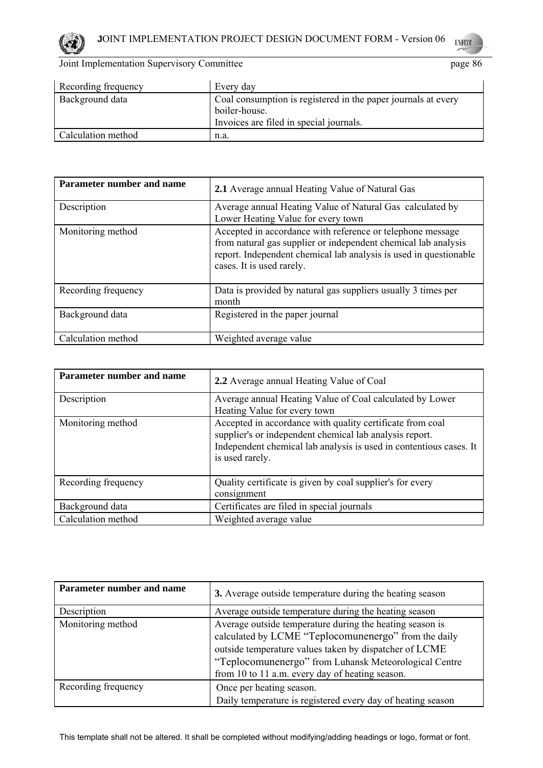| Recording frequency | Every day |
|---|---|
| Background data | Coal consumption is registered in the paper journals at every boiler-house.<br>Invoices are filed in special journals. |
| Calculation method | n.a. |

| **Parameter number and name** | **2.1** Average annual Heating Value of Natural Gas |
|---|---|
| Description | Average annual Heating Value of Natural Gas calculated by Lower Heating Value for every town |
| Monitoring method | Accepted in accordance with reference or telephone message from natural gas supplier or independent chemical lab analysis report. Independent chemical lab analysis is used in questionable cases. It is used rarely. |
| Recording frequency | Data is provided by natural gas suppliers usually 3 times per month |
| Background data | Registered in the paper journal |
| Calculation method | Weighted average value |

| **Parameter number and name** | **2.2** Average annual Heating Value of Coal |
|---|---|
| Description | Average annual Heating Value of Coal calculated by Lower Heating Value for every town |
| Monitoring method | Accepted in accordance with quality certificate from coal supplier's or independent chemical lab analysis report. Independent chemical lab analysis is used in contentious cases. It is used rarely. |
| Recording frequency | Quality certificate is given by coal supplier's for every consignment |
| Background data | Certificates are filed in special journals |
| Calculation method | Weighted average value |

| **Parameter number and name** | **3.** Average outside temperature during the heating season |
|---|---|
| Description | Average outside temperature during the heating season |
| Monitoring method | Average outside temperature during the heating season is calculated by LCME "Teplocomunenergo" from the daily outside temperature values taken by dispatcher of LCME "Teplocomunenergo" from Luhansk Meteorological Centre from 10 to 11 a.m. every day of heating season. |
| Recording frequency | Once per heating season.<br>Daily temperature is registered every day of heating season |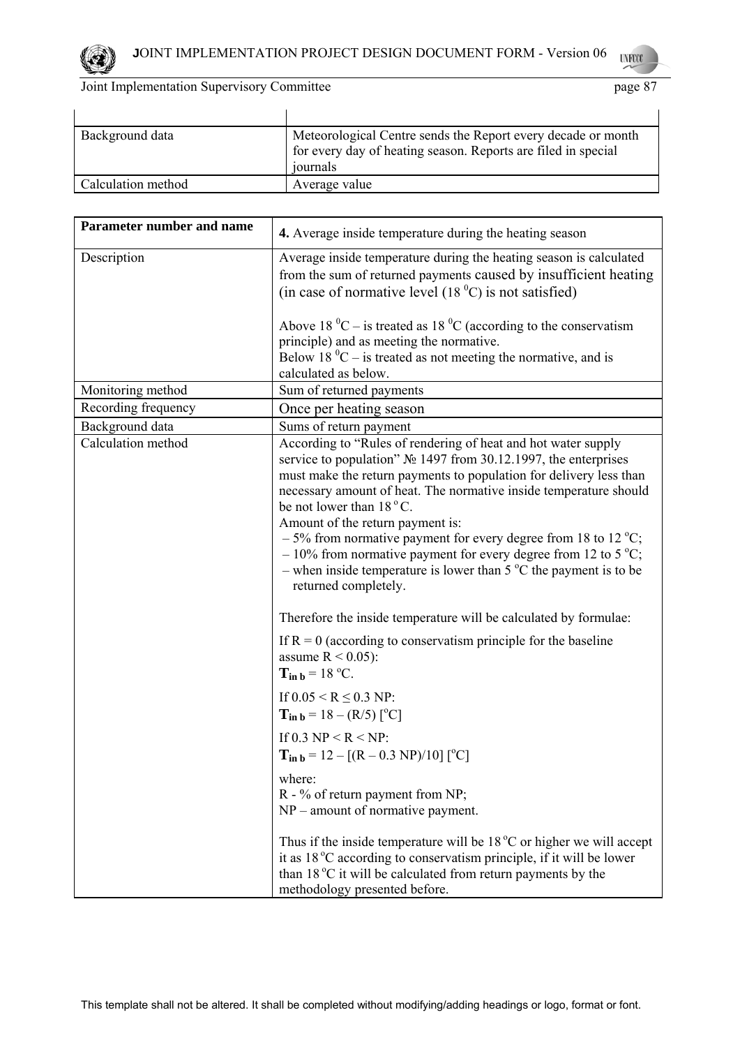| | |
|---|---|
| Background data | Meteorological Centre sends the Report every decade or month for every day of heating season. Reports are filed in special journals |
| Calculation method | Average value |

| Parameter number and name | **4.** Average inside temperature during the heating season |
|---|---|
| Description | Average inside temperature during the heating season is calculated from the sum of returned payments caused by insufficient heating (in case of normative level (18 $^0$C) is not satisfied)<br><br>Above 18 $^0$C – is treated as 18 $^0$C (according to the conservatism principle) and as meeting the normative.<br>Below 18 $^0$C – is treated as not meeting the normative, and is calculated as below. |
| Monitoring method | Sum of returned payments |
| Recording frequency | Once per heating season |
| Background data | Sums of return payment |
| Calculation method | According to "Rules of rendering of heat and hot water supply service to population" № 1497 from 30.12.1997, the enterprises must make the return payments to population for delivery less than necessary amount of heat. The normative inside temperature should be not lower than 18 $^o$C.<br>Amount of the return payment is:<br>– 5% from normative payment for every degree from 18 to 12 $^o$C;<br>– 10% from normative payment for every degree from 12 to 5 $^o$C;<br>– when inside temperature is lower than 5 $^o$C the payment is to be returned completely.<br><br>Therefore the inside temperature will be calculated by formulae:<br><br>If R = 0 (according to conservatism principle for the baseline assume $R < 0.05$):<br>$\mathbf{T_{in\ b}} = 18$ $^o$C.<br><br>If $0.05 < R \leq 0.3$ NP:<br>$\mathbf{T_{in\ b}} = 18 - (R/5)$ [$^o$C]<br><br>If 0.3 NP < R < NP:<br>$\mathbf{T_{in\ b}} = 12 - [(R - 0.3\ NP)/10]$ [$^o$C]<br><br>where:<br>R - % of return payment from NP;<br>NP – amount of normative payment.<br><br>Thus if the inside temperature will be 18 $^o$C or higher we will accept it as 18 $^o$C according to conservatism principle, if it will be lower than 18 $^o$C it will be calculated from return payments by the methodology presented before. |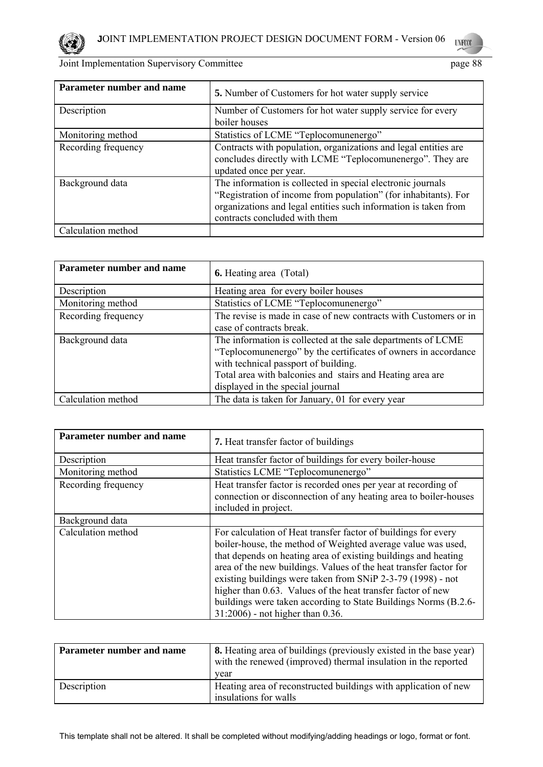| Parameter number and name | **5.** Number of Customers for hot water supply service |
|---|---|
| Description | Number of Customers for hot water supply service for every boiler houses |
| Monitoring method | Statistics of LCME "Teplocomunenergo" |
| Recording frequency | Contracts with population, organizations and legal entities are concludes directly with LCME "Teplocomunenergo". They are updated once per year. |
| Background data | The information is collected in special electronic journals "Registration of income from population" (for inhabitants). For organizations and legal entities such information is taken from contracts concluded with them |
| Calculation method | |

| Parameter number and name | **6.** Heating area (Total) |
|---|---|
| Description | Heating area for every boiler houses |
| Monitoring method | Statistics of LCME "Teplocomunenergo" |
| Recording frequency | The revise is made in case of new contracts with Customers or in case of contracts break. |
| Background data | The information is collected at the sale departments of LCME "Teplocomunenergo" by the certificates of owners in accordance with technical passport of building. Total area with balconies and stairs and Heating area are displayed in the special journal |
| Calculation method | The data is taken for January, 01 for every year |

| Parameter number and name | **7.** Heat transfer factor of buildings |
|---|---|
| Description | Heat transfer factor of buildings for every boiler-house |
| Monitoring method | Statistics LCME "Teplocomunenergo" |
| Recording frequency | Heat transfer factor is recorded ones per year at recording of connection or disconnection of any heating area to boiler-houses included in project. |
| Background data | |
| Calculation method | For calculation of Heat transfer factor of buildings for every boiler-house, the method of Weighted average value was used, that depends on heating area of existing buildings and heating area of the new buildings. Values of the heat transfer factor for existing buildings were taken from SNiP 2-3-79 (1998) - not higher than 0.63. Values of the heat transfer factor of new buildings were taken according to State Buildings Norms (B.2.6-31:2006) - not higher than 0.36. |

| Parameter number and name | **8.** Heating area of buildings (previously existed in the base year) with the renewed (improved) thermal insulation in the reported year |
|---|---|
| Description | Heating area of reconstructed buildings with application of new insulations for walls |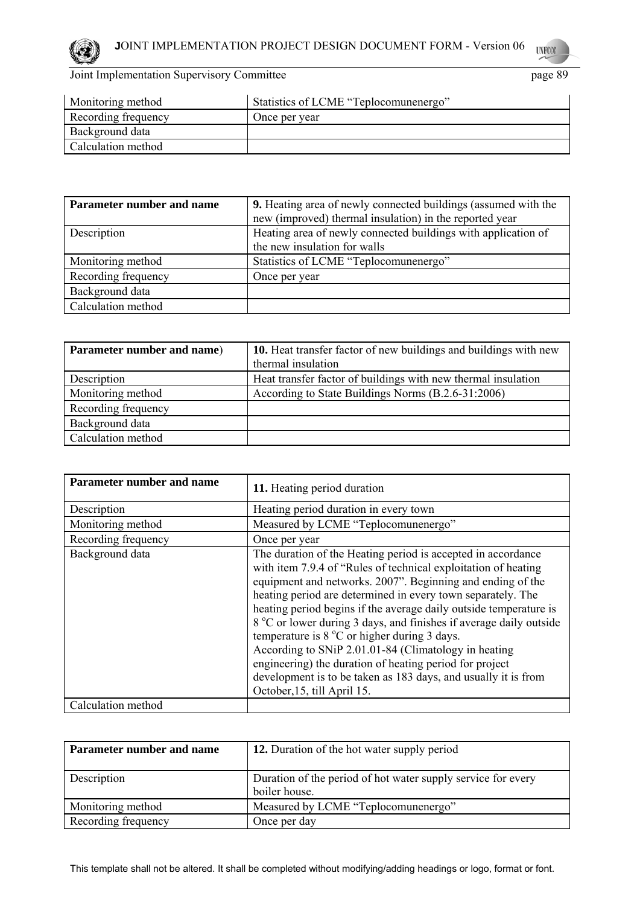| | |
|---|---|
| Monitoring method | Statistics of LCME "Teplocomunenergo" |
| Recording frequency | Once per year |
| Background data | |
| Calculation method | |

| **Parameter number and name** | **9.** Heating area of newly connected buildings (assumed with the new (improved) thermal insulation) in the reported year |
|---|---|
| Description | Heating area of newly connected buildings with application of the new insulation for walls |
| Monitoring method | Statistics of LCME "Teplocomunenergo" |
| Recording frequency | Once per year |
| Background data | |
| Calculation method | |

| **Parameter number and name**) | **10.** Heat transfer factor of new buildings and buildings with new thermal insulation |
|---|---|
| Description | Heat transfer factor of buildings with new thermal insulation |
| Monitoring method | According to State Buildings Norms (B.2.6-31:2006) |
| Recording frequency | |
| Background data | |
| Calculation method | |

| **Parameter number and name** | **11.** Heating period duration |
|---|---|
| Description | Heating period duration in every town |
| Monitoring method | Measured by LCME "Teplocomunenergo" |
| Recording frequency | Once per year |
| Background data | The duration of the Heating period is accepted in accordance with item 7.9.4 of "Rules of technical exploitation of heating equipment and networks. 2007". Beginning and ending of the heating period are determined in every town separately. The heating period begins if the average daily outside temperature is 8 $^{o}$C or lower during 3 days, and finishes if average daily outside temperature is 8 $^{o}$C or higher during 3 days. According to SNiP 2.01.01-84 (Climatology in heating engineering) the duration of heating period for project development is to be taken as 183 days, and usually it is from October,15, till April 15. |
| Calculation method | |

| **Parameter number and name** | **12.** Duration of the hot water supply period |
|---|---|
| Description | Duration of the period of hot water supply service for every boiler house. |
| Monitoring method | Measured by LCME "Teplocomunenergo" |
| Recording frequency | Once per day |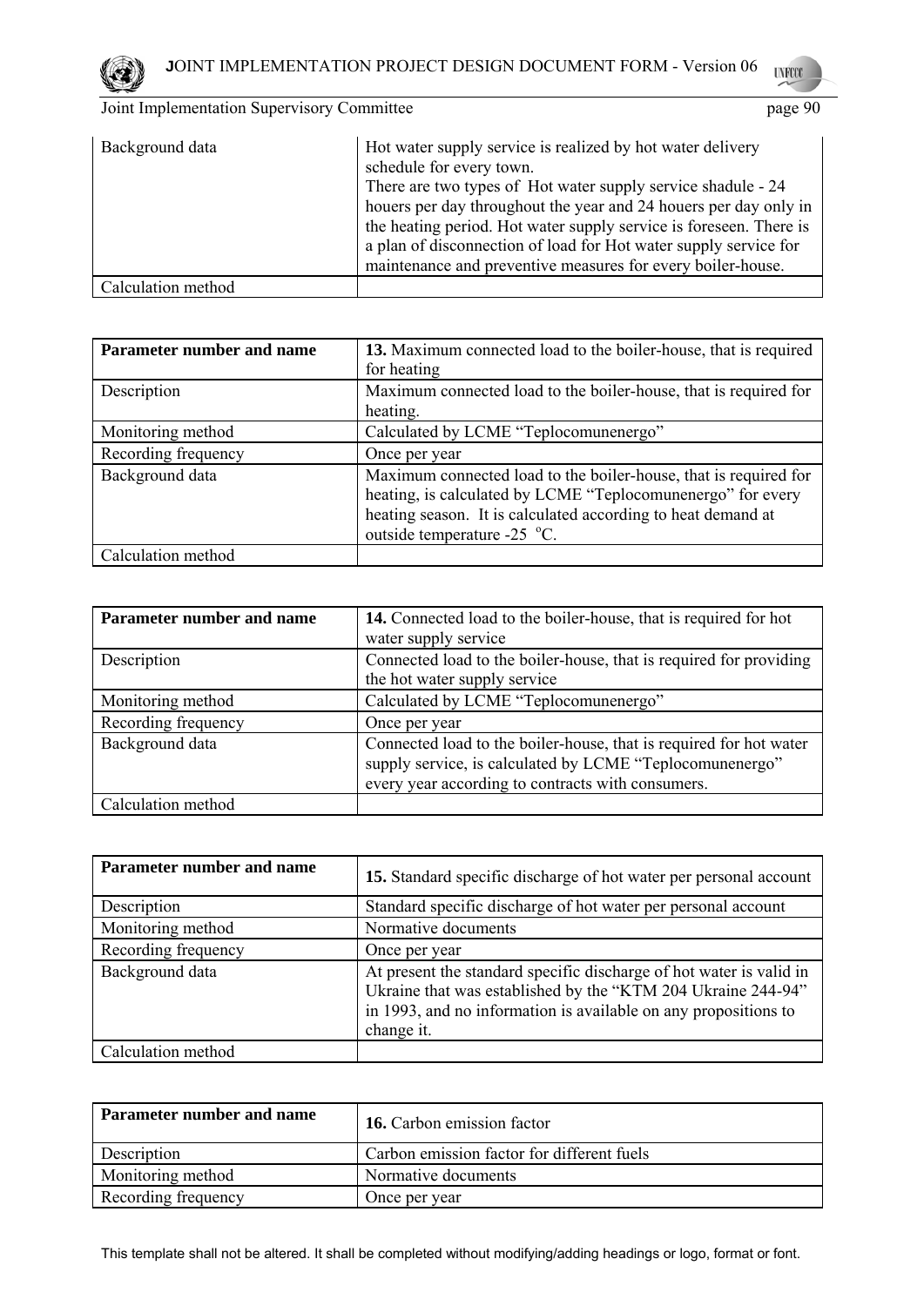| Background data | Hot water supply service is realized by hot water delivery schedule for every town. There are two types of Hot water supply service shadule - 24 houers per day throughout the year and 24 houers per day only in the heating period. Hot water supply service is foreseen. There is a plan of disconnection of load for Hot water supply service for maintenance and preventive measures for every boiler-house. |
|---|---|
| Calculation method | |

| **Parameter number and name** | **13.** Maximum connected load to the boiler-house, that is required for heating |
|---|---|
| Description | Maximum connected load to the boiler-house, that is required for heating. |
| Monitoring method | Calculated by LCME "Teplocomunenergo" |
| Recording frequency | Once per year |
| Background data | Maximum connected load to the boiler-house, that is required for heating, is calculated by LCME "Teplocomunenergo" for every heating season. It is calculated according to heat demand at outside temperature -25 $^{o}$C. |
| Calculation method | |

| **Parameter number and name** | **14.** Connected load to the boiler-house, that is required for hot water supply service |
|---|---|
| Description | Connected load to the boiler-house, that is required for providing the hot water supply service |
| Monitoring method | Calculated by LCME "Teplocomunenergo" |
| Recording frequency | Once per year |
| Background data | Connected load to the boiler-house, that is required for hot water supply service, is calculated by LCME "Teplocomunenergo" every year according to contracts with consumers. |
| Calculation method | |

| **Parameter number and name** | **15.** Standard specific discharge of hot water per personal account |
|---|---|
| Description | Standard specific discharge of hot water per personal account |
| Monitoring method | Normative documents |
| Recording frequency | Once per year |
| Background data | At present the standard specific discharge of hot water is valid in Ukraine that was established by the "KTM 204 Ukraine 244-94" in 1993, and no information is available on any propositions to change it. |
| Calculation method | |

| **Parameter number and name** | **16.** Carbon emission factor |
|---|---|
| Description | Carbon emission factor for different fuels |
| Monitoring method | Normative documents |
| Recording frequency | Once per year |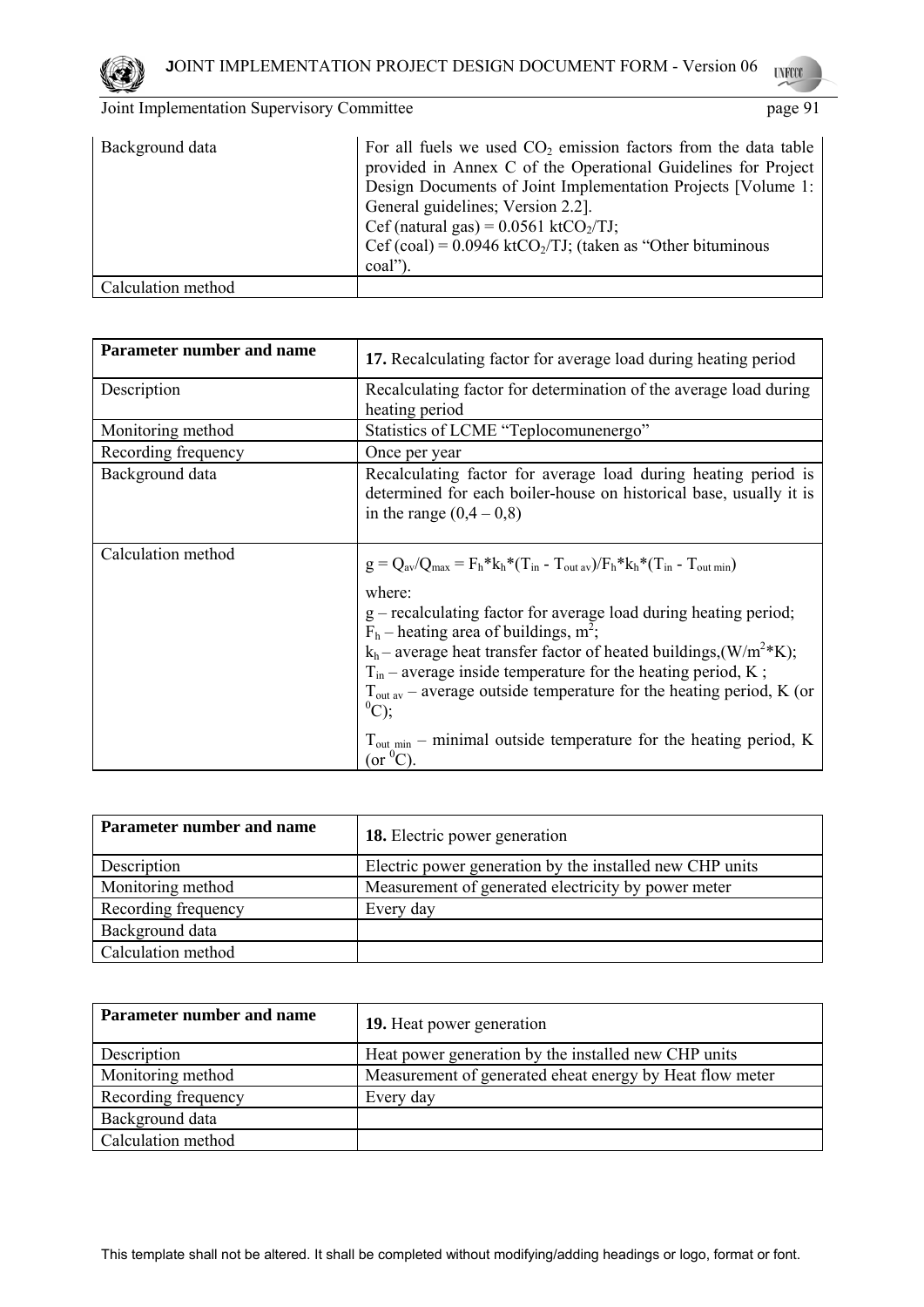| Background data | For all fuels we used $CO_2$ emission factors from the data table provided in Annex C of the Operational Guidelines for Project Design Documents of Joint Implementation Projects [Volume 1: General guidelines; Version 2.2]. Cef (natural gas) = 0.0561 $ktCO_2/TJ$; Cef (coal) = 0.0946 $ktCO_2/TJ$; (taken as "Other bituminous coal"). |
|---|---|
| Calculation method | |

| **Parameter number and name** | **17.** Recalculating factor for average load during heating period |
|---|---|
| Description | Recalculating factor for determination of the average load during heating period |
| Monitoring method | Statistics of LCME "Teplocomunenergo" |
| Recording frequency | Once per year |
| Background data | Recalculating factor for average load during heating period is determined for each boiler-house on historical base, usually it is in the range (0,4 – 0,8) |
| Calculation method | $g = Q_{av}/Q_{max} = F_h*k_h*(T_{in} - T_{out\ av})/F_h*k_h*(T_{in} - T_{out\ min})$ where: g – recalculating factor for average load during heating period; $F_h$ – heating area of buildings, $m^2$; $k_h$ – average heat transfer factor of heated buildings,($W/m^2*K$); $T_{in}$ – average inside temperature for the heating period, K ; $T_{out\ av}$ – average outside temperature for the heating period, K (or $^0C$); $T_{out\ min}$ – minimal outside temperature for the heating period, K (or $^0C$). |

| **Parameter number and name** | **18.** Electric power generation |
|---|---|
| Description | Electric power generation by the installed new CHP units |
| Monitoring method | Measurement of generated electricity by power meter |
| Recording frequency | Every day |
| Background data | |
| Calculation method | |

| **Parameter number and name** | **19.** Heat power generation |
|---|---|
| Description | Heat power generation by the installed new CHP units |
| Monitoring method | Measurement of generated eheat energy by Heat flow meter |
| Recording frequency | Every day |
| Background data | |
| Calculation method | |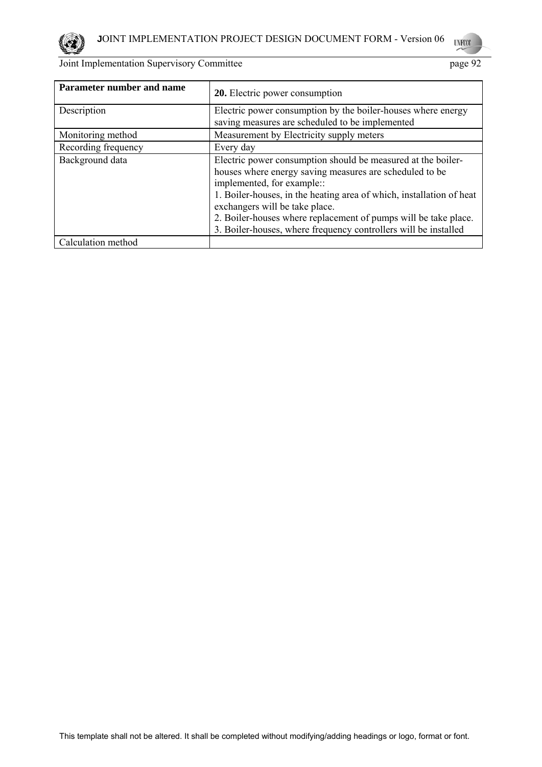| **Parameter number and name** | **20.** Electric power consumption |
|---|---|
| Description | Electric power consumption by the boiler-houses where energy saving measures are scheduled to be implemented |
| Monitoring method | Measurement by Electricity supply meters |
| Recording frequency | Every day |
| Background data | Electric power consumption should be measured at the boiler-houses where energy saving measures are scheduled to be implemented, for example::<br>1. Boiler-houses, in the heating area of which, installation of heat exchangers will be take place.<br>2. Boiler-houses where replacement of pumps will be take place.<br>3. Boiler-houses, where frequency controllers will be installed |
| Calculation method | |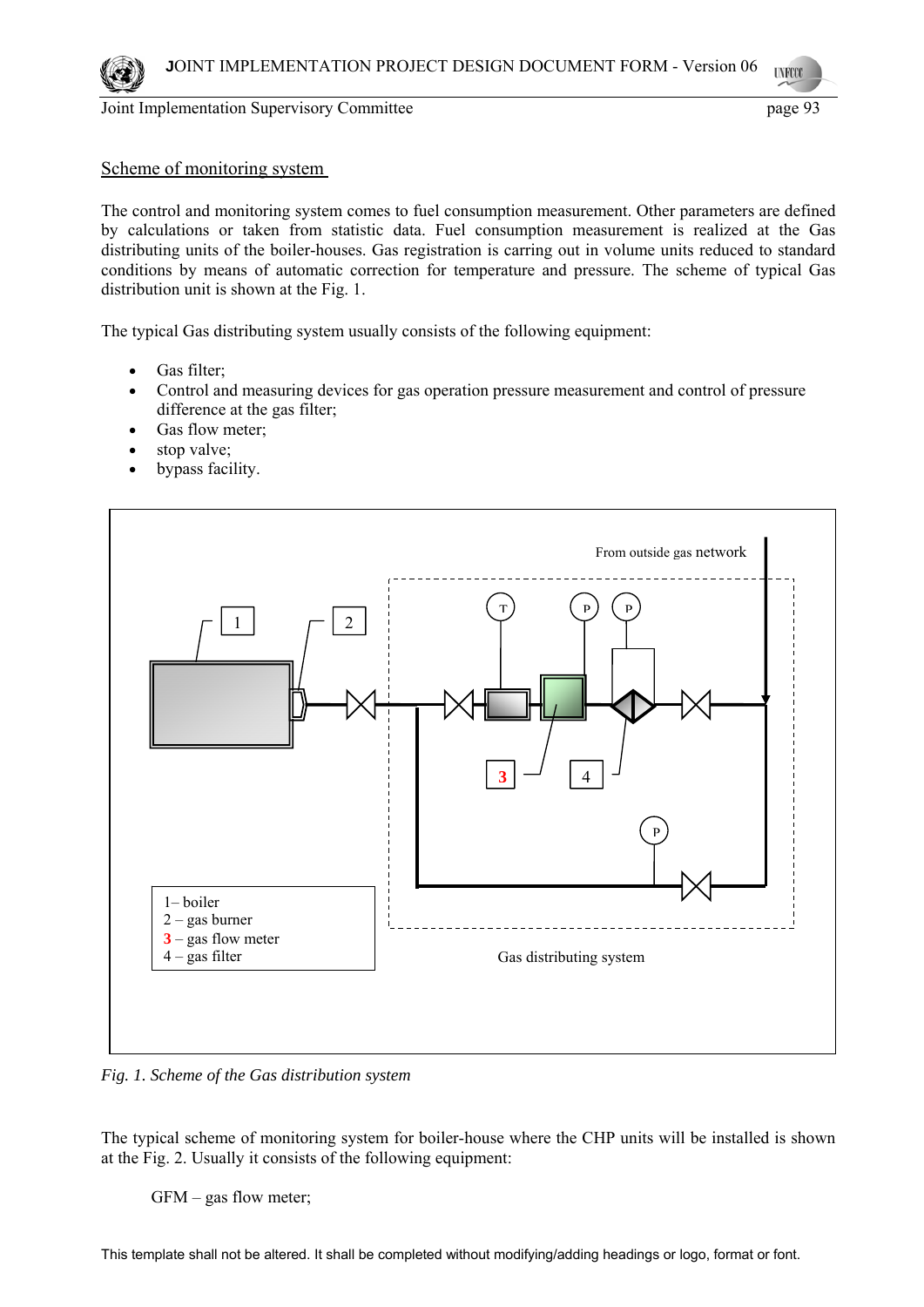Scheme of monitoring system

The control and monitoring system comes to fuel consumption measurement. Other parameters are defined by calculations or taken from statistic data. Fuel consumption measurement is realized at the Gas distributing units of the boiler-houses. Gas registration is carring out in volume units reduced to standard conditions by means of automatic correction for temperature and pressure. The scheme of typical Gas distribution unit is shown at the Fig. 1.

The typical Gas distributing system usually consists of the following equipment:

- Gas filter;
- Control and measuring devices for gas operation pressure measurement and control of pressure difference at the gas filter;
- Gas flow meter;
- stop valve;
- bypass facility.

From outside gas network

1– boiler
2 – gas burner
3 – gas flow meter
4 – gas filter

Gas distributing system

*Fig. 1. Scheme of the Gas distribution system*

The typical scheme of monitoring system for boiler-house where the CHP units will be installed is shown at the Fig. 2. Usually it consists of the following equipment:

GFM – gas flow meter;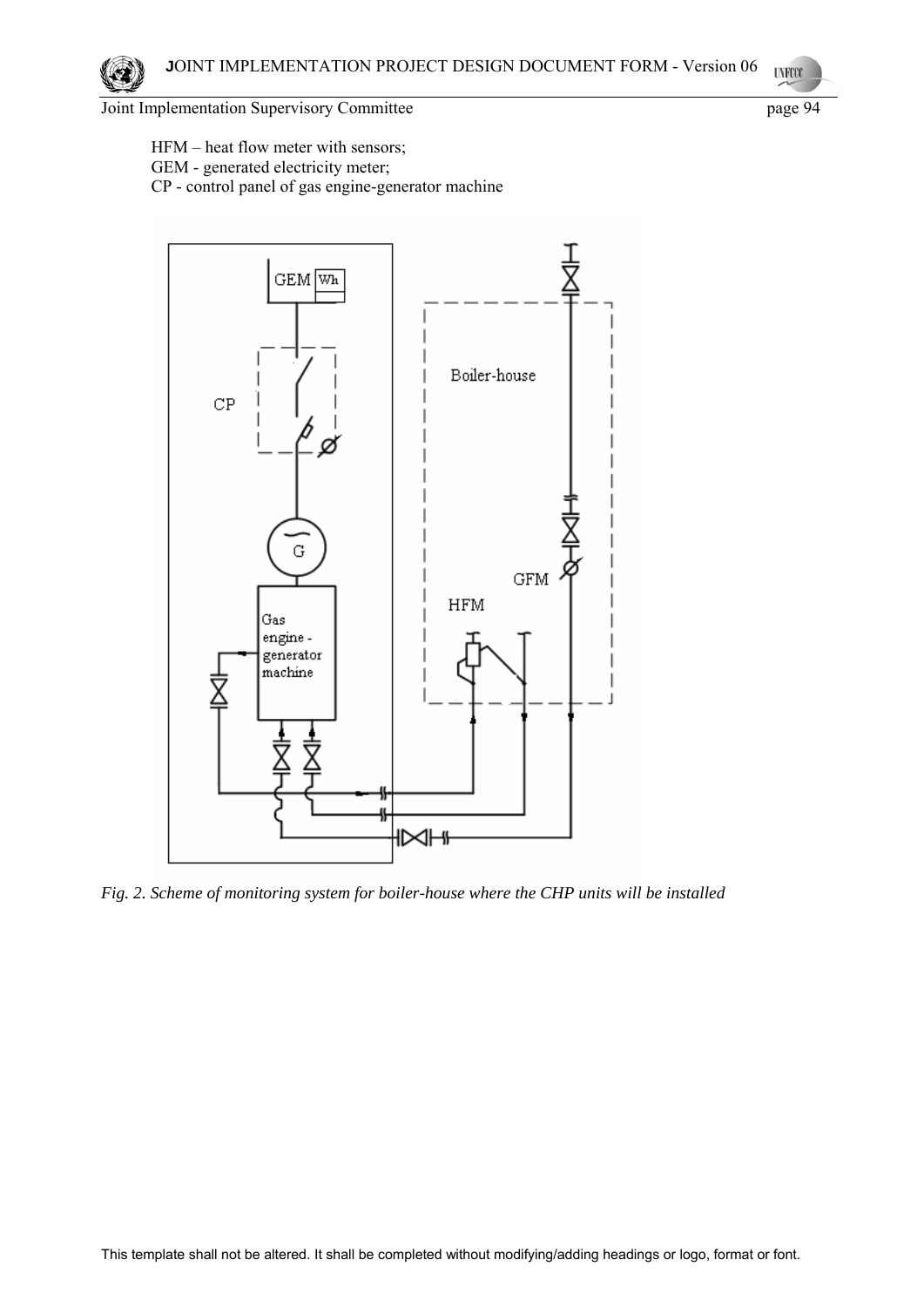HFM – heat flow meter with sensors;
GEM - generated electricity meter;
CP - control panel of gas engine-generator machine

*Fig. 2. Scheme of monitoring system for boiler-house where the CHP units will be installed*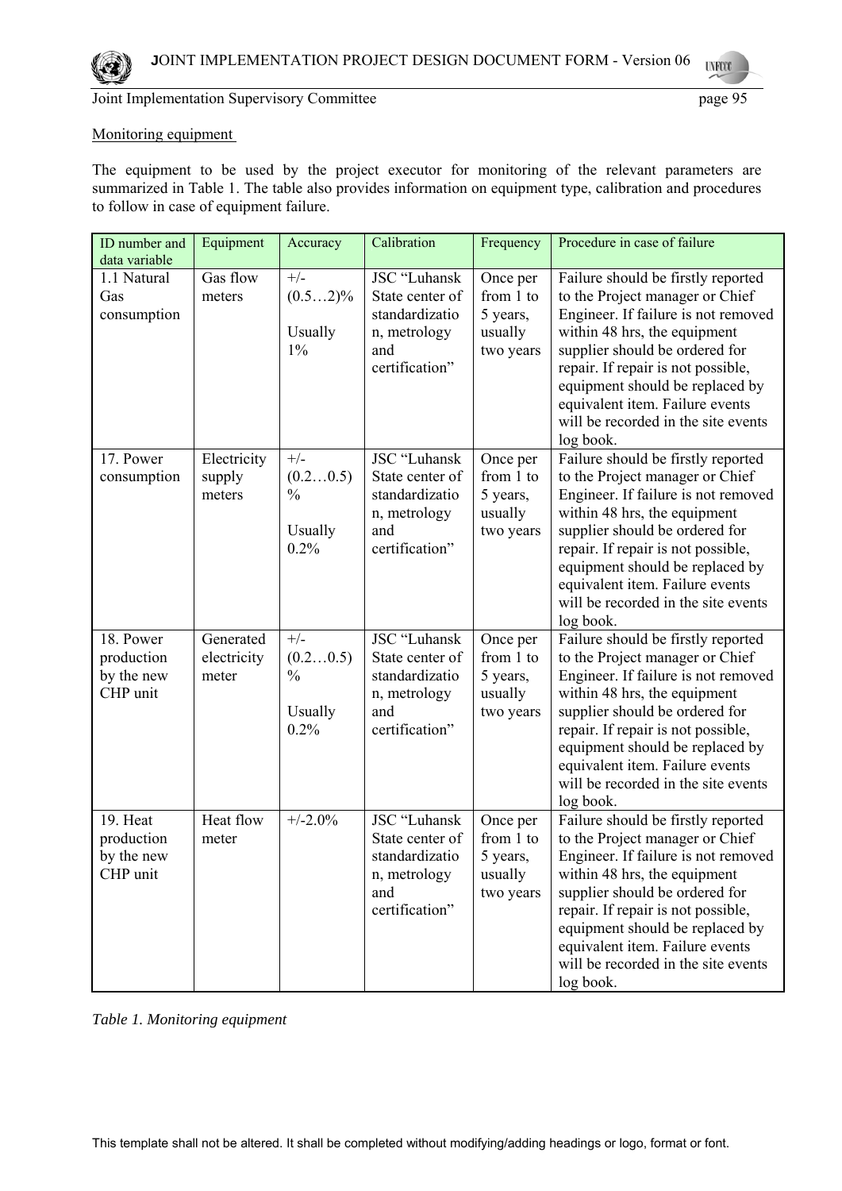Monitoring equipment

The equipment to be used by the project executor for monitoring of the relevant parameters are summarized in Table 1. The table also provides information on equipment type, calibration and procedures to follow in case of equipment failure.

| ID number and data variable | Equipment | Accuracy | Calibration | Frequency | Procedure in case of failure |
|---|---|---|---|---|---|
| 1.1 Natural Gas consumption | Gas flow meters | +/- (0.5…2)% Usually 1% | JSC "Luhansk State center of standardization, metrology and certification" | Once per from 1 to 5 years, usually two years | Failure should be firstly reported to the Project manager or Chief Engineer. If failure is not removed within 48 hrs, the equipment supplier should be ordered for repair. If repair is not possible, equipment should be replaced by equivalent item. Failure events will be recorded in the site events log book. |
| 17. Power consumption | Electricity supply meters | +/- (0.2…0.5) % Usually 0.2% | JSC "Luhansk State center of standardization, metrology and certification" | Once per from 1 to 5 years, usually two years | Failure should be firstly reported to the Project manager or Chief Engineer. If failure is not removed within 48 hrs, the equipment supplier should be ordered for repair. If repair is not possible, equipment should be replaced by equivalent item. Failure events will be recorded in the site events log book. |
| 18. Power production by the new CHP unit | Generated electricity meter | +/- (0.2…0.5) % Usually 0.2% | JSC "Luhansk State center of standardization, metrology and certification" | Once per from 1 to 5 years, usually two years | Failure should be firstly reported to the Project manager or Chief Engineer. If failure is not removed within 48 hrs, the equipment supplier should be ordered for repair. If repair is not possible, equipment should be replaced by equivalent item. Failure events will be recorded in the site events log book. |
| 19. Heat production by the new CHP unit | Heat flow meter | +/-2.0% | JSC "Luhansk State center of standardization, metrology and certification" | Once per from 1 to 5 years, usually two years | Failure should be firstly reported to the Project manager or Chief Engineer. If failure is not removed within 48 hrs, the equipment supplier should be ordered for repair. If repair is not possible, equipment should be replaced by equivalent item. Failure events will be recorded in the site events log book. |

*Table 1. Monitoring equipment*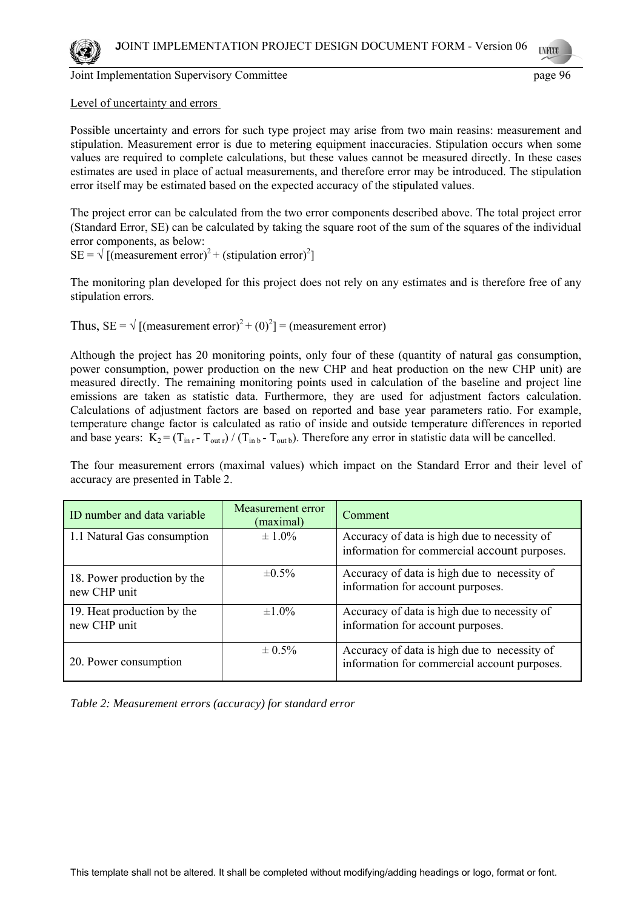Level of uncertainty and errors

Possible uncertainty and errors for such type project may arise from two main reasins: measurement and stipulation. Measurement error is due to metering equipment inaccuracies. Stipulation occurs when some values are required to complete calculations, but these values cannot be measured directly. In these cases estimates are used in place of actual measurements, and therefore error may be introduced. The stipulation error itself may be estimated based on the expected accuracy of the stipulated values.

The project error can be calculated from the two error components described above. The total project error (Standard Error, SE) can be calculated by taking the square root of the sum of the squares of the individual error components, as below:

$SE = \sqrt{[(\text{measurement error})^2 + (\text{stipulation error})^2]}$

The monitoring plan developed for this project does not rely on any estimates and is therefore free of any stipulation errors.

Thus, $SE = \sqrt{[(\text{measurement error})^2 + (0)^2]} = (\text{measurement error})$

Although the project has 20 monitoring points, only four of these (quantity of natural gas consumption, power consumption, power production on the new CHP and heat production on the new CHP unit) are measured directly. The remaining monitoring points used in calculation of the baseline and project line emissions are taken as statistic data. Furthermore, they are used for adjustment factors calculation. Calculations of adjustment factors are based on reported and base year parameters ratio. For example, temperature change factor is calculated as ratio of inside and outside temperature differences in reported and base years: $K_2 = (T_{in\,r} - T_{out\,r}) / (T_{in\,b} - T_{out\,b})$. Therefore any error in statistic data will be cancelled.

The four measurement errors (maximal values) which impact on the Standard Error and their level of accuracy are presented in Table 2.

| ID number and data variable | Measurement error (maximal) | Comment |
|---|---|---|
| 1.1 Natural Gas consumption | ± 1.0% | Accuracy of data is high due to necessity of information for commercial account purposes. |
| 18. Power production by the new CHP unit | ±0.5% | Accuracy of data is high due to necessity of information for account purposes. |
| 19. Heat production by the new CHP unit | ±1.0% | Accuracy of data is high due to necessity of information for account purposes. |
| 20. Power consumption | ± 0.5% | Accuracy of data is high due to necessity of information for commercial account purposes. |

*Table 2: Measurement errors (accuracy) for standard error*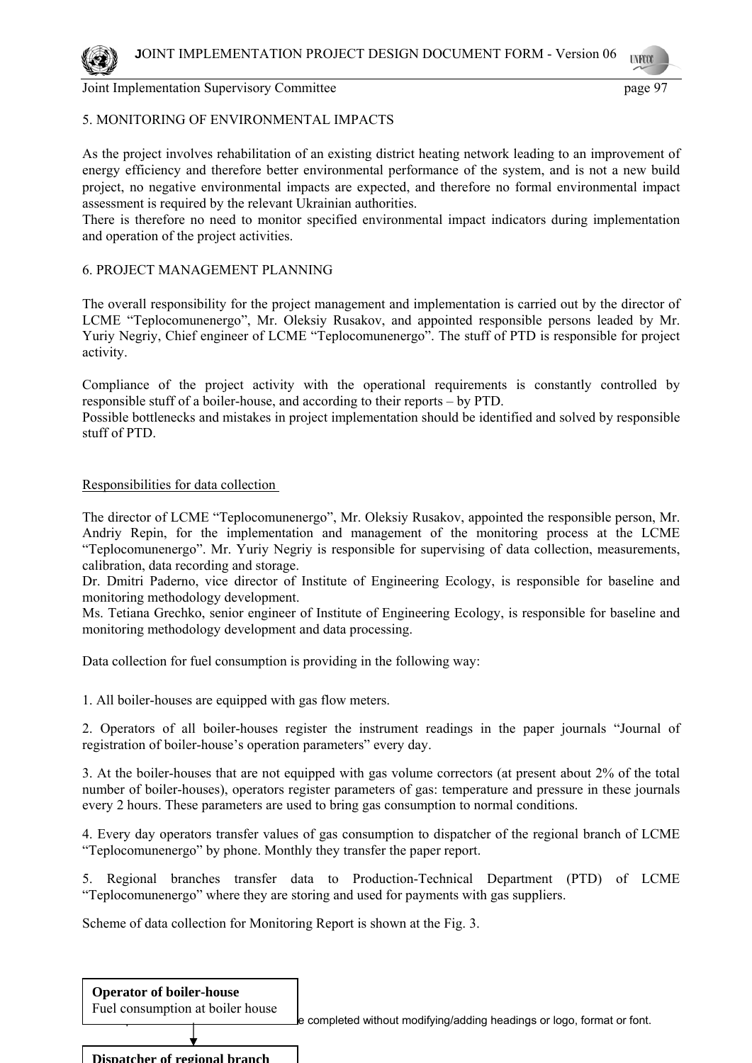5. MONITORING OF ENVIRONMENTAL IMPACTS

As the project involves rehabilitation of an existing district heating network leading to an improvement of energy efficiency and therefore better environmental performance of the system, and is not a new build project, no negative environmental impacts are expected, and therefore no formal environmental impact assessment is required by the relevant Ukrainian authorities.

There is therefore no need to monitor specified environmental impact indicators during implementation and operation of the project activities.

6. PROJECT MANAGEMENT PLANNING

The overall responsibility for the project management and implementation is carried out by the director of LCME "Teplocomunenergo", Mr. Oleksiy Rusakov, and appointed responsible persons leaded by Mr. Yuriy Negriy, Chief engineer of LCME "Teplocomunenergo". The stuff of PTD is responsible for project activity.

Compliance of the project activity with the operational requirements is constantly controlled by responsible stuff of a boiler-house, and according to their reports – by PTD.

Possible bottlenecks and mistakes in project implementation should be identified and solved by responsible stuff of PTD.

Responsibilities for data collection

The director of LCME "Teplocomunenergo", Mr. Oleksiy Rusakov, appointed the responsible person, Mr. Andriy Repin, for the implementation and management of the monitoring process at the LCME "Teplocomunenergo". Mr. Yuriy Negriy is responsible for supervising of data collection, measurements, calibration, data recording and storage.

Dr. Dmitri Paderno, vice director of Institute of Engineering Ecology, is responsible for baseline and monitoring methodology development.

Ms. Tetiana Grechko, senior engineer of Institute of Engineering Ecology, is responsible for baseline and monitoring methodology development and data processing.

Data collection for fuel consumption is providing in the following way:

1. All boiler-houses are equipped with gas flow meters.

2. Operators of all boiler-houses register the instrument readings in the paper journals "Journal of registration of boiler-house's operation parameters" every day.

3. At the boiler-houses that are not equipped with gas volume correctors (at present about 2% of the total number of boiler-houses), operators register parameters of gas: temperature and pressure in these journals every 2 hours. These parameters are used to bring gas consumption to normal conditions.

4. Every day operators transfer values of gas consumption to dispatcher of the regional branch of LCME "Teplocomunenergo" by phone. Monthly they transfer the paper report.

5. Regional branches transfer data to Production-Technical Department (PTD) of LCME "Teplocomunenergo" where they are storing and used for payments with gas suppliers.

Scheme of data collection for Monitoring Report is shown at the Fig. 3.

**Operator of boiler-house**
Fuel consumption at boiler house

↓

**Dispatcher of regional branch**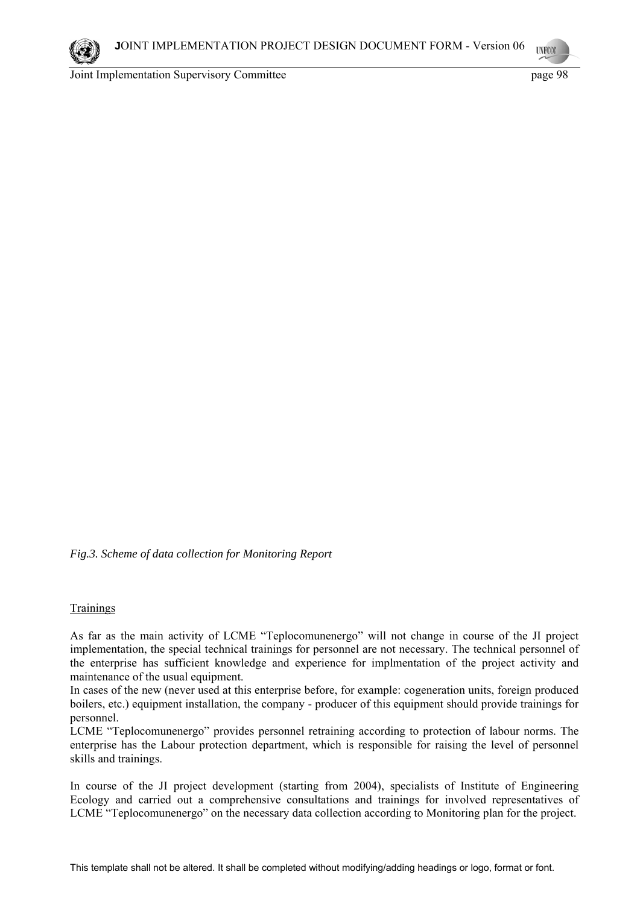*Fig.3. Scheme of data collection for Monitoring Report*

Trainings

As far as the main activity of LCME "Teplocomunenergo" will not change in course of the JI project implementation, the special technical trainings for personnel are not necessary. The technical personnel of the enterprise has sufficient knowledge and experience for implmentation of the project activity and maintenance of the usual equipment.
In cases of the new (never used at this enterprise before, for example: cogeneration units, foreign produced boilers, etc.) equipment installation, the company - producer of this equipment should provide trainings for personnel.
LCME "Teplocomunenergo" provides personnel retraining according to protection of labour norms. The enterprise has the Labour protection department, which is responsible for raising the level of personnel skills and trainings.

In course of the JI project development (starting from 2004), specialists of Institute of Engineering Ecology and carried out a comprehensive consultations and trainings for involved representatives of LCME "Teplocomunenergo" on the necessary data collection according to Monitoring plan for the project.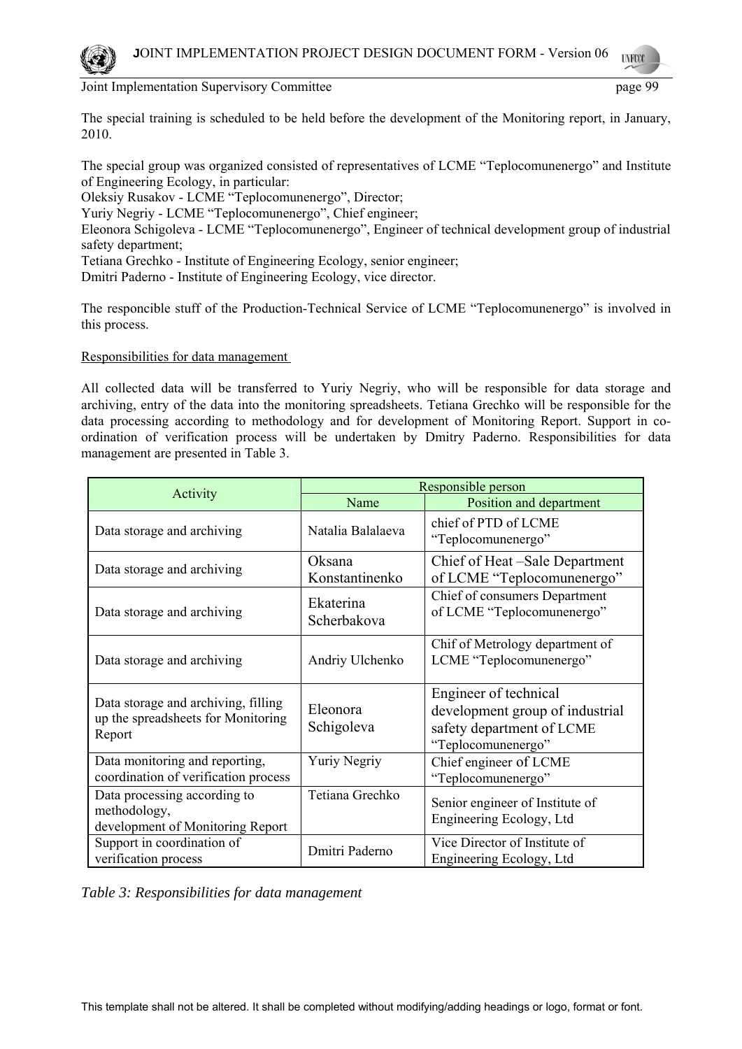The special training is scheduled to be held before the development of the Monitoring report, in January, 2010.

The special group was organized consisted of representatives of LCME "Teplocomunenergo" and Institute of Engineering Ecology, in particular:
Oleksiy Rusakov - LCME "Teplocomunenergo", Director;
Yuriy Negriy - LCME "Teplocomunenergo", Chief engineer;
Eleonora Schigoleva - LCME "Teplocomunenergo", Engineer of technical development group of industrial safety department;
Tetiana Grechko - Institute of Engineering Ecology, senior engineer;
Dmitri Paderno - Institute of Engineering Ecology, vice director.

The responcible stuff of the Production-Technical Service of LCME "Teplocomunenergo" is involved in this process.

<u>Responsibilities for data management</u>

All collected data will be transferred to Yuriy Negriy, who will be responsible for data storage and archiving, entry of the data into the monitoring spreadsheets. Tetiana Grechko will be responsible for the data processing according to methodology and for development of Monitoring Report. Support in co-ordination of verification process will be undertaken by Dmitry Paderno. Responsibilities for data management are presented in Table 3.

| Activity | Responsible person | |
|---|---|---|
| | Name | Position and department |
| Data storage and archiving | Natalia Balalaeva | chief of PTD of LCME "Teplocomunenergo" |
| Data storage and archiving | Oksana Konstantinenko | Chief of Heat –Sale Department of LCME "Teplocomunenergo" |
| Data storage and archiving | Ekaterina Scherbakova | Chief of consumers Department of LCME "Teplocomunenergo" |
| Data storage and archiving | Andriy Ulchenko | Chif of Metrology department of LCME "Teplocomunenergo" |
| Data storage and archiving, filling up the spreadsheets for Monitoring Report | Eleonora Schigoleva | Engineer of technical development group of industrial safety department of LCME "Teplocomunenergo" |
| Data monitoring and reporting, coordination of verification process | Yuriy Negriy | Chief engineer of LCME "Teplocomunenergo" |
| Data processing according to methodology, development of Monitoring Report | Tetiana Grechko | Senior engineer of Institute of Engineering Ecology, Ltd |
| Support in coordination of verification process | Dmitri Paderno | Vice Director of Institute of Engineering Ecology, Ltd |

*Table 3: Responsibilities for data management*